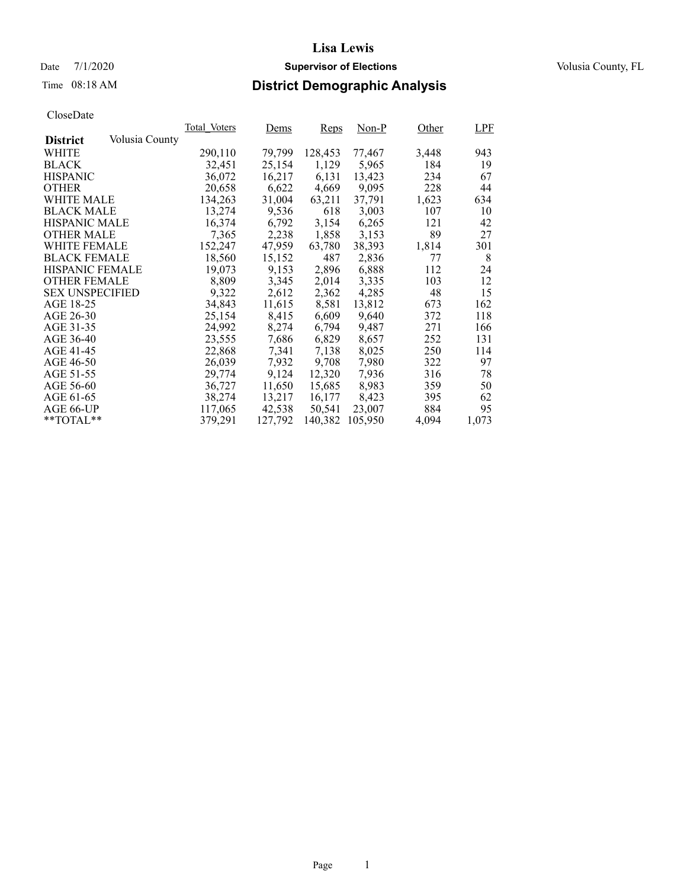# Lisa Lewis

Date 7/1/2020 **Supervisor of Elections** Volusia County, FL

Time 08:18 AM **District Demographic Analysis**

CloseDate

| **District** Volusia County | Total_Voters | Dems | Reps | Non-P | Other | LPF |
|---|---|---|---|---|---|---|
| WHITE | 290,110 | 79,799 | 128,453 | 77,467 | 3,448 | 943 |
| BLACK | 32,451 | 25,154 | 1,129 | 5,965 | 184 | 19 |
| HISPANIC | 36,072 | 16,217 | 6,131 | 13,423 | 234 | 67 |
| OTHER | 20,658 | 6,622 | 4,669 | 9,095 | 228 | 44 |
| WHITE MALE | 134,263 | 31,004 | 63,211 | 37,791 | 1,623 | 634 |
| BLACK MALE | 13,274 | 9,536 | 618 | 3,003 | 107 | 10 |
| HISPANIC MALE | 16,374 | 6,792 | 3,154 | 6,265 | 121 | 42 |
| OTHER MALE | 7,365 | 2,238 | 1,858 | 3,153 | 89 | 27 |
| WHITE FEMALE | 152,247 | 47,959 | 63,780 | 38,393 | 1,814 | 301 |
| BLACK FEMALE | 18,560 | 15,152 | 487 | 2,836 | 77 | 8 |
| HISPANIC FEMALE | 19,073 | 9,153 | 2,896 | 6,888 | 112 | 24 |
| OTHER FEMALE | 8,809 | 3,345 | 2,014 | 3,335 | 103 | 12 |
| SEX UNSPECIFIED | 9,322 | 2,612 | 2,362 | 4,285 | 48 | 15 |
| AGE 18-25 | 34,843 | 11,615 | 8,581 | 13,812 | 673 | 162 |
| AGE 26-30 | 25,154 | 8,415 | 6,609 | 9,640 | 372 | 118 |
| AGE 31-35 | 24,992 | 8,274 | 6,794 | 9,487 | 271 | 166 |
| AGE 36-40 | 23,555 | 7,686 | 6,829 | 8,657 | 252 | 131 |
| AGE 41-45 | 22,868 | 7,341 | 7,138 | 8,025 | 250 | 114 |
| AGE 46-50 | 26,039 | 7,932 | 9,708 | 7,980 | 322 | 97 |
| AGE 51-55 | 29,774 | 9,124 | 12,320 | 7,936 | 316 | 78 |
| AGE 56-60 | 36,727 | 11,650 | 15,685 | 8,983 | 359 | 50 |
| AGE 61-65 | 38,274 | 13,217 | 16,177 | 8,423 | 395 | 62 |
| AGE 66-UP | 117,065 | 42,538 | 50,541 | 23,007 | 884 | 95 |
| **TOTAL** | 379,291 | 127,792 | 140,382 | 105,950 | 4,094 | 1,073 |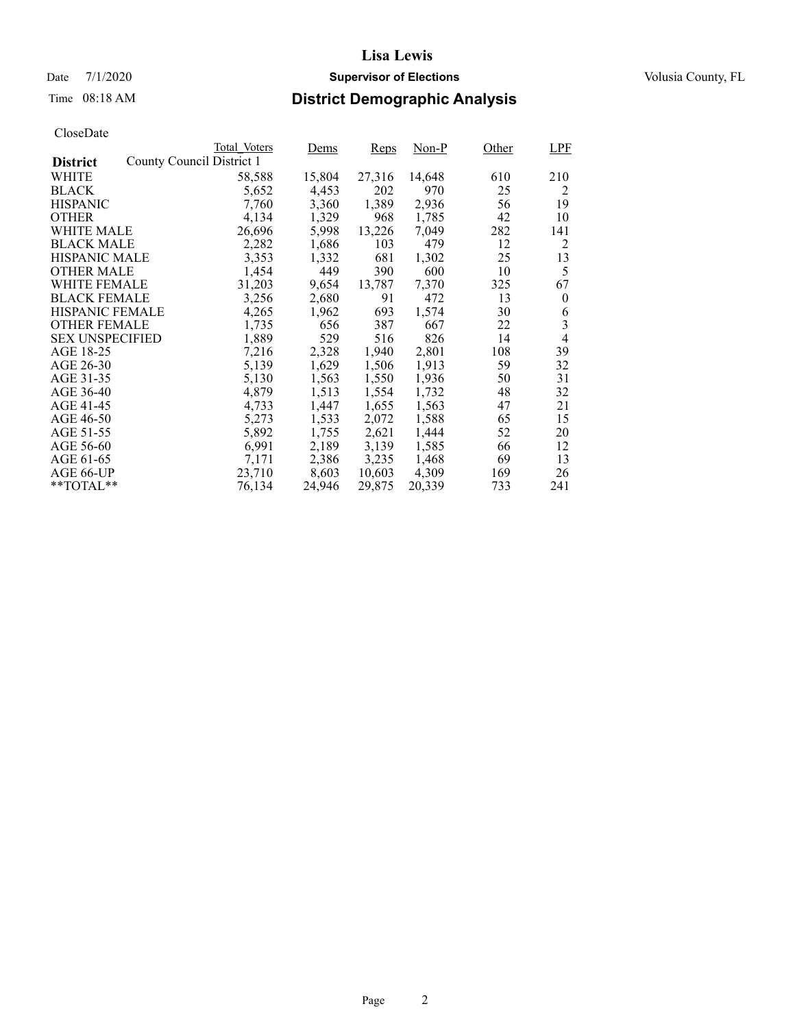# Lisa Lewis

Date 7/1/2020 **Supervisor of Elections** Volusia County, FL

Time 08:18 AM **District Demographic Analysis**

CloseDate

| District | Total_Voters | Dems | Reps | Non-P | Other | LPF |
|---|---|---|---|---|---|---|
| County Council District 1 | | | | | | |
| WHITE | 58,588 | 15,804 | 27,316 | 14,648 | 610 | 210 |
| BLACK | 5,652 | 4,453 | 202 | 970 | 25 | 2 |
| HISPANIC | 7,760 | 3,360 | 1,389 | 2,936 | 56 | 19 |
| OTHER | 4,134 | 1,329 | 968 | 1,785 | 42 | 10 |
| WHITE MALE | 26,696 | 5,998 | 13,226 | 7,049 | 282 | 141 |
| BLACK MALE | 2,282 | 1,686 | 103 | 479 | 12 | 2 |
| HISPANIC MALE | 3,353 | 1,332 | 681 | 1,302 | 25 | 13 |
| OTHER MALE | 1,454 | 449 | 390 | 600 | 10 | 5 |
| WHITE FEMALE | 31,203 | 9,654 | 13,787 | 7,370 | 325 | 67 |
| BLACK FEMALE | 3,256 | 2,680 | 91 | 472 | 13 | 0 |
| HISPANIC FEMALE | 4,265 | 1,962 | 693 | 1,574 | 30 | 6 |
| OTHER FEMALE | 1,735 | 656 | 387 | 667 | 22 | 3 |
| SEX UNSPECIFIED | 1,889 | 529 | 516 | 826 | 14 | 4 |
| AGE 18-25 | 7,216 | 2,328 | 1,940 | 2,801 | 108 | 39 |
| AGE 26-30 | 5,139 | 1,629 | 1,506 | 1,913 | 59 | 32 |
| AGE 31-35 | 5,130 | 1,563 | 1,550 | 1,936 | 50 | 31 |
| AGE 36-40 | 4,879 | 1,513 | 1,554 | 1,732 | 48 | 32 |
| AGE 41-45 | 4,733 | 1,447 | 1,655 | 1,563 | 47 | 21 |
| AGE 46-50 | 5,273 | 1,533 | 2,072 | 1,588 | 65 | 15 |
| AGE 51-55 | 5,892 | 1,755 | 2,621 | 1,444 | 52 | 20 |
| AGE 56-60 | 6,991 | 2,189 | 3,139 | 1,585 | 66 | 12 |
| AGE 61-65 | 7,171 | 2,386 | 3,235 | 1,468 | 69 | 13 |
| AGE 66-UP | 23,710 | 8,603 | 10,603 | 4,309 | 169 | 26 |
| **TOTAL** | 76,134 | 24,946 | 29,875 | 20,339 | 733 | 241 |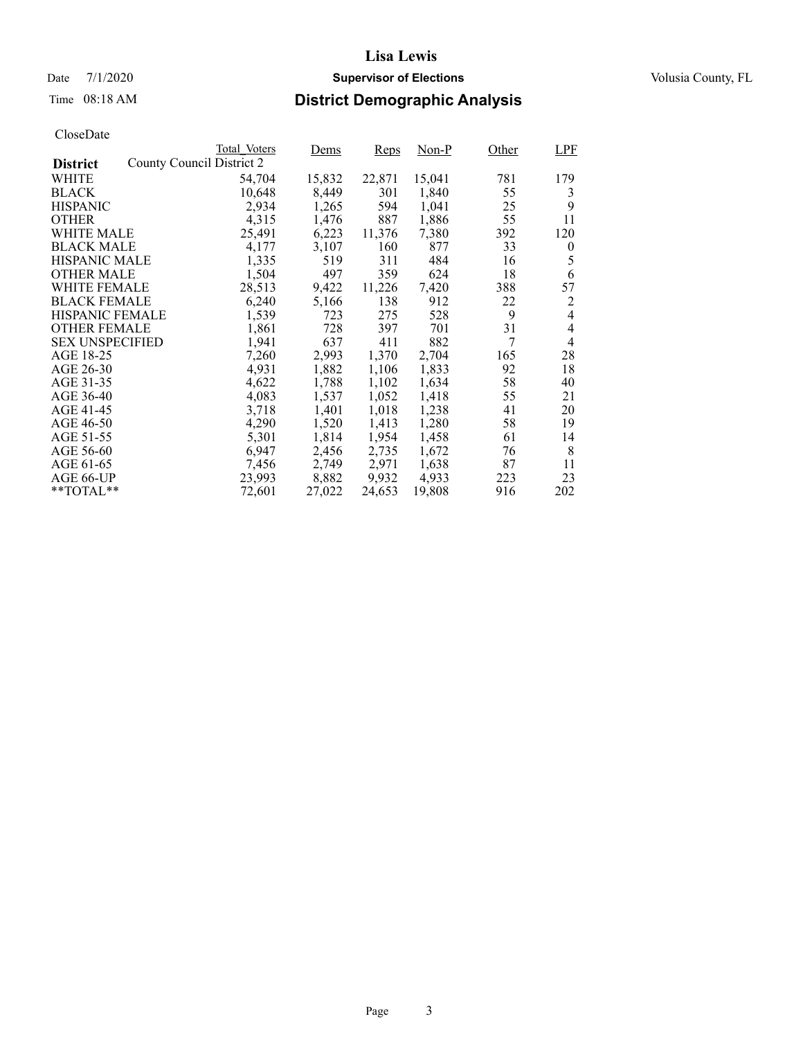# Lisa Lewis

Date 7/1/2020 **Supervisor of Elections** Volusia County, FL

Time 08:18 AM **District Demographic Analysis**

CloseDate

| **District** | Total_Voters | Dems | Reps | Non-P | Other | LPF |
|---|---|---|---|---|---|---|
| County Council District 2 | | | | | | |
| WHITE | 54,704 | 15,832 | 22,871 | 15,041 | 781 | 179 |
| BLACK | 10,648 | 8,449 | 301 | 1,840 | 55 | 3 |
| HISPANIC | 2,934 | 1,265 | 594 | 1,041 | 25 | 9 |
| OTHER | 4,315 | 1,476 | 887 | 1,886 | 55 | 11 |
| WHITE MALE | 25,491 | 6,223 | 11,376 | 7,380 | 392 | 120 |
| BLACK MALE | 4,177 | 3,107 | 160 | 877 | 33 | 0 |
| HISPANIC MALE | 1,335 | 519 | 311 | 484 | 16 | 5 |
| OTHER MALE | 1,504 | 497 | 359 | 624 | 18 | 6 |
| WHITE FEMALE | 28,513 | 9,422 | 11,226 | 7,420 | 388 | 57 |
| BLACK FEMALE | 6,240 | 5,166 | 138 | 912 | 22 | 2 |
| HISPANIC FEMALE | 1,539 | 723 | 275 | 528 | 9 | 4 |
| OTHER FEMALE | 1,861 | 728 | 397 | 701 | 31 | 4 |
| SEX UNSPECIFIED | 1,941 | 637 | 411 | 882 | 7 | 4 |
| AGE 18-25 | 7,260 | 2,993 | 1,370 | 2,704 | 165 | 28 |
| AGE 26-30 | 4,931 | 1,882 | 1,106 | 1,833 | 92 | 18 |
| AGE 31-35 | 4,622 | 1,788 | 1,102 | 1,634 | 58 | 40 |
| AGE 36-40 | 4,083 | 1,537 | 1,052 | 1,418 | 55 | 21 |
| AGE 41-45 | 3,718 | 1,401 | 1,018 | 1,238 | 41 | 20 |
| AGE 46-50 | 4,290 | 1,520 | 1,413 | 1,280 | 58 | 19 |
| AGE 51-55 | 5,301 | 1,814 | 1,954 | 1,458 | 61 | 14 |
| AGE 56-60 | 6,947 | 2,456 | 2,735 | 1,672 | 76 | 8 |
| AGE 61-65 | 7,456 | 2,749 | 2,971 | 1,638 | 87 | 11 |
| AGE 66-UP | 23,993 | 8,882 | 9,932 | 4,933 | 223 | 23 |
| **TOTAL** | 72,601 | 27,022 | 24,653 | 19,808 | 916 | 202 |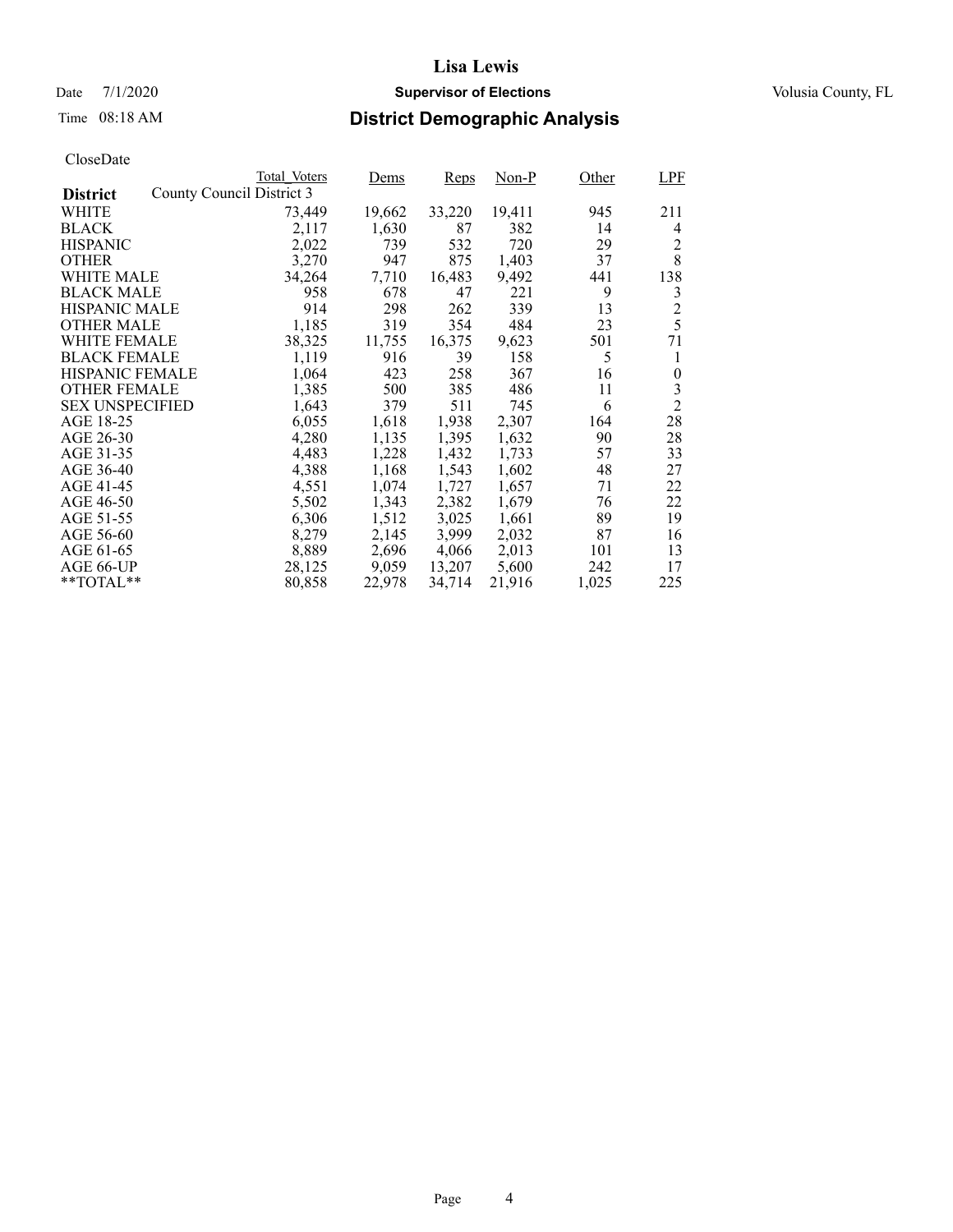# Lisa Lewis

Date 7/1/2020 **Supervisor of Elections** Volusia County, FL

Time 08:18 AM **District Demographic Analysis**

CloseDate

| **District** | Total_Voters | Dems | Reps | Non-P | Other | LPF |
|---|---|---|---|---|---|---|
| County Council District 3 | | | | | | |
| WHITE | 73,449 | 19,662 | 33,220 | 19,411 | 945 | 211 |
| BLACK | 2,117 | 1,630 | 87 | 382 | 14 | 4 |
| HISPANIC | 2,022 | 739 | 532 | 720 | 29 | 2 |
| OTHER | 3,270 | 947 | 875 | 1,403 | 37 | 8 |
| WHITE MALE | 34,264 | 7,710 | 16,483 | 9,492 | 441 | 138 |
| BLACK MALE | 958 | 678 | 47 | 221 | 9 | 3 |
| HISPANIC MALE | 914 | 298 | 262 | 339 | 13 | 2 |
| OTHER MALE | 1,185 | 319 | 354 | 484 | 23 | 5 |
| WHITE FEMALE | 38,325 | 11,755 | 16,375 | 9,623 | 501 | 71 |
| BLACK FEMALE | 1,119 | 916 | 39 | 158 | 5 | 1 |
| HISPANIC FEMALE | 1,064 | 423 | 258 | 367 | 16 | 0 |
| OTHER FEMALE | 1,385 | 500 | 385 | 486 | 11 | 3 |
| SEX UNSPECIFIED | 1,643 | 379 | 511 | 745 | 6 | 2 |
| AGE 18-25 | 6,055 | 1,618 | 1,938 | 2,307 | 164 | 28 |
| AGE 26-30 | 4,280 | 1,135 | 1,395 | 1,632 | 90 | 28 |
| AGE 31-35 | 4,483 | 1,228 | 1,432 | 1,733 | 57 | 33 |
| AGE 36-40 | 4,388 | 1,168 | 1,543 | 1,602 | 48 | 27 |
| AGE 41-45 | 4,551 | 1,074 | 1,727 | 1,657 | 71 | 22 |
| AGE 46-50 | 5,502 | 1,343 | 2,382 | 1,679 | 76 | 22 |
| AGE 51-55 | 6,306 | 1,512 | 3,025 | 1,661 | 89 | 19 |
| AGE 56-60 | 8,279 | 2,145 | 3,999 | 2,032 | 87 | 16 |
| AGE 61-65 | 8,889 | 2,696 | 4,066 | 2,013 | 101 | 13 |
| AGE 66-UP | 28,125 | 9,059 | 13,207 | 5,600 | 242 | 17 |
| **TOTAL** | 80,858 | 22,978 | 34,714 | 21,916 | 1,025 | 225 |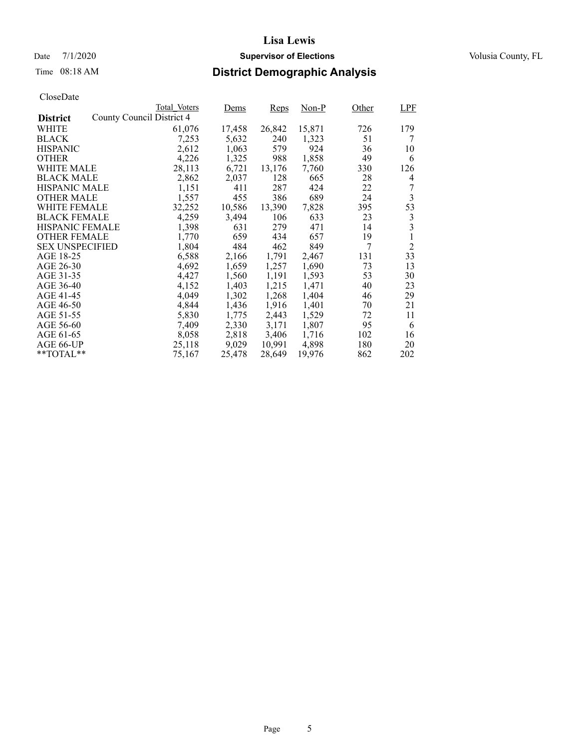# Lisa Lewis

Date 7/1/2020 **Supervisor of Elections** Volusia County, FL

Time 08:18 AM **District Demographic Analysis**

CloseDate

| **District** | Total_Voters | Dems | Reps | Non-P | Other | LPF |
|---|---|---|---|---|---|---|
| County Council District 4 | | | | | | |
| WHITE | 61,076 | 17,458 | 26,842 | 15,871 | 726 | 179 |
| BLACK | 7,253 | 5,632 | 240 | 1,323 | 51 | 7 |
| HISPANIC | 2,612 | 1,063 | 579 | 924 | 36 | 10 |
| OTHER | 4,226 | 1,325 | 988 | 1,858 | 49 | 6 |
| WHITE MALE | 28,113 | 6,721 | 13,176 | 7,760 | 330 | 126 |
| BLACK MALE | 2,862 | 2,037 | 128 | 665 | 28 | 4 |
| HISPANIC MALE | 1,151 | 411 | 287 | 424 | 22 | 7 |
| OTHER MALE | 1,557 | 455 | 386 | 689 | 24 | 3 |
| WHITE FEMALE | 32,252 | 10,586 | 13,390 | 7,828 | 395 | 53 |
| BLACK FEMALE | 4,259 | 3,494 | 106 | 633 | 23 | 3 |
| HISPANIC FEMALE | 1,398 | 631 | 279 | 471 | 14 | 3 |
| OTHER FEMALE | 1,770 | 659 | 434 | 657 | 19 | 1 |
| SEX UNSPECIFIED | 1,804 | 484 | 462 | 849 | 7 | 2 |
| AGE 18-25 | 6,588 | 2,166 | 1,791 | 2,467 | 131 | 33 |
| AGE 26-30 | 4,692 | 1,659 | 1,257 | 1,690 | 73 | 13 |
| AGE 31-35 | 4,427 | 1,560 | 1,191 | 1,593 | 53 | 30 |
| AGE 36-40 | 4,152 | 1,403 | 1,215 | 1,471 | 40 | 23 |
| AGE 41-45 | 4,049 | 1,302 | 1,268 | 1,404 | 46 | 29 |
| AGE 46-50 | 4,844 | 1,436 | 1,916 | 1,401 | 70 | 21 |
| AGE 51-55 | 5,830 | 1,775 | 2,443 | 1,529 | 72 | 11 |
| AGE 56-60 | 7,409 | 2,330 | 3,171 | 1,807 | 95 | 6 |
| AGE 61-65 | 8,058 | 2,818 | 3,406 | 1,716 | 102 | 16 |
| AGE 66-UP | 25,118 | 9,029 | 10,991 | 4,898 | 180 | 20 |
| **TOTAL** | 75,167 | 25,478 | 28,649 | 19,976 | 862 | 202 |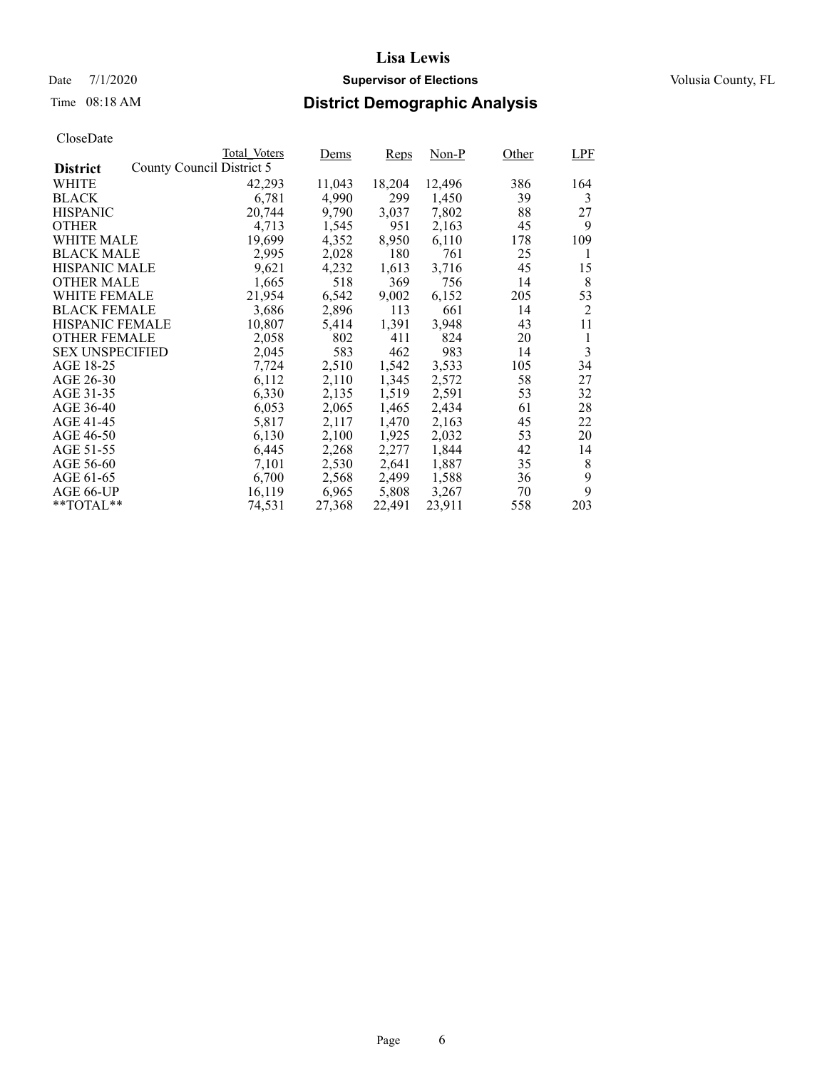# Lisa Lewis

Date 7/1/2020 **Supervisor of Elections** Volusia County, FL

Time 08:18 AM **District Demographic Analysis**

CloseDate

| District | Total_Voters | Dems | Reps | Non-P | Other | LPF |
|---|---|---|---|---|---|---|
| County Council District 5 | | | | | | |
| WHITE | 42,293 | 11,043 | 18,204 | 12,496 | 386 | 164 |
| BLACK | 6,781 | 4,990 | 299 | 1,450 | 39 | 3 |
| HISPANIC | 20,744 | 9,790 | 3,037 | 7,802 | 88 | 27 |
| OTHER | 4,713 | 1,545 | 951 | 2,163 | 45 | 9 |
| WHITE MALE | 19,699 | 4,352 | 8,950 | 6,110 | 178 | 109 |
| BLACK MALE | 2,995 | 2,028 | 180 | 761 | 25 | 1 |
| HISPANIC MALE | 9,621 | 4,232 | 1,613 | 3,716 | 45 | 15 |
| OTHER MALE | 1,665 | 518 | 369 | 756 | 14 | 8 |
| WHITE FEMALE | 21,954 | 6,542 | 9,002 | 6,152 | 205 | 53 |
| BLACK FEMALE | 3,686 | 2,896 | 113 | 661 | 14 | 2 |
| HISPANIC FEMALE | 10,807 | 5,414 | 1,391 | 3,948 | 43 | 11 |
| OTHER FEMALE | 2,058 | 802 | 411 | 824 | 20 | 1 |
| SEX UNSPECIFIED | 2,045 | 583 | 462 | 983 | 14 | 3 |
| AGE 18-25 | 7,724 | 2,510 | 1,542 | 3,533 | 105 | 34 |
| AGE 26-30 | 6,112 | 2,110 | 1,345 | 2,572 | 58 | 27 |
| AGE 31-35 | 6,330 | 2,135 | 1,519 | 2,591 | 53 | 32 |
| AGE 36-40 | 6,053 | 2,065 | 1,465 | 2,434 | 61 | 28 |
| AGE 41-45 | 5,817 | 2,117 | 1,470 | 2,163 | 45 | 22 |
| AGE 46-50 | 6,130 | 2,100 | 1,925 | 2,032 | 53 | 20 |
| AGE 51-55 | 6,445 | 2,268 | 2,277 | 1,844 | 42 | 14 |
| AGE 56-60 | 7,101 | 2,530 | 2,641 | 1,887 | 35 | 8 |
| AGE 61-65 | 6,700 | 2,568 | 2,499 | 1,588 | 36 | 9 |
| AGE 66-UP | 16,119 | 6,965 | 5,808 | 3,267 | 70 | 9 |
| **TOTAL** | 74,531 | 27,368 | 22,491 | 23,911 | 558 | 203 |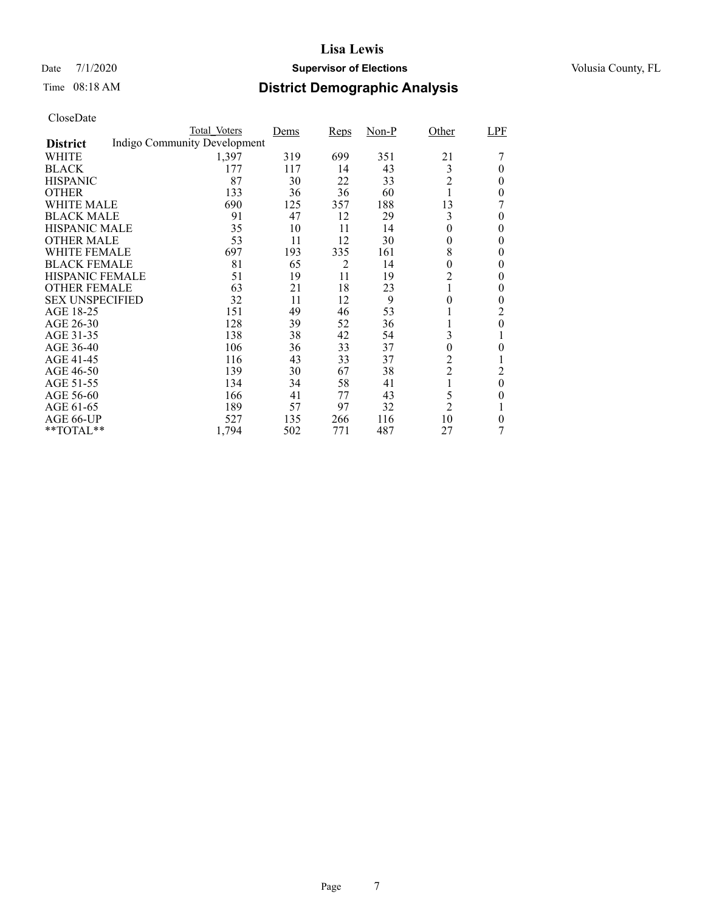# Lisa Lewis

Date 7/1/2020 **Supervisor of Elections** Volusia County, FL

Time 08:18 AM **District Demographic Analysis**

CloseDate

| District | Total_Voters | Dems | Reps | Non-P | Other | LPF |
|---|---|---|---|---|---|---|
| Indigo Community Development | | | | | | |
| WHITE | 1,397 | 319 | 699 | 351 | 21 | 7 |
| BLACK | 177 | 117 | 14 | 43 | 3 | 0 |
| HISPANIC | 87 | 30 | 22 | 33 | 2 | 0 |
| OTHER | 133 | 36 | 36 | 60 | 1 | 0 |
| WHITE MALE | 690 | 125 | 357 | 188 | 13 | 7 |
| BLACK MALE | 91 | 47 | 12 | 29 | 3 | 0 |
| HISPANIC MALE | 35 | 10 | 11 | 14 | 0 | 0 |
| OTHER MALE | 53 | 11 | 12 | 30 | 0 | 0 |
| WHITE FEMALE | 697 | 193 | 335 | 161 | 8 | 0 |
| BLACK FEMALE | 81 | 65 | 2 | 14 | 0 | 0 |
| HISPANIC FEMALE | 51 | 19 | 11 | 19 | 2 | 0 |
| OTHER FEMALE | 63 | 21 | 18 | 23 | 1 | 0 |
| SEX UNSPECIFIED | 32 | 11 | 12 | 9 | 0 | 0 |
| AGE 18-25 | 151 | 49 | 46 | 53 | 1 | 2 |
| AGE 26-30 | 128 | 39 | 52 | 36 | 1 | 0 |
| AGE 31-35 | 138 | 38 | 42 | 54 | 3 | 1 |
| AGE 36-40 | 106 | 36 | 33 | 37 | 0 | 0 |
| AGE 41-45 | 116 | 43 | 33 | 37 | 2 | 1 |
| AGE 46-50 | 139 | 30 | 67 | 38 | 2 | 2 |
| AGE 51-55 | 134 | 34 | 58 | 41 | 1 | 0 |
| AGE 56-60 | 166 | 41 | 77 | 43 | 5 | 0 |
| AGE 61-65 | 189 | 57 | 97 | 32 | 2 | 1 |
| AGE 66-UP | 527 | 135 | 266 | 116 | 10 | 0 |
| **TOTAL** | 1,794 | 502 | 771 | 487 | 27 | 7 |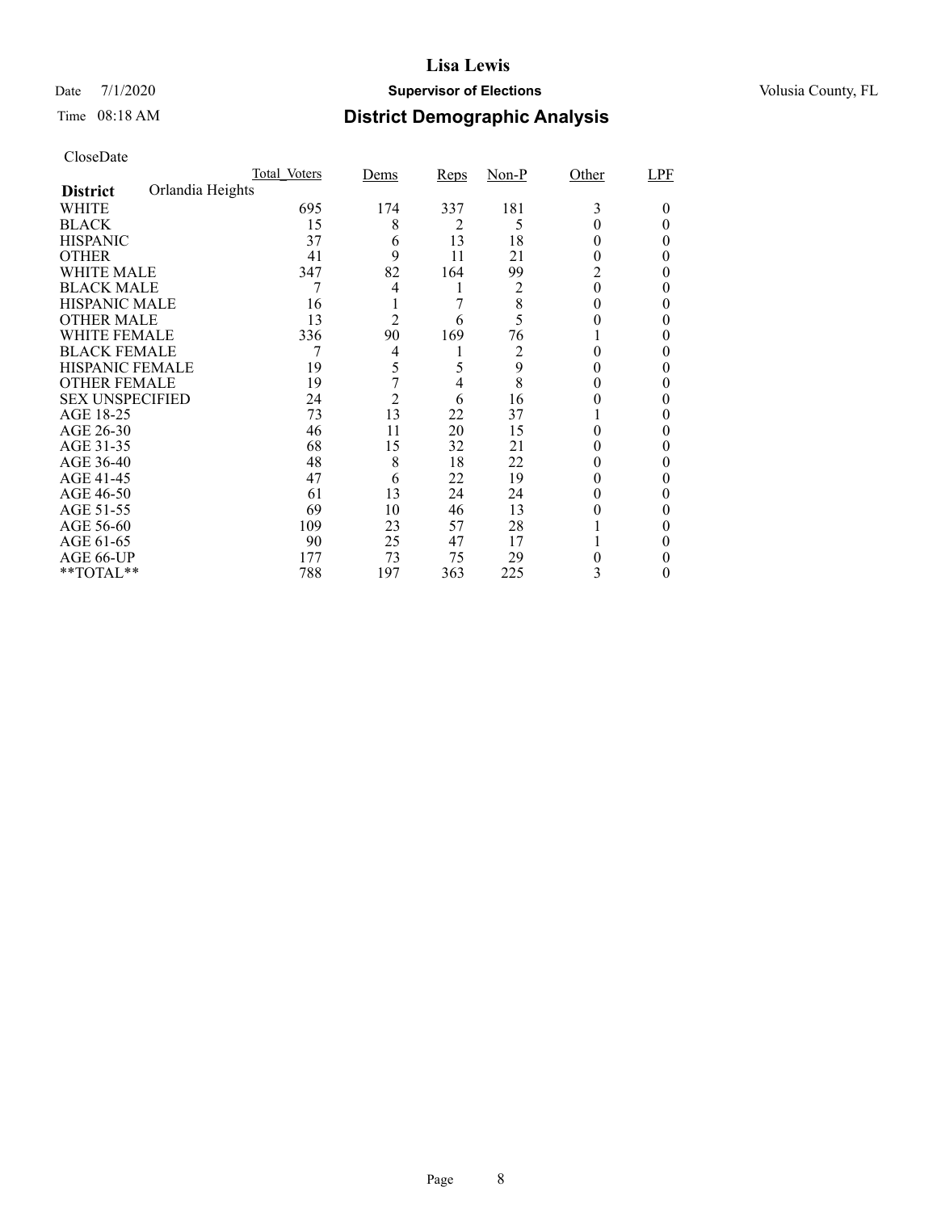# Lisa Lewis

Date 7/1/2020 **Supervisor of Elections** Volusia County, FL

Time 08:18 AM

## District Demographic Analysis

CloseDate

| | Total_Voters | Dems | Reps | Non-P | Other | LPF |
|---|---|---|---|---|---|---|
| **District** Orlandia Heights | | | | | | |
| WHITE | 695 | 174 | 337 | 181 | 3 | 0 |
| BLACK | 15 | 8 | 2 | 5 | 0 | 0 |
| HISPANIC | 37 | 6 | 13 | 18 | 0 | 0 |
| OTHER | 41 | 9 | 11 | 21 | 0 | 0 |
| WHITE MALE | 347 | 82 | 164 | 99 | 2 | 0 |
| BLACK MALE | 7 | 4 | 1 | 2 | 0 | 0 |
| HISPANIC MALE | 16 | 1 | 7 | 8 | 0 | 0 |
| OTHER MALE | 13 | 2 | 6 | 5 | 0 | 0 |
| WHITE FEMALE | 336 | 90 | 169 | 76 | 1 | 0 |
| BLACK FEMALE | 7 | 4 | 1 | 2 | 0 | 0 |
| HISPANIC FEMALE | 19 | 5 | 5 | 9 | 0 | 0 |
| OTHER FEMALE | 19 | 7 | 4 | 8 | 0 | 0 |
| SEX UNSPECIFIED | 24 | 2 | 6 | 16 | 0 | 0 |
| AGE 18-25 | 73 | 13 | 22 | 37 | 1 | 0 |
| AGE 26-30 | 46 | 11 | 20 | 15 | 0 | 0 |
| AGE 31-35 | 68 | 15 | 32 | 21 | 0 | 0 |
| AGE 36-40 | 48 | 8 | 18 | 22 | 0 | 0 |
| AGE 41-45 | 47 | 6 | 22 | 19 | 0 | 0 |
| AGE 46-50 | 61 | 13 | 24 | 24 | 0 | 0 |
| AGE 51-55 | 69 | 10 | 46 | 13 | 0 | 0 |
| AGE 56-60 | 109 | 23 | 57 | 28 | 1 | 0 |
| AGE 61-65 | 90 | 25 | 47 | 17 | 1 | 0 |
| AGE 66-UP | 177 | 73 | 75 | 29 | 0 | 0 |
| **TOTAL** | 788 | 197 | 363 | 225 | 3 | 0 |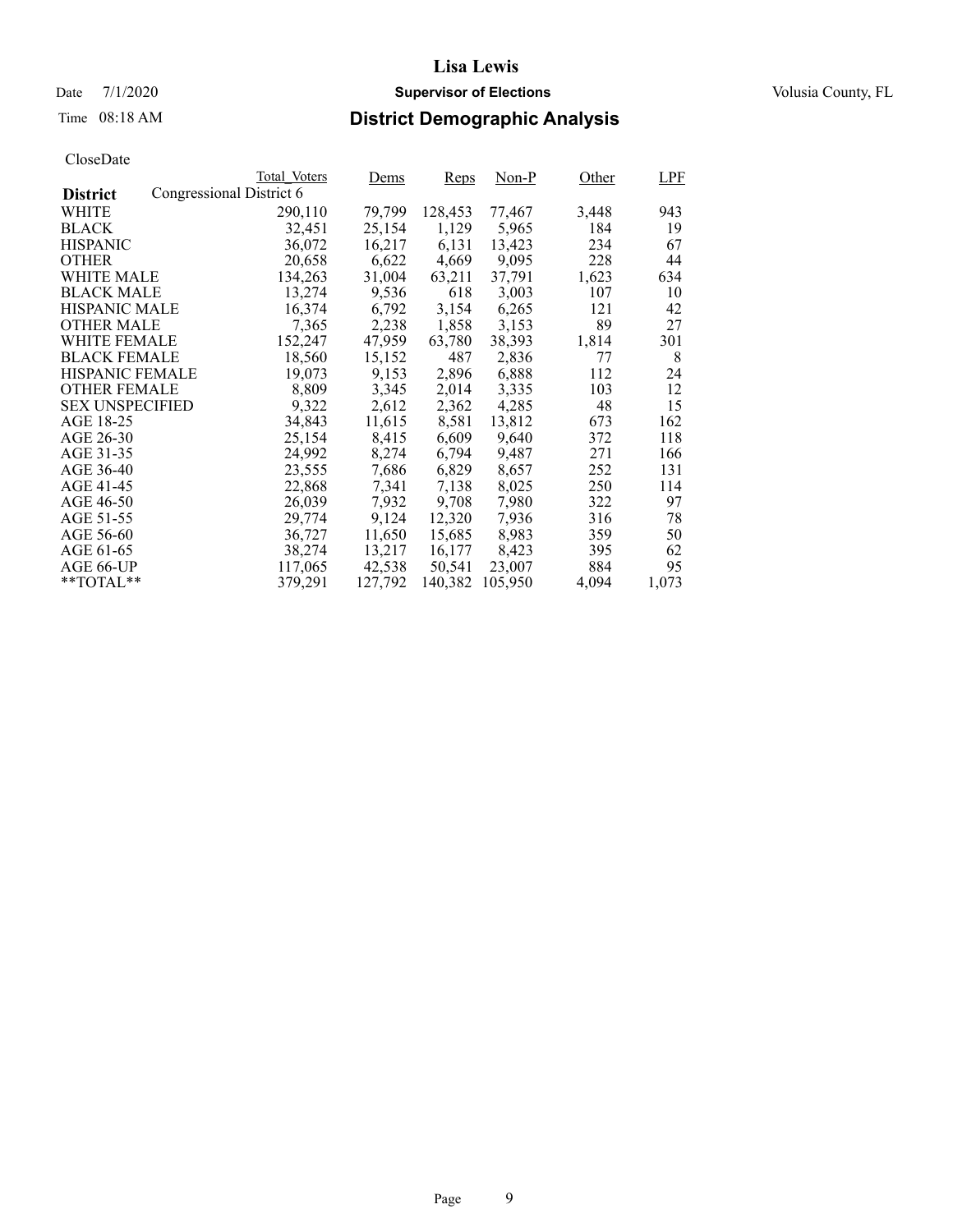# Lisa Lewis

Date 7/1/2020 **Supervisor of Elections** Volusia County, FL

Time 08:18 AM **District Demographic Analysis**

CloseDate

| District | Total_Voters | Dems | Reps | Non-P | Other | LPF |
|---|---|---|---|---|---|---|
| Congressional District 6 | | | | | | |
| WHITE | 290,110 | 79,799 | 128,453 | 77,467 | 3,448 | 943 |
| BLACK | 32,451 | 25,154 | 1,129 | 5,965 | 184 | 19 |
| HISPANIC | 36,072 | 16,217 | 6,131 | 13,423 | 234 | 67 |
| OTHER | 20,658 | 6,622 | 4,669 | 9,095 | 228 | 44 |
| WHITE MALE | 134,263 | 31,004 | 63,211 | 37,791 | 1,623 | 634 |
| BLACK MALE | 13,274 | 9,536 | 618 | 3,003 | 107 | 10 |
| HISPANIC MALE | 16,374 | 6,792 | 3,154 | 6,265 | 121 | 42 |
| OTHER MALE | 7,365 | 2,238 | 1,858 | 3,153 | 89 | 27 |
| WHITE FEMALE | 152,247 | 47,959 | 63,780 | 38,393 | 1,814 | 301 |
| BLACK FEMALE | 18,560 | 15,152 | 487 | 2,836 | 77 | 8 |
| HISPANIC FEMALE | 19,073 | 9,153 | 2,896 | 6,888 | 112 | 24 |
| OTHER FEMALE | 8,809 | 3,345 | 2,014 | 3,335 | 103 | 12 |
| SEX UNSPECIFIED | 9,322 | 2,612 | 2,362 | 4,285 | 48 | 15 |
| AGE 18-25 | 34,843 | 11,615 | 8,581 | 13,812 | 673 | 162 |
| AGE 26-30 | 25,154 | 8,415 | 6,609 | 9,640 | 372 | 118 |
| AGE 31-35 | 24,992 | 8,274 | 6,794 | 9,487 | 271 | 166 |
| AGE 36-40 | 23,555 | 7,686 | 6,829 | 8,657 | 252 | 131 |
| AGE 41-45 | 22,868 | 7,341 | 7,138 | 8,025 | 250 | 114 |
| AGE 46-50 | 26,039 | 7,932 | 9,708 | 7,980 | 322 | 97 |
| AGE 51-55 | 29,774 | 9,124 | 12,320 | 7,936 | 316 | 78 |
| AGE 56-60 | 36,727 | 11,650 | 15,685 | 8,983 | 359 | 50 |
| AGE 61-65 | 38,274 | 13,217 | 16,177 | 8,423 | 395 | 62 |
| AGE 66-UP | 117,065 | 42,538 | 50,541 | 23,007 | 884 | 95 |
| **TOTAL** | 379,291 | 127,792 | 140,382 | 105,950 | 4,094 | 1,073 |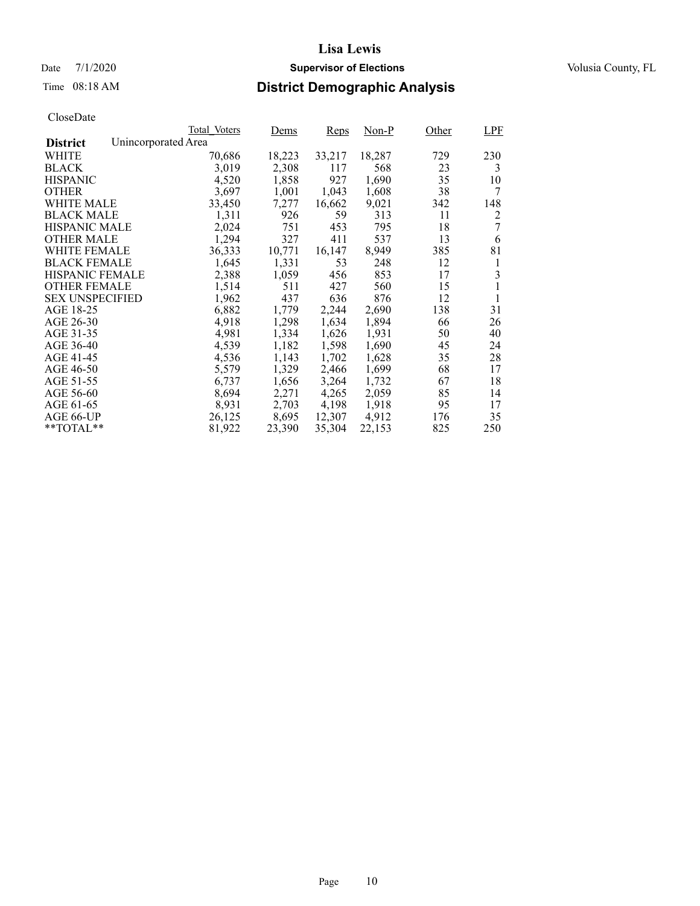# Lisa Lewis

Date 7/1/2020 **Supervisor of Elections** Volusia County, FL

Time 08:18 AM

## District Demographic Analysis

CloseDate

**District** Unincorporated Area

| | Total_Voters | Dems | Reps | Non-P | Other | LPF |
|---|---|---|---|---|---|---|
| WHITE | 70,686 | 18,223 | 33,217 | 18,287 | 729 | 230 |
| BLACK | 3,019 | 2,308 | 117 | 568 | 23 | 3 |
| HISPANIC | 4,520 | 1,858 | 927 | 1,690 | 35 | 10 |
| OTHER | 3,697 | 1,001 | 1,043 | 1,608 | 38 | 7 |
| WHITE MALE | 33,450 | 7,277 | 16,662 | 9,021 | 342 | 148 |
| BLACK MALE | 1,311 | 926 | 59 | 313 | 11 | 2 |
| HISPANIC MALE | 2,024 | 751 | 453 | 795 | 18 | 7 |
| OTHER MALE | 1,294 | 327 | 411 | 537 | 13 | 6 |
| WHITE FEMALE | 36,333 | 10,771 | 16,147 | 8,949 | 385 | 81 |
| BLACK FEMALE | 1,645 | 1,331 | 53 | 248 | 12 | 1 |
| HISPANIC FEMALE | 2,388 | 1,059 | 456 | 853 | 17 | 3 |
| OTHER FEMALE | 1,514 | 511 | 427 | 560 | 15 | 1 |
| SEX UNSPECIFIED | 1,962 | 437 | 636 | 876 | 12 | 1 |
| AGE 18-25 | 6,882 | 1,779 | 2,244 | 2,690 | 138 | 31 |
| AGE 26-30 | 4,918 | 1,298 | 1,634 | 1,894 | 66 | 26 |
| AGE 31-35 | 4,981 | 1,334 | 1,626 | 1,931 | 50 | 40 |
| AGE 36-40 | 4,539 | 1,182 | 1,598 | 1,690 | 45 | 24 |
| AGE 41-45 | 4,536 | 1,143 | 1,702 | 1,628 | 35 | 28 |
| AGE 46-50 | 5,579 | 1,329 | 2,466 | 1,699 | 68 | 17 |
| AGE 51-55 | 6,737 | 1,656 | 3,264 | 1,732 | 67 | 18 |
| AGE 56-60 | 8,694 | 2,271 | 4,265 | 2,059 | 85 | 14 |
| AGE 61-65 | 8,931 | 2,703 | 4,198 | 1,918 | 95 | 17 |
| AGE 66-UP | 26,125 | 8,695 | 12,307 | 4,912 | 176 | 35 |
| **TOTAL** | 81,922 | 23,390 | 35,304 | 22,153 | 825 | 250 |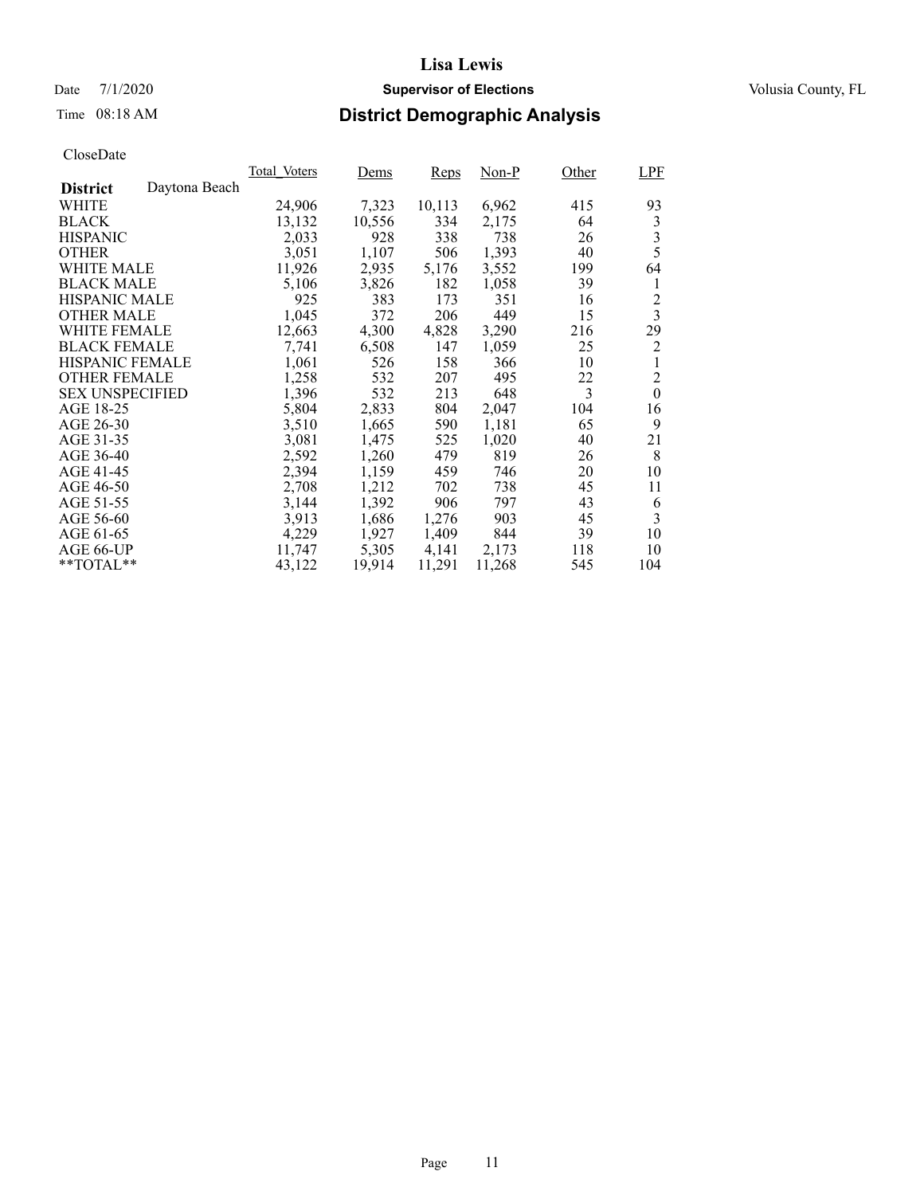# Lisa Lewis

Date 7/1/2020 **Supervisor of Elections** Volusia County, FL

Time 08:18 AM **District Demographic Analysis**

CloseDate

| | Total_Voters | Dems | Reps | Non-P | Other | LPF |
|---|---|---|---|---|---|---|
| **District** Daytona Beach | | | | | | |
| WHITE | 24,906 | 7,323 | 10,113 | 6,962 | 415 | 93 |
| BLACK | 13,132 | 10,556 | 334 | 2,175 | 64 | 3 |
| HISPANIC | 2,033 | 928 | 338 | 738 | 26 | 3 |
| OTHER | 3,051 | 1,107 | 506 | 1,393 | 40 | 5 |
| WHITE MALE | 11,926 | 2,935 | 5,176 | 3,552 | 199 | 64 |
| BLACK MALE | 5,106 | 3,826 | 182 | 1,058 | 39 | 1 |
| HISPANIC MALE | 925 | 383 | 173 | 351 | 16 | 2 |
| OTHER MALE | 1,045 | 372 | 206 | 449 | 15 | 3 |
| WHITE FEMALE | 12,663 | 4,300 | 4,828 | 3,290 | 216 | 29 |
| BLACK FEMALE | 7,741 | 6,508 | 147 | 1,059 | 25 | 2 |
| HISPANIC FEMALE | 1,061 | 526 | 158 | 366 | 10 | 1 |
| OTHER FEMALE | 1,258 | 532 | 207 | 495 | 22 | 2 |
| SEX UNSPECIFIED | 1,396 | 532 | 213 | 648 | 3 | 0 |
| AGE 18-25 | 5,804 | 2,833 | 804 | 2,047 | 104 | 16 |
| AGE 26-30 | 3,510 | 1,665 | 590 | 1,181 | 65 | 9 |
| AGE 31-35 | 3,081 | 1,475 | 525 | 1,020 | 40 | 21 |
| AGE 36-40 | 2,592 | 1,260 | 479 | 819 | 26 | 8 |
| AGE 41-45 | 2,394 | 1,159 | 459 | 746 | 20 | 10 |
| AGE 46-50 | 2,708 | 1,212 | 702 | 738 | 45 | 11 |
| AGE 51-55 | 3,144 | 1,392 | 906 | 797 | 43 | 6 |
| AGE 56-60 | 3,913 | 1,686 | 1,276 | 903 | 45 | 3 |
| AGE 61-65 | 4,229 | 1,927 | 1,409 | 844 | 39 | 10 |
| AGE 66-UP | 11,747 | 5,305 | 4,141 | 2,173 | 118 | 10 |
| **TOTAL** | 43,122 | 19,914 | 11,291 | 11,268 | 545 | 104 |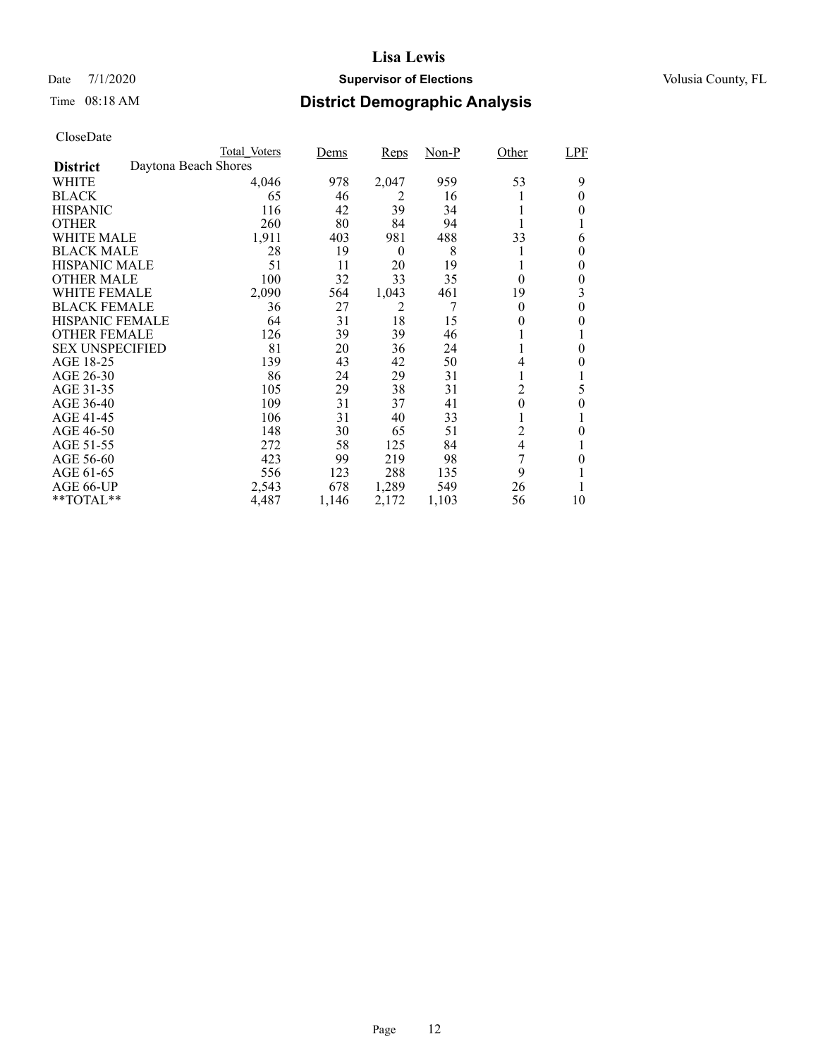# Lisa Lewis

Date 7/1/2020 **Supervisor of Elections** Volusia County, FL

Time 08:18 AM **District Demographic Analysis**

CloseDate

| District: Daytona Beach Shores | Total_Voters | Dems | Reps | Non-P | Other | LPF |
|---|---|---|---|---|---|---|
| WHITE | 4,046 | 978 | 2,047 | 959 | 53 | 9 |
| BLACK | 65 | 46 | 2 | 16 | 1 | 0 |
| HISPANIC | 116 | 42 | 39 | 34 | 1 | 0 |
| OTHER | 260 | 80 | 84 | 94 | 1 | 1 |
| WHITE MALE | 1,911 | 403 | 981 | 488 | 33 | 6 |
| BLACK MALE | 28 | 19 | 0 | 8 | 1 | 0 |
| HISPANIC MALE | 51 | 11 | 20 | 19 | 1 | 0 |
| OTHER MALE | 100 | 32 | 33 | 35 | 0 | 0 |
| WHITE FEMALE | 2,090 | 564 | 1,043 | 461 | 19 | 3 |
| BLACK FEMALE | 36 | 27 | 2 | 7 | 0 | 0 |
| HISPANIC FEMALE | 64 | 31 | 18 | 15 | 0 | 0 |
| OTHER FEMALE | 126 | 39 | 39 | 46 | 1 | 1 |
| SEX UNSPECIFIED | 81 | 20 | 36 | 24 | 1 | 0 |
| AGE 18-25 | 139 | 43 | 42 | 50 | 4 | 0 |
| AGE 26-30 | 86 | 24 | 29 | 31 | 1 | 1 |
| AGE 31-35 | 105 | 29 | 38 | 31 | 2 | 5 |
| AGE 36-40 | 109 | 31 | 37 | 41 | 0 | 0 |
| AGE 41-45 | 106 | 31 | 40 | 33 | 1 | 1 |
| AGE 46-50 | 148 | 30 | 65 | 51 | 2 | 0 |
| AGE 51-55 | 272 | 58 | 125 | 84 | 4 | 1 |
| AGE 56-60 | 423 | 99 | 219 | 98 | 7 | 0 |
| AGE 61-65 | 556 | 123 | 288 | 135 | 9 | 1 |
| AGE 66-UP | 2,543 | 678 | 1,289 | 549 | 26 | 1 |
| **TOTAL** | 4,487 | 1,146 | 2,172 | 1,103 | 56 | 10 |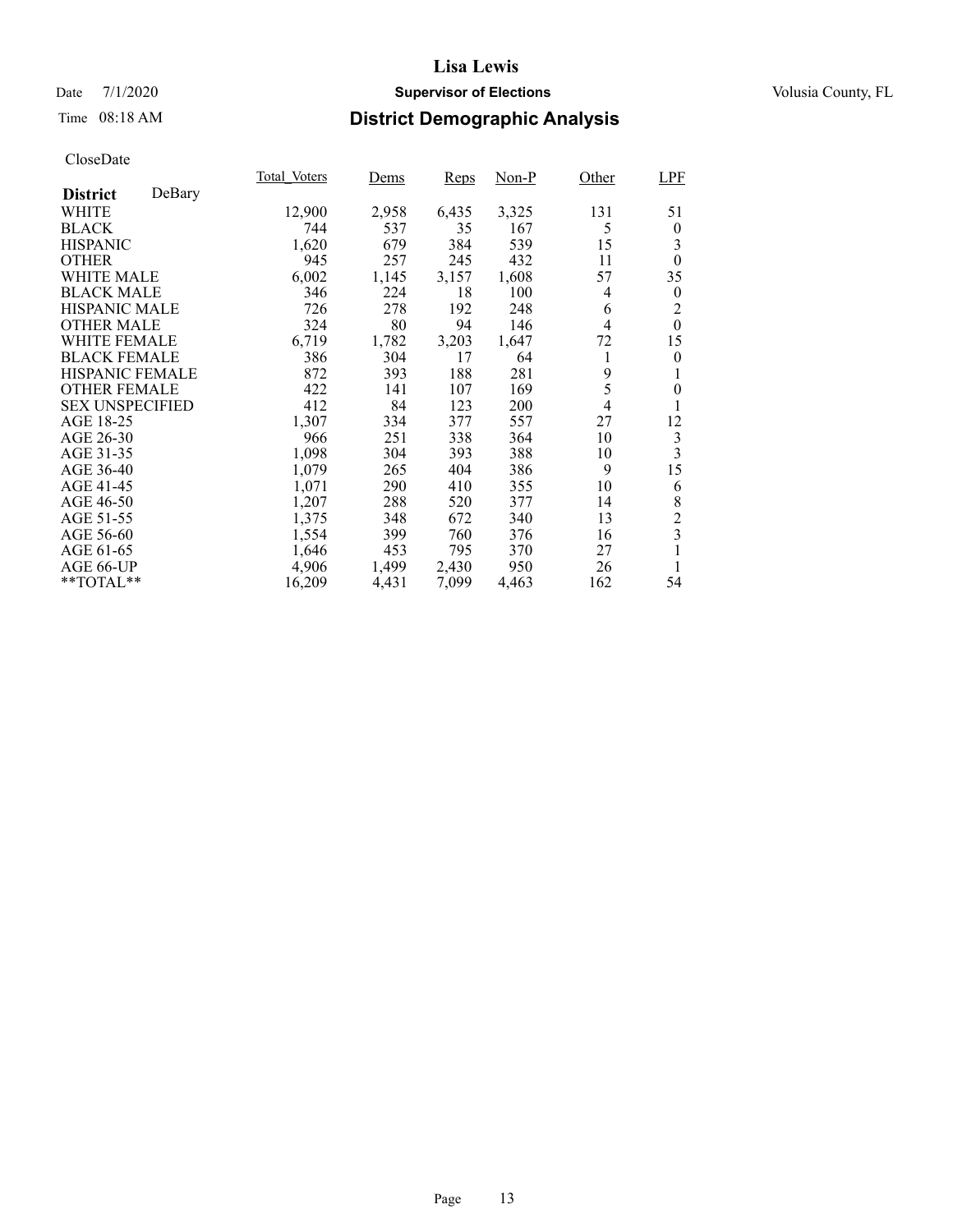# Lisa Lewis

Date 7/1/2020 **Supervisor of Elections** Volusia County, FL

Time 08:18 AM **District Demographic Analysis**

CloseDate

| District DeBary | Total_Voters | Dems | Reps | Non-P | Other | LPF |
|---|---|---|---|---|---|---|
| WHITE | 12,900 | 2,958 | 6,435 | 3,325 | 131 | 51 |
| BLACK | 744 | 537 | 35 | 167 | 5 | 0 |
| HISPANIC | 1,620 | 679 | 384 | 539 | 15 | 3 |
| OTHER | 945 | 257 | 245 | 432 | 11 | 0 |
| WHITE MALE | 6,002 | 1,145 | 3,157 | 1,608 | 57 | 35 |
| BLACK MALE | 346 | 224 | 18 | 100 | 4 | 0 |
| HISPANIC MALE | 726 | 278 | 192 | 248 | 6 | 2 |
| OTHER MALE | 324 | 80 | 94 | 146 | 4 | 0 |
| WHITE FEMALE | 6,719 | 1,782 | 3,203 | 1,647 | 72 | 15 |
| BLACK FEMALE | 386 | 304 | 17 | 64 | 1 | 0 |
| HISPANIC FEMALE | 872 | 393 | 188 | 281 | 9 | 1 |
| OTHER FEMALE | 422 | 141 | 107 | 169 | 5 | 0 |
| SEX UNSPECIFIED | 412 | 84 | 123 | 200 | 4 | 1 |
| AGE 18-25 | 1,307 | 334 | 377 | 557 | 27 | 12 |
| AGE 26-30 | 966 | 251 | 338 | 364 | 10 | 3 |
| AGE 31-35 | 1,098 | 304 | 393 | 388 | 10 | 3 |
| AGE 36-40 | 1,079 | 265 | 404 | 386 | 9 | 15 |
| AGE 41-45 | 1,071 | 290 | 410 | 355 | 10 | 6 |
| AGE 46-50 | 1,207 | 288 | 520 | 377 | 14 | 8 |
| AGE 51-55 | 1,375 | 348 | 672 | 340 | 13 | 2 |
| AGE 56-60 | 1,554 | 399 | 760 | 376 | 16 | 3 |
| AGE 61-65 | 1,646 | 453 | 795 | 370 | 27 | 1 |
| AGE 66-UP | 4,906 | 1,499 | 2,430 | 950 | 26 | 1 |
| **TOTAL** | 16,209 | 4,431 | 7,099 | 4,463 | 162 | 54 |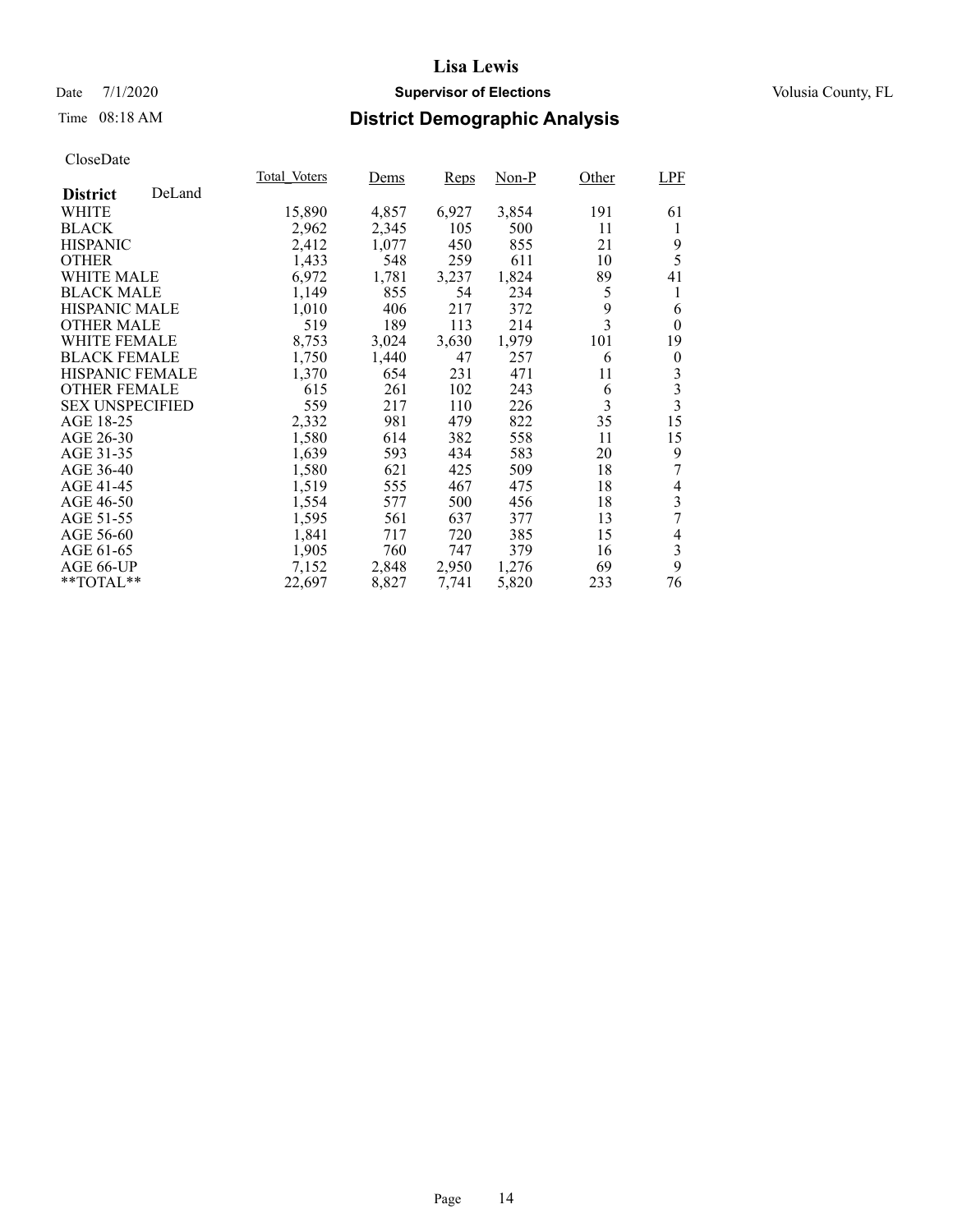# Lisa Lewis

Date 7/1/2020 **Supervisor of Elections** Volusia County, FL

Time 08:18 AM **District Demographic Analysis**

CloseDate

| **District** DeLand | Total_Voters | Dems | Reps | Non-P | Other | LPF |
|---|---|---|---|---|---|---|
| WHITE | 15,890 | 4,857 | 6,927 | 3,854 | 191 | 61 |
| BLACK | 2,962 | 2,345 | 105 | 500 | 11 | 1 |
| HISPANIC | 2,412 | 1,077 | 450 | 855 | 21 | 9 |
| OTHER | 1,433 | 548 | 259 | 611 | 10 | 5 |
| WHITE MALE | 6,972 | 1,781 | 3,237 | 1,824 | 89 | 41 |
| BLACK MALE | 1,149 | 855 | 54 | 234 | 5 | 1 |
| HISPANIC MALE | 1,010 | 406 | 217 | 372 | 9 | 6 |
| OTHER MALE | 519 | 189 | 113 | 214 | 3 | 0 |
| WHITE FEMALE | 8,753 | 3,024 | 3,630 | 1,979 | 101 | 19 |
| BLACK FEMALE | 1,750 | 1,440 | 47 | 257 | 6 | 0 |
| HISPANIC FEMALE | 1,370 | 654 | 231 | 471 | 11 | 3 |
| OTHER FEMALE | 615 | 261 | 102 | 243 | 6 | 3 |
| SEX UNSPECIFIED | 559 | 217 | 110 | 226 | 3 | 3 |
| AGE 18-25 | 2,332 | 981 | 479 | 822 | 35 | 15 |
| AGE 26-30 | 1,580 | 614 | 382 | 558 | 11 | 15 |
| AGE 31-35 | 1,639 | 593 | 434 | 583 | 20 | 9 |
| AGE 36-40 | 1,580 | 621 | 425 | 509 | 18 | 7 |
| AGE 41-45 | 1,519 | 555 | 467 | 475 | 18 | 4 |
| AGE 46-50 | 1,554 | 577 | 500 | 456 | 18 | 3 |
| AGE 51-55 | 1,595 | 561 | 637 | 377 | 13 | 7 |
| AGE 56-60 | 1,841 | 717 | 720 | 385 | 15 | 4 |
| AGE 61-65 | 1,905 | 760 | 747 | 379 | 16 | 3 |
| AGE 66-UP | 7,152 | 2,848 | 2,950 | 1,276 | 69 | 9 |
| **TOTAL** | 22,697 | 8,827 | 7,741 | 5,820 | 233 | 76 |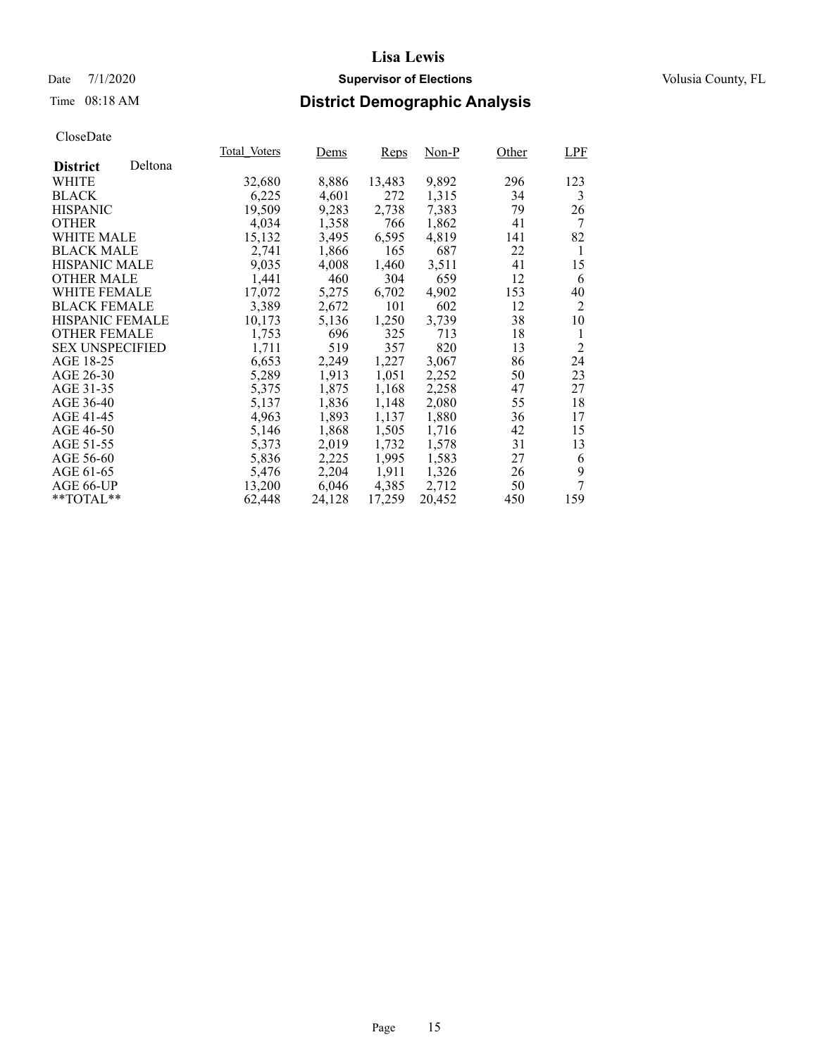# Lisa Lewis

Date 7/1/2020 **Supervisor of Elections** Volusia County, FL

Time 08:18 AM **District Demographic Analysis**

CloseDate

| **District** Deltona | Total_Voters | Dems | Reps | Non-P | Other | LPF |
|---|---|---|---|---|---|---|
| WHITE | 32,680 | 8,886 | 13,483 | 9,892 | 296 | 123 |
| BLACK | 6,225 | 4,601 | 272 | 1,315 | 34 | 3 |
| HISPANIC | 19,509 | 9,283 | 2,738 | 7,383 | 79 | 26 |
| OTHER | 4,034 | 1,358 | 766 | 1,862 | 41 | 7 |
| WHITE MALE | 15,132 | 3,495 | 6,595 | 4,819 | 141 | 82 |
| BLACK MALE | 2,741 | 1,866 | 165 | 687 | 22 | 1 |
| HISPANIC MALE | 9,035 | 4,008 | 1,460 | 3,511 | 41 | 15 |
| OTHER MALE | 1,441 | 460 | 304 | 659 | 12 | 6 |
| WHITE FEMALE | 17,072 | 5,275 | 6,702 | 4,902 | 153 | 40 |
| BLACK FEMALE | 3,389 | 2,672 | 101 | 602 | 12 | 2 |
| HISPANIC FEMALE | 10,173 | 5,136 | 1,250 | 3,739 | 38 | 10 |
| OTHER FEMALE | 1,753 | 696 | 325 | 713 | 18 | 1 |
| SEX UNSPECIFIED | 1,711 | 519 | 357 | 820 | 13 | 2 |
| AGE 18-25 | 6,653 | 2,249 | 1,227 | 3,067 | 86 | 24 |
| AGE 26-30 | 5,289 | 1,913 | 1,051 | 2,252 | 50 | 23 |
| AGE 31-35 | 5,375 | 1,875 | 1,168 | 2,258 | 47 | 27 |
| AGE 36-40 | 5,137 | 1,836 | 1,148 | 2,080 | 55 | 18 |
| AGE 41-45 | 4,963 | 1,893 | 1,137 | 1,880 | 36 | 17 |
| AGE 46-50 | 5,146 | 1,868 | 1,505 | 1,716 | 42 | 15 |
| AGE 51-55 | 5,373 | 2,019 | 1,732 | 1,578 | 31 | 13 |
| AGE 56-60 | 5,836 | 2,225 | 1,995 | 1,583 | 27 | 6 |
| AGE 61-65 | 5,476 | 2,204 | 1,911 | 1,326 | 26 | 9 |
| AGE 66-UP | 13,200 | 6,046 | 4,385 | 2,712 | 50 | 7 |
| **TOTAL** | 62,448 | 24,128 | 17,259 | 20,452 | 450 | 159 |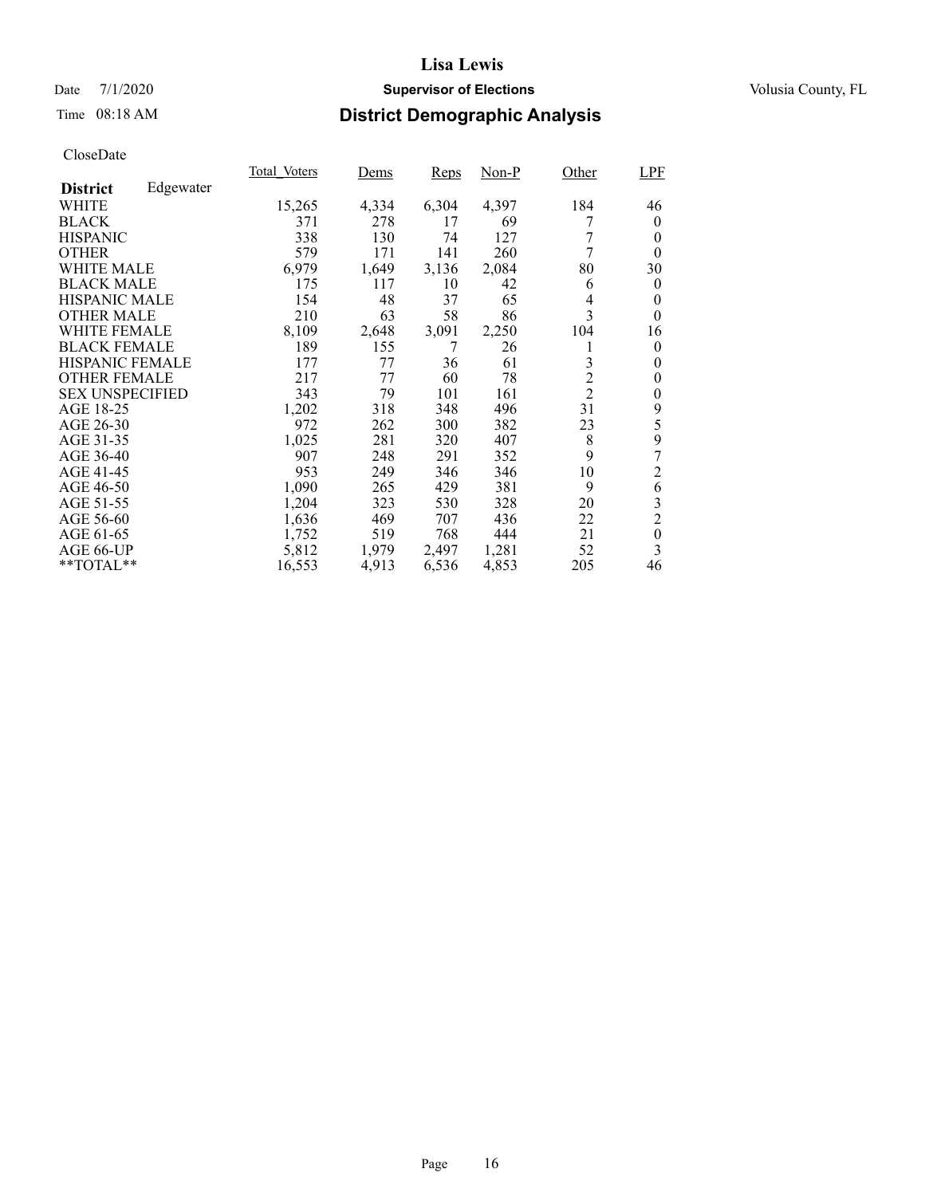# Lisa Lewis

Date 7/1/2020 **Supervisor of Elections** Volusia County, FL

Time 08:18 AM **District Demographic Analysis**

CloseDate

| **District** Edgewater | Total_Voters | Dems | Reps | Non-P | Other | LPF |
|---|---|---|---|---|---|---|
| WHITE | 15,265 | 4,334 | 6,304 | 4,397 | 184 | 46 |
| BLACK | 371 | 278 | 17 | 69 | 7 | 0 |
| HISPANIC | 338 | 130 | 74 | 127 | 7 | 0 |
| OTHER | 579 | 171 | 141 | 260 | 7 | 0 |
| WHITE MALE | 6,979 | 1,649 | 3,136 | 2,084 | 80 | 30 |
| BLACK MALE | 175 | 117 | 10 | 42 | 6 | 0 |
| HISPANIC MALE | 154 | 48 | 37 | 65 | 4 | 0 |
| OTHER MALE | 210 | 63 | 58 | 86 | 3 | 0 |
| WHITE FEMALE | 8,109 | 2,648 | 3,091 | 2,250 | 104 | 16 |
| BLACK FEMALE | 189 | 155 | 7 | 26 | 1 | 0 |
| HISPANIC FEMALE | 177 | 77 | 36 | 61 | 3 | 0 |
| OTHER FEMALE | 217 | 77 | 60 | 78 | 2 | 0 |
| SEX UNSPECIFIED | 343 | 79 | 101 | 161 | 2 | 0 |
| AGE 18-25 | 1,202 | 318 | 348 | 496 | 31 | 9 |
| AGE 26-30 | 972 | 262 | 300 | 382 | 23 | 5 |
| AGE 31-35 | 1,025 | 281 | 320 | 407 | 8 | 9 |
| AGE 36-40 | 907 | 248 | 291 | 352 | 9 | 7 |
| AGE 41-45 | 953 | 249 | 346 | 346 | 10 | 2 |
| AGE 46-50 | 1,090 | 265 | 429 | 381 | 9 | 6 |
| AGE 51-55 | 1,204 | 323 | 530 | 328 | 20 | 3 |
| AGE 56-60 | 1,636 | 469 | 707 | 436 | 22 | 2 |
| AGE 61-65 | 1,752 | 519 | 768 | 444 | 21 | 0 |
| AGE 66-UP | 5,812 | 1,979 | 2,497 | 1,281 | 52 | 3 |
| **TOTAL** | 16,553 | 4,913 | 6,536 | 4,853 | 205 | 46 |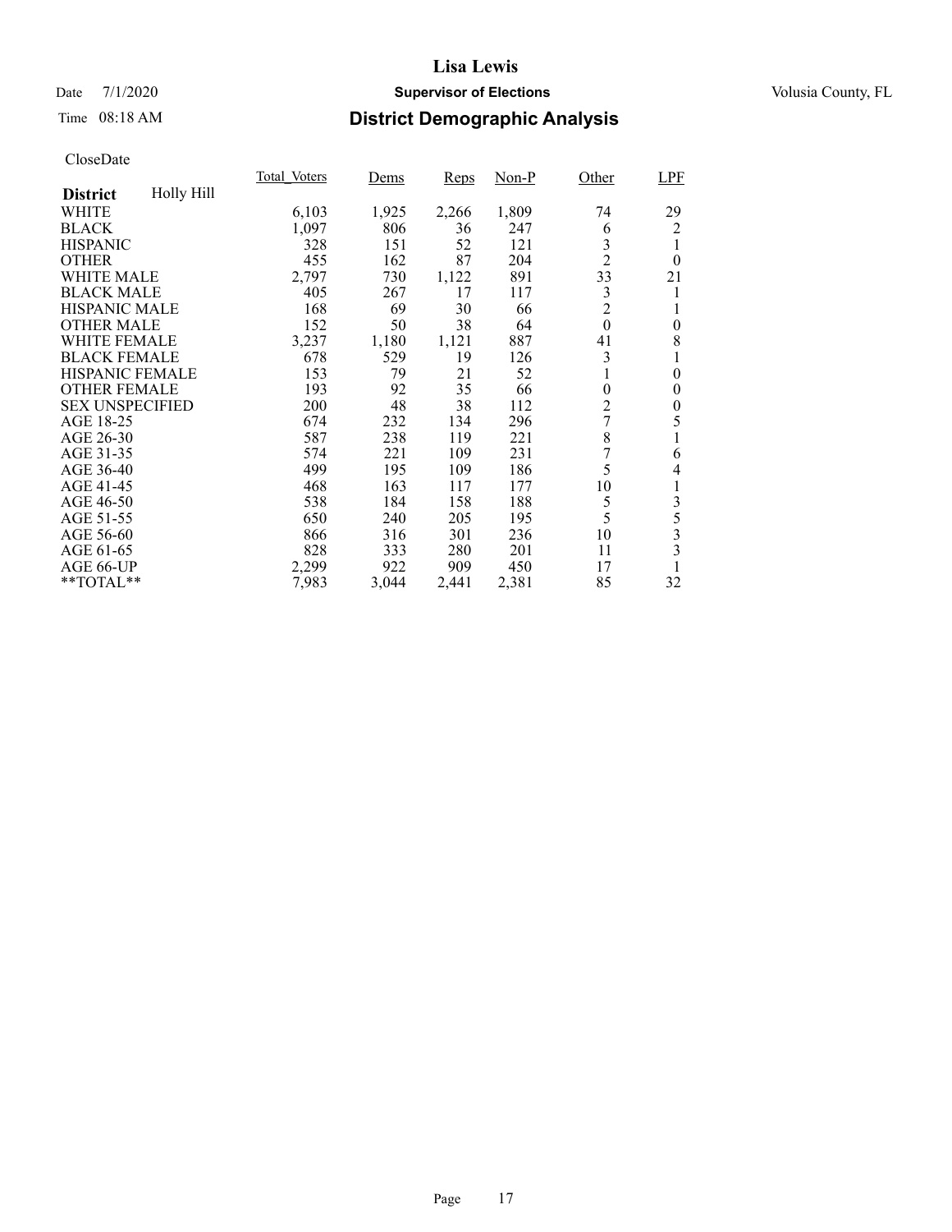# Lisa Lewis

Date 7/1/2020 **Supervisor of Elections** Volusia County, FL

Time 08:18 AM **District Demographic Analysis**

CloseDate

| District Holly Hill | Total_Voters | Dems | Reps | Non-P | Other | LPF |
|---|---|---|---|---|---|---|
| WHITE | 6,103 | 1,925 | 2,266 | 1,809 | 74 | 29 |
| BLACK | 1,097 | 806 | 36 | 247 | 6 | 2 |
| HISPANIC | 328 | 151 | 52 | 121 | 3 | 1 |
| OTHER | 455 | 162 | 87 | 204 | 2 | 0 |
| WHITE MALE | 2,797 | 730 | 1,122 | 891 | 33 | 21 |
| BLACK MALE | 405 | 267 | 17 | 117 | 3 | 1 |
| HISPANIC MALE | 168 | 69 | 30 | 66 | 2 | 1 |
| OTHER MALE | 152 | 50 | 38 | 64 | 0 | 0 |
| WHITE FEMALE | 3,237 | 1,180 | 1,121 | 887 | 41 | 8 |
| BLACK FEMALE | 678 | 529 | 19 | 126 | 3 | 1 |
| HISPANIC FEMALE | 153 | 79 | 21 | 52 | 1 | 0 |
| OTHER FEMALE | 193 | 92 | 35 | 66 | 0 | 0 |
| SEX UNSPECIFIED | 200 | 48 | 38 | 112 | 2 | 0 |
| AGE 18-25 | 674 | 232 | 134 | 296 | 7 | 5 |
| AGE 26-30 | 587 | 238 | 119 | 221 | 8 | 1 |
| AGE 31-35 | 574 | 221 | 109 | 231 | 7 | 6 |
| AGE 36-40 | 499 | 195 | 109 | 186 | 5 | 4 |
| AGE 41-45 | 468 | 163 | 117 | 177 | 10 | 1 |
| AGE 46-50 | 538 | 184 | 158 | 188 | 5 | 3 |
| AGE 51-55 | 650 | 240 | 205 | 195 | 5 | 5 |
| AGE 56-60 | 866 | 316 | 301 | 236 | 10 | 3 |
| AGE 61-65 | 828 | 333 | 280 | 201 | 11 | 3 |
| AGE 66-UP | 2,299 | 922 | 909 | 450 | 17 | 1 |
| **TOTAL** | 7,983 | 3,044 | 2,441 | 2,381 | 85 | 32 |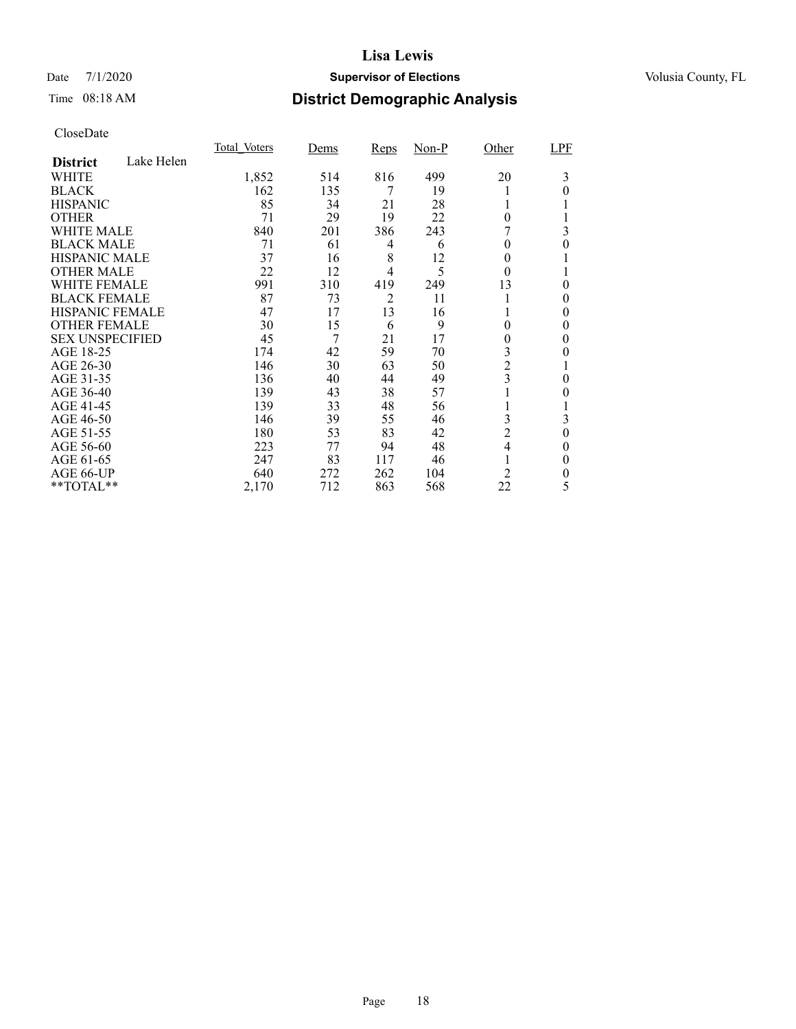# Lisa Lewis

Date 7/1/2020 **Supervisor of Elections** Volusia County, FL

Time 08:18 AM **District Demographic Analysis**

CloseDate

| **District** Lake Helen | Total_Voters | Dems | Reps | Non-P | Other | LPF |
|---|---|---|---|---|---|---|
| WHITE | 1,852 | 514 | 816 | 499 | 20 | 3 |
| BLACK | 162 | 135 | 7 | 19 | 1 | 0 |
| HISPANIC | 85 | 34 | 21 | 28 | 1 | 1 |
| OTHER | 71 | 29 | 19 | 22 | 0 | 1 |
| WHITE MALE | 840 | 201 | 386 | 243 | 7 | 3 |
| BLACK MALE | 71 | 61 | 4 | 6 | 0 | 0 |
| HISPANIC MALE | 37 | 16 | 8 | 12 | 0 | 1 |
| OTHER MALE | 22 | 12 | 4 | 5 | 0 | 1 |
| WHITE FEMALE | 991 | 310 | 419 | 249 | 13 | 0 |
| BLACK FEMALE | 87 | 73 | 2 | 11 | 1 | 0 |
| HISPANIC FEMALE | 47 | 17 | 13 | 16 | 1 | 0 |
| OTHER FEMALE | 30 | 15 | 6 | 9 | 0 | 0 |
| SEX UNSPECIFIED | 45 | 7 | 21 | 17 | 0 | 0 |
| AGE 18-25 | 174 | 42 | 59 | 70 | 3 | 0 |
| AGE 26-30 | 146 | 30 | 63 | 50 | 2 | 1 |
| AGE 31-35 | 136 | 40 | 44 | 49 | 3 | 0 |
| AGE 36-40 | 139 | 43 | 38 | 57 | 1 | 0 |
| AGE 41-45 | 139 | 33 | 48 | 56 | 1 | 1 |
| AGE 46-50 | 146 | 39 | 55 | 46 | 3 | 3 |
| AGE 51-55 | 180 | 53 | 83 | 42 | 2 | 0 |
| AGE 56-60 | 223 | 77 | 94 | 48 | 4 | 0 |
| AGE 61-65 | 247 | 83 | 117 | 46 | 1 | 0 |
| AGE 66-UP | 640 | 272 | 262 | 104 | 2 | 0 |
| **TOTAL** | 2,170 | 712 | 863 | 568 | 22 | 5 |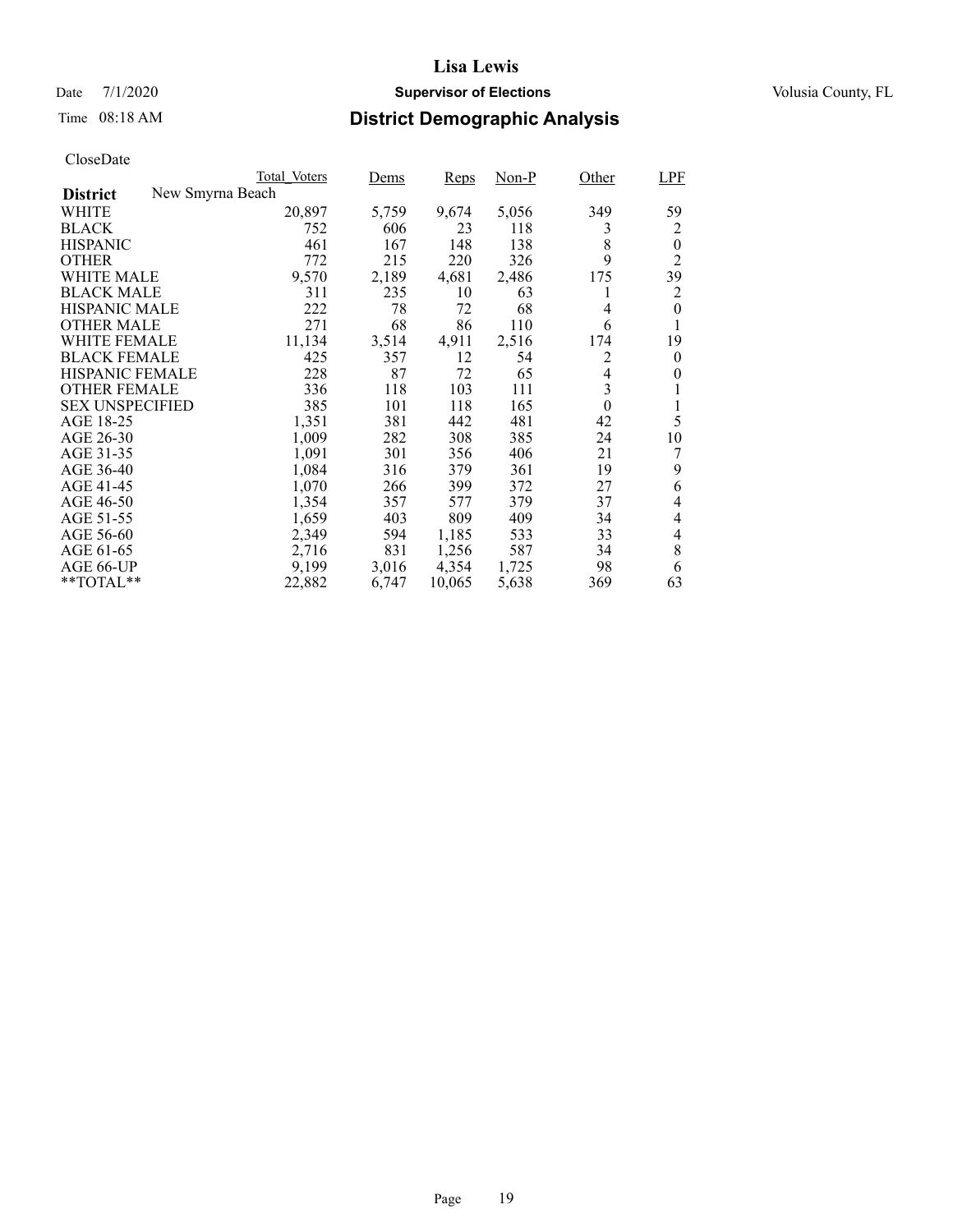# Lisa Lewis

Date 7/1/2020 **Supervisor of Elections** Volusia County, FL

Time 08:18 AM **District Demographic Analysis**

CloseDate

| | Total_Voters | Dems | Reps | Non-P | Other | LPF |
|---|---|---|---|---|---|---|
| **District** New Smyrna Beach | | | | | | |
| WHITE | 20,897 | 5,759 | 9,674 | 5,056 | 349 | 59 |
| BLACK | 752 | 606 | 23 | 118 | 3 | 2 |
| HISPANIC | 461 | 167 | 148 | 138 | 8 | 0 |
| OTHER | 772 | 215 | 220 | 326 | 9 | 2 |
| WHITE MALE | 9,570 | 2,189 | 4,681 | 2,486 | 175 | 39 |
| BLACK MALE | 311 | 235 | 10 | 63 | 1 | 2 |
| HISPANIC MALE | 222 | 78 | 72 | 68 | 4 | 0 |
| OTHER MALE | 271 | 68 | 86 | 110 | 6 | 1 |
| WHITE FEMALE | 11,134 | 3,514 | 4,911 | 2,516 | 174 | 19 |
| BLACK FEMALE | 425 | 357 | 12 | 54 | 2 | 0 |
| HISPANIC FEMALE | 228 | 87 | 72 | 65 | 4 | 0 |
| OTHER FEMALE | 336 | 118 | 103 | 111 | 3 | 1 |
| SEX UNSPECIFIED | 385 | 101 | 118 | 165 | 0 | 1 |
| AGE 18-25 | 1,351 | 381 | 442 | 481 | 42 | 5 |
| AGE 26-30 | 1,009 | 282 | 308 | 385 | 24 | 10 |
| AGE 31-35 | 1,091 | 301 | 356 | 406 | 21 | 7 |
| AGE 36-40 | 1,084 | 316 | 379 | 361 | 19 | 9 |
| AGE 41-45 | 1,070 | 266 | 399 | 372 | 27 | 6 |
| AGE 46-50 | 1,354 | 357 | 577 | 379 | 37 | 4 |
| AGE 51-55 | 1,659 | 403 | 809 | 409 | 34 | 4 |
| AGE 56-60 | 2,349 | 594 | 1,185 | 533 | 33 | 4 |
| AGE 61-65 | 2,716 | 831 | 1,256 | 587 | 34 | 8 |
| AGE 66-UP | 9,199 | 3,016 | 4,354 | 1,725 | 98 | 6 |
| **TOTAL** | 22,882 | 6,747 | 10,065 | 5,638 | 369 | 63 |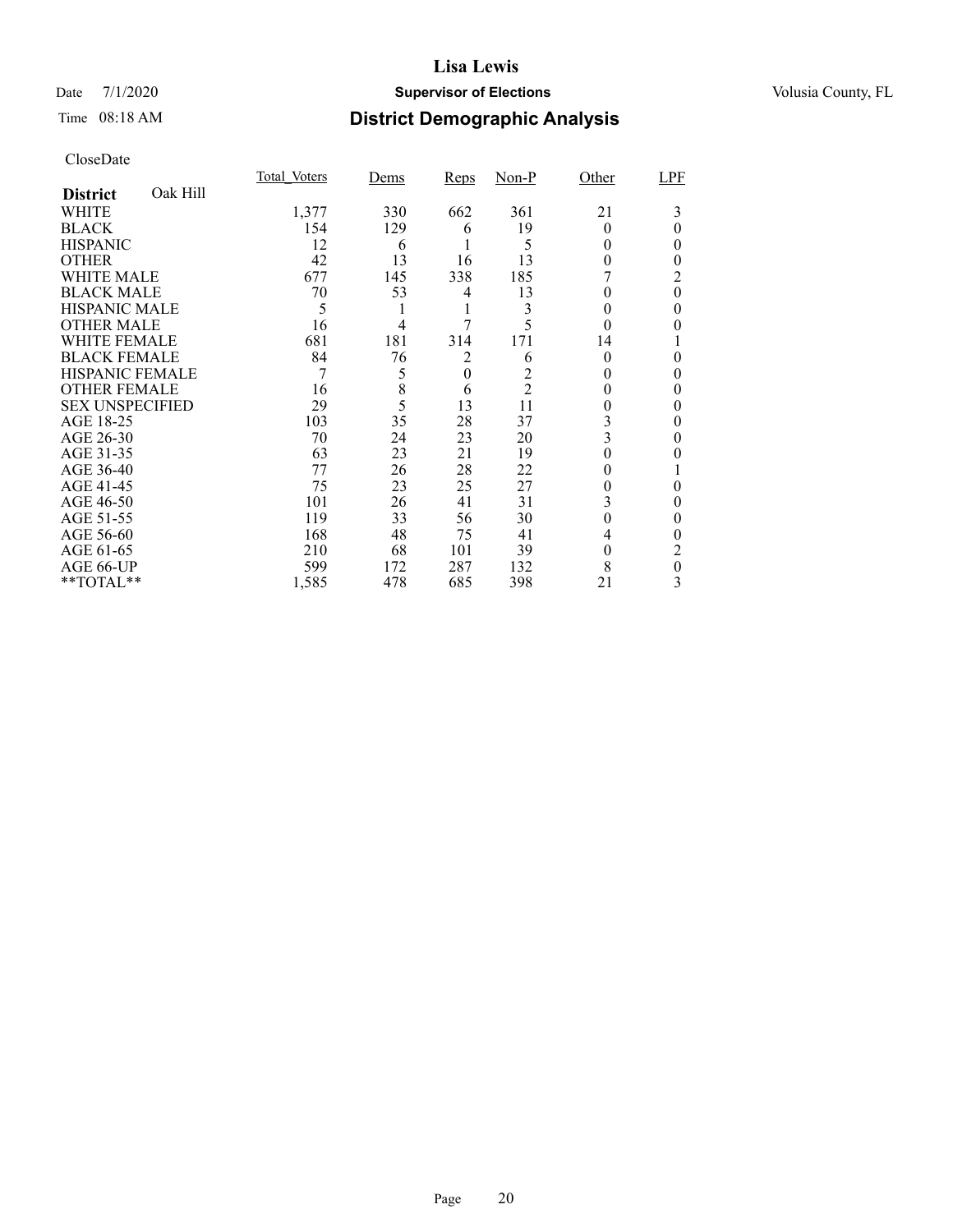# Lisa Lewis

Date 7/1/2020 **Supervisor of Elections** Volusia County, FL

Time 08:18 AM **District Demographic Analysis**

CloseDate

| District Oak Hill | Total_Voters | Dems | Reps | Non-P | Other | LPF |
|---|---|---|---|---|---|---|
| WHITE | 1,377 | 330 | 662 | 361 | 21 | 3 |
| BLACK | 154 | 129 | 6 | 19 | 0 | 0 |
| HISPANIC | 12 | 6 | 1 | 5 | 0 | 0 |
| OTHER | 42 | 13 | 16 | 13 | 0 | 0 |
| WHITE MALE | 677 | 145 | 338 | 185 | 7 | 2 |
| BLACK MALE | 70 | 53 | 4 | 13 | 0 | 0 |
| HISPANIC MALE | 5 | 1 | 1 | 3 | 0 | 0 |
| OTHER MALE | 16 | 4 | 7 | 5 | 0 | 0 |
| WHITE FEMALE | 681 | 181 | 314 | 171 | 14 | 1 |
| BLACK FEMALE | 84 | 76 | 2 | 6 | 0 | 0 |
| HISPANIC FEMALE | 7 | 5 | 0 | 2 | 0 | 0 |
| OTHER FEMALE | 16 | 8 | 6 | 2 | 0 | 0 |
| SEX UNSPECIFIED | 29 | 5 | 13 | 11 | 0 | 0 |
| AGE 18-25 | 103 | 35 | 28 | 37 | 3 | 0 |
| AGE 26-30 | 70 | 24 | 23 | 20 | 3 | 0 |
| AGE 31-35 | 63 | 23 | 21 | 19 | 0 | 0 |
| AGE 36-40 | 77 | 26 | 28 | 22 | 0 | 1 |
| AGE 41-45 | 75 | 23 | 25 | 27 | 0 | 0 |
| AGE 46-50 | 101 | 26 | 41 | 31 | 3 | 0 |
| AGE 51-55 | 119 | 33 | 56 | 30 | 0 | 0 |
| AGE 56-60 | 168 | 48 | 75 | 41 | 4 | 0 |
| AGE 61-65 | 210 | 68 | 101 | 39 | 0 | 2 |
| AGE 66-UP | 599 | 172 | 287 | 132 | 8 | 0 |
| **TOTAL** | 1,585 | 478 | 685 | 398 | 21 | 3 |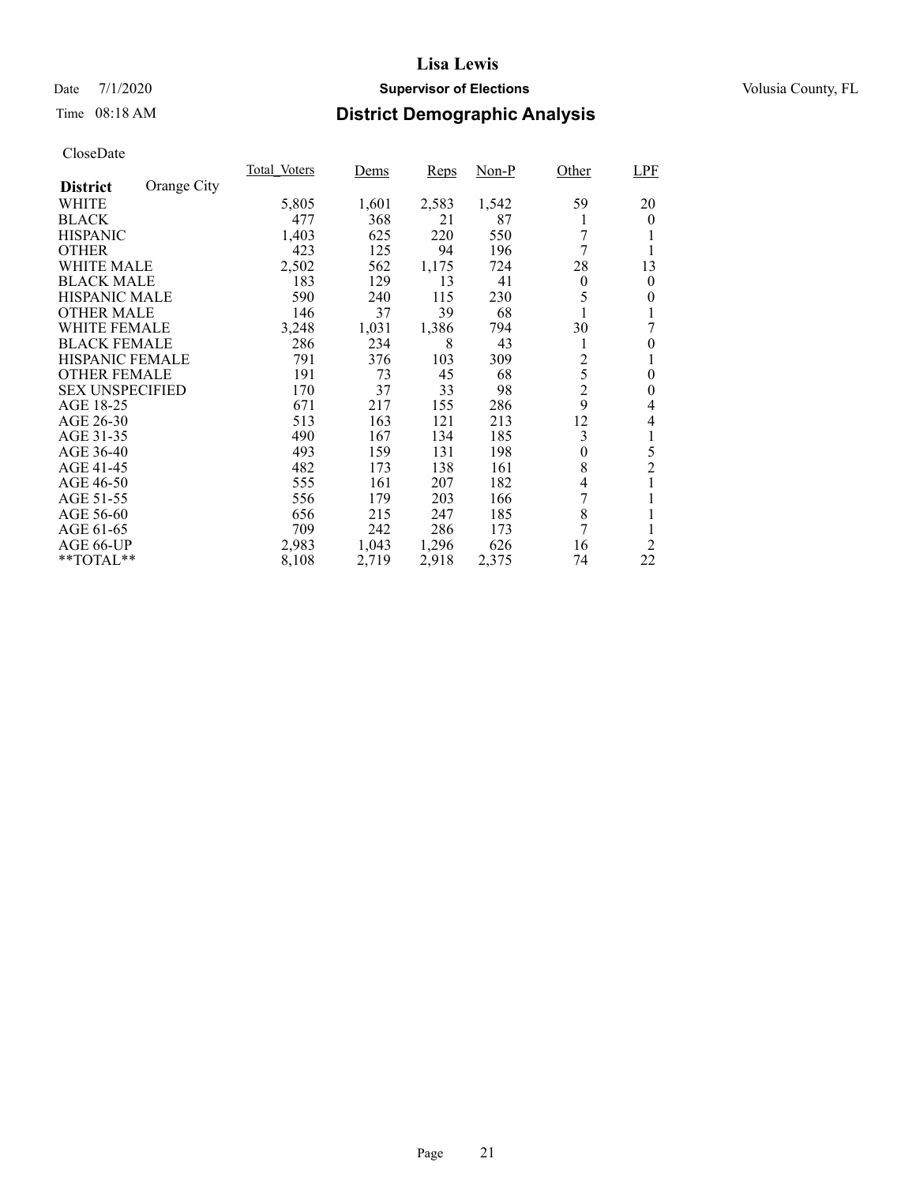# Lisa Lewis

Date 7/1/2020 **Supervisor of Elections** Volusia County, FL

Time 08:18 AM **District Demographic Analysis**

CloseDate

| District: Orange City | Total_Voters | Dems | Reps | Non-P | Other | LPF |
|---|---|---|---|---|---|---|
| WHITE | 5,805 | 1,601 | 2,583 | 1,542 | 59 | 20 |
| BLACK | 477 | 368 | 21 | 87 | 1 | 0 |
| HISPANIC | 1,403 | 625 | 220 | 550 | 7 | 1 |
| OTHER | 423 | 125 | 94 | 196 | 7 | 1 |
| WHITE MALE | 2,502 | 562 | 1,175 | 724 | 28 | 13 |
| BLACK MALE | 183 | 129 | 13 | 41 | 0 | 0 |
| HISPANIC MALE | 590 | 240 | 115 | 230 | 5 | 0 |
| OTHER MALE | 146 | 37 | 39 | 68 | 1 | 1 |
| WHITE FEMALE | 3,248 | 1,031 | 1,386 | 794 | 30 | 7 |
| BLACK FEMALE | 286 | 234 | 8 | 43 | 1 | 0 |
| HISPANIC FEMALE | 791 | 376 | 103 | 309 | 2 | 1 |
| OTHER FEMALE | 191 | 73 | 45 | 68 | 5 | 0 |
| SEX UNSPECIFIED | 170 | 37 | 33 | 98 | 2 | 0 |
| AGE 18-25 | 671 | 217 | 155 | 286 | 9 | 4 |
| AGE 26-30 | 513 | 163 | 121 | 213 | 12 | 4 |
| AGE 31-35 | 490 | 167 | 134 | 185 | 3 | 1 |
| AGE 36-40 | 493 | 159 | 131 | 198 | 0 | 5 |
| AGE 41-45 | 482 | 173 | 138 | 161 | 8 | 2 |
| AGE 46-50 | 555 | 161 | 207 | 182 | 4 | 1 |
| AGE 51-55 | 556 | 179 | 203 | 166 | 7 | 1 |
| AGE 56-60 | 656 | 215 | 247 | 185 | 8 | 1 |
| AGE 61-65 | 709 | 242 | 286 | 173 | 7 | 1 |
| AGE 66-UP | 2,983 | 1,043 | 1,296 | 626 | 16 | 2 |
| **TOTAL** | 8,108 | 2,719 | 2,918 | 2,375 | 74 | 22 |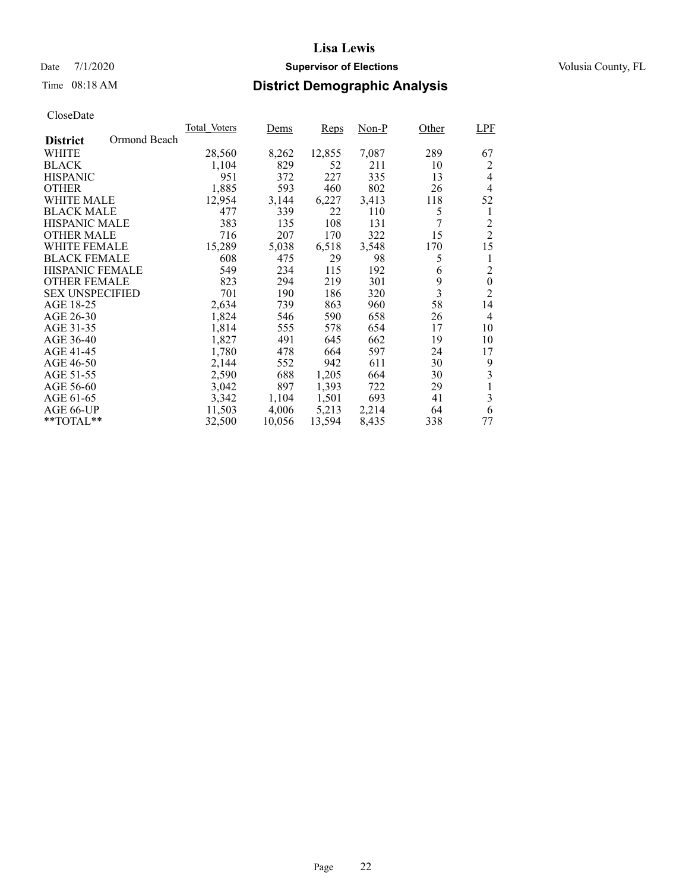**Lisa Lewis**

Date 7/1/2020 **Supervisor of Elections** Volusia County, FL

Time 08:18 AM **District Demographic Analysis**

CloseDate

| **District** Ormond Beach | Total_Voters | Dems | Reps | Non-P | Other | LPF |
|---|---|---|---|---|---|---|
| WHITE | 28,560 | 8,262 | 12,855 | 7,087 | 289 | 67 |
| BLACK | 1,104 | 829 | 52 | 211 | 10 | 2 |
| HISPANIC | 951 | 372 | 227 | 335 | 13 | 4 |
| OTHER | 1,885 | 593 | 460 | 802 | 26 | 4 |
| WHITE MALE | 12,954 | 3,144 | 6,227 | 3,413 | 118 | 52 |
| BLACK MALE | 477 | 339 | 22 | 110 | 5 | 1 |
| HISPANIC MALE | 383 | 135 | 108 | 131 | 7 | 2 |
| OTHER MALE | 716 | 207 | 170 | 322 | 15 | 2 |
| WHITE FEMALE | 15,289 | 5,038 | 6,518 | 3,548 | 170 | 15 |
| BLACK FEMALE | 608 | 475 | 29 | 98 | 5 | 1 |
| HISPANIC FEMALE | 549 | 234 | 115 | 192 | 6 | 2 |
| OTHER FEMALE | 823 | 294 | 219 | 301 | 9 | 0 |
| SEX UNSPECIFIED | 701 | 190 | 186 | 320 | 3 | 2 |
| AGE 18-25 | 2,634 | 739 | 863 | 960 | 58 | 14 |
| AGE 26-30 | 1,824 | 546 | 590 | 658 | 26 | 4 |
| AGE 31-35 | 1,814 | 555 | 578 | 654 | 17 | 10 |
| AGE 36-40 | 1,827 | 491 | 645 | 662 | 19 | 10 |
| AGE 41-45 | 1,780 | 478 | 664 | 597 | 24 | 17 |
| AGE 46-50 | 2,144 | 552 | 942 | 611 | 30 | 9 |
| AGE 51-55 | 2,590 | 688 | 1,205 | 664 | 30 | 3 |
| AGE 56-60 | 3,042 | 897 | 1,393 | 722 | 29 | 1 |
| AGE 61-65 | 3,342 | 1,104 | 1,501 | 693 | 41 | 3 |
| AGE 66-UP | 11,503 | 4,006 | 5,213 | 2,214 | 64 | 6 |
| **TOTAL** | 32,500 | 10,056 | 13,594 | 8,435 | 338 | 77 |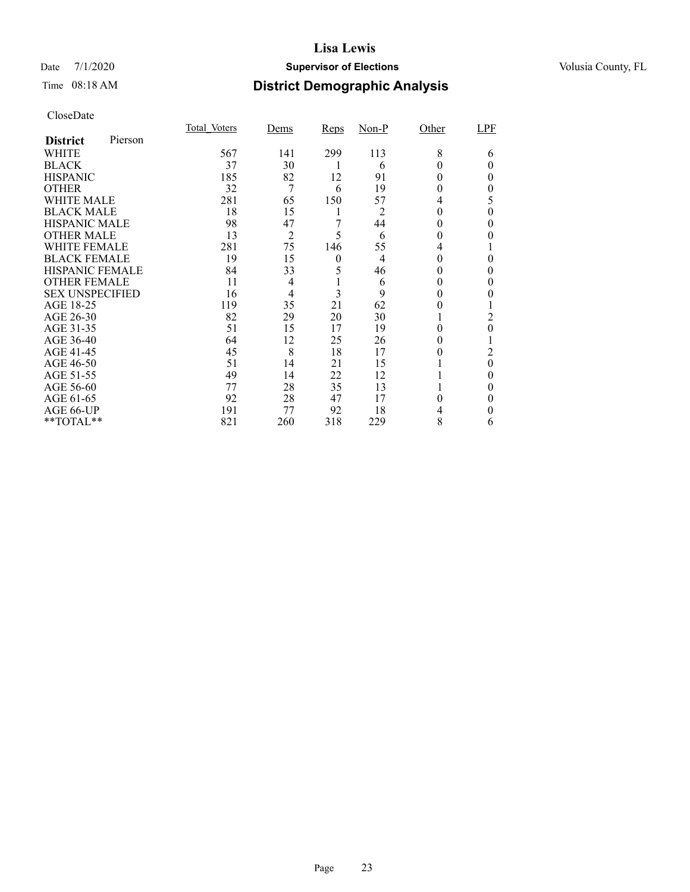# Lisa Lewis

Date 7/1/2020 **Supervisor of Elections** Volusia County, FL

Time 08:18 AM **District Demographic Analysis**

CloseDate

| **District** Pierson | Total_Voters | Dems | Reps | Non-P | Other | LPF |
|---|---|---|---|---|---|---|
| WHITE | 567 | 141 | 299 | 113 | 8 | 6 |
| BLACK | 37 | 30 | 1 | 6 | 0 | 0 |
| HISPANIC | 185 | 82 | 12 | 91 | 0 | 0 |
| OTHER | 32 | 7 | 6 | 19 | 0 | 0 |
| WHITE MALE | 281 | 65 | 150 | 57 | 4 | 5 |
| BLACK MALE | 18 | 15 | 1 | 2 | 0 | 0 |
| HISPANIC MALE | 98 | 47 | 7 | 44 | 0 | 0 |
| OTHER MALE | 13 | 2 | 5 | 6 | 0 | 0 |
| WHITE FEMALE | 281 | 75 | 146 | 55 | 4 | 1 |
| BLACK FEMALE | 19 | 15 | 0 | 4 | 0 | 0 |
| HISPANIC FEMALE | 84 | 33 | 5 | 46 | 0 | 0 |
| OTHER FEMALE | 11 | 4 | 1 | 6 | 0 | 0 |
| SEX UNSPECIFIED | 16 | 4 | 3 | 9 | 0 | 0 |
| AGE 18-25 | 119 | 35 | 21 | 62 | 0 | 1 |
| AGE 26-30 | 82 | 29 | 20 | 30 | 1 | 2 |
| AGE 31-35 | 51 | 15 | 17 | 19 | 0 | 0 |
| AGE 36-40 | 64 | 12 | 25 | 26 | 0 | 1 |
| AGE 41-45 | 45 | 8 | 18 | 17 | 0 | 2 |
| AGE 46-50 | 51 | 14 | 21 | 15 | 1 | 0 |
| AGE 51-55 | 49 | 14 | 22 | 12 | 1 | 0 |
| AGE 56-60 | 77 | 28 | 35 | 13 | 1 | 0 |
| AGE 61-65 | 92 | 28 | 47 | 17 | 0 | 0 |
| AGE 66-UP | 191 | 77 | 92 | 18 | 4 | 0 |
| **TOTAL** | 821 | 260 | 318 | 229 | 8 | 6 |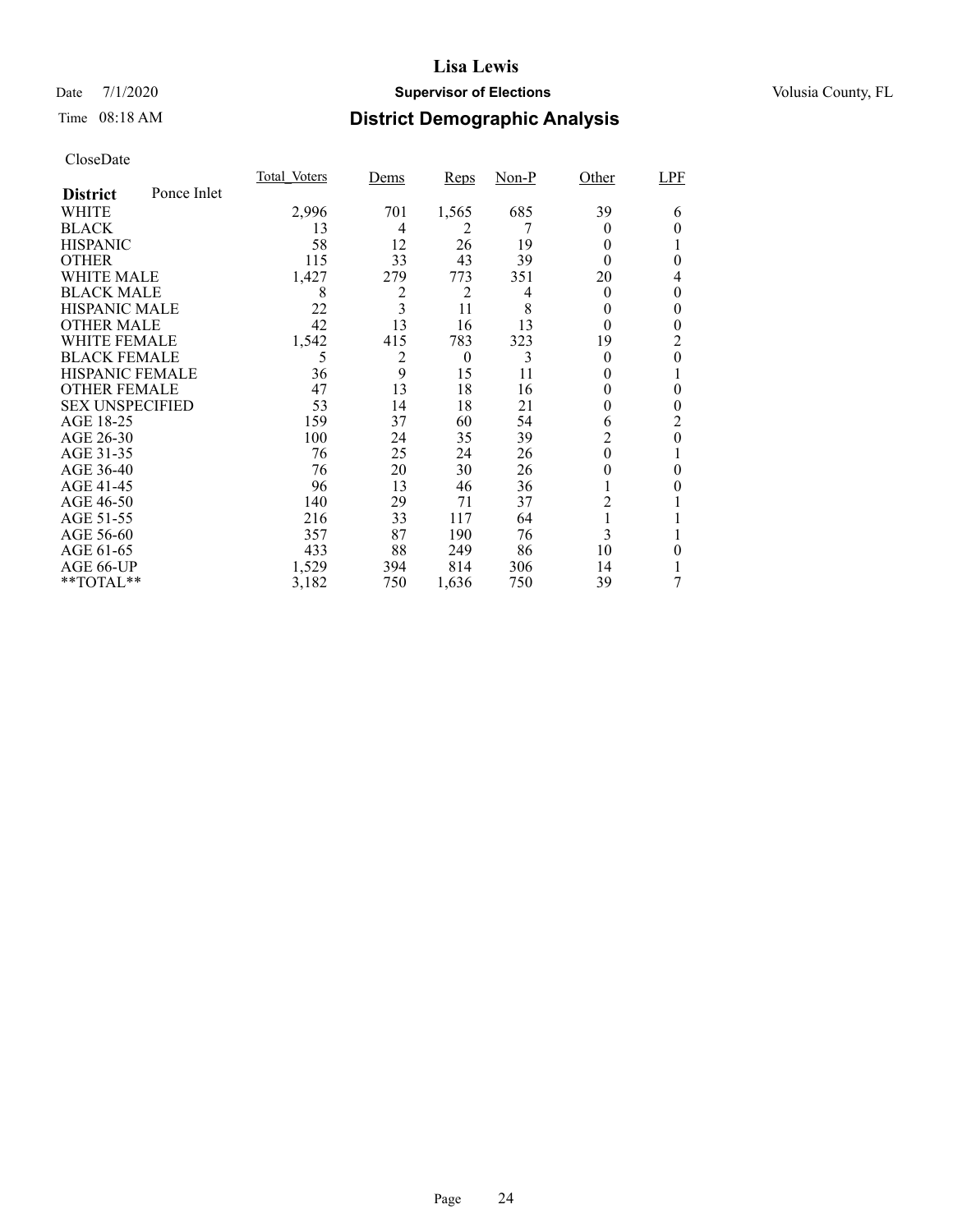# Lisa Lewis

Date 7/1/2020 **Supervisor of Elections** Volusia County, FL

Time 08:18 AM **District Demographic Analysis**

CloseDate

| District: Ponce Inlet | Total_Voters | Dems | Reps | Non-P | Other | LPF |
|---|---|---|---|---|---|---|
| WHITE | 2,996 | 701 | 1,565 | 685 | 39 | 6 |
| BLACK | 13 | 4 | 2 | 7 | 0 | 0 |
| HISPANIC | 58 | 12 | 26 | 19 | 0 | 1 |
| OTHER | 115 | 33 | 43 | 39 | 0 | 0 |
| WHITE MALE | 1,427 | 279 | 773 | 351 | 20 | 4 |
| BLACK MALE | 8 | 2 | 2 | 4 | 0 | 0 |
| HISPANIC MALE | 22 | 3 | 11 | 8 | 0 | 0 |
| OTHER MALE | 42 | 13 | 16 | 13 | 0 | 0 |
| WHITE FEMALE | 1,542 | 415 | 783 | 323 | 19 | 2 |
| BLACK FEMALE | 5 | 2 | 0 | 3 | 0 | 0 |
| HISPANIC FEMALE | 36 | 9 | 15 | 11 | 0 | 1 |
| OTHER FEMALE | 47 | 13 | 18 | 16 | 0 | 0 |
| SEX UNSPECIFIED | 53 | 14 | 18 | 21 | 0 | 0 |
| AGE 18-25 | 159 | 37 | 60 | 54 | 6 | 2 |
| AGE 26-30 | 100 | 24 | 35 | 39 | 2 | 0 |
| AGE 31-35 | 76 | 25 | 24 | 26 | 0 | 1 |
| AGE 36-40 | 76 | 20 | 30 | 26 | 0 | 0 |
| AGE 41-45 | 96 | 13 | 46 | 36 | 1 | 0 |
| AGE 46-50 | 140 | 29 | 71 | 37 | 2 | 1 |
| AGE 51-55 | 216 | 33 | 117 | 64 | 1 | 1 |
| AGE 56-60 | 357 | 87 | 190 | 76 | 3 | 1 |
| AGE 61-65 | 433 | 88 | 249 | 86 | 10 | 0 |
| AGE 66-UP | 1,529 | 394 | 814 | 306 | 14 | 1 |
| **TOTAL** | 3,182 | 750 | 1,636 | 750 | 39 | 7 |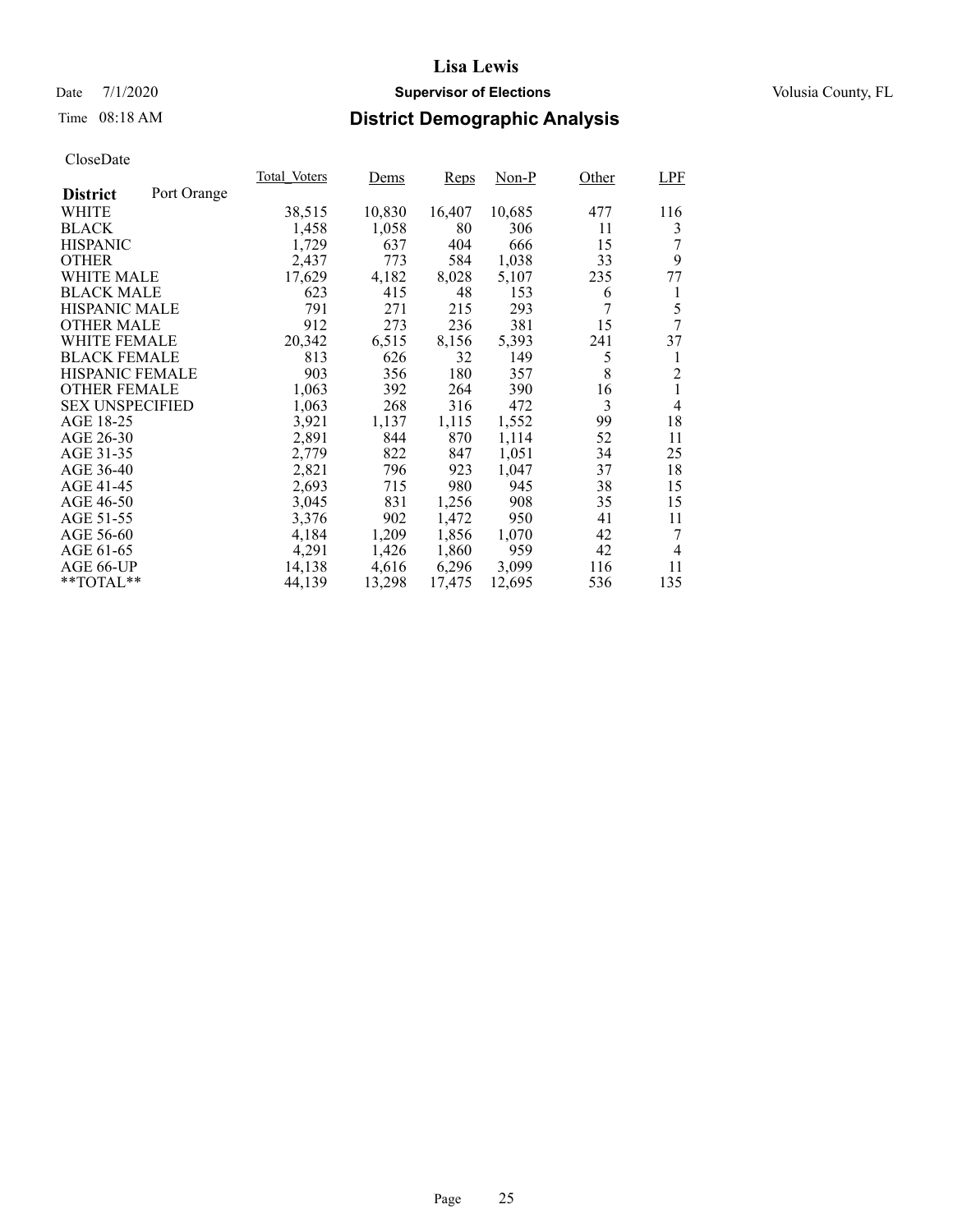# Lisa Lewis

Date 7/1/2020 **Supervisor of Elections** Volusia County, FL

Time 08:18 AM **District Demographic Analysis**

CloseDate

| **District** Port Orange | Total_Voters | Dems | Reps | Non-P | Other | LPF |
|---|---|---|---|---|---|---|
| WHITE | 38,515 | 10,830 | 16,407 | 10,685 | 477 | 116 |
| BLACK | 1,458 | 1,058 | 80 | 306 | 11 | 3 |
| HISPANIC | 1,729 | 637 | 404 | 666 | 15 | 7 |
| OTHER | 2,437 | 773 | 584 | 1,038 | 33 | 9 |
| WHITE MALE | 17,629 | 4,182 | 8,028 | 5,107 | 235 | 77 |
| BLACK MALE | 623 | 415 | 48 | 153 | 6 | 1 |
| HISPANIC MALE | 791 | 271 | 215 | 293 | 7 | 5 |
| OTHER MALE | 912 | 273 | 236 | 381 | 15 | 7 |
| WHITE FEMALE | 20,342 | 6,515 | 8,156 | 5,393 | 241 | 37 |
| BLACK FEMALE | 813 | 626 | 32 | 149 | 5 | 1 |
| HISPANIC FEMALE | 903 | 356 | 180 | 357 | 8 | 2 |
| OTHER FEMALE | 1,063 | 392 | 264 | 390 | 16 | 1 |
| SEX UNSPECIFIED | 1,063 | 268 | 316 | 472 | 3 | 4 |
| AGE 18-25 | 3,921 | 1,137 | 1,115 | 1,552 | 99 | 18 |
| AGE 26-30 | 2,891 | 844 | 870 | 1,114 | 52 | 11 |
| AGE 31-35 | 2,779 | 822 | 847 | 1,051 | 34 | 25 |
| AGE 36-40 | 2,821 | 796 | 923 | 1,047 | 37 | 18 |
| AGE 41-45 | 2,693 | 715 | 980 | 945 | 38 | 15 |
| AGE 46-50 | 3,045 | 831 | 1,256 | 908 | 35 | 15 |
| AGE 51-55 | 3,376 | 902 | 1,472 | 950 | 41 | 11 |
| AGE 56-60 | 4,184 | 1,209 | 1,856 | 1,070 | 42 | 7 |
| AGE 61-65 | 4,291 | 1,426 | 1,860 | 959 | 42 | 4 |
| AGE 66-UP | 14,138 | 4,616 | 6,296 | 3,099 | 116 | 11 |
| **TOTAL** | 44,139 | 13,298 | 17,475 | 12,695 | 536 | 135 |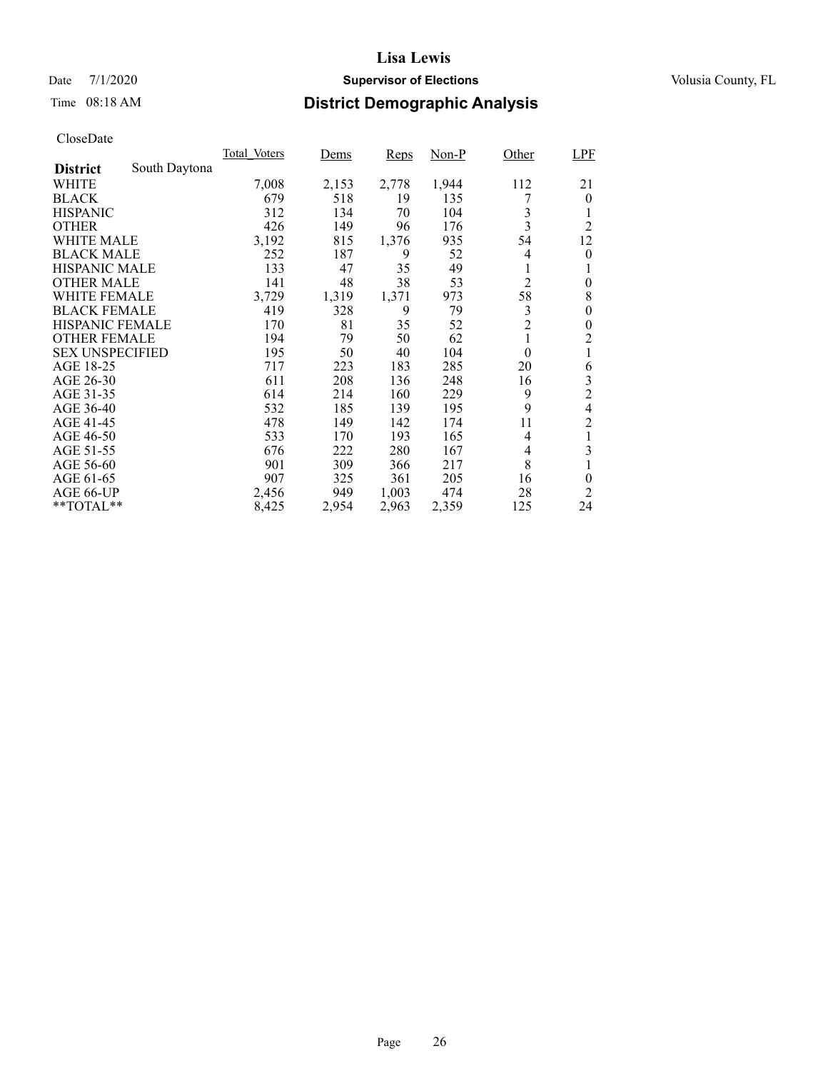# Lisa Lewis

Date 7/1/2020 **Supervisor of Elections** Volusia County, FL

Time 08:18 AM **District Demographic Analysis**

CloseDate

| **District** South Daytona | Total_Voters | Dems | Reps | Non-P | Other | LPF |
|---|---|---|---|---|---|---|
| WHITE | 7,008 | 2,153 | 2,778 | 1,944 | 112 | 21 |
| BLACK | 679 | 518 | 19 | 135 | 7 | 0 |
| HISPANIC | 312 | 134 | 70 | 104 | 3 | 1 |
| OTHER | 426 | 149 | 96 | 176 | 3 | 2 |
| WHITE MALE | 3,192 | 815 | 1,376 | 935 | 54 | 12 |
| BLACK MALE | 252 | 187 | 9 | 52 | 4 | 0 |
| HISPANIC MALE | 133 | 47 | 35 | 49 | 1 | 1 |
| OTHER MALE | 141 | 48 | 38 | 53 | 2 | 0 |
| WHITE FEMALE | 3,729 | 1,319 | 1,371 | 973 | 58 | 8 |
| BLACK FEMALE | 419 | 328 | 9 | 79 | 3 | 0 |
| HISPANIC FEMALE | 170 | 81 | 35 | 52 | 2 | 0 |
| OTHER FEMALE | 194 | 79 | 50 | 62 | 1 | 2 |
| SEX UNSPECIFIED | 195 | 50 | 40 | 104 | 0 | 1 |
| AGE 18-25 | 717 | 223 | 183 | 285 | 20 | 6 |
| AGE 26-30 | 611 | 208 | 136 | 248 | 16 | 3 |
| AGE 31-35 | 614 | 214 | 160 | 229 | 9 | 2 |
| AGE 36-40 | 532 | 185 | 139 | 195 | 9 | 4 |
| AGE 41-45 | 478 | 149 | 142 | 174 | 11 | 2 |
| AGE 46-50 | 533 | 170 | 193 | 165 | 4 | 1 |
| AGE 51-55 | 676 | 222 | 280 | 167 | 4 | 3 |
| AGE 56-60 | 901 | 309 | 366 | 217 | 8 | 1 |
| AGE 61-65 | 907 | 325 | 361 | 205 | 16 | 0 |
| AGE 66-UP | 2,456 | 949 | 1,003 | 474 | 28 | 2 |
| **TOTAL** | 8,425 | 2,954 | 2,963 | 2,359 | 125 | 24 |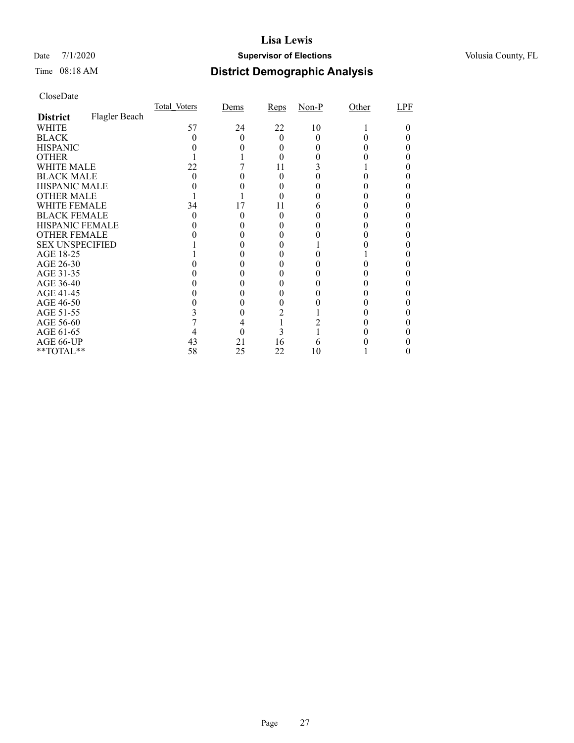# Lisa Lewis

Date 7/1/2020 **Supervisor of Elections** Volusia County, FL

Time 08:18 AM **District Demographic Analysis**

CloseDate

| | Total_Voters | Dems | Reps | Non-P | Other | LPF |
|---|---|---|---|---|---|---|
| **District** Flagler Beach | | | | | | |
| WHITE | 57 | 24 | 22 | 10 | 1 | 0 |
| BLACK | 0 | 0 | 0 | 0 | 0 | 0 |
| HISPANIC | 0 | 0 | 0 | 0 | 0 | 0 |
| OTHER | 1 | 1 | 0 | 0 | 0 | 0 |
| WHITE MALE | 22 | 7 | 11 | 3 | 1 | 0 |
| BLACK MALE | 0 | 0 | 0 | 0 | 0 | 0 |
| HISPANIC MALE | 0 | 0 | 0 | 0 | 0 | 0 |
| OTHER MALE | 1 | 1 | 0 | 0 | 0 | 0 |
| WHITE FEMALE | 34 | 17 | 11 | 6 | 0 | 0 |
| BLACK FEMALE | 0 | 0 | 0 | 0 | 0 | 0 |
| HISPANIC FEMALE | 0 | 0 | 0 | 0 | 0 | 0 |
| OTHER FEMALE | 0 | 0 | 0 | 0 | 0 | 0 |
| SEX UNSPECIFIED | 1 | 0 | 0 | 1 | 0 | 0 |
| AGE 18-25 | 1 | 0 | 0 | 0 | 1 | 0 |
| AGE 26-30 | 0 | 0 | 0 | 0 | 0 | 0 |
| AGE 31-35 | 0 | 0 | 0 | 0 | 0 | 0 |
| AGE 36-40 | 0 | 0 | 0 | 0 | 0 | 0 |
| AGE 41-45 | 0 | 0 | 0 | 0 | 0 | 0 |
| AGE 46-50 | 0 | 0 | 0 | 0 | 0 | 0 |
| AGE 51-55 | 3 | 0 | 2 | 1 | 0 | 0 |
| AGE 56-60 | 7 | 4 | 1 | 2 | 0 | 0 |
| AGE 61-65 | 4 | 0 | 3 | 1 | 0 | 0 |
| AGE 66-UP | 43 | 21 | 16 | 6 | 0 | 0 |
| **TOTAL** | 58 | 25 | 22 | 10 | 1 | 0 |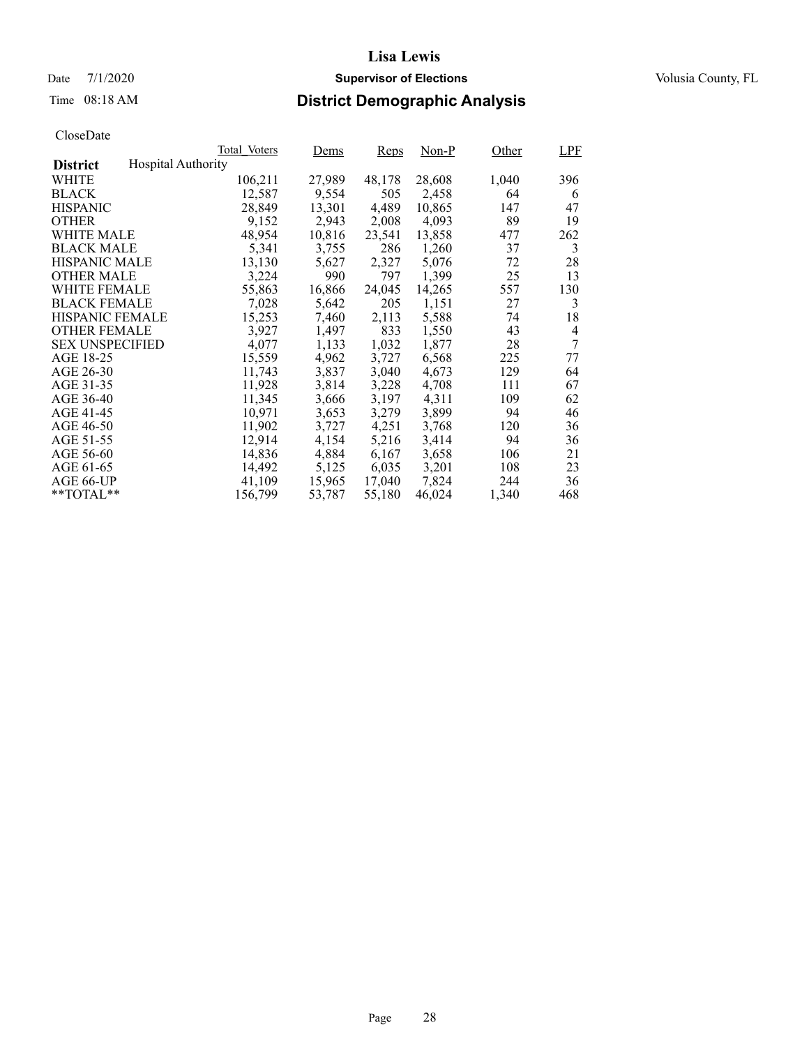# Lisa Lewis

Date 7/1/2020 **Supervisor of Elections** Volusia County, FL

Time 08:18 AM

## District Demographic Analysis

CloseDate

**District** Hospital Authority

| | Total_Voters | Dems | Reps | Non-P | Other | LPF |
|---|---|---|---|---|---|---|
| WHITE | 106,211 | 27,989 | 48,178 | 28,608 | 1,040 | 396 |
| BLACK | 12,587 | 9,554 | 505 | 2,458 | 64 | 6 |
| HISPANIC | 28,849 | 13,301 | 4,489 | 10,865 | 147 | 47 |
| OTHER | 9,152 | 2,943 | 2,008 | 4,093 | 89 | 19 |
| WHITE MALE | 48,954 | 10,816 | 23,541 | 13,858 | 477 | 262 |
| BLACK MALE | 5,341 | 3,755 | 286 | 1,260 | 37 | 3 |
| HISPANIC MALE | 13,130 | 5,627 | 2,327 | 5,076 | 72 | 28 |
| OTHER MALE | 3,224 | 990 | 797 | 1,399 | 25 | 13 |
| WHITE FEMALE | 55,863 | 16,866 | 24,045 | 14,265 | 557 | 130 |
| BLACK FEMALE | 7,028 | 5,642 | 205 | 1,151 | 27 | 3 |
| HISPANIC FEMALE | 15,253 | 7,460 | 2,113 | 5,588 | 74 | 18 |
| OTHER FEMALE | 3,927 | 1,497 | 833 | 1,550 | 43 | 4 |
| SEX UNSPECIFIED | 4,077 | 1,133 | 1,032 | 1,877 | 28 | 7 |
| AGE 18-25 | 15,559 | 4,962 | 3,727 | 6,568 | 225 | 77 |
| AGE 26-30 | 11,743 | 3,837 | 3,040 | 4,673 | 129 | 64 |
| AGE 31-35 | 11,928 | 3,814 | 3,228 | 4,708 | 111 | 67 |
| AGE 36-40 | 11,345 | 3,666 | 3,197 | 4,311 | 109 | 62 |
| AGE 41-45 | 10,971 | 3,653 | 3,279 | 3,899 | 94 | 46 |
| AGE 46-50 | 11,902 | 3,727 | 4,251 | 3,768 | 120 | 36 |
| AGE 51-55 | 12,914 | 4,154 | 5,216 | 3,414 | 94 | 36 |
| AGE 56-60 | 14,836 | 4,884 | 6,167 | 3,658 | 106 | 21 |
| AGE 61-65 | 14,492 | 5,125 | 6,035 | 3,201 | 108 | 23 |
| AGE 66-UP | 41,109 | 15,965 | 17,040 | 7,824 | 244 | 36 |
| **TOTAL** | 156,799 | 53,787 | 55,180 | 46,024 | 1,340 | 468 |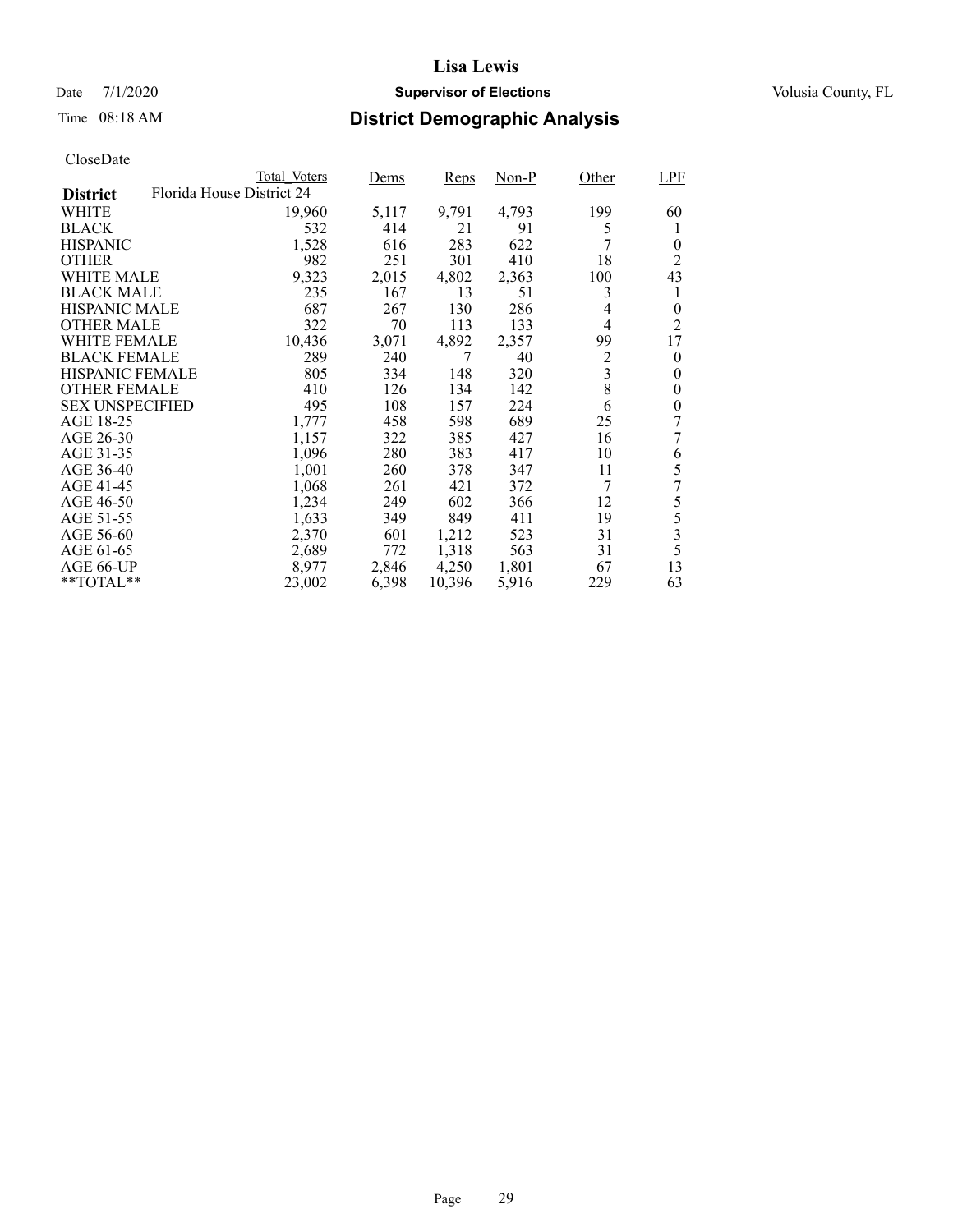# Lisa Lewis

Date 7/1/2020 **Supervisor of Elections** Volusia County, FL

Time 08:18 AM

## District Demographic Analysis

CloseDate

| District | Total_Voters | Dems | Reps | Non-P | Other | LPF |
|---|---|---|---|---|---|---|
| **District** Florida House District 24 | | | | | | |
| WHITE | 19,960 | 5,117 | 9,791 | 4,793 | 199 | 60 |
| BLACK | 532 | 414 | 21 | 91 | 5 | 1 |
| HISPANIC | 1,528 | 616 | 283 | 622 | 7 | 0 |
| OTHER | 982 | 251 | 301 | 410 | 18 | 2 |
| WHITE MALE | 9,323 | 2,015 | 4,802 | 2,363 | 100 | 43 |
| BLACK MALE | 235 | 167 | 13 | 51 | 3 | 1 |
| HISPANIC MALE | 687 | 267 | 130 | 286 | 4 | 0 |
| OTHER MALE | 322 | 70 | 113 | 133 | 4 | 2 |
| WHITE FEMALE | 10,436 | 3,071 | 4,892 | 2,357 | 99 | 17 |
| BLACK FEMALE | 289 | 240 | 7 | 40 | 2 | 0 |
| HISPANIC FEMALE | 805 | 334 | 148 | 320 | 3 | 0 |
| OTHER FEMALE | 410 | 126 | 134 | 142 | 8 | 0 |
| SEX UNSPECIFIED | 495 | 108 | 157 | 224 | 6 | 0 |
| AGE 18-25 | 1,777 | 458 | 598 | 689 | 25 | 7 |
| AGE 26-30 | 1,157 | 322 | 385 | 427 | 16 | 7 |
| AGE 31-35 | 1,096 | 280 | 383 | 417 | 10 | 6 |
| AGE 36-40 | 1,001 | 260 | 378 | 347 | 11 | 5 |
| AGE 41-45 | 1,068 | 261 | 421 | 372 | 7 | 7 |
| AGE 46-50 | 1,234 | 249 | 602 | 366 | 12 | 5 |
| AGE 51-55 | 1,633 | 349 | 849 | 411 | 19 | 5 |
| AGE 56-60 | 2,370 | 601 | 1,212 | 523 | 31 | 3 |
| AGE 61-65 | 2,689 | 772 | 1,318 | 563 | 31 | 5 |
| AGE 66-UP | 8,977 | 2,846 | 4,250 | 1,801 | 67 | 13 |
| **TOTAL** | 23,002 | 6,398 | 10,396 | 5,916 | 229 | 63 |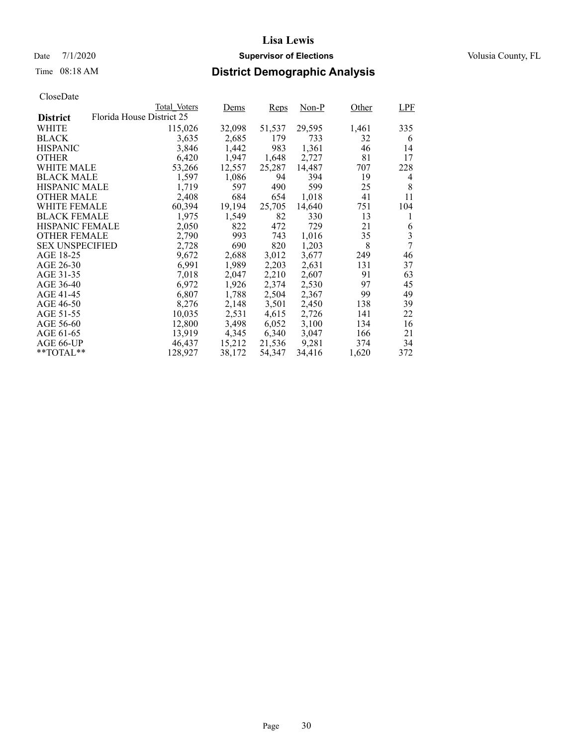# Lisa Lewis

Date 7/1/2020 **Supervisor of Elections** Volusia County, FL

Time 08:18 AM **District Demographic Analysis**

CloseDate

| District: Florida House District 25 | Total_Voters | Dems | Reps | Non-P | Other | LPF |
|---|---|---|---|---|---|---|
| WHITE | 115,026 | 32,098 | 51,537 | 29,595 | 1,461 | 335 |
| BLACK | 3,635 | 2,685 | 179 | 733 | 32 | 6 |
| HISPANIC | 3,846 | 1,442 | 983 | 1,361 | 46 | 14 |
| OTHER | 6,420 | 1,947 | 1,648 | 2,727 | 81 | 17 |
| WHITE MALE | 53,266 | 12,557 | 25,287 | 14,487 | 707 | 228 |
| BLACK MALE | 1,597 | 1,086 | 94 | 394 | 19 | 4 |
| HISPANIC MALE | 1,719 | 597 | 490 | 599 | 25 | 8 |
| OTHER MALE | 2,408 | 684 | 654 | 1,018 | 41 | 11 |
| WHITE FEMALE | 60,394 | 19,194 | 25,705 | 14,640 | 751 | 104 |
| BLACK FEMALE | 1,975 | 1,549 | 82 | 330 | 13 | 1 |
| HISPANIC FEMALE | 2,050 | 822 | 472 | 729 | 21 | 6 |
| OTHER FEMALE | 2,790 | 993 | 743 | 1,016 | 35 | 3 |
| SEX UNSPECIFIED | 2,728 | 690 | 820 | 1,203 | 8 | 7 |
| AGE 18-25 | 9,672 | 2,688 | 3,012 | 3,677 | 249 | 46 |
| AGE 26-30 | 6,991 | 1,989 | 2,203 | 2,631 | 131 | 37 |
| AGE 31-35 | 7,018 | 2,047 | 2,210 | 2,607 | 91 | 63 |
| AGE 36-40 | 6,972 | 1,926 | 2,374 | 2,530 | 97 | 45 |
| AGE 41-45 | 6,807 | 1,788 | 2,504 | 2,367 | 99 | 49 |
| AGE 46-50 | 8,276 | 2,148 | 3,501 | 2,450 | 138 | 39 |
| AGE 51-55 | 10,035 | 2,531 | 4,615 | 2,726 | 141 | 22 |
| AGE 56-60 | 12,800 | 3,498 | 6,052 | 3,100 | 134 | 16 |
| AGE 61-65 | 13,919 | 4,345 | 6,340 | 3,047 | 166 | 21 |
| AGE 66-UP | 46,437 | 15,212 | 21,536 | 9,281 | 374 | 34 |
| **TOTAL** | 128,927 | 38,172 | 54,347 | 34,416 | 1,620 | 372 |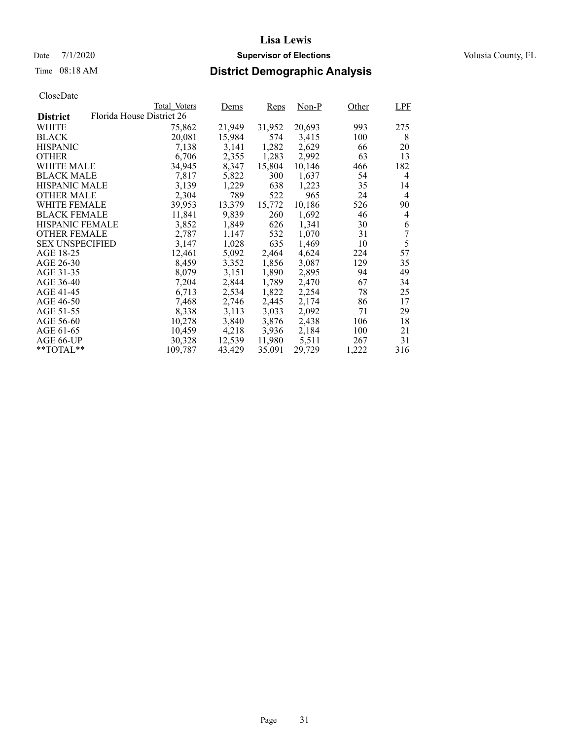# Lisa Lewis

Date 7/1/2020 | **Supervisor of Elections** | Volusia County, FL

Time 08:18 AM | **District Demographic Analysis**

CloseDate

| **District** | Total_Voters | Dems | Reps | Non-P | Other | LPF |
|---|---|---|---|---|---|---|
| Florida House District 26 | | | | | | |
| WHITE | 75,862 | 21,949 | 31,952 | 20,693 | 993 | 275 |
| BLACK | 20,081 | 15,984 | 574 | 3,415 | 100 | 8 |
| HISPANIC | 7,138 | 3,141 | 1,282 | 2,629 | 66 | 20 |
| OTHER | 6,706 | 2,355 | 1,283 | 2,992 | 63 | 13 |
| WHITE MALE | 34,945 | 8,347 | 15,804 | 10,146 | 466 | 182 |
| BLACK MALE | 7,817 | 5,822 | 300 | 1,637 | 54 | 4 |
| HISPANIC MALE | 3,139 | 1,229 | 638 | 1,223 | 35 | 14 |
| OTHER MALE | 2,304 | 789 | 522 | 965 | 24 | 4 |
| WHITE FEMALE | 39,953 | 13,379 | 15,772 | 10,186 | 526 | 90 |
| BLACK FEMALE | 11,841 | 9,839 | 260 | 1,692 | 46 | 4 |
| HISPANIC FEMALE | 3,852 | 1,849 | 626 | 1,341 | 30 | 6 |
| OTHER FEMALE | 2,787 | 1,147 | 532 | 1,070 | 31 | 7 |
| SEX UNSPECIFIED | 3,147 | 1,028 | 635 | 1,469 | 10 | 5 |
| AGE 18-25 | 12,461 | 5,092 | 2,464 | 4,624 | 224 | 57 |
| AGE 26-30 | 8,459 | 3,352 | 1,856 | 3,087 | 129 | 35 |
| AGE 31-35 | 8,079 | 3,151 | 1,890 | 2,895 | 94 | 49 |
| AGE 36-40 | 7,204 | 2,844 | 1,789 | 2,470 | 67 | 34 |
| AGE 41-45 | 6,713 | 2,534 | 1,822 | 2,254 | 78 | 25 |
| AGE 46-50 | 7,468 | 2,746 | 2,445 | 2,174 | 86 | 17 |
| AGE 51-55 | 8,338 | 3,113 | 3,033 | 2,092 | 71 | 29 |
| AGE 56-60 | 10,278 | 3,840 | 3,876 | 2,438 | 106 | 18 |
| AGE 61-65 | 10,459 | 4,218 | 3,936 | 2,184 | 100 | 21 |
| AGE 66-UP | 30,328 | 12,539 | 11,980 | 5,511 | 267 | 31 |
| **TOTAL** | 109,787 | 43,429 | 35,091 | 29,729 | 1,222 | 316 |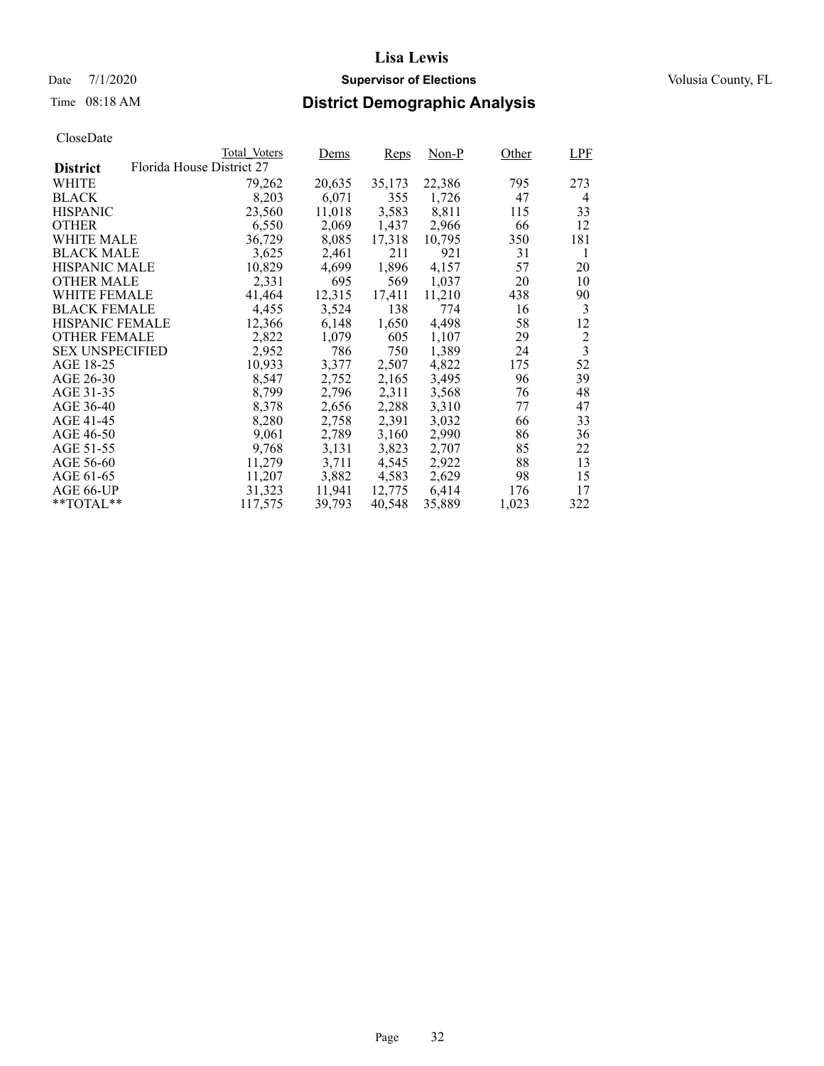# Lisa Lewis

Date 7/1/2020 **Supervisor of Elections** Volusia County, FL

Time 08:18 AM **District Demographic Analysis**

CloseDate

| District | Total_Voters | Dems | Reps | Non-P | Other | LPF |
|---|---|---|---|---|---|---|
| Florida House District 27 | | | | | | |
| WHITE | 79,262 | 20,635 | 35,173 | 22,386 | 795 | 273 |
| BLACK | 8,203 | 6,071 | 355 | 1,726 | 47 | 4 |
| HISPANIC | 23,560 | 11,018 | 3,583 | 8,811 | 115 | 33 |
| OTHER | 6,550 | 2,069 | 1,437 | 2,966 | 66 | 12 |
| WHITE MALE | 36,729 | 8,085 | 17,318 | 10,795 | 350 | 181 |
| BLACK MALE | 3,625 | 2,461 | 211 | 921 | 31 | 1 |
| HISPANIC MALE | 10,829 | 4,699 | 1,896 | 4,157 | 57 | 20 |
| OTHER MALE | 2,331 | 695 | 569 | 1,037 | 20 | 10 |
| WHITE FEMALE | 41,464 | 12,315 | 17,411 | 11,210 | 438 | 90 |
| BLACK FEMALE | 4,455 | 3,524 | 138 | 774 | 16 | 3 |
| HISPANIC FEMALE | 12,366 | 6,148 | 1,650 | 4,498 | 58 | 12 |
| OTHER FEMALE | 2,822 | 1,079 | 605 | 1,107 | 29 | 2 |
| SEX UNSPECIFIED | 2,952 | 786 | 750 | 1,389 | 24 | 3 |
| AGE 18-25 | 10,933 | 3,377 | 2,507 | 4,822 | 175 | 52 |
| AGE 26-30 | 8,547 | 2,752 | 2,165 | 3,495 | 96 | 39 |
| AGE 31-35 | 8,799 | 2,796 | 2,311 | 3,568 | 76 | 48 |
| AGE 36-40 | 8,378 | 2,656 | 2,288 | 3,310 | 77 | 47 |
| AGE 41-45 | 8,280 | 2,758 | 2,391 | 3,032 | 66 | 33 |
| AGE 46-50 | 9,061 | 2,789 | 3,160 | 2,990 | 86 | 36 |
| AGE 51-55 | 9,768 | 3,131 | 3,823 | 2,707 | 85 | 22 |
| AGE 56-60 | 11,279 | 3,711 | 4,545 | 2,922 | 88 | 13 |
| AGE 61-65 | 11,207 | 3,882 | 4,583 | 2,629 | 98 | 15 |
| AGE 66-UP | 31,323 | 11,941 | 12,775 | 6,414 | 176 | 17 |
| **TOTAL** | 117,575 | 39,793 | 40,548 | 35,889 | 1,023 | 322 |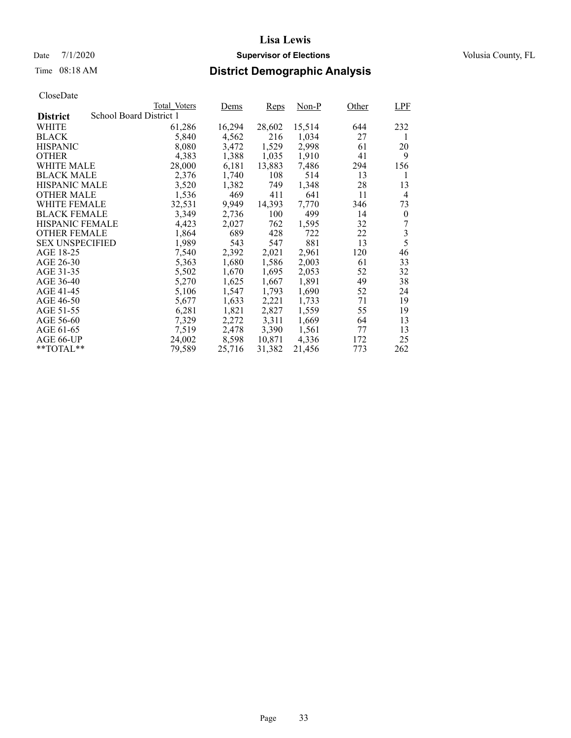# Lisa Lewis

Date 7/1/2020 **Supervisor of Elections** Volusia County, FL

Time 08:18 AM **District Demographic Analysis**

CloseDate

| District | Total_Voters | Dems | Reps | Non-P | Other | LPF |
|---|---|---|---|---|---|---|
| School Board District 1 | | | | | | |
| WHITE | 61,286 | 16,294 | 28,602 | 15,514 | 644 | 232 |
| BLACK | 5,840 | 4,562 | 216 | 1,034 | 27 | 1 |
| HISPANIC | 8,080 | 3,472 | 1,529 | 2,998 | 61 | 20 |
| OTHER | 4,383 | 1,388 | 1,035 | 1,910 | 41 | 9 |
| WHITE MALE | 28,000 | 6,181 | 13,883 | 7,486 | 294 | 156 |
| BLACK MALE | 2,376 | 1,740 | 108 | 514 | 13 | 1 |
| HISPANIC MALE | 3,520 | 1,382 | 749 | 1,348 | 28 | 13 |
| OTHER MALE | 1,536 | 469 | 411 | 641 | 11 | 4 |
| WHITE FEMALE | 32,531 | 9,949 | 14,393 | 7,770 | 346 | 73 |
| BLACK FEMALE | 3,349 | 2,736 | 100 | 499 | 14 | 0 |
| HISPANIC FEMALE | 4,423 | 2,027 | 762 | 1,595 | 32 | 7 |
| OTHER FEMALE | 1,864 | 689 | 428 | 722 | 22 | 3 |
| SEX UNSPECIFIED | 1,989 | 543 | 547 | 881 | 13 | 5 |
| AGE 18-25 | 7,540 | 2,392 | 2,021 | 2,961 | 120 | 46 |
| AGE 26-30 | 5,363 | 1,680 | 1,586 | 2,003 | 61 | 33 |
| AGE 31-35 | 5,502 | 1,670 | 1,695 | 2,053 | 52 | 32 |
| AGE 36-40 | 5,270 | 1,625 | 1,667 | 1,891 | 49 | 38 |
| AGE 41-45 | 5,106 | 1,547 | 1,793 | 1,690 | 52 | 24 |
| AGE 46-50 | 5,677 | 1,633 | 2,221 | 1,733 | 71 | 19 |
| AGE 51-55 | 6,281 | 1,821 | 2,827 | 1,559 | 55 | 19 |
| AGE 56-60 | 7,329 | 2,272 | 3,311 | 1,669 | 64 | 13 |
| AGE 61-65 | 7,519 | 2,478 | 3,390 | 1,561 | 77 | 13 |
| AGE 66-UP | 24,002 | 8,598 | 10,871 | 4,336 | 172 | 25 |
| **TOTAL** | 79,589 | 25,716 | 31,382 | 21,456 | 773 | 262 |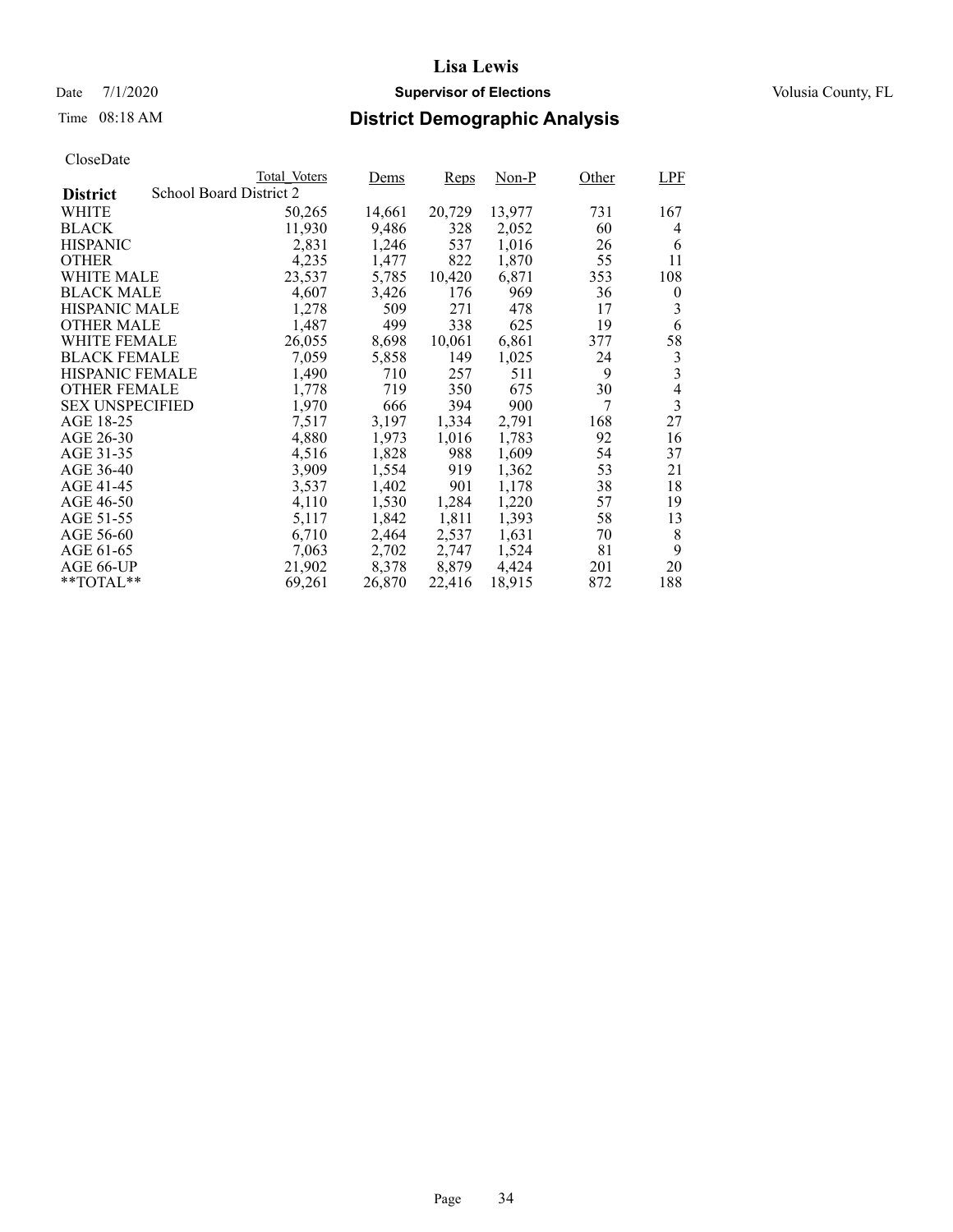# Lisa Lewis

Date 7/1/2020 **Supervisor of Elections** Volusia County, FL

Time 08:18 AM **District Demographic Analysis**

CloseDate

| District | Total_Voters | Dems | Reps | Non-P | Other | LPF |
|---|---|---|---|---|---|---|
| **School Board District 2** | | | | | | |
| WHITE | 50,265 | 14,661 | 20,729 | 13,977 | 731 | 167 |
| BLACK | 11,930 | 9,486 | 328 | 2,052 | 60 | 4 |
| HISPANIC | 2,831 | 1,246 | 537 | 1,016 | 26 | 6 |
| OTHER | 4,235 | 1,477 | 822 | 1,870 | 55 | 11 |
| WHITE MALE | 23,537 | 5,785 | 10,420 | 6,871 | 353 | 108 |
| BLACK MALE | 4,607 | 3,426 | 176 | 969 | 36 | 0 |
| HISPANIC MALE | 1,278 | 509 | 271 | 478 | 17 | 3 |
| OTHER MALE | 1,487 | 499 | 338 | 625 | 19 | 6 |
| WHITE FEMALE | 26,055 | 8,698 | 10,061 | 6,861 | 377 | 58 |
| BLACK FEMALE | 7,059 | 5,858 | 149 | 1,025 | 24 | 3 |
| HISPANIC FEMALE | 1,490 | 710 | 257 | 511 | 9 | 3 |
| OTHER FEMALE | 1,778 | 719 | 350 | 675 | 30 | 4 |
| SEX UNSPECIFIED | 1,970 | 666 | 394 | 900 | 7 | 3 |
| AGE 18-25 | 7,517 | 3,197 | 1,334 | 2,791 | 168 | 27 |
| AGE 26-30 | 4,880 | 1,973 | 1,016 | 1,783 | 92 | 16 |
| AGE 31-35 | 4,516 | 1,828 | 988 | 1,609 | 54 | 37 |
| AGE 36-40 | 3,909 | 1,554 | 919 | 1,362 | 53 | 21 |
| AGE 41-45 | 3,537 | 1,402 | 901 | 1,178 | 38 | 18 |
| AGE 46-50 | 4,110 | 1,530 | 1,284 | 1,220 | 57 | 19 |
| AGE 51-55 | 5,117 | 1,842 | 1,811 | 1,393 | 58 | 13 |
| AGE 56-60 | 6,710 | 2,464 | 2,537 | 1,631 | 70 | 8 |
| AGE 61-65 | 7,063 | 2,702 | 2,747 | 1,524 | 81 | 9 |
| AGE 66-UP | 21,902 | 8,378 | 8,879 | 4,424 | 201 | 20 |
| **TOTAL** | 69,261 | 26,870 | 22,416 | 18,915 | 872 | 188 |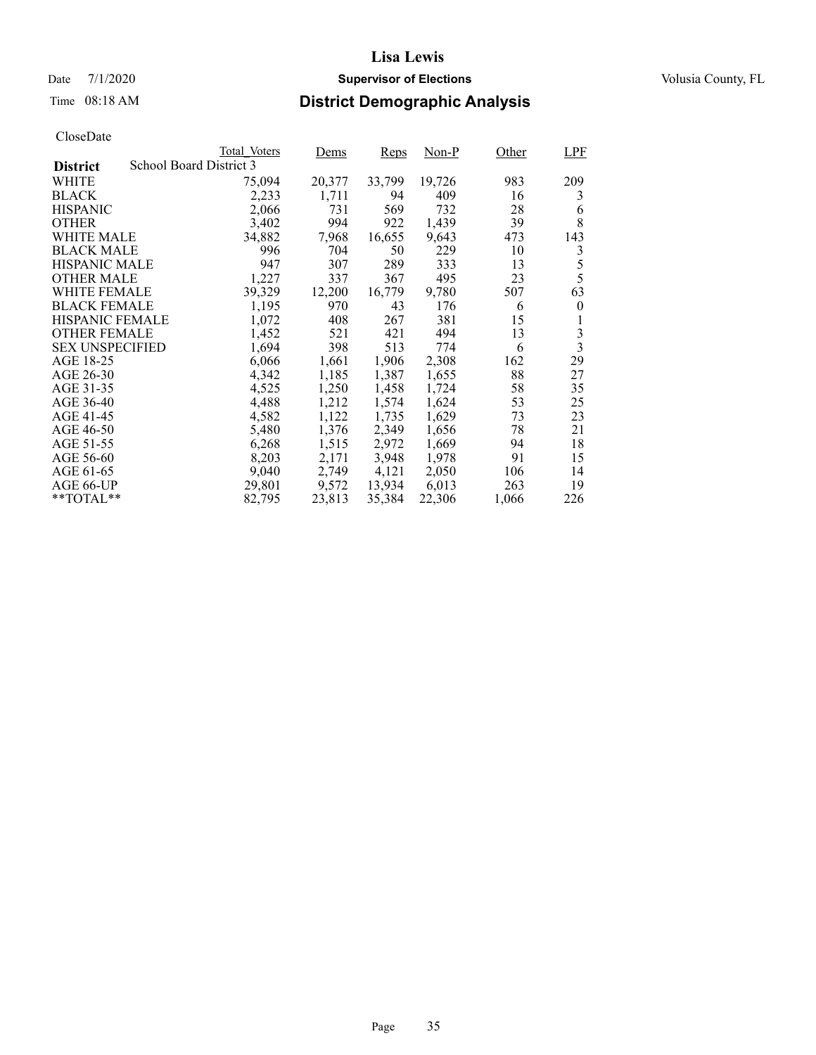# Lisa Lewis

Date 7/1/2020 **Supervisor of Elections** Volusia County, FL

Time 08:18 AM **District Demographic Analysis**

CloseDate

| District: School Board District 3 | Total_Voters | Dems | Reps | Non-P | Other | LPF |
|---|---|---|---|---|---|---|
| WHITE | 75,094 | 20,377 | 33,799 | 19,726 | 983 | 209 |
| BLACK | 2,233 | 1,711 | 94 | 409 | 16 | 3 |
| HISPANIC | 2,066 | 731 | 569 | 732 | 28 | 6 |
| OTHER | 3,402 | 994 | 922 | 1,439 | 39 | 8 |
| WHITE MALE | 34,882 | 7,968 | 16,655 | 9,643 | 473 | 143 |
| BLACK MALE | 996 | 704 | 50 | 229 | 10 | 3 |
| HISPANIC MALE | 947 | 307 | 289 | 333 | 13 | 5 |
| OTHER MALE | 1,227 | 337 | 367 | 495 | 23 | 5 |
| WHITE FEMALE | 39,329 | 12,200 | 16,779 | 9,780 | 507 | 63 |
| BLACK FEMALE | 1,195 | 970 | 43 | 176 | 6 | 0 |
| HISPANIC FEMALE | 1,072 | 408 | 267 | 381 | 15 | 1 |
| OTHER FEMALE | 1,452 | 521 | 421 | 494 | 13 | 3 |
| SEX UNSPECIFIED | 1,694 | 398 | 513 | 774 | 6 | 3 |
| AGE 18-25 | 6,066 | 1,661 | 1,906 | 2,308 | 162 | 29 |
| AGE 26-30 | 4,342 | 1,185 | 1,387 | 1,655 | 88 | 27 |
| AGE 31-35 | 4,525 | 1,250 | 1,458 | 1,724 | 58 | 35 |
| AGE 36-40 | 4,488 | 1,212 | 1,574 | 1,624 | 53 | 25 |
| AGE 41-45 | 4,582 | 1,122 | 1,735 | 1,629 | 73 | 23 |
| AGE 46-50 | 5,480 | 1,376 | 2,349 | 1,656 | 78 | 21 |
| AGE 51-55 | 6,268 | 1,515 | 2,972 | 1,669 | 94 | 18 |
| AGE 56-60 | 8,203 | 2,171 | 3,948 | 1,978 | 91 | 15 |
| AGE 61-65 | 9,040 | 2,749 | 4,121 | 2,050 | 106 | 14 |
| AGE 66-UP | 29,801 | 9,572 | 13,934 | 6,013 | 263 | 19 |
| **TOTAL** | 82,795 | 23,813 | 35,384 | 22,306 | 1,066 | 226 |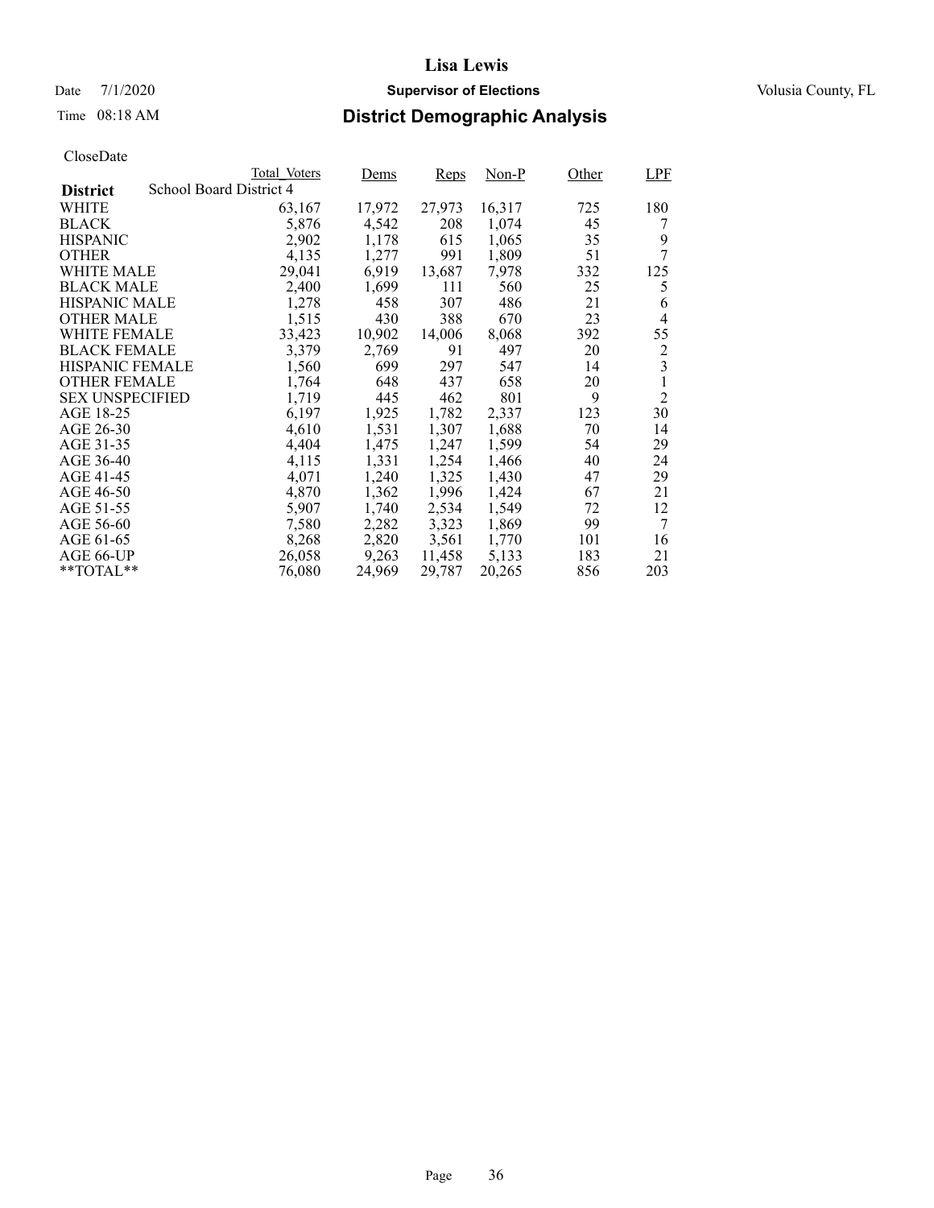# District Demographic Analysis

CloseDate

| District: School Board District 4 | Total_Voters | Dems | Reps | Non-P | Other | LPF |
|---|---|---|---|---|---|---|
| WHITE | 63,167 | 17,972 | 27,973 | 16,317 | 725 | 180 |
| BLACK | 5,876 | 4,542 | 208 | 1,074 | 45 | 7 |
| HISPANIC | 2,902 | 1,178 | 615 | 1,065 | 35 | 9 |
| OTHER | 4,135 | 1,277 | 991 | 1,809 | 51 | 7 |
| WHITE MALE | 29,041 | 6,919 | 13,687 | 7,978 | 332 | 125 |
| BLACK MALE | 2,400 | 1,699 | 111 | 560 | 25 | 5 |
| HISPANIC MALE | 1,278 | 458 | 307 | 486 | 21 | 6 |
| OTHER MALE | 1,515 | 430 | 388 | 670 | 23 | 4 |
| WHITE FEMALE | 33,423 | 10,902 | 14,006 | 8,068 | 392 | 55 |
| BLACK FEMALE | 3,379 | 2,769 | 91 | 497 | 20 | 2 |
| HISPANIC FEMALE | 1,560 | 699 | 297 | 547 | 14 | 3 |
| OTHER FEMALE | 1,764 | 648 | 437 | 658 | 20 | 1 |
| SEX UNSPECIFIED | 1,719 | 445 | 462 | 801 | 9 | 2 |
| AGE 18-25 | 6,197 | 1,925 | 1,782 | 2,337 | 123 | 30 |
| AGE 26-30 | 4,610 | 1,531 | 1,307 | 1,688 | 70 | 14 |
| AGE 31-35 | 4,404 | 1,475 | 1,247 | 1,599 | 54 | 29 |
| AGE 36-40 | 4,115 | 1,331 | 1,254 | 1,466 | 40 | 24 |
| AGE 41-45 | 4,071 | 1,240 | 1,325 | 1,430 | 47 | 29 |
| AGE 46-50 | 4,870 | 1,362 | 1,996 | 1,424 | 67 | 21 |
| AGE 51-55 | 5,907 | 1,740 | 2,534 | 1,549 | 72 | 12 |
| AGE 56-60 | 7,580 | 2,282 | 3,323 | 1,869 | 99 | 7 |
| AGE 61-65 | 8,268 | 2,820 | 3,561 | 1,770 | 101 | 16 |
| AGE 66-UP | 26,058 | 9,263 | 11,458 | 5,133 | 183 | 21 |
| **TOTAL** | 76,080 | 24,969 | 29,787 | 20,265 | 856 | 203 |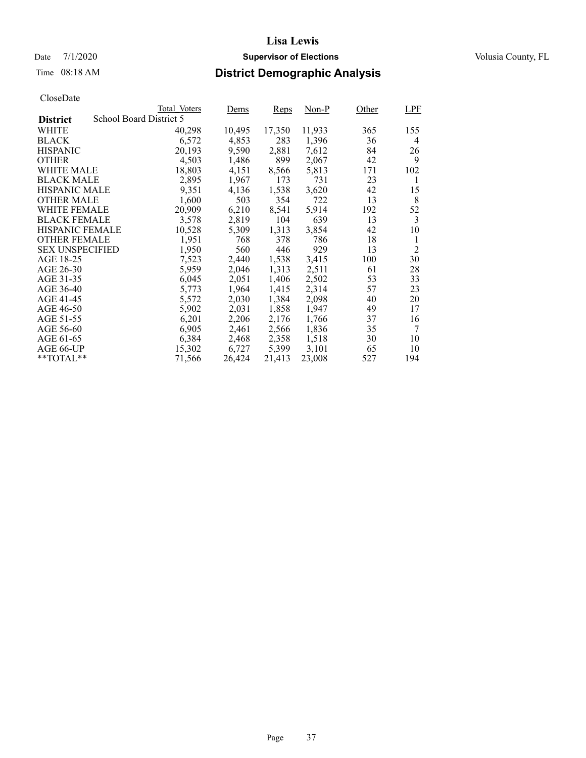# Lisa Lewis

Date 7/1/2020 **Supervisor of Elections** Volusia County, FL

Time 08:18 AM **District Demographic Analysis**

CloseDate

| District | Total_Voters | Dems | Reps | Non-P | Other | LPF |
|---|---|---|---|---|---|---|
| School Board District 5 | | | | | | |
| WHITE | 40,298 | 10,495 | 17,350 | 11,933 | 365 | 155 |
| BLACK | 6,572 | 4,853 | 283 | 1,396 | 36 | 4 |
| HISPANIC | 20,193 | 9,590 | 2,881 | 7,612 | 84 | 26 |
| OTHER | 4,503 | 1,486 | 899 | 2,067 | 42 | 9 |
| WHITE MALE | 18,803 | 4,151 | 8,566 | 5,813 | 171 | 102 |
| BLACK MALE | 2,895 | 1,967 | 173 | 731 | 23 | 1 |
| HISPANIC MALE | 9,351 | 4,136 | 1,538 | 3,620 | 42 | 15 |
| OTHER MALE | 1,600 | 503 | 354 | 722 | 13 | 8 |
| WHITE FEMALE | 20,909 | 6,210 | 8,541 | 5,914 | 192 | 52 |
| BLACK FEMALE | 3,578 | 2,819 | 104 | 639 | 13 | 3 |
| HISPANIC FEMALE | 10,528 | 5,309 | 1,313 | 3,854 | 42 | 10 |
| OTHER FEMALE | 1,951 | 768 | 378 | 786 | 18 | 1 |
| SEX UNSPECIFIED | 1,950 | 560 | 446 | 929 | 13 | 2 |
| AGE 18-25 | 7,523 | 2,440 | 1,538 | 3,415 | 100 | 30 |
| AGE 26-30 | 5,959 | 2,046 | 1,313 | 2,511 | 61 | 28 |
| AGE 31-35 | 6,045 | 2,051 | 1,406 | 2,502 | 53 | 33 |
| AGE 36-40 | 5,773 | 1,964 | 1,415 | 2,314 | 57 | 23 |
| AGE 41-45 | 5,572 | 2,030 | 1,384 | 2,098 | 40 | 20 |
| AGE 46-50 | 5,902 | 2,031 | 1,858 | 1,947 | 49 | 17 |
| AGE 51-55 | 6,201 | 2,206 | 2,176 | 1,766 | 37 | 16 |
| AGE 56-60 | 6,905 | 2,461 | 2,566 | 1,836 | 35 | 7 |
| AGE 61-65 | 6,384 | 2,468 | 2,358 | 1,518 | 30 | 10 |
| AGE 66-UP | 15,302 | 6,727 | 5,399 | 3,101 | 65 | 10 |
| **TOTAL** | 71,566 | 26,424 | 21,413 | 23,008 | 527 | 194 |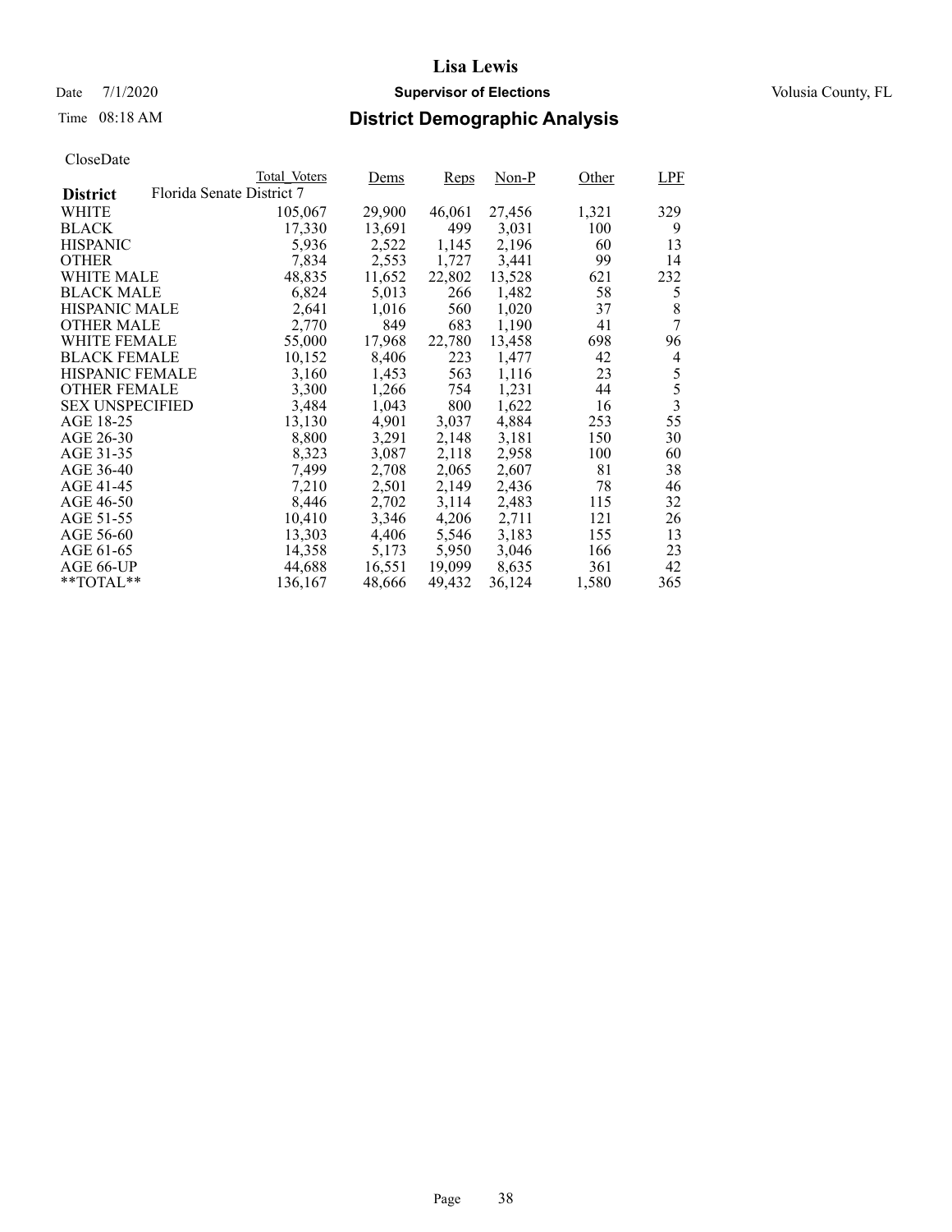# Lisa Lewis

Date 7/1/2020 **Supervisor of Elections** Volusia County, FL

Time 08:18 AM **District Demographic Analysis**

CloseDate

| District | Total_Voters | Dems | Reps | Non-P | Other | LPF |
|---|---|---|---|---|---|---|
| Florida Senate District 7 | | | | | | |
| WHITE | 105,067 | 29,900 | 46,061 | 27,456 | 1,321 | 329 |
| BLACK | 17,330 | 13,691 | 499 | 3,031 | 100 | 9 |
| HISPANIC | 5,936 | 2,522 | 1,145 | 2,196 | 60 | 13 |
| OTHER | 7,834 | 2,553 | 1,727 | 3,441 | 99 | 14 |
| WHITE MALE | 48,835 | 11,652 | 22,802 | 13,528 | 621 | 232 |
| BLACK MALE | 6,824 | 5,013 | 266 | 1,482 | 58 | 5 |
| HISPANIC MALE | 2,641 | 1,016 | 560 | 1,020 | 37 | 8 |
| OTHER MALE | 2,770 | 849 | 683 | 1,190 | 41 | 7 |
| WHITE FEMALE | 55,000 | 17,968 | 22,780 | 13,458 | 698 | 96 |
| BLACK FEMALE | 10,152 | 8,406 | 223 | 1,477 | 42 | 4 |
| HISPANIC FEMALE | 3,160 | 1,453 | 563 | 1,116 | 23 | 5 |
| OTHER FEMALE | 3,300 | 1,266 | 754 | 1,231 | 44 | 5 |
| SEX UNSPECIFIED | 3,484 | 1,043 | 800 | 1,622 | 16 | 3 |
| AGE 18-25 | 13,130 | 4,901 | 3,037 | 4,884 | 253 | 55 |
| AGE 26-30 | 8,800 | 3,291 | 2,148 | 3,181 | 150 | 30 |
| AGE 31-35 | 8,323 | 3,087 | 2,118 | 2,958 | 100 | 60 |
| AGE 36-40 | 7,499 | 2,708 | 2,065 | 2,607 | 81 | 38 |
| AGE 41-45 | 7,210 | 2,501 | 2,149 | 2,436 | 78 | 46 |
| AGE 46-50 | 8,446 | 2,702 | 3,114 | 2,483 | 115 | 32 |
| AGE 51-55 | 10,410 | 3,346 | 4,206 | 2,711 | 121 | 26 |
| AGE 56-60 | 13,303 | 4,406 | 5,546 | 3,183 | 155 | 13 |
| AGE 61-65 | 14,358 | 5,173 | 5,950 | 3,046 | 166 | 23 |
| AGE 66-UP | 44,688 | 16,551 | 19,099 | 8,635 | 361 | 42 |
| **TOTAL** | 136,167 | 48,666 | 49,432 | 36,124 | 1,580 | 365 |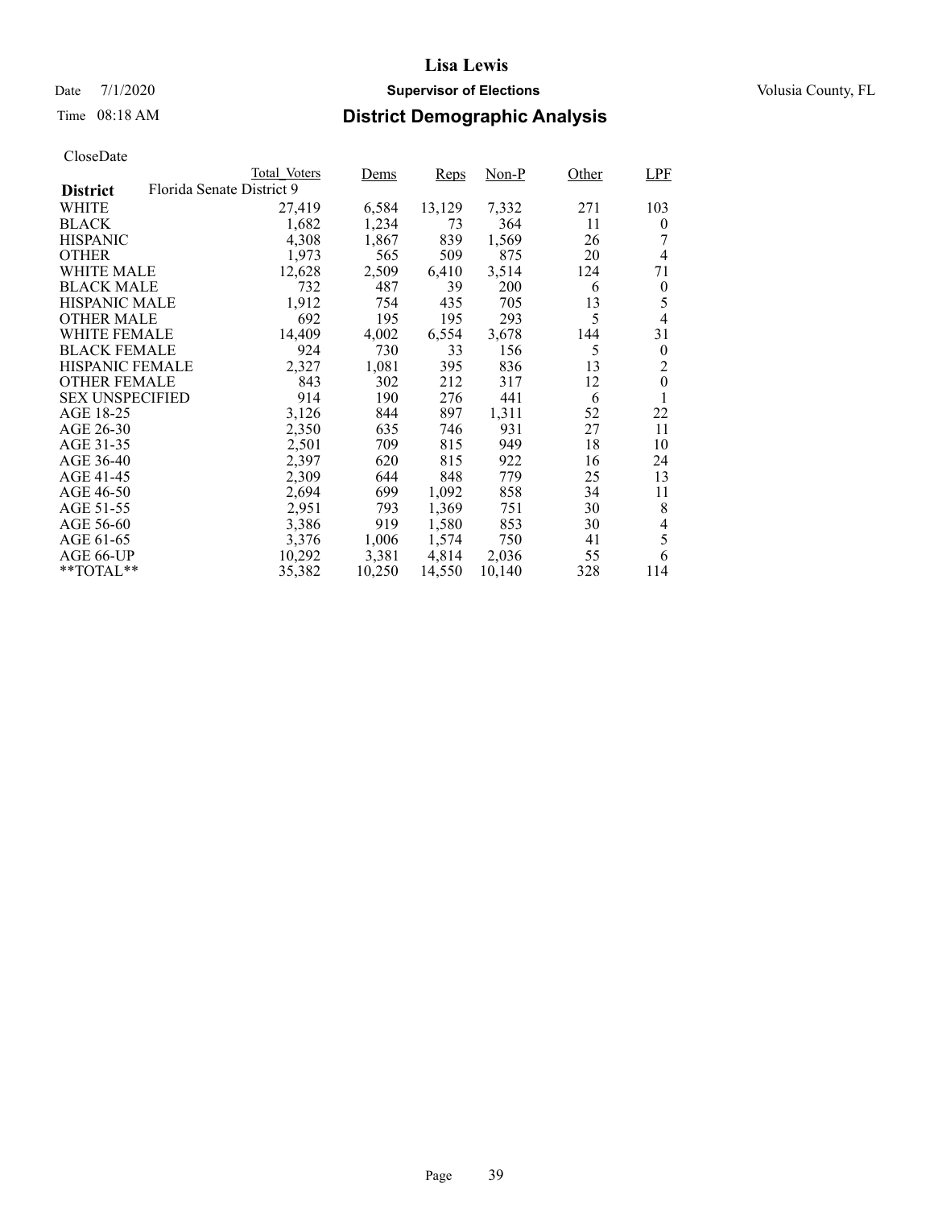# Lisa Lewis

Date 7/1/2020 **Supervisor of Elections** Volusia County, FL

Time 08:18 AM **District Demographic Analysis**

CloseDate

| **District** | Florida Senate District 9 Total_Voters | Dems | Reps | Non-P | Other | LPF |
|---|---|---|---|---|---|---|
| WHITE | 27,419 | 6,584 | 13,129 | 7,332 | 271 | 103 |
| BLACK | 1,682 | 1,234 | 73 | 364 | 11 | 0 |
| HISPANIC | 4,308 | 1,867 | 839 | 1,569 | 26 | 7 |
| OTHER | 1,973 | 565 | 509 | 875 | 20 | 4 |
| WHITE MALE | 12,628 | 2,509 | 6,410 | 3,514 | 124 | 71 |
| BLACK MALE | 732 | 487 | 39 | 200 | 6 | 0 |
| HISPANIC MALE | 1,912 | 754 | 435 | 705 | 13 | 5 |
| OTHER MALE | 692 | 195 | 195 | 293 | 5 | 4 |
| WHITE FEMALE | 14,409 | 4,002 | 6,554 | 3,678 | 144 | 31 |
| BLACK FEMALE | 924 | 730 | 33 | 156 | 5 | 0 |
| HISPANIC FEMALE | 2,327 | 1,081 | 395 | 836 | 13 | 2 |
| OTHER FEMALE | 843 | 302 | 212 | 317 | 12 | 0 |
| SEX UNSPECIFIED | 914 | 190 | 276 | 441 | 6 | 1 |
| AGE 18-25 | 3,126 | 844 | 897 | 1,311 | 52 | 22 |
| AGE 26-30 | 2,350 | 635 | 746 | 931 | 27 | 11 |
| AGE 31-35 | 2,501 | 709 | 815 | 949 | 18 | 10 |
| AGE 36-40 | 2,397 | 620 | 815 | 922 | 16 | 24 |
| AGE 41-45 | 2,309 | 644 | 848 | 779 | 25 | 13 |
| AGE 46-50 | 2,694 | 699 | 1,092 | 858 | 34 | 11 |
| AGE 51-55 | 2,951 | 793 | 1,369 | 751 | 30 | 8 |
| AGE 56-60 | 3,386 | 919 | 1,580 | 853 | 30 | 4 |
| AGE 61-65 | 3,376 | 1,006 | 1,574 | 750 | 41 | 5 |
| AGE 66-UP | 10,292 | 3,381 | 4,814 | 2,036 | 55 | 6 |
| **TOTAL** | 35,382 | 10,250 | 14,550 | 10,140 | 328 | 114 |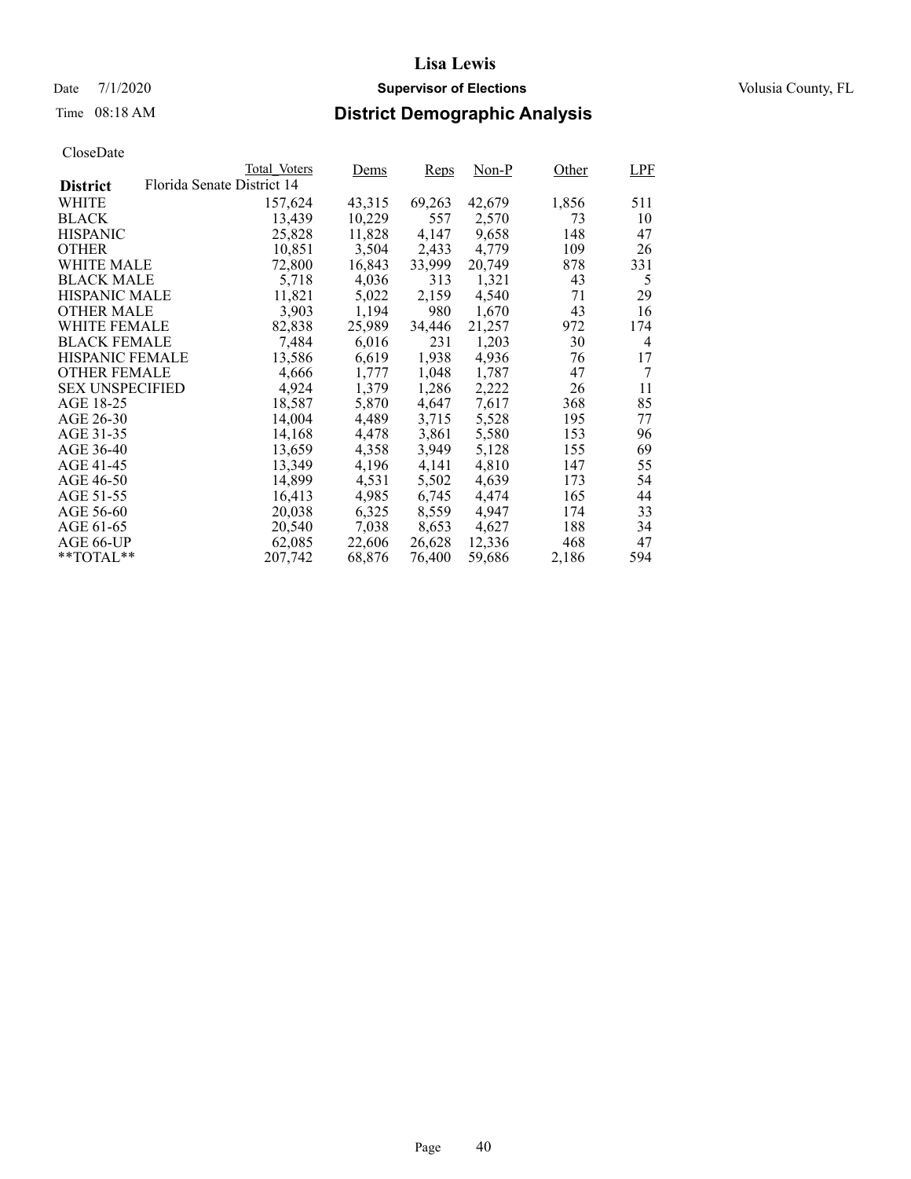# Lisa Lewis

Date 7/1/2020 **Supervisor of Elections** Volusia County, FL

Time 08:18 AM **District Demographic Analysis**

CloseDate

| District: Florida Senate District 14 | Total_Voters | Dems | Reps | Non-P | Other | LPF |
|---|---|---|---|---|---|---|
| WHITE | 157,624 | 43,315 | 69,263 | 42,679 | 1,856 | 511 |
| BLACK | 13,439 | 10,229 | 557 | 2,570 | 73 | 10 |
| HISPANIC | 25,828 | 11,828 | 4,147 | 9,658 | 148 | 47 |
| OTHER | 10,851 | 3,504 | 2,433 | 4,779 | 109 | 26 |
| WHITE MALE | 72,800 | 16,843 | 33,999 | 20,749 | 878 | 331 |
| BLACK MALE | 5,718 | 4,036 | 313 | 1,321 | 43 | 5 |
| HISPANIC MALE | 11,821 | 5,022 | 2,159 | 4,540 | 71 | 29 |
| OTHER MALE | 3,903 | 1,194 | 980 | 1,670 | 43 | 16 |
| WHITE FEMALE | 82,838 | 25,989 | 34,446 | 21,257 | 972 | 174 |
| BLACK FEMALE | 7,484 | 6,016 | 231 | 1,203 | 30 | 4 |
| HISPANIC FEMALE | 13,586 | 6,619 | 1,938 | 4,936 | 76 | 17 |
| OTHER FEMALE | 4,666 | 1,777 | 1,048 | 1,787 | 47 | 7 |
| SEX UNSPECIFIED | 4,924 | 1,379 | 1,286 | 2,222 | 26 | 11 |
| AGE 18-25 | 18,587 | 5,870 | 4,647 | 7,617 | 368 | 85 |
| AGE 26-30 | 14,004 | 4,489 | 3,715 | 5,528 | 195 | 77 |
| AGE 31-35 | 14,168 | 4,478 | 3,861 | 5,580 | 153 | 96 |
| AGE 36-40 | 13,659 | 4,358 | 3,949 | 5,128 | 155 | 69 |
| AGE 41-45 | 13,349 | 4,196 | 4,141 | 4,810 | 147 | 55 |
| AGE 46-50 | 14,899 | 4,531 | 5,502 | 4,639 | 173 | 54 |
| AGE 51-55 | 16,413 | 4,985 | 6,745 | 4,474 | 165 | 44 |
| AGE 56-60 | 20,038 | 6,325 | 8,559 | 4,947 | 174 | 33 |
| AGE 61-65 | 20,540 | 7,038 | 8,653 | 4,627 | 188 | 34 |
| AGE 66-UP | 62,085 | 22,606 | 26,628 | 12,336 | 468 | 47 |
| **TOTAL** | 207,742 | 68,876 | 76,400 | 59,686 | 2,186 | 594 |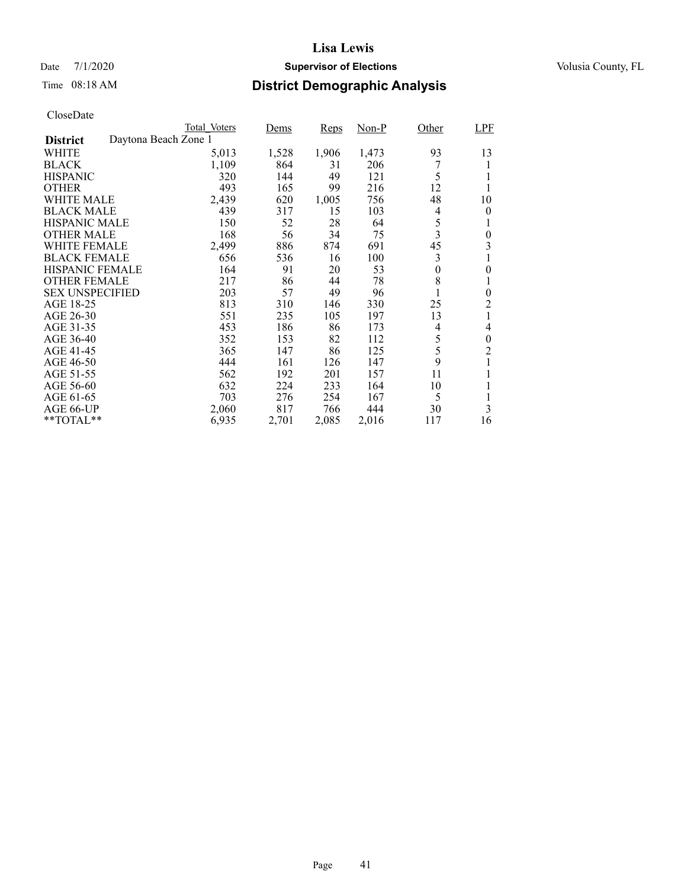# Lisa Lewis

Date 7/1/2020 **Supervisor of Elections** Volusia County, FL

Time 08:18 AM **District Demographic Analysis**

CloseDate

| | Total_Voters | Dems | Reps | Non-P | Other | LPF |
|---|---|---|---|---|---|---|
| **District** Daytona Beach Zone 1 | | | | | | |
| WHITE | 5,013 | 1,528 | 1,906 | 1,473 | 93 | 13 |
| BLACK | 1,109 | 864 | 31 | 206 | 7 | 1 |
| HISPANIC | 320 | 144 | 49 | 121 | 5 | 1 |
| OTHER | 493 | 165 | 99 | 216 | 12 | 1 |
| WHITE MALE | 2,439 | 620 | 1,005 | 756 | 48 | 10 |
| BLACK MALE | 439 | 317 | 15 | 103 | 4 | 0 |
| HISPANIC MALE | 150 | 52 | 28 | 64 | 5 | 1 |
| OTHER MALE | 168 | 56 | 34 | 75 | 3 | 0 |
| WHITE FEMALE | 2,499 | 886 | 874 | 691 | 45 | 3 |
| BLACK FEMALE | 656 | 536 | 16 | 100 | 3 | 1 |
| HISPANIC FEMALE | 164 | 91 | 20 | 53 | 0 | 0 |
| OTHER FEMALE | 217 | 86 | 44 | 78 | 8 | 1 |
| SEX UNSPECIFIED | 203 | 57 | 49 | 96 | 1 | 0 |
| AGE 18-25 | 813 | 310 | 146 | 330 | 25 | 2 |
| AGE 26-30 | 551 | 235 | 105 | 197 | 13 | 1 |
| AGE 31-35 | 453 | 186 | 86 | 173 | 4 | 4 |
| AGE 36-40 | 352 | 153 | 82 | 112 | 5 | 0 |
| AGE 41-45 | 365 | 147 | 86 | 125 | 5 | 2 |
| AGE 46-50 | 444 | 161 | 126 | 147 | 9 | 1 |
| AGE 51-55 | 562 | 192 | 201 | 157 | 11 | 1 |
| AGE 56-60 | 632 | 224 | 233 | 164 | 10 | 1 |
| AGE 61-65 | 703 | 276 | 254 | 167 | 5 | 1 |
| AGE 66-UP | 2,060 | 817 | 766 | 444 | 30 | 3 |
| **TOTAL** | 6,935 | 2,701 | 2,085 | 2,016 | 117 | 16 |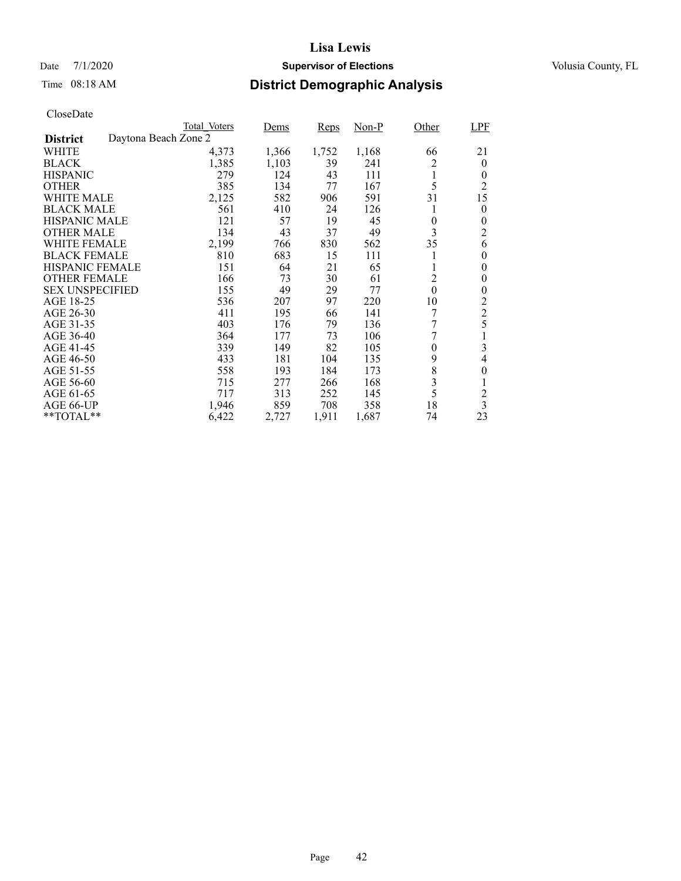# Lisa Lewis

Date 7/1/2020 **Supervisor of Elections** Volusia County, FL

Time 08:18 AM **District Demographic Analysis**

CloseDate

| District: Daytona Beach Zone 2 | Total_Voters | Dems | Reps | Non-P | Other | LPF |
|---|---|---|---|---|---|---|
| WHITE | 4,373 | 1,366 | 1,752 | 1,168 | 66 | 21 |
| BLACK | 1,385 | 1,103 | 39 | 241 | 2 | 0 |
| HISPANIC | 279 | 124 | 43 | 111 | 1 | 0 |
| OTHER | 385 | 134 | 77 | 167 | 5 | 2 |
| WHITE MALE | 2,125 | 582 | 906 | 591 | 31 | 15 |
| BLACK MALE | 561 | 410 | 24 | 126 | 1 | 0 |
| HISPANIC MALE | 121 | 57 | 19 | 45 | 0 | 0 |
| OTHER MALE | 134 | 43 | 37 | 49 | 3 | 2 |
| WHITE FEMALE | 2,199 | 766 | 830 | 562 | 35 | 6 |
| BLACK FEMALE | 810 | 683 | 15 | 111 | 1 | 0 |
| HISPANIC FEMALE | 151 | 64 | 21 | 65 | 1 | 0 |
| OTHER FEMALE | 166 | 73 | 30 | 61 | 2 | 0 |
| SEX UNSPECIFIED | 155 | 49 | 29 | 77 | 0 | 0 |
| AGE 18-25 | 536 | 207 | 97 | 220 | 10 | 2 |
| AGE 26-30 | 411 | 195 | 66 | 141 | 7 | 2 |
| AGE 31-35 | 403 | 176 | 79 | 136 | 7 | 5 |
| AGE 36-40 | 364 | 177 | 73 | 106 | 7 | 1 |
| AGE 41-45 | 339 | 149 | 82 | 105 | 0 | 3 |
| AGE 46-50 | 433 | 181 | 104 | 135 | 9 | 4 |
| AGE 51-55 | 558 | 193 | 184 | 173 | 8 | 0 |
| AGE 56-60 | 715 | 277 | 266 | 168 | 3 | 1 |
| AGE 61-65 | 717 | 313 | 252 | 145 | 5 | 2 |
| AGE 66-UP | 1,946 | 859 | 708 | 358 | 18 | 3 |
| **TOTAL** | 6,422 | 2,727 | 1,911 | 1,687 | 74 | 23 |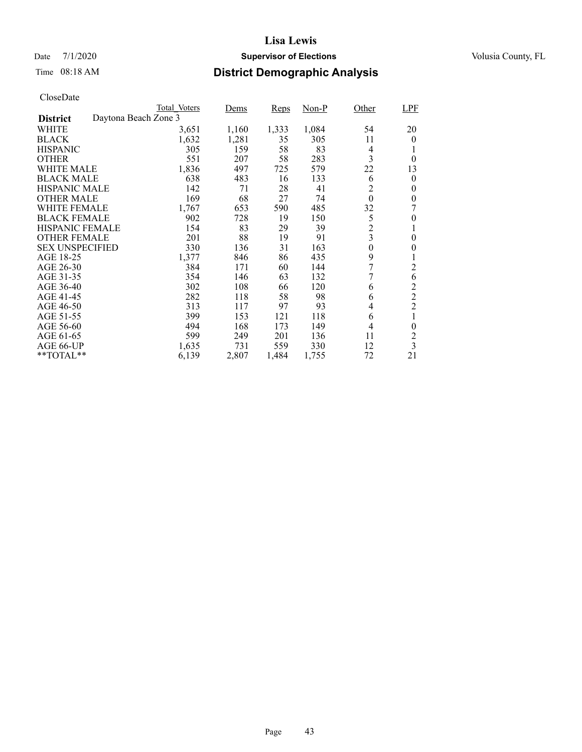# Lisa Lewis

Date 7/1/2020 **Supervisor of Elections** Volusia County, FL

Time 08:18 AM **District Demographic Analysis**

CloseDate

| | Total_Voters | Dems | Reps | Non-P | Other | LPF |
|---|---|---|---|---|---|---|
| **District** Daytona Beach Zone 3 | | | | | | |
| WHITE | 3,651 | 1,160 | 1,333 | 1,084 | 54 | 20 |
| BLACK | 1,632 | 1,281 | 35 | 305 | 11 | 0 |
| HISPANIC | 305 | 159 | 58 | 83 | 4 | 1 |
| OTHER | 551 | 207 | 58 | 283 | 3 | 0 |
| WHITE MALE | 1,836 | 497 | 725 | 579 | 22 | 13 |
| BLACK MALE | 638 | 483 | 16 | 133 | 6 | 0 |
| HISPANIC MALE | 142 | 71 | 28 | 41 | 2 | 0 |
| OTHER MALE | 169 | 68 | 27 | 74 | 0 | 0 |
| WHITE FEMALE | 1,767 | 653 | 590 | 485 | 32 | 7 |
| BLACK FEMALE | 902 | 728 | 19 | 150 | 5 | 0 |
| HISPANIC FEMALE | 154 | 83 | 29 | 39 | 2 | 1 |
| OTHER FEMALE | 201 | 88 | 19 | 91 | 3 | 0 |
| SEX UNSPECIFIED | 330 | 136 | 31 | 163 | 0 | 0 |
| AGE 18-25 | 1,377 | 846 | 86 | 435 | 9 | 1 |
| AGE 26-30 | 384 | 171 | 60 | 144 | 7 | 2 |
| AGE 31-35 | 354 | 146 | 63 | 132 | 7 | 6 |
| AGE 36-40 | 302 | 108 | 66 | 120 | 6 | 2 |
| AGE 41-45 | 282 | 118 | 58 | 98 | 6 | 2 |
| AGE 46-50 | 313 | 117 | 97 | 93 | 4 | 2 |
| AGE 51-55 | 399 | 153 | 121 | 118 | 6 | 1 |
| AGE 56-60 | 494 | 168 | 173 | 149 | 4 | 0 |
| AGE 61-65 | 599 | 249 | 201 | 136 | 11 | 2 |
| AGE 66-UP | 1,635 | 731 | 559 | 330 | 12 | 3 |
| **TOTAL** | 6,139 | 2,807 | 1,484 | 1,755 | 72 | 21 |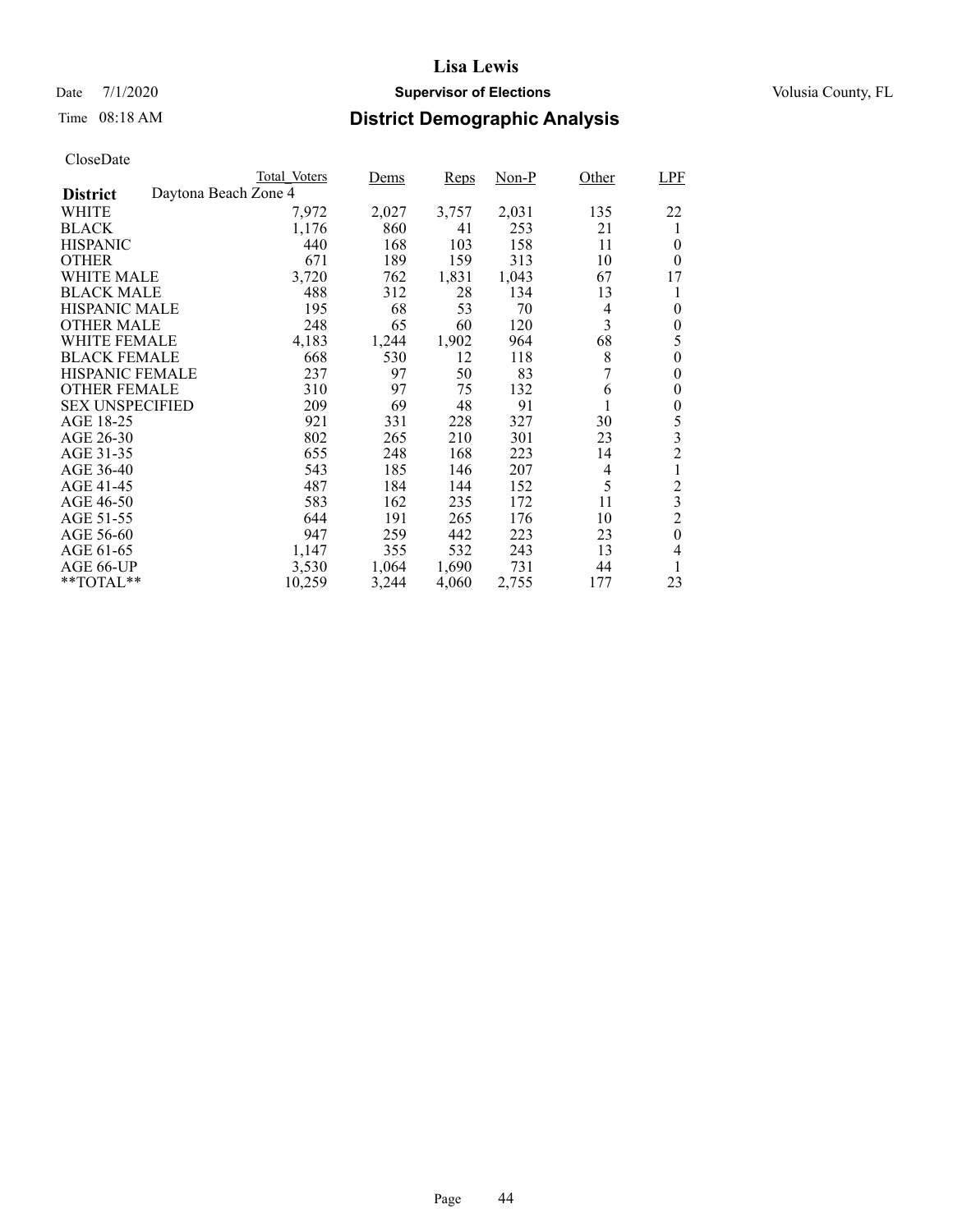# Lisa Lewis

Date 7/1/2020 **Supervisor of Elections** Volusia County, FL

Time 08:18 AM **District Demographic Analysis**

CloseDate

| District | Total_Voters | Dems | Reps | Non-P | Other | LPF |
|---|---|---|---|---|---|---|
| **Daytona Beach Zone 4** | | | | | | |
| WHITE | 7,972 | 2,027 | 3,757 | 2,031 | 135 | 22 |
| BLACK | 1,176 | 860 | 41 | 253 | 21 | 1 |
| HISPANIC | 440 | 168 | 103 | 158 | 11 | 0 |
| OTHER | 671 | 189 | 159 | 313 | 10 | 0 |
| WHITE MALE | 3,720 | 762 | 1,831 | 1,043 | 67 | 17 |
| BLACK MALE | 488 | 312 | 28 | 134 | 13 | 1 |
| HISPANIC MALE | 195 | 68 | 53 | 70 | 4 | 0 |
| OTHER MALE | 248 | 65 | 60 | 120 | 3 | 0 |
| WHITE FEMALE | 4,183 | 1,244 | 1,902 | 964 | 68 | 5 |
| BLACK FEMALE | 668 | 530 | 12 | 118 | 8 | 0 |
| HISPANIC FEMALE | 237 | 97 | 50 | 83 | 7 | 0 |
| OTHER FEMALE | 310 | 97 | 75 | 132 | 6 | 0 |
| SEX UNSPECIFIED | 209 | 69 | 48 | 91 | 1 | 0 |
| AGE 18-25 | 921 | 331 | 228 | 327 | 30 | 5 |
| AGE 26-30 | 802 | 265 | 210 | 301 | 23 | 3 |
| AGE 31-35 | 655 | 248 | 168 | 223 | 14 | 2 |
| AGE 36-40 | 543 | 185 | 146 | 207 | 4 | 1 |
| AGE 41-45 | 487 | 184 | 144 | 152 | 5 | 2 |
| AGE 46-50 | 583 | 162 | 235 | 172 | 11 | 3 |
| AGE 51-55 | 644 | 191 | 265 | 176 | 10 | 2 |
| AGE 56-60 | 947 | 259 | 442 | 223 | 23 | 0 |
| AGE 61-65 | 1,147 | 355 | 532 | 243 | 13 | 4 |
| AGE 66-UP | 3,530 | 1,064 | 1,690 | 731 | 44 | 1 |
| **TOTAL** | 10,259 | 3,244 | 4,060 | 2,755 | 177 | 23 |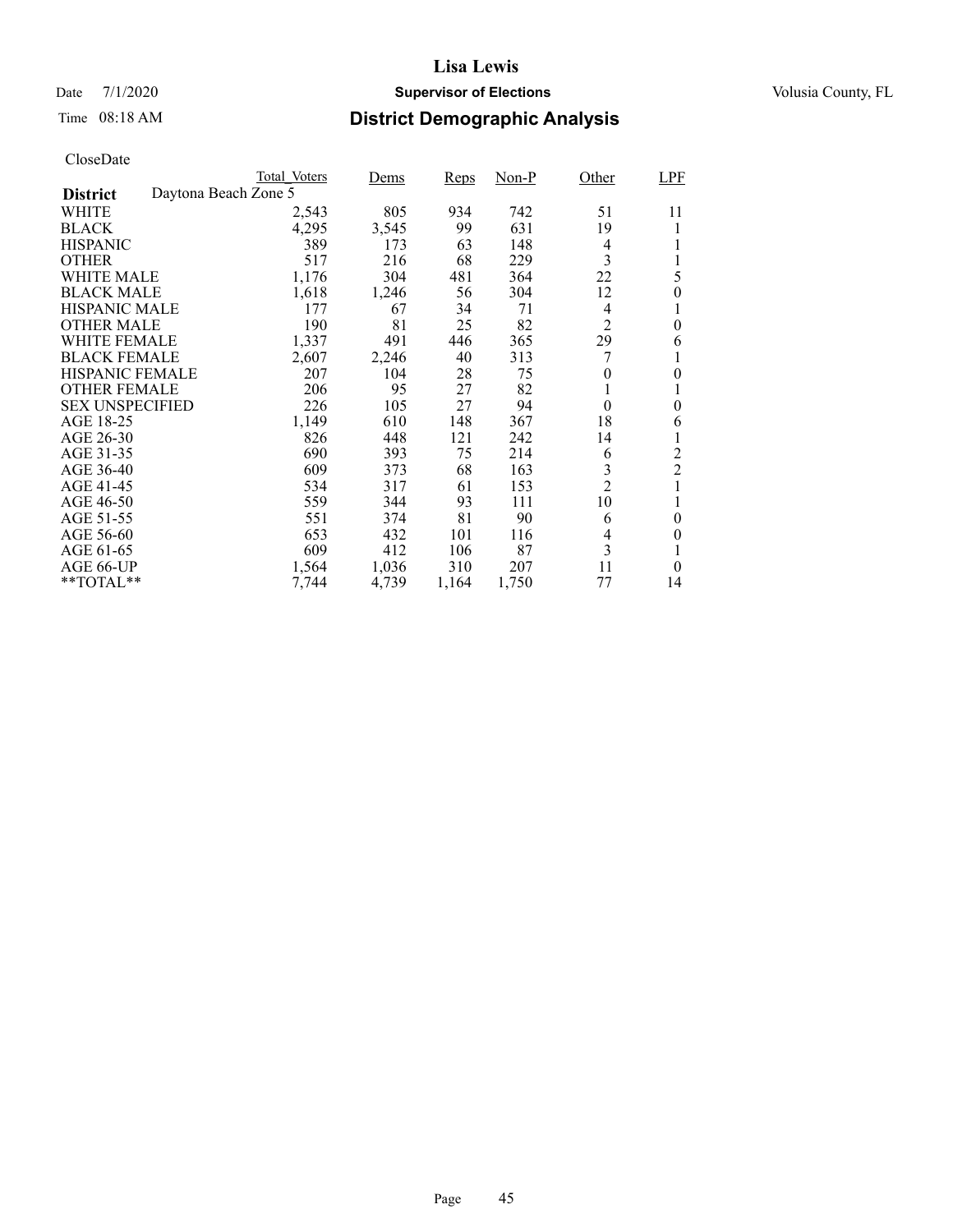# Lisa Lewis

Date 7/1/2020 **Supervisor of Elections** Volusia County, FL

Time 08:18 AM **District Demographic Analysis**

CloseDate

| | Total_Voters | Dems | Reps | Non-P | Other | LPF |
|---|---|---|---|---|---|---|
| **District** Daytona Beach Zone 5 | | | | | | |
| WHITE | 2,543 | 805 | 934 | 742 | 51 | 11 |
| BLACK | 4,295 | 3,545 | 99 | 631 | 19 | 1 |
| HISPANIC | 389 | 173 | 63 | 148 | 4 | 1 |
| OTHER | 517 | 216 | 68 | 229 | 3 | 1 |
| WHITE MALE | 1,176 | 304 | 481 | 364 | 22 | 5 |
| BLACK MALE | 1,618 | 1,246 | 56 | 304 | 12 | 0 |
| HISPANIC MALE | 177 | 67 | 34 | 71 | 4 | 1 |
| OTHER MALE | 190 | 81 | 25 | 82 | 2 | 0 |
| WHITE FEMALE | 1,337 | 491 | 446 | 365 | 29 | 6 |
| BLACK FEMALE | 2,607 | 2,246 | 40 | 313 | 7 | 1 |
| HISPANIC FEMALE | 207 | 104 | 28 | 75 | 0 | 0 |
| OTHER FEMALE | 206 | 95 | 27 | 82 | 1 | 1 |
| SEX UNSPECIFIED | 226 | 105 | 27 | 94 | 0 | 0 |
| AGE 18-25 | 1,149 | 610 | 148 | 367 | 18 | 6 |
| AGE 26-30 | 826 | 448 | 121 | 242 | 14 | 1 |
| AGE 31-35 | 690 | 393 | 75 | 214 | 6 | 2 |
| AGE 36-40 | 609 | 373 | 68 | 163 | 3 | 2 |
| AGE 41-45 | 534 | 317 | 61 | 153 | 2 | 1 |
| AGE 46-50 | 559 | 344 | 93 | 111 | 10 | 1 |
| AGE 51-55 | 551 | 374 | 81 | 90 | 6 | 0 |
| AGE 56-60 | 653 | 432 | 101 | 116 | 4 | 0 |
| AGE 61-65 | 609 | 412 | 106 | 87 | 3 | 1 |
| AGE 66-UP | 1,564 | 1,036 | 310 | 207 | 11 | 0 |
| **TOTAL** | 7,744 | 4,739 | 1,164 | 1,750 | 77 | 14 |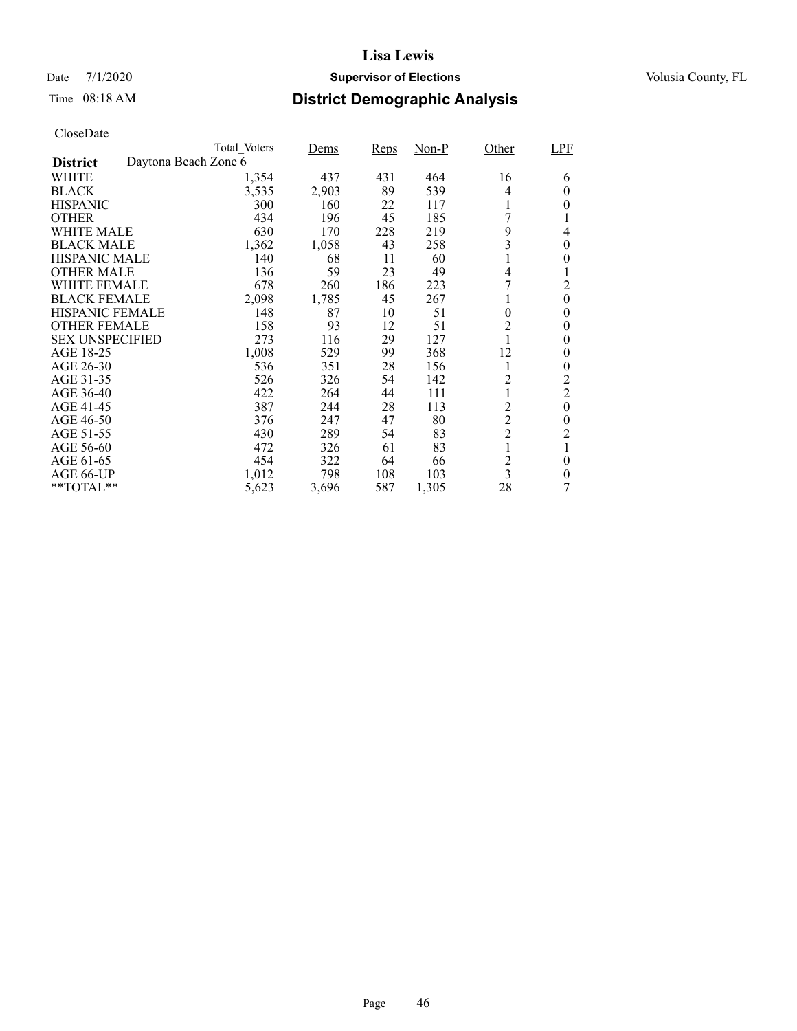# Lisa Lewis

Date 7/1/2020 **Supervisor of Elections** Volusia County, FL

Time 08:18 AM **District Demographic Analysis**

CloseDate

| | Total_Voters | Dems | Reps | Non-P | Other | LPF |
|---|---|---|---|---|---|---|
| **District** Daytona Beach Zone 6 | | | | | | |
| WHITE | 1,354 | 437 | 431 | 464 | 16 | 6 |
| BLACK | 3,535 | 2,903 | 89 | 539 | 4 | 0 |
| HISPANIC | 300 | 160 | 22 | 117 | 1 | 0 |
| OTHER | 434 | 196 | 45 | 185 | 7 | 1 |
| WHITE MALE | 630 | 170 | 228 | 219 | 9 | 4 |
| BLACK MALE | 1,362 | 1,058 | 43 | 258 | 3 | 0 |
| HISPANIC MALE | 140 | 68 | 11 | 60 | 1 | 0 |
| OTHER MALE | 136 | 59 | 23 | 49 | 4 | 1 |
| WHITE FEMALE | 678 | 260 | 186 | 223 | 7 | 2 |
| BLACK FEMALE | 2,098 | 1,785 | 45 | 267 | 1 | 0 |
| HISPANIC FEMALE | 148 | 87 | 10 | 51 | 0 | 0 |
| OTHER FEMALE | 158 | 93 | 12 | 51 | 2 | 0 |
| SEX UNSPECIFIED | 273 | 116 | 29 | 127 | 1 | 0 |
| AGE 18-25 | 1,008 | 529 | 99 | 368 | 12 | 0 |
| AGE 26-30 | 536 | 351 | 28 | 156 | 1 | 0 |
| AGE 31-35 | 526 | 326 | 54 | 142 | 2 | 2 |
| AGE 36-40 | 422 | 264 | 44 | 111 | 1 | 2 |
| AGE 41-45 | 387 | 244 | 28 | 113 | 2 | 0 |
| AGE 46-50 | 376 | 247 | 47 | 80 | 2 | 0 |
| AGE 51-55 | 430 | 289 | 54 | 83 | 2 | 2 |
| AGE 56-60 | 472 | 326 | 61 | 83 | 1 | 1 |
| AGE 61-65 | 454 | 322 | 64 | 66 | 2 | 0 |
| AGE 66-UP | 1,012 | 798 | 108 | 103 | 3 | 0 |
| **TOTAL** | 5,623 | 3,696 | 587 | 1,305 | 28 | 7 |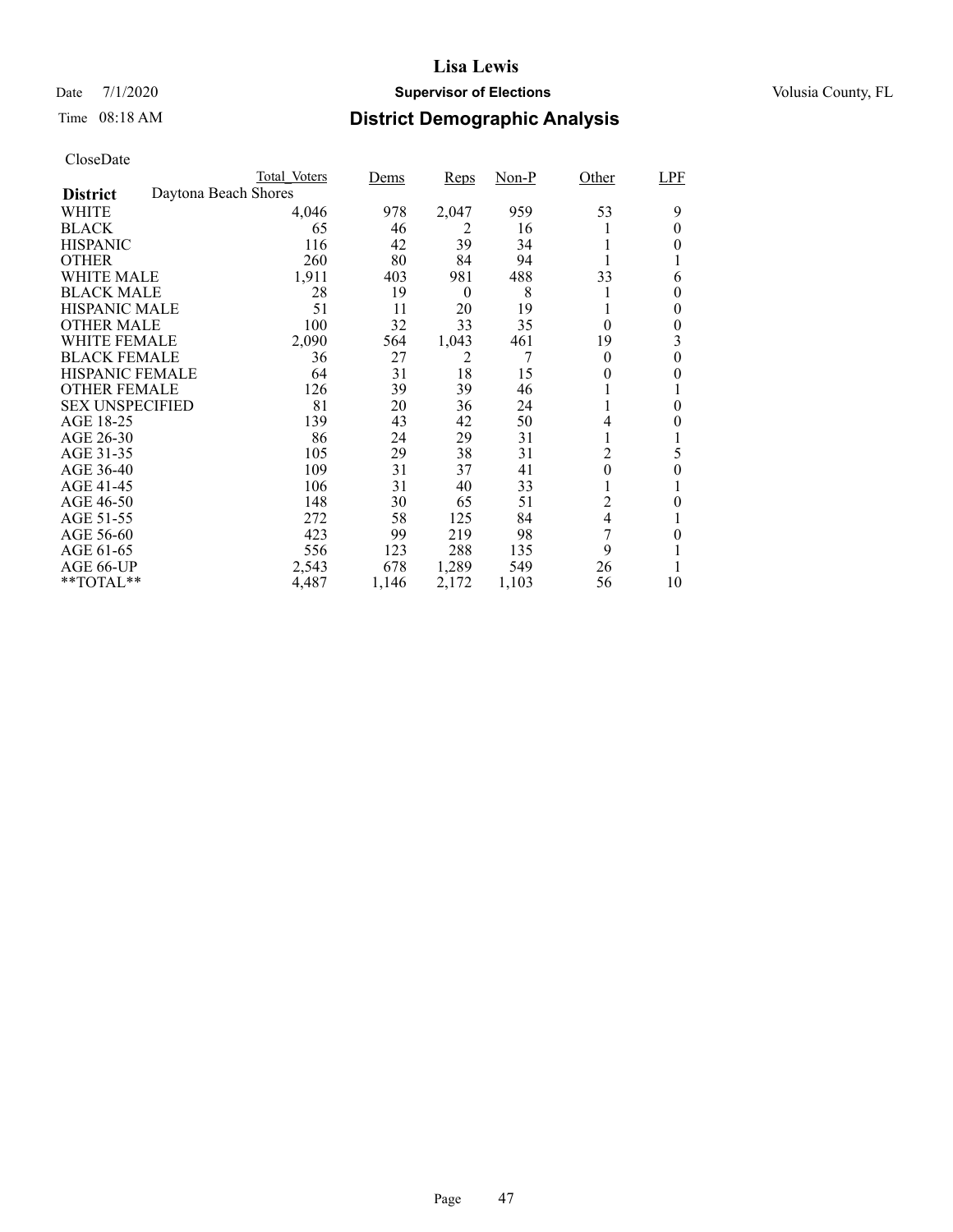**Lisa Lewis**

Date 7/1/2020 **Supervisor of Elections** Volusia County, FL

Time 08:18 AM

# District Demographic Analysis

CloseDate

| | Total_Voters | Dems | Reps | Non-P | Other | LPF |
|---|---|---|---|---|---|---|
| **District** Daytona Beach Shores | | | | | | |
| WHITE | 4,046 | 978 | 2,047 | 959 | 53 | 9 |
| BLACK | 65 | 46 | 2 | 16 | 1 | 0 |
| HISPANIC | 116 | 42 | 39 | 34 | 1 | 0 |
| OTHER | 260 | 80 | 84 | 94 | 1 | 1 |
| WHITE MALE | 1,911 | 403 | 981 | 488 | 33 | 6 |
| BLACK MALE | 28 | 19 | 0 | 8 | 1 | 0 |
| HISPANIC MALE | 51 | 11 | 20 | 19 | 1 | 0 |
| OTHER MALE | 100 | 32 | 33 | 35 | 0 | 0 |
| WHITE FEMALE | 2,090 | 564 | 1,043 | 461 | 19 | 3 |
| BLACK FEMALE | 36 | 27 | 2 | 7 | 0 | 0 |
| HISPANIC FEMALE | 64 | 31 | 18 | 15 | 0 | 0 |
| OTHER FEMALE | 126 | 39 | 39 | 46 | 1 | 1 |
| SEX UNSPECIFIED | 81 | 20 | 36 | 24 | 1 | 0 |
| AGE 18-25 | 139 | 43 | 42 | 50 | 4 | 0 |
| AGE 26-30 | 86 | 24 | 29 | 31 | 1 | 1 |
| AGE 31-35 | 105 | 29 | 38 | 31 | 2 | 5 |
| AGE 36-40 | 109 | 31 | 37 | 41 | 0 | 0 |
| AGE 41-45 | 106 | 31 | 40 | 33 | 1 | 1 |
| AGE 46-50 | 148 | 30 | 65 | 51 | 2 | 0 |
| AGE 51-55 | 272 | 58 | 125 | 84 | 4 | 1 |
| AGE 56-60 | 423 | 99 | 219 | 98 | 7 | 0 |
| AGE 61-65 | 556 | 123 | 288 | 135 | 9 | 1 |
| AGE 66-UP | 2,543 | 678 | 1,289 | 549 | 26 | 1 |
| **TOTAL** | 4,487 | 1,146 | 2,172 | 1,103 | 56 | 10 |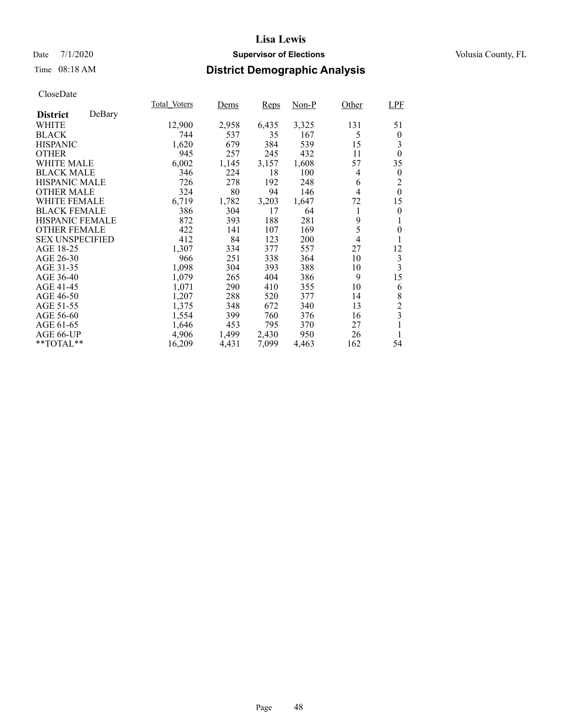# Lisa Lewis

Date 7/1/2020 **Supervisor of Elections** Volusia County, FL

Time 08:18 AM **District Demographic Analysis**

CloseDate

| District DeBary | Total_Voters | Dems | Reps | Non-P | Other | LPF |
|---|---|---|---|---|---|---|
| WHITE | 12,900 | 2,958 | 6,435 | 3,325 | 131 | 51 |
| BLACK | 744 | 537 | 35 | 167 | 5 | 0 |
| HISPANIC | 1,620 | 679 | 384 | 539 | 15 | 3 |
| OTHER | 945 | 257 | 245 | 432 | 11 | 0 |
| WHITE MALE | 6,002 | 1,145 | 3,157 | 1,608 | 57 | 35 |
| BLACK MALE | 346 | 224 | 18 | 100 | 4 | 0 |
| HISPANIC MALE | 726 | 278 | 192 | 248 | 6 | 2 |
| OTHER MALE | 324 | 80 | 94 | 146 | 4 | 0 |
| WHITE FEMALE | 6,719 | 1,782 | 3,203 | 1,647 | 72 | 15 |
| BLACK FEMALE | 386 | 304 | 17 | 64 | 1 | 0 |
| HISPANIC FEMALE | 872 | 393 | 188 | 281 | 9 | 1 |
| OTHER FEMALE | 422 | 141 | 107 | 169 | 5 | 0 |
| SEX UNSPECIFIED | 412 | 84 | 123 | 200 | 4 | 1 |
| AGE 18-25 | 1,307 | 334 | 377 | 557 | 27 | 12 |
| AGE 26-30 | 966 | 251 | 338 | 364 | 10 | 3 |
| AGE 31-35 | 1,098 | 304 | 393 | 388 | 10 | 3 |
| AGE 36-40 | 1,079 | 265 | 404 | 386 | 9 | 15 |
| AGE 41-45 | 1,071 | 290 | 410 | 355 | 10 | 6 |
| AGE 46-50 | 1,207 | 288 | 520 | 377 | 14 | 8 |
| AGE 51-55 | 1,375 | 348 | 672 | 340 | 13 | 2 |
| AGE 56-60 | 1,554 | 399 | 760 | 376 | 16 | 3 |
| AGE 61-65 | 1,646 | 453 | 795 | 370 | 27 | 1 |
| AGE 66-UP | 4,906 | 1,499 | 2,430 | 950 | 26 | 1 |
| **TOTAL** | 16,209 | 4,431 | 7,099 | 4,463 | 162 | 54 |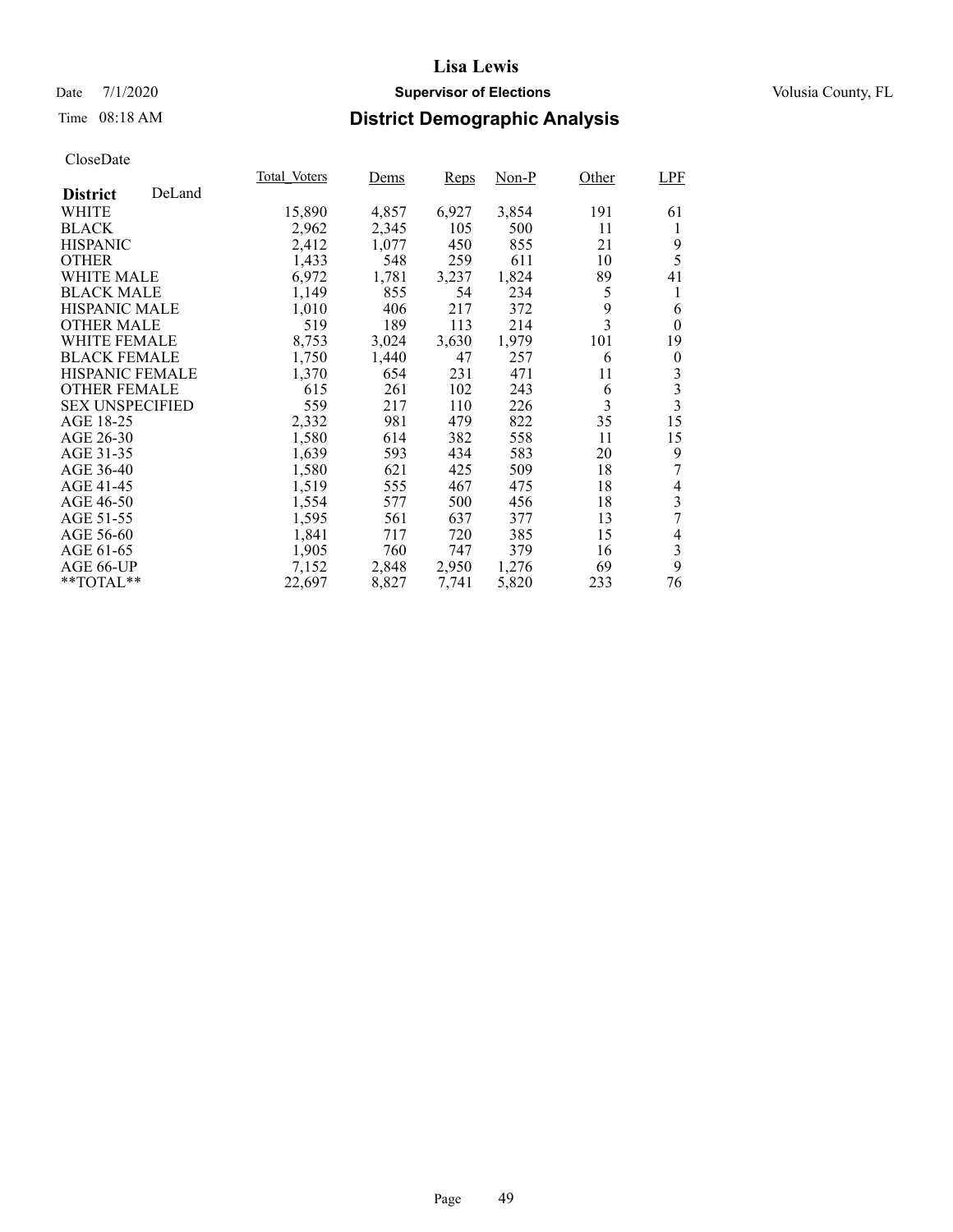# Lisa Lewis

Date 7/1/2020 **Supervisor of Elections** Volusia County, FL

Time 08:18 AM **District Demographic Analysis**

CloseDate

| District DeLand | Total_Voters | Dems | Reps | Non-P | Other | LPF |
|---|---|---|---|---|---|---|
| WHITE | 15,890 | 4,857 | 6,927 | 3,854 | 191 | 61 |
| BLACK | 2,962 | 2,345 | 105 | 500 | 11 | 1 |
| HISPANIC | 2,412 | 1,077 | 450 | 855 | 21 | 9 |
| OTHER | 1,433 | 548 | 259 | 611 | 10 | 5 |
| WHITE MALE | 6,972 | 1,781 | 3,237 | 1,824 | 89 | 41 |
| BLACK MALE | 1,149 | 855 | 54 | 234 | 5 | 1 |
| HISPANIC MALE | 1,010 | 406 | 217 | 372 | 9 | 6 |
| OTHER MALE | 519 | 189 | 113 | 214 | 3 | 0 |
| WHITE FEMALE | 8,753 | 3,024 | 3,630 | 1,979 | 101 | 19 |
| BLACK FEMALE | 1,750 | 1,440 | 47 | 257 | 6 | 0 |
| HISPANIC FEMALE | 1,370 | 654 | 231 | 471 | 11 | 3 |
| OTHER FEMALE | 615 | 261 | 102 | 243 | 6 | 3 |
| SEX UNSPECIFIED | 559 | 217 | 110 | 226 | 3 | 3 |
| AGE 18-25 | 2,332 | 981 | 479 | 822 | 35 | 15 |
| AGE 26-30 | 1,580 | 614 | 382 | 558 | 11 | 15 |
| AGE 31-35 | 1,639 | 593 | 434 | 583 | 20 | 9 |
| AGE 36-40 | 1,580 | 621 | 425 | 509 | 18 | 7 |
| AGE 41-45 | 1,519 | 555 | 467 | 475 | 18 | 4 |
| AGE 46-50 | 1,554 | 577 | 500 | 456 | 18 | 3 |
| AGE 51-55 | 1,595 | 561 | 637 | 377 | 13 | 7 |
| AGE 56-60 | 1,841 | 717 | 720 | 385 | 15 | 4 |
| AGE 61-65 | 1,905 | 760 | 747 | 379 | 16 | 3 |
| AGE 66-UP | 7,152 | 2,848 | 2,950 | 1,276 | 69 | 9 |
| **TOTAL** | 22,697 | 8,827 | 7,741 | 5,820 | 233 | 76 |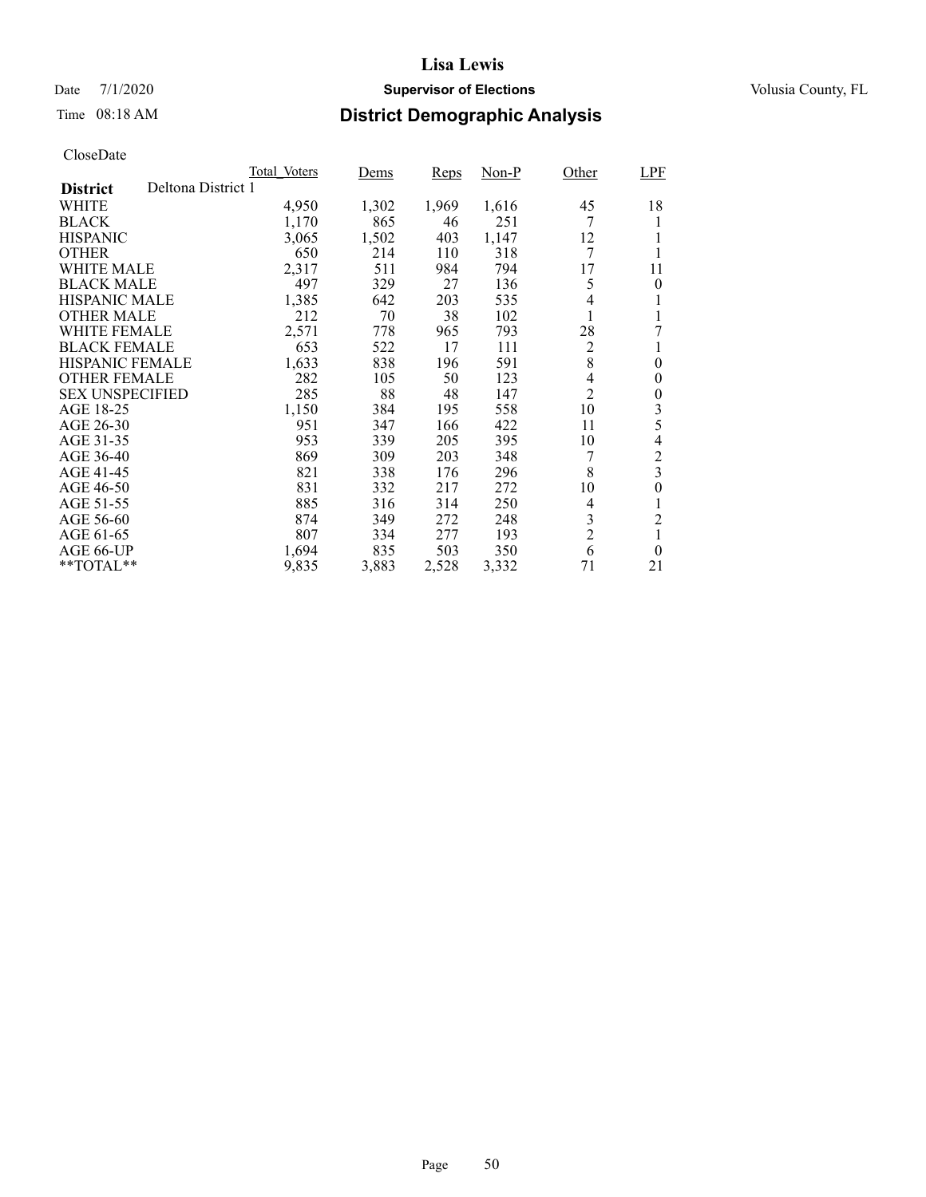# Lisa Lewis

Date 7/1/2020 **Supervisor of Elections** Volusia County, FL

Time 08:18 AM **District Demographic Analysis**

CloseDate

| | Total_Voters | Dems | Reps | Non-P | Other | LPF |
|---|---|---|---|---|---|---|
| **District** Deltona District 1 | | | | | | |
| WHITE | 4,950 | 1,302 | 1,969 | 1,616 | 45 | 18 |
| BLACK | 1,170 | 865 | 46 | 251 | 7 | 1 |
| HISPANIC | 3,065 | 1,502 | 403 | 1,147 | 12 | 1 |
| OTHER | 650 | 214 | 110 | 318 | 7 | 1 |
| WHITE MALE | 2,317 | 511 | 984 | 794 | 17 | 11 |
| BLACK MALE | 497 | 329 | 27 | 136 | 5 | 0 |
| HISPANIC MALE | 1,385 | 642 | 203 | 535 | 4 | 1 |
| OTHER MALE | 212 | 70 | 38 | 102 | 1 | 1 |
| WHITE FEMALE | 2,571 | 778 | 965 | 793 | 28 | 7 |
| BLACK FEMALE | 653 | 522 | 17 | 111 | 2 | 1 |
| HISPANIC FEMALE | 1,633 | 838 | 196 | 591 | 8 | 0 |
| OTHER FEMALE | 282 | 105 | 50 | 123 | 4 | 0 |
| SEX UNSPECIFIED | 285 | 88 | 48 | 147 | 2 | 0 |
| AGE 18-25 | 1,150 | 384 | 195 | 558 | 10 | 3 |
| AGE 26-30 | 951 | 347 | 166 | 422 | 11 | 5 |
| AGE 31-35 | 953 | 339 | 205 | 395 | 10 | 4 |
| AGE 36-40 | 869 | 309 | 203 | 348 | 7 | 2 |
| AGE 41-45 | 821 | 338 | 176 | 296 | 8 | 3 |
| AGE 46-50 | 831 | 332 | 217 | 272 | 10 | 0 |
| AGE 51-55 | 885 | 316 | 314 | 250 | 4 | 1 |
| AGE 56-60 | 874 | 349 | 272 | 248 | 3 | 2 |
| AGE 61-65 | 807 | 334 | 277 | 193 | 2 | 1 |
| AGE 66-UP | 1,694 | 835 | 503 | 350 | 6 | 0 |
| **TOTAL** | 9,835 | 3,883 | 2,528 | 3,332 | 71 | 21 |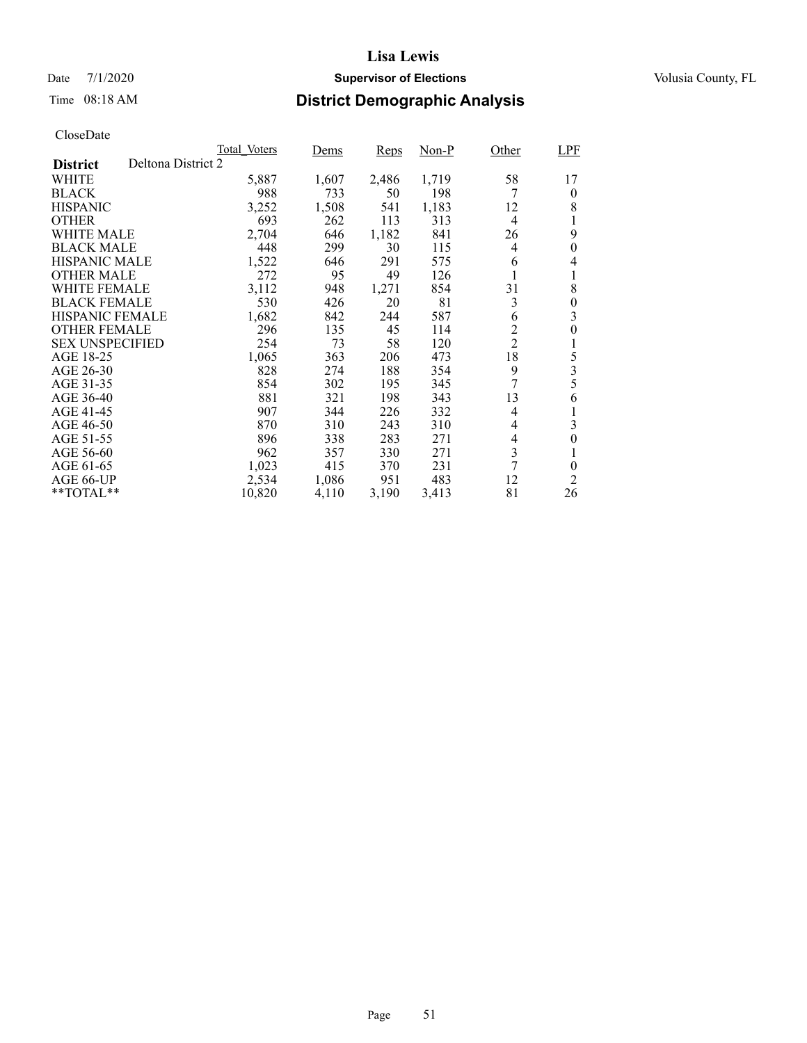# Lisa Lewis

Date 7/1/2020 **Supervisor of Elections** Volusia County, FL

Time 08:18 AM

## District Demographic Analysis

CloseDate

| | Total_Voters | Dems | Reps | Non-P | Other | LPF |
|---|---|---|---|---|---|---|
| **District** Deltona District 2 | | | | | | |
| WHITE | 5,887 | 1,607 | 2,486 | 1,719 | 58 | 17 |
| BLACK | 988 | 733 | 50 | 198 | 7 | 0 |
| HISPANIC | 3,252 | 1,508 | 541 | 1,183 | 12 | 8 |
| OTHER | 693 | 262 | 113 | 313 | 4 | 1 |
| WHITE MALE | 2,704 | 646 | 1,182 | 841 | 26 | 9 |
| BLACK MALE | 448 | 299 | 30 | 115 | 4 | 0 |
| HISPANIC MALE | 1,522 | 646 | 291 | 575 | 6 | 4 |
| OTHER MALE | 272 | 95 | 49 | 126 | 1 | 1 |
| WHITE FEMALE | 3,112 | 948 | 1,271 | 854 | 31 | 8 |
| BLACK FEMALE | 530 | 426 | 20 | 81 | 3 | 0 |
| HISPANIC FEMALE | 1,682 | 842 | 244 | 587 | 6 | 3 |
| OTHER FEMALE | 296 | 135 | 45 | 114 | 2 | 0 |
| SEX UNSPECIFIED | 254 | 73 | 58 | 120 | 2 | 1 |
| AGE 18-25 | 1,065 | 363 | 206 | 473 | 18 | 5 |
| AGE 26-30 | 828 | 274 | 188 | 354 | 9 | 3 |
| AGE 31-35 | 854 | 302 | 195 | 345 | 7 | 5 |
| AGE 36-40 | 881 | 321 | 198 | 343 | 13 | 6 |
| AGE 41-45 | 907 | 344 | 226 | 332 | 4 | 1 |
| AGE 46-50 | 870 | 310 | 243 | 310 | 4 | 3 |
| AGE 51-55 | 896 | 338 | 283 | 271 | 4 | 0 |
| AGE 56-60 | 962 | 357 | 330 | 271 | 3 | 1 |
| AGE 61-65 | 1,023 | 415 | 370 | 231 | 7 | 0 |
| AGE 66-UP | 2,534 | 1,086 | 951 | 483 | 12 | 2 |
| **TOTAL** | 10,820 | 4,110 | 3,190 | 3,413 | 81 | 26 |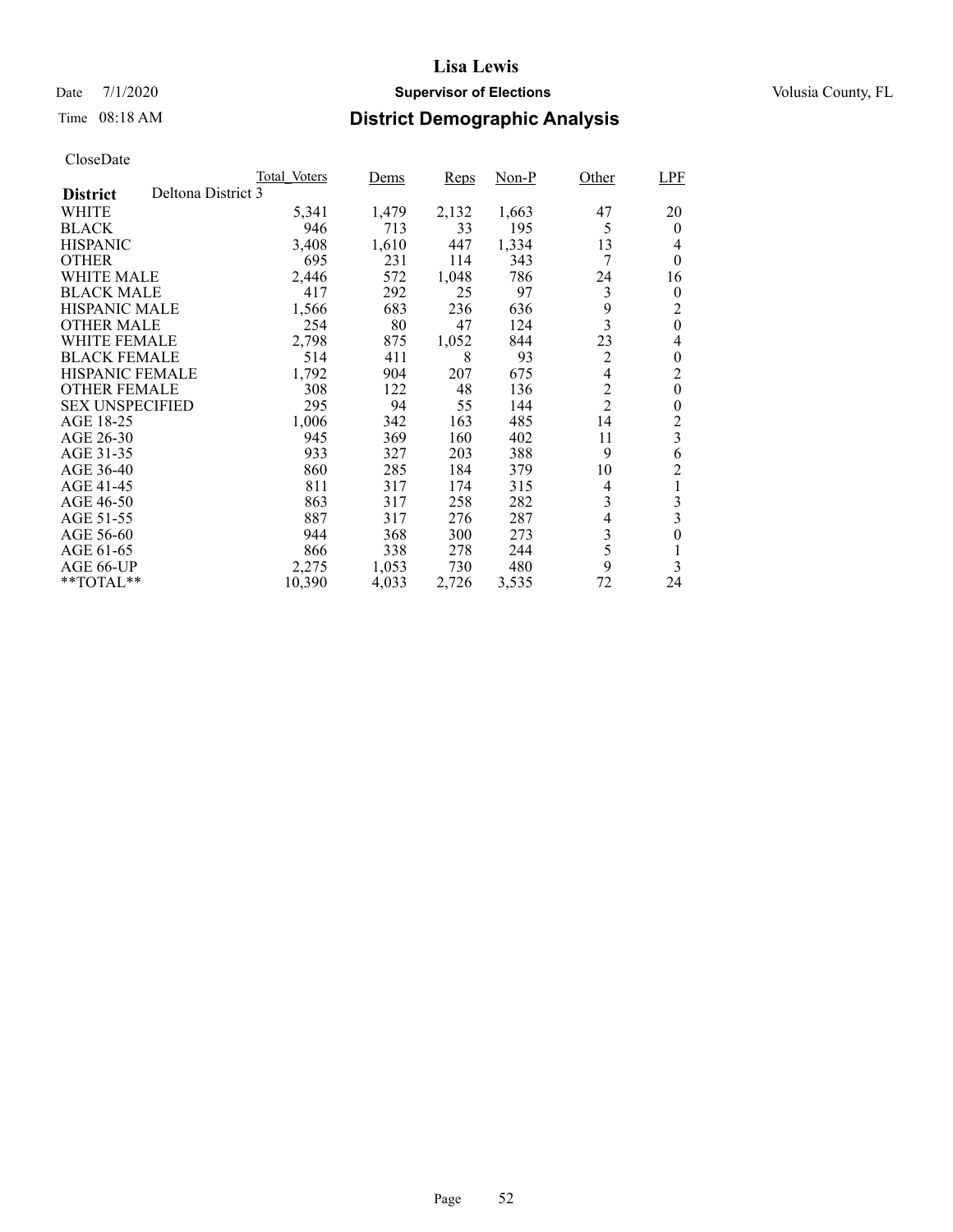# Lisa Lewis

Date 7/1/2020 **Supervisor of Elections** Volusia County, FL

Time 08:18 AM **District Demographic Analysis**

CloseDate

| **District** Deltona District 3 | Total_Voters | Dems | Reps | Non-P | Other | LPF |
|---|---|---|---|---|---|---|
| WHITE | 5,341 | 1,479 | 2,132 | 1,663 | 47 | 20 |
| BLACK | 946 | 713 | 33 | 195 | 5 | 0 |
| HISPANIC | 3,408 | 1,610 | 447 | 1,334 | 13 | 4 |
| OTHER | 695 | 231 | 114 | 343 | 7 | 0 |
| WHITE MALE | 2,446 | 572 | 1,048 | 786 | 24 | 16 |
| BLACK MALE | 417 | 292 | 25 | 97 | 3 | 0 |
| HISPANIC MALE | 1,566 | 683 | 236 | 636 | 9 | 2 |
| OTHER MALE | 254 | 80 | 47 | 124 | 3 | 0 |
| WHITE FEMALE | 2,798 | 875 | 1,052 | 844 | 23 | 4 |
| BLACK FEMALE | 514 | 411 | 8 | 93 | 2 | 0 |
| HISPANIC FEMALE | 1,792 | 904 | 207 | 675 | 4 | 2 |
| OTHER FEMALE | 308 | 122 | 48 | 136 | 2 | 0 |
| SEX UNSPECIFIED | 295 | 94 | 55 | 144 | 2 | 0 |
| AGE 18-25 | 1,006 | 342 | 163 | 485 | 14 | 2 |
| AGE 26-30 | 945 | 369 | 160 | 402 | 11 | 3 |
| AGE 31-35 | 933 | 327 | 203 | 388 | 9 | 6 |
| AGE 36-40 | 860 | 285 | 184 | 379 | 10 | 2 |
| AGE 41-45 | 811 | 317 | 174 | 315 | 4 | 1 |
| AGE 46-50 | 863 | 317 | 258 | 282 | 3 | 3 |
| AGE 51-55 | 887 | 317 | 276 | 287 | 4 | 3 |
| AGE 56-60 | 944 | 368 | 300 | 273 | 3 | 0 |
| AGE 61-65 | 866 | 338 | 278 | 244 | 5 | 1 |
| AGE 66-UP | 2,275 | 1,053 | 730 | 480 | 9 | 3 |
| **TOTAL** | 10,390 | 4,033 | 2,726 | 3,535 | 72 | 24 |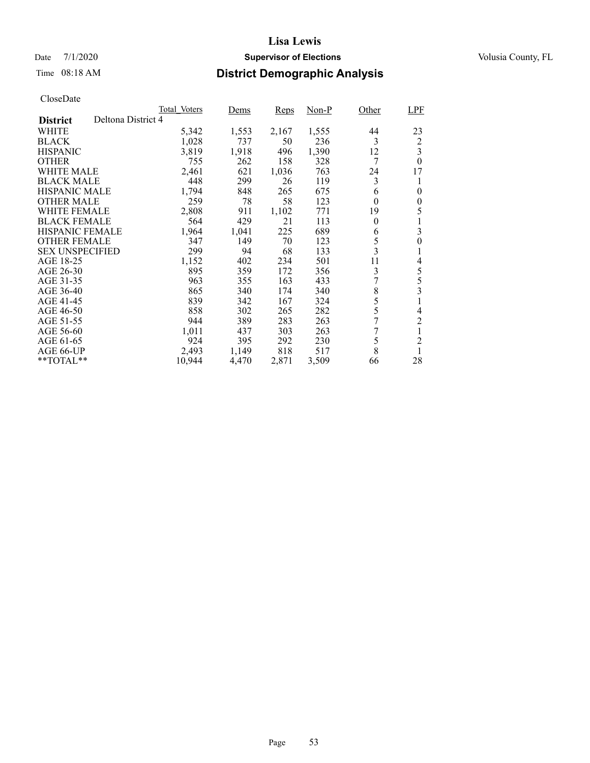# Lisa Lewis

Date 7/1/2020 **Supervisor of Elections** Volusia County, FL

Time 08:18 AM **District Demographic Analysis**

CloseDate

| **District** Deltona District 4 | Total_Voters | Dems | Reps | Non-P | Other | LPF |
|---|---|---|---|---|---|---|
| WHITE | 5,342 | 1,553 | 2,167 | 1,555 | 44 | 23 |
| BLACK | 1,028 | 737 | 50 | 236 | 3 | 2 |
| HISPANIC | 3,819 | 1,918 | 496 | 1,390 | 12 | 3 |
| OTHER | 755 | 262 | 158 | 328 | 7 | 0 |
| WHITE MALE | 2,461 | 621 | 1,036 | 763 | 24 | 17 |
| BLACK MALE | 448 | 299 | 26 | 119 | 3 | 1 |
| HISPANIC MALE | 1,794 | 848 | 265 | 675 | 6 | 0 |
| OTHER MALE | 259 | 78 | 58 | 123 | 0 | 0 |
| WHITE FEMALE | 2,808 | 911 | 1,102 | 771 | 19 | 5 |
| BLACK FEMALE | 564 | 429 | 21 | 113 | 0 | 1 |
| HISPANIC FEMALE | 1,964 | 1,041 | 225 | 689 | 6 | 3 |
| OTHER FEMALE | 347 | 149 | 70 | 123 | 5 | 0 |
| SEX UNSPECIFIED | 299 | 94 | 68 | 133 | 3 | 1 |
| AGE 18-25 | 1,152 | 402 | 234 | 501 | 11 | 4 |
| AGE 26-30 | 895 | 359 | 172 | 356 | 3 | 5 |
| AGE 31-35 | 963 | 355 | 163 | 433 | 7 | 5 |
| AGE 36-40 | 865 | 340 | 174 | 340 | 8 | 3 |
| AGE 41-45 | 839 | 342 | 167 | 324 | 5 | 1 |
| AGE 46-50 | 858 | 302 | 265 | 282 | 5 | 4 |
| AGE 51-55 | 944 | 389 | 283 | 263 | 7 | 2 |
| AGE 56-60 | 1,011 | 437 | 303 | 263 | 7 | 1 |
| AGE 61-65 | 924 | 395 | 292 | 230 | 5 | 2 |
| AGE 66-UP | 2,493 | 1,149 | 818 | 517 | 8 | 1 |
| **TOTAL** | 10,944 | 4,470 | 2,871 | 3,509 | 66 | 28 |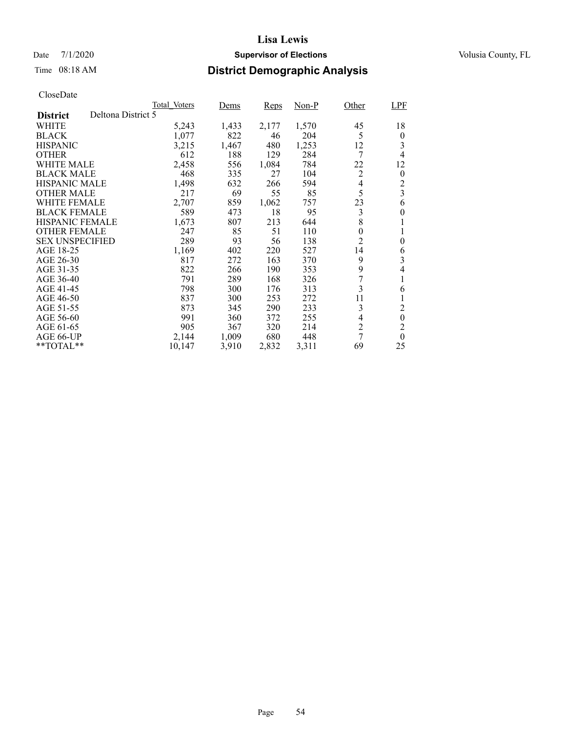# Lisa Lewis

Date 7/1/2020 **Supervisor of Elections** Volusia County, FL

Time 08:18 AM **District Demographic Analysis**

CloseDate

| | Total_Voters | Dems | Reps | Non-P | Other | LPF |
|---|---|---|---|---|---|---|
| **District** Deltona District 5 | | | | | | |
| WHITE | 5,243 | 1,433 | 2,177 | 1,570 | 45 | 18 |
| BLACK | 1,077 | 822 | 46 | 204 | 5 | 0 |
| HISPANIC | 3,215 | 1,467 | 480 | 1,253 | 12 | 3 |
| OTHER | 612 | 188 | 129 | 284 | 7 | 4 |
| WHITE MALE | 2,458 | 556 | 1,084 | 784 | 22 | 12 |
| BLACK MALE | 468 | 335 | 27 | 104 | 2 | 0 |
| HISPANIC MALE | 1,498 | 632 | 266 | 594 | 4 | 2 |
| OTHER MALE | 217 | 69 | 55 | 85 | 5 | 3 |
| WHITE FEMALE | 2,707 | 859 | 1,062 | 757 | 23 | 6 |
| BLACK FEMALE | 589 | 473 | 18 | 95 | 3 | 0 |
| HISPANIC FEMALE | 1,673 | 807 | 213 | 644 | 8 | 1 |
| OTHER FEMALE | 247 | 85 | 51 | 110 | 0 | 1 |
| SEX UNSPECIFIED | 289 | 93 | 56 | 138 | 2 | 0 |
| AGE 18-25 | 1,169 | 402 | 220 | 527 | 14 | 6 |
| AGE 26-30 | 817 | 272 | 163 | 370 | 9 | 3 |
| AGE 31-35 | 822 | 266 | 190 | 353 | 9 | 4 |
| AGE 36-40 | 791 | 289 | 168 | 326 | 7 | 1 |
| AGE 41-45 | 798 | 300 | 176 | 313 | 3 | 6 |
| AGE 46-50 | 837 | 300 | 253 | 272 | 11 | 1 |
| AGE 51-55 | 873 | 345 | 290 | 233 | 3 | 2 |
| AGE 56-60 | 991 | 360 | 372 | 255 | 4 | 0 |
| AGE 61-65 | 905 | 367 | 320 | 214 | 2 | 2 |
| AGE 66-UP | 2,144 | 1,009 | 680 | 448 | 7 | 0 |
| **TOTAL** | 10,147 | 3,910 | 2,832 | 3,311 | 69 | 25 |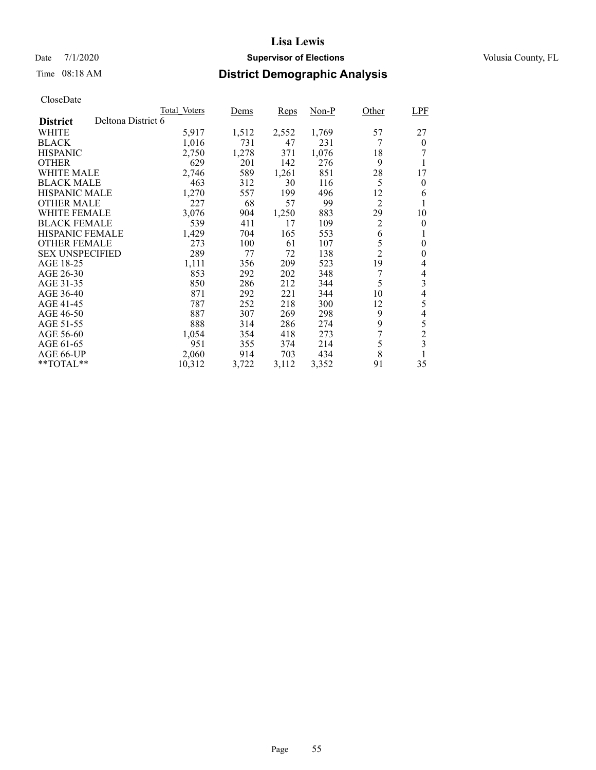# Lisa Lewis

Date 7/1/2020 **Supervisor of Elections** Volusia County, FL

Time 08:18 AM **District Demographic Analysis**

CloseDate

| | Total_Voters | Dems | Reps | Non-P | Other | LPF |
|---|---|---|---|---|---|---|
| **District** Deltona District 6 | | | | | | |
| WHITE | 5,917 | 1,512 | 2,552 | 1,769 | 57 | 27 |
| BLACK | 1,016 | 731 | 47 | 231 | 7 | 0 |
| HISPANIC | 2,750 | 1,278 | 371 | 1,076 | 18 | 7 |
| OTHER | 629 | 201 | 142 | 276 | 9 | 1 |
| WHITE MALE | 2,746 | 589 | 1,261 | 851 | 28 | 17 |
| BLACK MALE | 463 | 312 | 30 | 116 | 5 | 0 |
| HISPANIC MALE | 1,270 | 557 | 199 | 496 | 12 | 6 |
| OTHER MALE | 227 | 68 | 57 | 99 | 2 | 1 |
| WHITE FEMALE | 3,076 | 904 | 1,250 | 883 | 29 | 10 |
| BLACK FEMALE | 539 | 411 | 17 | 109 | 2 | 0 |
| HISPANIC FEMALE | 1,429 | 704 | 165 | 553 | 6 | 1 |
| OTHER FEMALE | 273 | 100 | 61 | 107 | 5 | 0 |
| SEX UNSPECIFIED | 289 | 77 | 72 | 138 | 2 | 0 |
| AGE 18-25 | 1,111 | 356 | 209 | 523 | 19 | 4 |
| AGE 26-30 | 853 | 292 | 202 | 348 | 7 | 4 |
| AGE 31-35 | 850 | 286 | 212 | 344 | 5 | 3 |
| AGE 36-40 | 871 | 292 | 221 | 344 | 10 | 4 |
| AGE 41-45 | 787 | 252 | 218 | 300 | 12 | 5 |
| AGE 46-50 | 887 | 307 | 269 | 298 | 9 | 4 |
| AGE 51-55 | 888 | 314 | 286 | 274 | 9 | 5 |
| AGE 56-60 | 1,054 | 354 | 418 | 273 | 7 | 2 |
| AGE 61-65 | 951 | 355 | 374 | 214 | 5 | 3 |
| AGE 66-UP | 2,060 | 914 | 703 | 434 | 8 | 1 |
| **TOTAL** | 10,312 | 3,722 | 3,112 | 3,352 | 91 | 35 |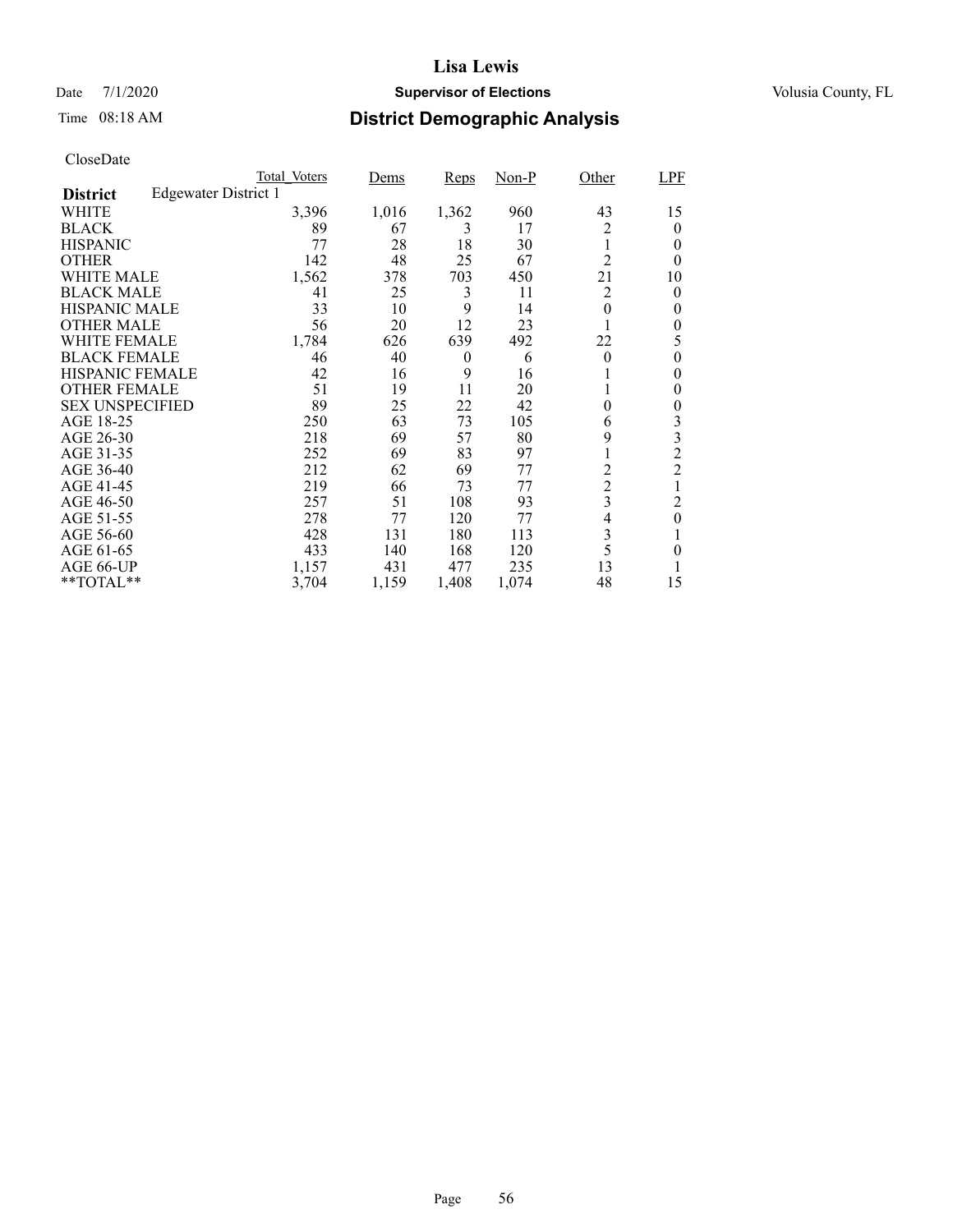# Lisa Lewis

Date 7/1/2020 **Supervisor of Elections** Volusia County, FL

Time 08:18 AM **District Demographic Analysis**

CloseDate

| | Total_Voters | Dems | Reps | Non-P | Other | LPF |
|---|---|---|---|---|---|---|
| **District** Edgewater District 1 | | | | | | |
| WHITE | 3,396 | 1,016 | 1,362 | 960 | 43 | 15 |
| BLACK | 89 | 67 | 3 | 17 | 2 | 0 |
| HISPANIC | 77 | 28 | 18 | 30 | 1 | 0 |
| OTHER | 142 | 48 | 25 | 67 | 2 | 0 |
| WHITE MALE | 1,562 | 378 | 703 | 450 | 21 | 10 |
| BLACK MALE | 41 | 25 | 3 | 11 | 2 | 0 |
| HISPANIC MALE | 33 | 10 | 9 | 14 | 0 | 0 |
| OTHER MALE | 56 | 20 | 12 | 23 | 1 | 0 |
| WHITE FEMALE | 1,784 | 626 | 639 | 492 | 22 | 5 |
| BLACK FEMALE | 46 | 40 | 0 | 6 | 0 | 0 |
| HISPANIC FEMALE | 42 | 16 | 9 | 16 | 1 | 0 |
| OTHER FEMALE | 51 | 19 | 11 | 20 | 1 | 0 |
| SEX UNSPECIFIED | 89 | 25 | 22 | 42 | 0 | 0 |
| AGE 18-25 | 250 | 63 | 73 | 105 | 6 | 3 |
| AGE 26-30 | 218 | 69 | 57 | 80 | 9 | 3 |
| AGE 31-35 | 252 | 69 | 83 | 97 | 1 | 2 |
| AGE 36-40 | 212 | 62 | 69 | 77 | 2 | 2 |
| AGE 41-45 | 219 | 66 | 73 | 77 | 2 | 1 |
| AGE 46-50 | 257 | 51 | 108 | 93 | 3 | 2 |
| AGE 51-55 | 278 | 77 | 120 | 77 | 4 | 0 |
| AGE 56-60 | 428 | 131 | 180 | 113 | 3 | 1 |
| AGE 61-65 | 433 | 140 | 168 | 120 | 5 | 0 |
| AGE 66-UP | 1,157 | 431 | 477 | 235 | 13 | 1 |
| **TOTAL** | 3,704 | 1,159 | 1,408 | 1,074 | 48 | 15 |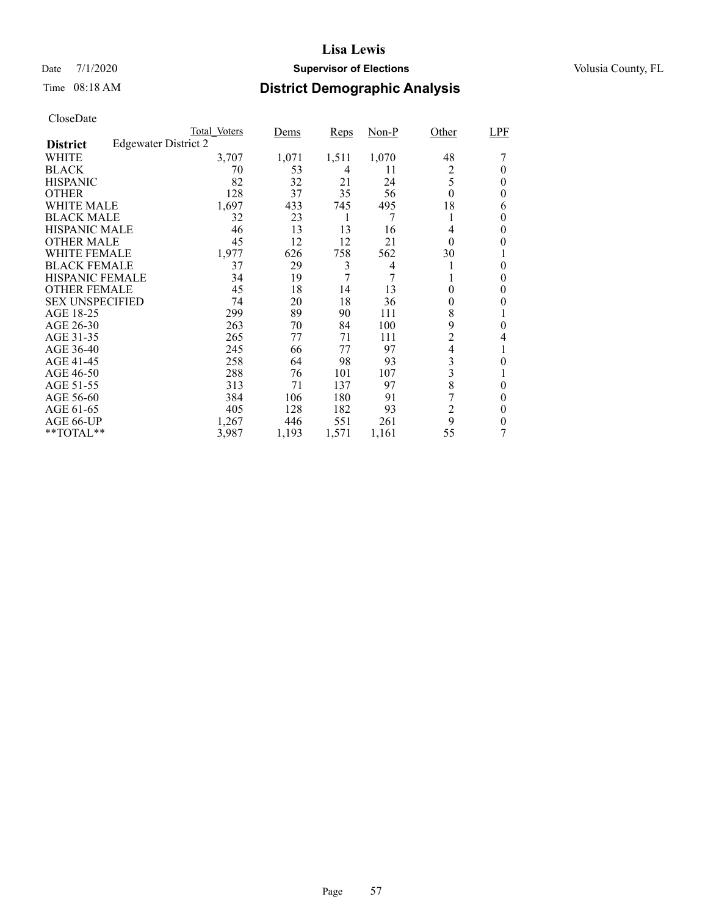# Lisa Lewis

Date 7/1/2020 **Supervisor of Elections** Volusia County, FL

Time 08:18 AM **District Demographic Analysis**

CloseDate

| **District** Edgewater District 2 | Total_Voters | Dems | Reps | Non-P | Other | LPF |
|---|---|---|---|---|---|---|
| WHITE | 3,707 | 1,071 | 1,511 | 1,070 | 48 | 7 |
| BLACK | 70 | 53 | 4 | 11 | 2 | 0 |
| HISPANIC | 82 | 32 | 21 | 24 | 5 | 0 |
| OTHER | 128 | 37 | 35 | 56 | 0 | 0 |
| WHITE MALE | 1,697 | 433 | 745 | 495 | 18 | 6 |
| BLACK MALE | 32 | 23 | 1 | 7 | 1 | 0 |
| HISPANIC MALE | 46 | 13 | 13 | 16 | 4 | 0 |
| OTHER MALE | 45 | 12 | 12 | 21 | 0 | 0 |
| WHITE FEMALE | 1,977 | 626 | 758 | 562 | 30 | 1 |
| BLACK FEMALE | 37 | 29 | 3 | 4 | 1 | 0 |
| HISPANIC FEMALE | 34 | 19 | 7 | 7 | 1 | 0 |
| OTHER FEMALE | 45 | 18 | 14 | 13 | 0 | 0 |
| SEX UNSPECIFIED | 74 | 20 | 18 | 36 | 0 | 0 |
| AGE 18-25 | 299 | 89 | 90 | 111 | 8 | 1 |
| AGE 26-30 | 263 | 70 | 84 | 100 | 9 | 0 |
| AGE 31-35 | 265 | 77 | 71 | 111 | 2 | 4 |
| AGE 36-40 | 245 | 66 | 77 | 97 | 4 | 1 |
| AGE 41-45 | 258 | 64 | 98 | 93 | 3 | 0 |
| AGE 46-50 | 288 | 76 | 101 | 107 | 3 | 1 |
| AGE 51-55 | 313 | 71 | 137 | 97 | 8 | 0 |
| AGE 56-60 | 384 | 106 | 180 | 91 | 7 | 0 |
| AGE 61-65 | 405 | 128 | 182 | 93 | 2 | 0 |
| AGE 66-UP | 1,267 | 446 | 551 | 261 | 9 | 0 |
| **TOTAL** | 3,987 | 1,193 | 1,571 | 1,161 | 55 | 7 |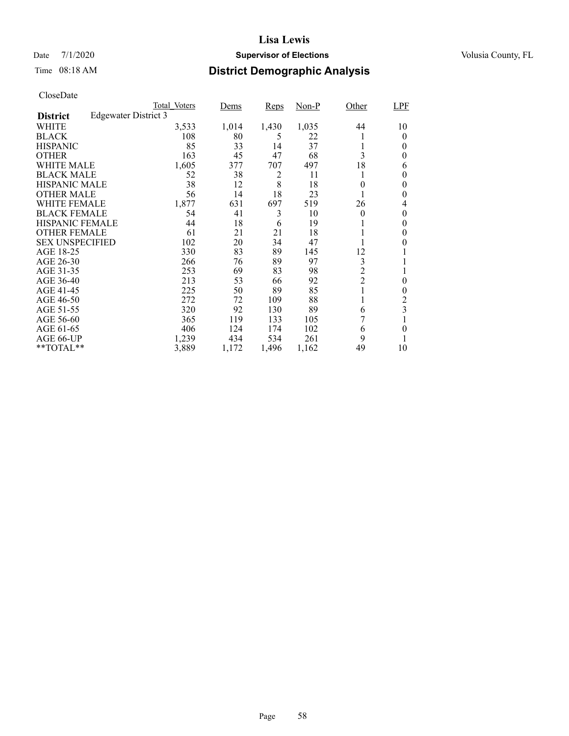# Lisa Lewis

Date 7/1/2020 **Supervisor of Elections** Volusia County, FL

Time 08:18 AM **District Demographic Analysis**

CloseDate

| **District** Edgewater District 3 | Total_Voters | Dems | Reps | Non-P | Other | LPF |
|---|---|---|---|---|---|---|
| WHITE | 3,533 | 1,014 | 1,430 | 1,035 | 44 | 10 |
| BLACK | 108 | 80 | 5 | 22 | 1 | 0 |
| HISPANIC | 85 | 33 | 14 | 37 | 1 | 0 |
| OTHER | 163 | 45 | 47 | 68 | 3 | 0 |
| WHITE MALE | 1,605 | 377 | 707 | 497 | 18 | 6 |
| BLACK MALE | 52 | 38 | 2 | 11 | 1 | 0 |
| HISPANIC MALE | 38 | 12 | 8 | 18 | 0 | 0 |
| OTHER MALE | 56 | 14 | 18 | 23 | 1 | 0 |
| WHITE FEMALE | 1,877 | 631 | 697 | 519 | 26 | 4 |
| BLACK FEMALE | 54 | 41 | 3 | 10 | 0 | 0 |
| HISPANIC FEMALE | 44 | 18 | 6 | 19 | 1 | 0 |
| OTHER FEMALE | 61 | 21 | 21 | 18 | 1 | 0 |
| SEX UNSPECIFIED | 102 | 20 | 34 | 47 | 1 | 0 |
| AGE 18-25 | 330 | 83 | 89 | 145 | 12 | 1 |
| AGE 26-30 | 266 | 76 | 89 | 97 | 3 | 1 |
| AGE 31-35 | 253 | 69 | 83 | 98 | 2 | 1 |
| AGE 36-40 | 213 | 53 | 66 | 92 | 2 | 0 |
| AGE 41-45 | 225 | 50 | 89 | 85 | 1 | 0 |
| AGE 46-50 | 272 | 72 | 109 | 88 | 1 | 2 |
| AGE 51-55 | 320 | 92 | 130 | 89 | 6 | 3 |
| AGE 56-60 | 365 | 119 | 133 | 105 | 7 | 1 |
| AGE 61-65 | 406 | 124 | 174 | 102 | 6 | 0 |
| AGE 66-UP | 1,239 | 434 | 534 | 261 | 9 | 1 |
| **TOTAL** | 3,889 | 1,172 | 1,496 | 1,162 | 49 | 10 |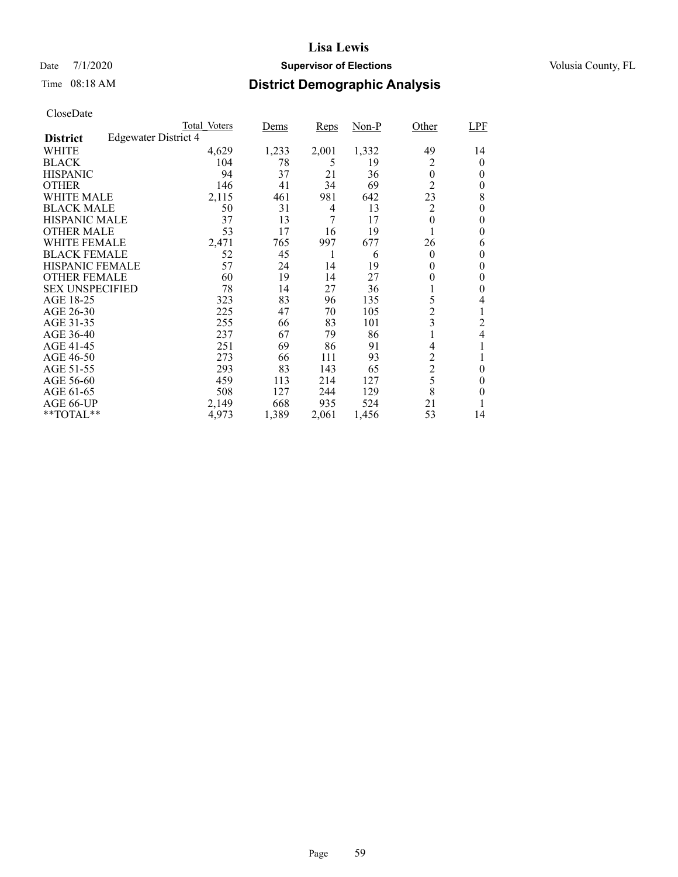# Lisa Lewis

Date 7/1/2020 **Supervisor of Elections** Volusia County, FL

Time 08:18 AM **District Demographic Analysis**

CloseDate

| District: Edgewater District 4 | Total_Voters | Dems | Reps | Non-P | Other | LPF |
|---|---|---|---|---|---|---|
| WHITE | 4,629 | 1,233 | 2,001 | 1,332 | 49 | 14 |
| BLACK | 104 | 78 | 5 | 19 | 2 | 0 |
| HISPANIC | 94 | 37 | 21 | 36 | 0 | 0 |
| OTHER | 146 | 41 | 34 | 69 | 2 | 0 |
| WHITE MALE | 2,115 | 461 | 981 | 642 | 23 | 8 |
| BLACK MALE | 50 | 31 | 4 | 13 | 2 | 0 |
| HISPANIC MALE | 37 | 13 | 7 | 17 | 0 | 0 |
| OTHER MALE | 53 | 17 | 16 | 19 | 1 | 0 |
| WHITE FEMALE | 2,471 | 765 | 997 | 677 | 26 | 6 |
| BLACK FEMALE | 52 | 45 | 1 | 6 | 0 | 0 |
| HISPANIC FEMALE | 57 | 24 | 14 | 19 | 0 | 0 |
| OTHER FEMALE | 60 | 19 | 14 | 27 | 0 | 0 |
| SEX UNSPECIFIED | 78 | 14 | 27 | 36 | 1 | 0 |
| AGE 18-25 | 323 | 83 | 96 | 135 | 5 | 4 |
| AGE 26-30 | 225 | 47 | 70 | 105 | 2 | 1 |
| AGE 31-35 | 255 | 66 | 83 | 101 | 3 | 2 |
| AGE 36-40 | 237 | 67 | 79 | 86 | 1 | 4 |
| AGE 41-45 | 251 | 69 | 86 | 91 | 4 | 1 |
| AGE 46-50 | 273 | 66 | 111 | 93 | 2 | 1 |
| AGE 51-55 | 293 | 83 | 143 | 65 | 2 | 0 |
| AGE 56-60 | 459 | 113 | 214 | 127 | 5 | 0 |
| AGE 61-65 | 508 | 127 | 244 | 129 | 8 | 0 |
| AGE 66-UP | 2,149 | 668 | 935 | 524 | 21 | 1 |
| **TOTAL** | 4,973 | 1,389 | 2,061 | 1,456 | 53 | 14 |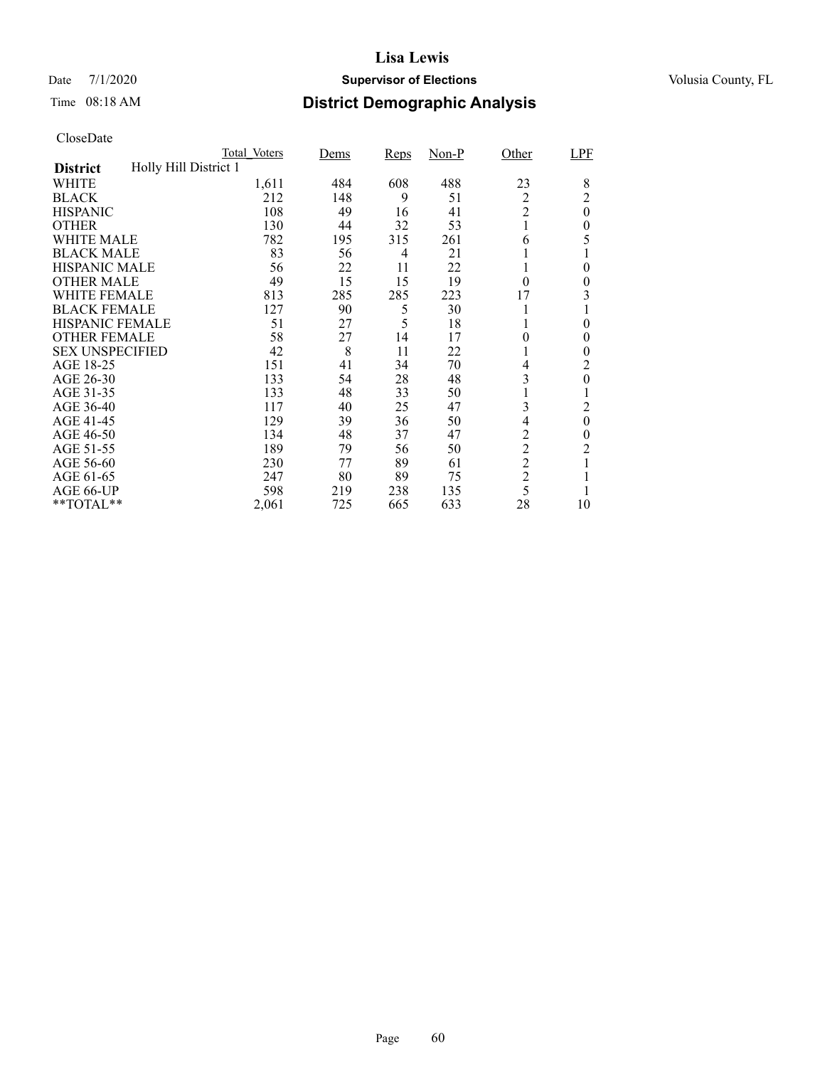# Lisa Lewis

Date 7/1/2020 **Supervisor of Elections** Volusia County, FL

Time 08:18 AM **District Demographic Analysis**

CloseDate

| | Total_Voters | Dems | Reps | Non-P | Other | LPF |
|---|---|---|---|---|---|---|
| **District** Holly Hill District 1 | | | | | | |
| WHITE | 1,611 | 484 | 608 | 488 | 23 | 8 |
| BLACK | 212 | 148 | 9 | 51 | 2 | 2 |
| HISPANIC | 108 | 49 | 16 | 41 | 2 | 0 |
| OTHER | 130 | 44 | 32 | 53 | 1 | 0 |
| WHITE MALE | 782 | 195 | 315 | 261 | 6 | 5 |
| BLACK MALE | 83 | 56 | 4 | 21 | 1 | 1 |
| HISPANIC MALE | 56 | 22 | 11 | 22 | 1 | 0 |
| OTHER MALE | 49 | 15 | 15 | 19 | 0 | 0 |
| WHITE FEMALE | 813 | 285 | 285 | 223 | 17 | 3 |
| BLACK FEMALE | 127 | 90 | 5 | 30 | 1 | 1 |
| HISPANIC FEMALE | 51 | 27 | 5 | 18 | 1 | 0 |
| OTHER FEMALE | 58 | 27 | 14 | 17 | 0 | 0 |
| SEX UNSPECIFIED | 42 | 8 | 11 | 22 | 1 | 0 |
| AGE 18-25 | 151 | 41 | 34 | 70 | 4 | 2 |
| AGE 26-30 | 133 | 54 | 28 | 48 | 3 | 0 |
| AGE 31-35 | 133 | 48 | 33 | 50 | 1 | 1 |
| AGE 36-40 | 117 | 40 | 25 | 47 | 3 | 2 |
| AGE 41-45 | 129 | 39 | 36 | 50 | 4 | 0 |
| AGE 46-50 | 134 | 48 | 37 | 47 | 2 | 0 |
| AGE 51-55 | 189 | 79 | 56 | 50 | 2 | 2 |
| AGE 56-60 | 230 | 77 | 89 | 61 | 2 | 1 |
| AGE 61-65 | 247 | 80 | 89 | 75 | 2 | 1 |
| AGE 66-UP | 598 | 219 | 238 | 135 | 5 | 1 |
| **TOTAL** | 2,061 | 725 | 665 | 633 | 28 | 10 |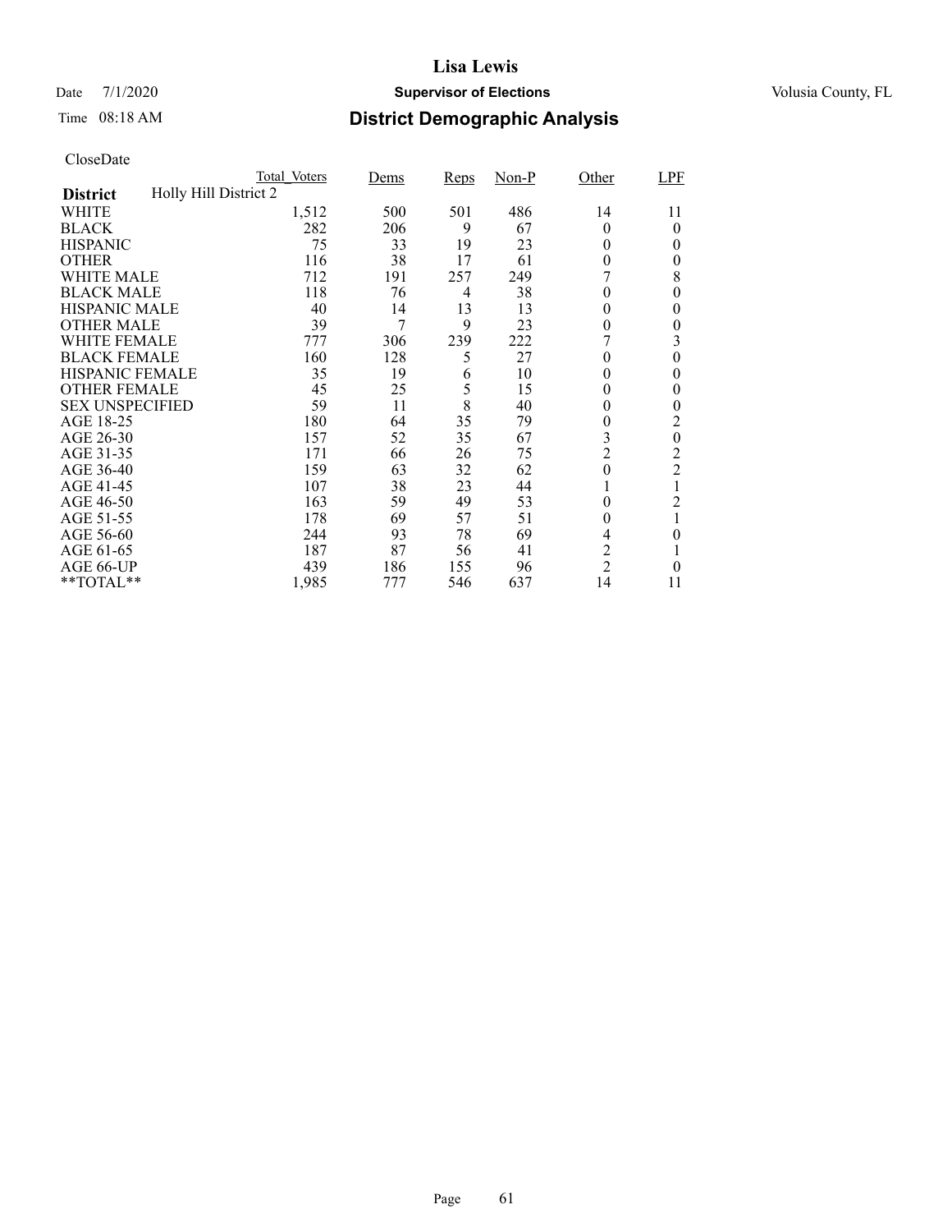# Lisa Lewis

Date 7/1/2020 **Supervisor of Elections** Volusia County, FL

Time 08:18 AM **District Demographic Analysis**

CloseDate

| | Total_Voters | Dems | Reps | Non-P | Other | LPF |
|---|---|---|---|---|---|---|
| **District** Holly Hill District 2 | | | | | | |
| WHITE | 1,512 | 500 | 501 | 486 | 14 | 11 |
| BLACK | 282 | 206 | 9 | 67 | 0 | 0 |
| HISPANIC | 75 | 33 | 19 | 23 | 0 | 0 |
| OTHER | 116 | 38 | 17 | 61 | 0 | 0 |
| WHITE MALE | 712 | 191 | 257 | 249 | 7 | 8 |
| BLACK MALE | 118 | 76 | 4 | 38 | 0 | 0 |
| HISPANIC MALE | 40 | 14 | 13 | 13 | 0 | 0 |
| OTHER MALE | 39 | 7 | 9 | 23 | 0 | 0 |
| WHITE FEMALE | 777 | 306 | 239 | 222 | 7 | 3 |
| BLACK FEMALE | 160 | 128 | 5 | 27 | 0 | 0 |
| HISPANIC FEMALE | 35 | 19 | 6 | 10 | 0 | 0 |
| OTHER FEMALE | 45 | 25 | 5 | 15 | 0 | 0 |
| SEX UNSPECIFIED | 59 | 11 | 8 | 40 | 0 | 0 |
| AGE 18-25 | 180 | 64 | 35 | 79 | 0 | 2 |
| AGE 26-30 | 157 | 52 | 35 | 67 | 3 | 0 |
| AGE 31-35 | 171 | 66 | 26 | 75 | 2 | 2 |
| AGE 36-40 | 159 | 63 | 32 | 62 | 0 | 2 |
| AGE 41-45 | 107 | 38 | 23 | 44 | 1 | 1 |
| AGE 46-50 | 163 | 59 | 49 | 53 | 0 | 2 |
| AGE 51-55 | 178 | 69 | 57 | 51 | 0 | 1 |
| AGE 56-60 | 244 | 93 | 78 | 69 | 4 | 0 |
| AGE 61-65 | 187 | 87 | 56 | 41 | 2 | 1 |
| AGE 66-UP | 439 | 186 | 155 | 96 | 2 | 0 |
| **TOTAL** | 1,985 | 777 | 546 | 637 | 14 | 11 |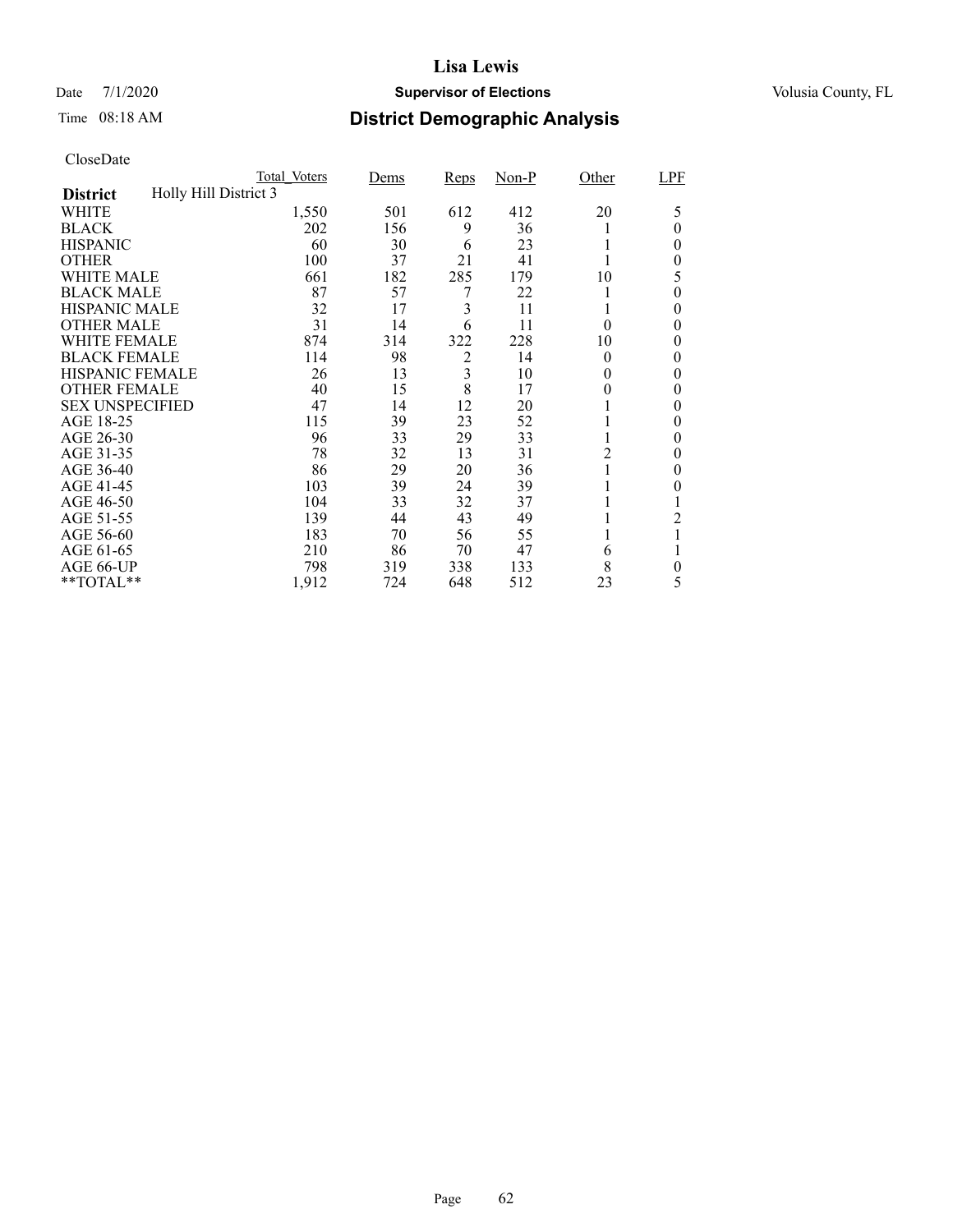# Lisa Lewis

Date 7/1/2020 **Supervisor of Elections** Volusia County, FL

Time 08:18 AM **District Demographic Analysis**

CloseDate

| | Total_Voters | Dems | Reps | Non-P | Other | LPF |
|---|---|---|---|---|---|---|
| **District** Holly Hill District 3 | | | | | | |
| WHITE | 1,550 | 501 | 612 | 412 | 20 | 5 |
| BLACK | 202 | 156 | 9 | 36 | 1 | 0 |
| HISPANIC | 60 | 30 | 6 | 23 | 1 | 0 |
| OTHER | 100 | 37 | 21 | 41 | 1 | 0 |
| WHITE MALE | 661 | 182 | 285 | 179 | 10 | 5 |
| BLACK MALE | 87 | 57 | 7 | 22 | 1 | 0 |
| HISPANIC MALE | 32 | 17 | 3 | 11 | 1 | 0 |
| OTHER MALE | 31 | 14 | 6 | 11 | 0 | 0 |
| WHITE FEMALE | 874 | 314 | 322 | 228 | 10 | 0 |
| BLACK FEMALE | 114 | 98 | 2 | 14 | 0 | 0 |
| HISPANIC FEMALE | 26 | 13 | 3 | 10 | 0 | 0 |
| OTHER FEMALE | 40 | 15 | 8 | 17 | 0 | 0 |
| SEX UNSPECIFIED | 47 | 14 | 12 | 20 | 1 | 0 |
| AGE 18-25 | 115 | 39 | 23 | 52 | 1 | 0 |
| AGE 26-30 | 96 | 33 | 29 | 33 | 1 | 0 |
| AGE 31-35 | 78 | 32 | 13 | 31 | 2 | 0 |
| AGE 36-40 | 86 | 29 | 20 | 36 | 1 | 0 |
| AGE 41-45 | 103 | 39 | 24 | 39 | 1 | 0 |
| AGE 46-50 | 104 | 33 | 32 | 37 | 1 | 1 |
| AGE 51-55 | 139 | 44 | 43 | 49 | 1 | 2 |
| AGE 56-60 | 183 | 70 | 56 | 55 | 1 | 1 |
| AGE 61-65 | 210 | 86 | 70 | 47 | 6 | 1 |
| AGE 66-UP | 798 | 319 | 338 | 133 | 8 | 0 |
| **TOTAL** | 1,912 | 724 | 648 | 512 | 23 | 5 |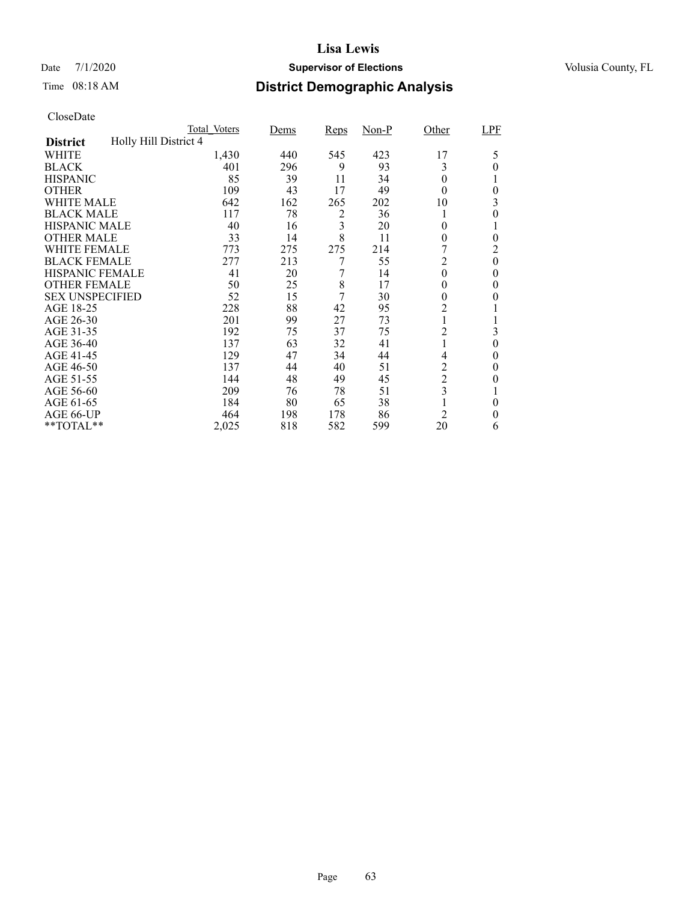# Lisa Lewis

Date 7/1/2020 **Supervisor of Elections** Volusia County, FL

Time 08:18 AM **District Demographic Analysis**

CloseDate

| | Total_Voters | Dems | Reps | Non-P | Other | LPF |
|---|---|---|---|---|---|---|
| **District** Holly Hill District 4 | | | | | | |
| WHITE | 1,430 | 440 | 545 | 423 | 17 | 5 |
| BLACK | 401 | 296 | 9 | 93 | 3 | 0 |
| HISPANIC | 85 | 39 | 11 | 34 | 0 | 1 |
| OTHER | 109 | 43 | 17 | 49 | 0 | 0 |
| WHITE MALE | 642 | 162 | 265 | 202 | 10 | 3 |
| BLACK MALE | 117 | 78 | 2 | 36 | 1 | 0 |
| HISPANIC MALE | 40 | 16 | 3 | 20 | 0 | 1 |
| OTHER MALE | 33 | 14 | 8 | 11 | 0 | 0 |
| WHITE FEMALE | 773 | 275 | 275 | 214 | 7 | 2 |
| BLACK FEMALE | 277 | 213 | 7 | 55 | 2 | 0 |
| HISPANIC FEMALE | 41 | 20 | 7 | 14 | 0 | 0 |
| OTHER FEMALE | 50 | 25 | 8 | 17 | 0 | 0 |
| SEX UNSPECIFIED | 52 | 15 | 7 | 30 | 0 | 0 |
| AGE 18-25 | 228 | 88 | 42 | 95 | 2 | 1 |
| AGE 26-30 | 201 | 99 | 27 | 73 | 1 | 1 |
| AGE 31-35 | 192 | 75 | 37 | 75 | 2 | 3 |
| AGE 36-40 | 137 | 63 | 32 | 41 | 1 | 0 |
| AGE 41-45 | 129 | 47 | 34 | 44 | 4 | 0 |
| AGE 46-50 | 137 | 44 | 40 | 51 | 2 | 0 |
| AGE 51-55 | 144 | 48 | 49 | 45 | 2 | 0 |
| AGE 56-60 | 209 | 76 | 78 | 51 | 3 | 1 |
| AGE 61-65 | 184 | 80 | 65 | 38 | 1 | 0 |
| AGE 66-UP | 464 | 198 | 178 | 86 | 2 | 0 |
| **TOTAL** | 2,025 | 818 | 582 | 599 | 20 | 6 |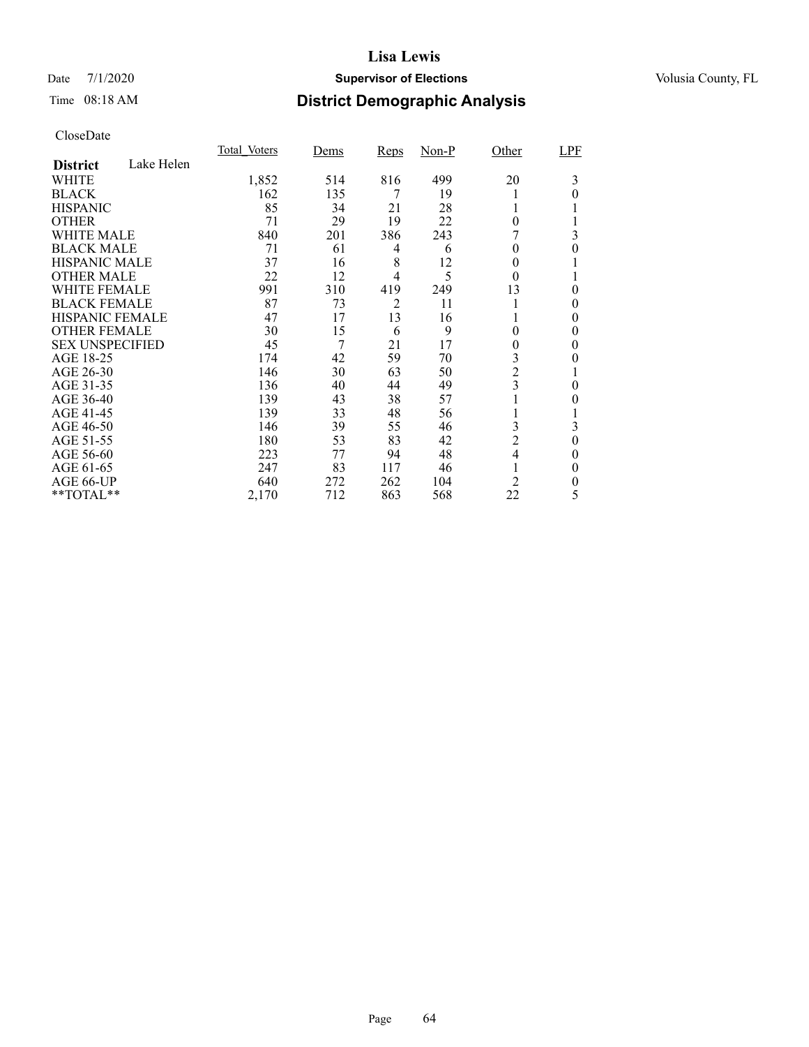# Lisa Lewis

Date 7/1/2020 **Supervisor of Elections** Volusia County, FL

Time 08:18 AM

## District Demographic Analysis

CloseDate

| **District** Lake Helen | Total_Voters | Dems | Reps | Non-P | Other | LPF |
|---|---|---|---|---|---|---|
| WHITE | 1,852 | 514 | 816 | 499 | 20 | 3 |
| BLACK | 162 | 135 | 7 | 19 | 1 | 0 |
| HISPANIC | 85 | 34 | 21 | 28 | 1 | 1 |
| OTHER | 71 | 29 | 19 | 22 | 0 | 1 |
| WHITE MALE | 840 | 201 | 386 | 243 | 7 | 3 |
| BLACK MALE | 71 | 61 | 4 | 6 | 0 | 0 |
| HISPANIC MALE | 37 | 16 | 8 | 12 | 0 | 1 |
| OTHER MALE | 22 | 12 | 4 | 5 | 0 | 1 |
| WHITE FEMALE | 991 | 310 | 419 | 249 | 13 | 0 |
| BLACK FEMALE | 87 | 73 | 2 | 11 | 1 | 0 |
| HISPANIC FEMALE | 47 | 17 | 13 | 16 | 1 | 0 |
| OTHER FEMALE | 30 | 15 | 6 | 9 | 0 | 0 |
| SEX UNSPECIFIED | 45 | 7 | 21 | 17 | 0 | 0 |
| AGE 18-25 | 174 | 42 | 59 | 70 | 3 | 0 |
| AGE 26-30 | 146 | 30 | 63 | 50 | 2 | 1 |
| AGE 31-35 | 136 | 40 | 44 | 49 | 3 | 0 |
| AGE 36-40 | 139 | 43 | 38 | 57 | 1 | 0 |
| AGE 41-45 | 139 | 33 | 48 | 56 | 1 | 1 |
| AGE 46-50 | 146 | 39 | 55 | 46 | 3 | 3 |
| AGE 51-55 | 180 | 53 | 83 | 42 | 2 | 0 |
| AGE 56-60 | 223 | 77 | 94 | 48 | 4 | 0 |
| AGE 61-65 | 247 | 83 | 117 | 46 | 1 | 0 |
| AGE 66-UP | 640 | 272 | 262 | 104 | 2 | 0 |
| **TOTAL** | 2,170 | 712 | 863 | 568 | 22 | 5 |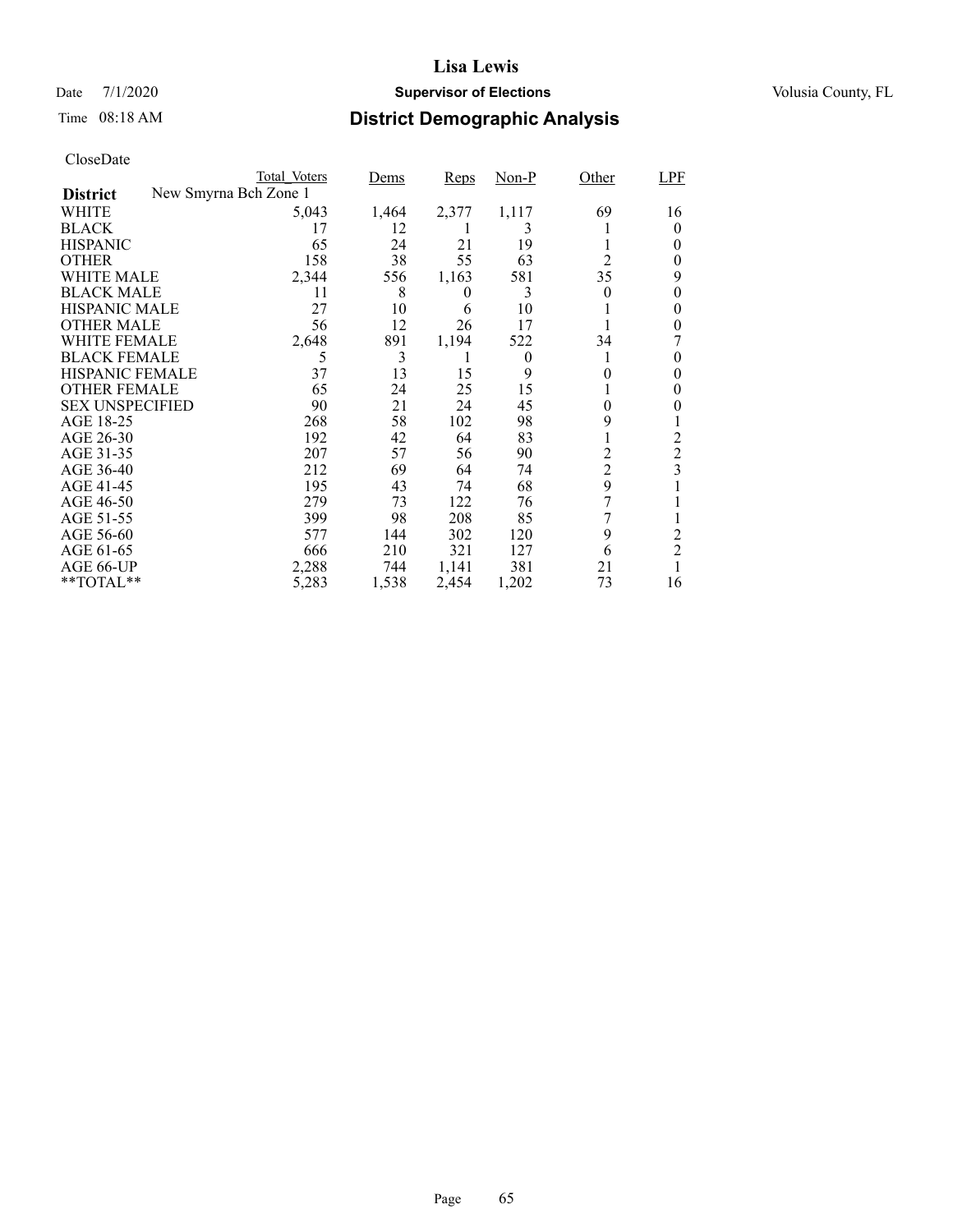# Lisa Lewis

Date 7/1/2020 **Supervisor of Elections** Volusia County, FL

Time 08:18 AM **District Demographic Analysis**

CloseDate

| District: New Smyrna Bch Zone 1 | Total_Voters | Dems | Reps | Non-P | Other | LPF |
|---|---|---|---|---|---|---|
| WHITE | 5,043 | 1,464 | 2,377 | 1,117 | 69 | 16 |
| BLACK | 17 | 12 | 1 | 3 | 1 | 0 |
| HISPANIC | 65 | 24 | 21 | 19 | 1 | 0 |
| OTHER | 158 | 38 | 55 | 63 | 2 | 0 |
| WHITE MALE | 2,344 | 556 | 1,163 | 581 | 35 | 9 |
| BLACK MALE | 11 | 8 | 0 | 3 | 0 | 0 |
| HISPANIC MALE | 27 | 10 | 6 | 10 | 1 | 0 |
| OTHER MALE | 56 | 12 | 26 | 17 | 1 | 0 |
| WHITE FEMALE | 2,648 | 891 | 1,194 | 522 | 34 | 7 |
| BLACK FEMALE | 5 | 3 | 1 | 0 | 1 | 0 |
| HISPANIC FEMALE | 37 | 13 | 15 | 9 | 0 | 0 |
| OTHER FEMALE | 65 | 24 | 25 | 15 | 1 | 0 |
| SEX UNSPECIFIED | 90 | 21 | 24 | 45 | 0 | 0 |
| AGE 18-25 | 268 | 58 | 102 | 98 | 9 | 1 |
| AGE 26-30 | 192 | 42 | 64 | 83 | 1 | 2 |
| AGE 31-35 | 207 | 57 | 56 | 90 | 2 | 2 |
| AGE 36-40 | 212 | 69 | 64 | 74 | 2 | 3 |
| AGE 41-45 | 195 | 43 | 74 | 68 | 9 | 1 |
| AGE 46-50 | 279 | 73 | 122 | 76 | 7 | 1 |
| AGE 51-55 | 399 | 98 | 208 | 85 | 7 | 1 |
| AGE 56-60 | 577 | 144 | 302 | 120 | 9 | 2 |
| AGE 61-65 | 666 | 210 | 321 | 127 | 6 | 2 |
| AGE 66-UP | 2,288 | 744 | 1,141 | 381 | 21 | 1 |
| **TOTAL** | 5,283 | 1,538 | 2,454 | 1,202 | 73 | 16 |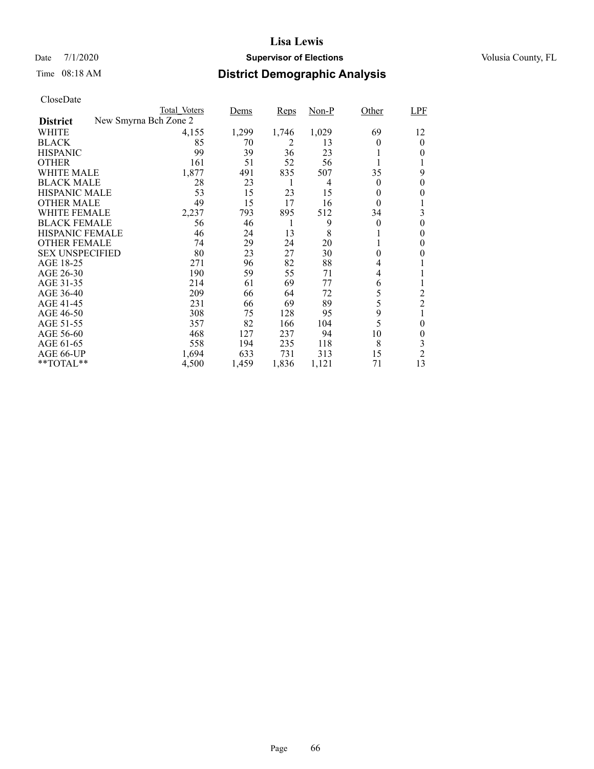# Lisa Lewis

Date 7/1/2020 **Supervisor of Elections** Volusia County, FL

Time 08:18 AM **District Demographic Analysis**

CloseDate

| District: New Smyrna Bch Zone 2 | Total_Voters | Dems | Reps | Non-P | Other | LPF |
|---|---|---|---|---|---|---|
| WHITE | 4,155 | 1,299 | 1,746 | 1,029 | 69 | 12 |
| BLACK | 85 | 70 | 2 | 13 | 0 | 0 |
| HISPANIC | 99 | 39 | 36 | 23 | 1 | 0 |
| OTHER | 161 | 51 | 52 | 56 | 1 | 1 |
| WHITE MALE | 1,877 | 491 | 835 | 507 | 35 | 9 |
| BLACK MALE | 28 | 23 | 1 | 4 | 0 | 0 |
| HISPANIC MALE | 53 | 15 | 23 | 15 | 0 | 0 |
| OTHER MALE | 49 | 15 | 17 | 16 | 0 | 1 |
| WHITE FEMALE | 2,237 | 793 | 895 | 512 | 34 | 3 |
| BLACK FEMALE | 56 | 46 | 1 | 9 | 0 | 0 |
| HISPANIC FEMALE | 46 | 24 | 13 | 8 | 1 | 0 |
| OTHER FEMALE | 74 | 29 | 24 | 20 | 1 | 0 |
| SEX UNSPECIFIED | 80 | 23 | 27 | 30 | 0 | 0 |
| AGE 18-25 | 271 | 96 | 82 | 88 | 4 | 1 |
| AGE 26-30 | 190 | 59 | 55 | 71 | 4 | 1 |
| AGE 31-35 | 214 | 61 | 69 | 77 | 6 | 1 |
| AGE 36-40 | 209 | 66 | 64 | 72 | 5 | 2 |
| AGE 41-45 | 231 | 66 | 69 | 89 | 5 | 2 |
| AGE 46-50 | 308 | 75 | 128 | 95 | 9 | 1 |
| AGE 51-55 | 357 | 82 | 166 | 104 | 5 | 0 |
| AGE 56-60 | 468 | 127 | 237 | 94 | 10 | 0 |
| AGE 61-65 | 558 | 194 | 235 | 118 | 8 | 3 |
| AGE 66-UP | 1,694 | 633 | 731 | 313 | 15 | 2 |
| **TOTAL** | 4,500 | 1,459 | 1,836 | 1,121 | 71 | 13 |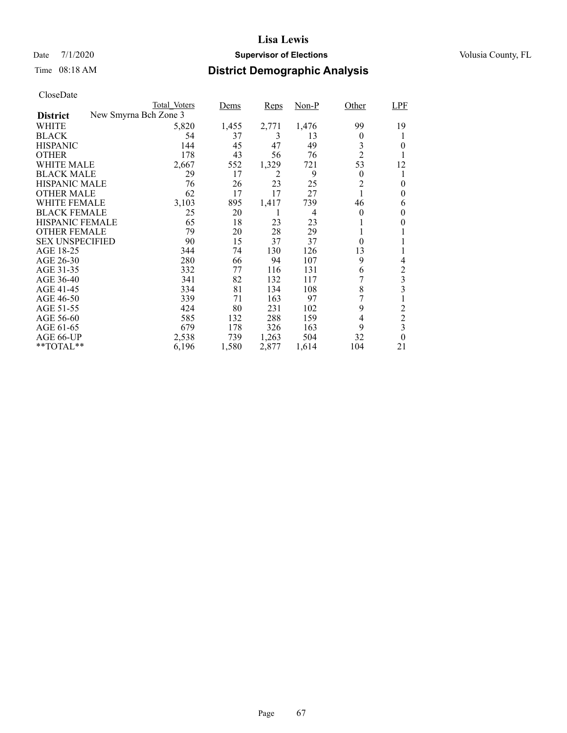# Lisa Lewis

Date 7/1/2020 **Supervisor of Elections** Volusia County, FL

Time 08:18 AM **District Demographic Analysis**

CloseDate

| District: New Smyrna Bch Zone 3 | Total_Voters | Dems | Reps | Non-P | Other | LPF |
|---|---|---|---|---|---|---|
| WHITE | 5,820 | 1,455 | 2,771 | 1,476 | 99 | 19 |
| BLACK | 54 | 37 | 3 | 13 | 0 | 1 |
| HISPANIC | 144 | 45 | 47 | 49 | 3 | 0 |
| OTHER | 178 | 43 | 56 | 76 | 2 | 1 |
| WHITE MALE | 2,667 | 552 | 1,329 | 721 | 53 | 12 |
| BLACK MALE | 29 | 17 | 2 | 9 | 0 | 1 |
| HISPANIC MALE | 76 | 26 | 23 | 25 | 2 | 0 |
| OTHER MALE | 62 | 17 | 17 | 27 | 1 | 0 |
| WHITE FEMALE | 3,103 | 895 | 1,417 | 739 | 46 | 6 |
| BLACK FEMALE | 25 | 20 | 1 | 4 | 0 | 0 |
| HISPANIC FEMALE | 65 | 18 | 23 | 23 | 1 | 0 |
| OTHER FEMALE | 79 | 20 | 28 | 29 | 1 | 1 |
| SEX UNSPECIFIED | 90 | 15 | 37 | 37 | 0 | 1 |
| AGE 18-25 | 344 | 74 | 130 | 126 | 13 | 1 |
| AGE 26-30 | 280 | 66 | 94 | 107 | 9 | 4 |
| AGE 31-35 | 332 | 77 | 116 | 131 | 6 | 2 |
| AGE 36-40 | 341 | 82 | 132 | 117 | 7 | 3 |
| AGE 41-45 | 334 | 81 | 134 | 108 | 8 | 3 |
| AGE 46-50 | 339 | 71 | 163 | 97 | 7 | 1 |
| AGE 51-55 | 424 | 80 | 231 | 102 | 9 | 2 |
| AGE 56-60 | 585 | 132 | 288 | 159 | 4 | 2 |
| AGE 61-65 | 679 | 178 | 326 | 163 | 9 | 3 |
| AGE 66-UP | 2,538 | 739 | 1,263 | 504 | 32 | 0 |
| **TOTAL** | 6,196 | 1,580 | 2,877 | 1,614 | 104 | 21 |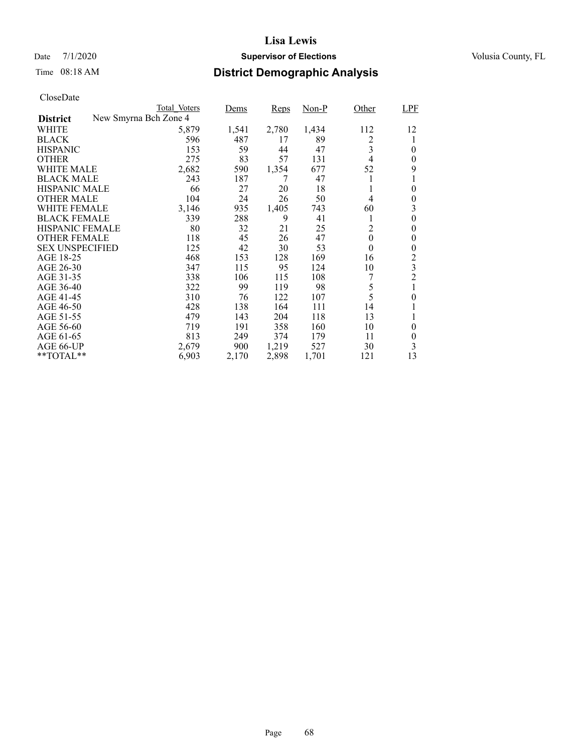# Lisa Lewis

Date 7/1/2020 **Supervisor of Elections** Volusia County, FL

Time 08:18 AM **District Demographic Analysis**

CloseDate

| District | Total_Voters | Dems | Reps | Non-P | Other | LPF |
|---|---|---|---|---|---|---|
| New Smyrna Bch Zone 4 | | | | | | |
| WHITE | 5,879 | 1,541 | 2,780 | 1,434 | 112 | 12 |
| BLACK | 596 | 487 | 17 | 89 | 2 | 1 |
| HISPANIC | 153 | 59 | 44 | 47 | 3 | 0 |
| OTHER | 275 | 83 | 57 | 131 | 4 | 0 |
| WHITE MALE | 2,682 | 590 | 1,354 | 677 | 52 | 9 |
| BLACK MALE | 243 | 187 | 7 | 47 | 1 | 1 |
| HISPANIC MALE | 66 | 27 | 20 | 18 | 1 | 0 |
| OTHER MALE | 104 | 24 | 26 | 50 | 4 | 0 |
| WHITE FEMALE | 3,146 | 935 | 1,405 | 743 | 60 | 3 |
| BLACK FEMALE | 339 | 288 | 9 | 41 | 1 | 0 |
| HISPANIC FEMALE | 80 | 32 | 21 | 25 | 2 | 0 |
| OTHER FEMALE | 118 | 45 | 26 | 47 | 0 | 0 |
| SEX UNSPECIFIED | 125 | 42 | 30 | 53 | 0 | 0 |
| AGE 18-25 | 468 | 153 | 128 | 169 | 16 | 2 |
| AGE 26-30 | 347 | 115 | 95 | 124 | 10 | 3 |
| AGE 31-35 | 338 | 106 | 115 | 108 | 7 | 2 |
| AGE 36-40 | 322 | 99 | 119 | 98 | 5 | 1 |
| AGE 41-45 | 310 | 76 | 122 | 107 | 5 | 0 |
| AGE 46-50 | 428 | 138 | 164 | 111 | 14 | 1 |
| AGE 51-55 | 479 | 143 | 204 | 118 | 13 | 1 |
| AGE 56-60 | 719 | 191 | 358 | 160 | 10 | 0 |
| AGE 61-65 | 813 | 249 | 374 | 179 | 11 | 0 |
| AGE 66-UP | 2,679 | 900 | 1,219 | 527 | 30 | 3 |
| **TOTAL** | 6,903 | 2,170 | 2,898 | 1,701 | 121 | 13 |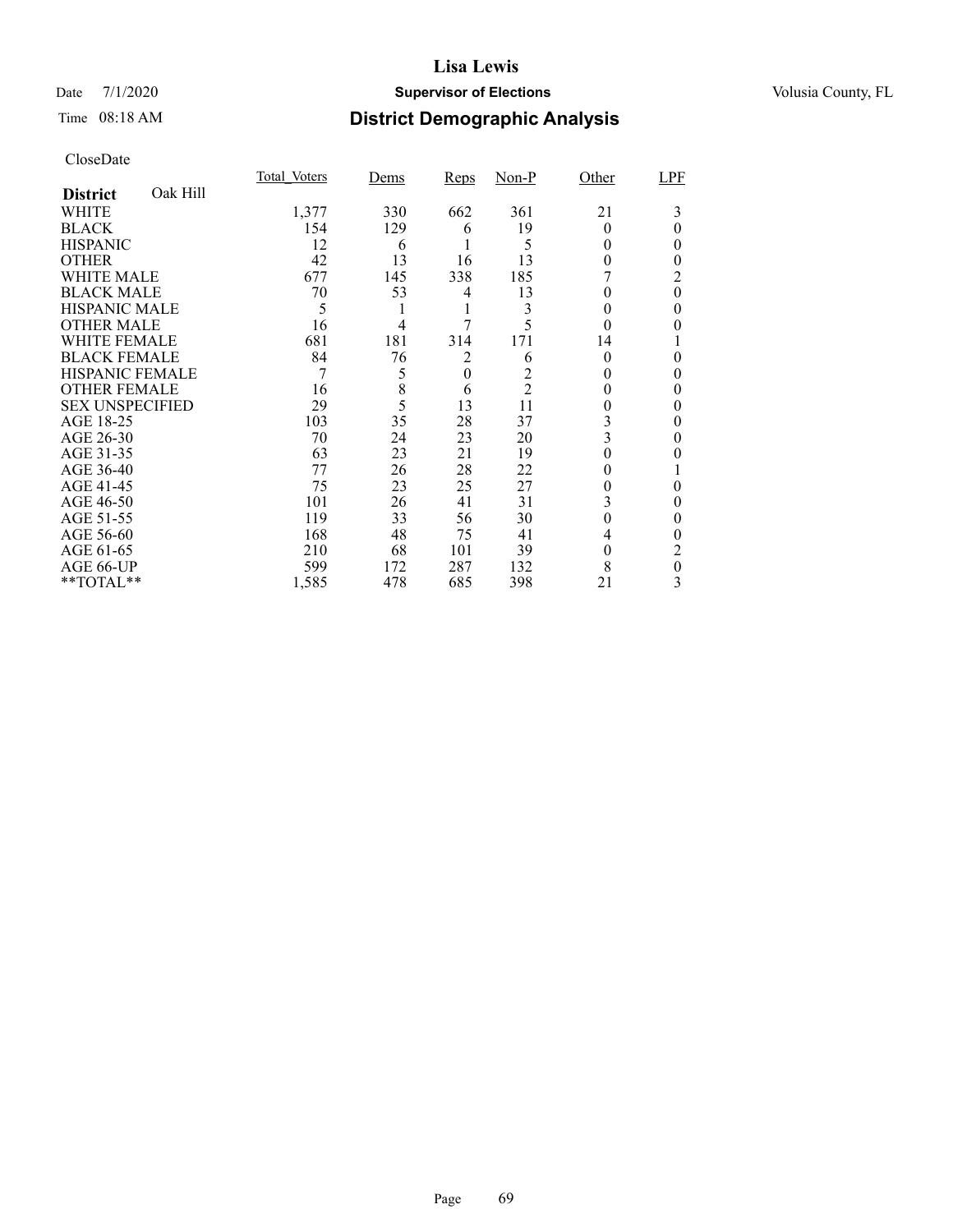# Lisa Lewis

Date 7/1/2020 **Supervisor of Elections** Volusia County, FL

Time 08:18 AM

## District Demographic Analysis

CloseDate

| **District** Oak Hill | Total_Voters | Dems | Reps | Non-P | Other | LPF |
|---|---|---|---|---|---|---|
| WHITE | 1,377 | 330 | 662 | 361 | 21 | 3 |
| BLACK | 154 | 129 | 6 | 19 | 0 | 0 |
| HISPANIC | 12 | 6 | 1 | 5 | 0 | 0 |
| OTHER | 42 | 13 | 16 | 13 | 0 | 0 |
| WHITE MALE | 677 | 145 | 338 | 185 | 7 | 2 |
| BLACK MALE | 70 | 53 | 4 | 13 | 0 | 0 |
| HISPANIC MALE | 5 | 1 | 1 | 3 | 0 | 0 |
| OTHER MALE | 16 | 4 | 7 | 5 | 0 | 0 |
| WHITE FEMALE | 681 | 181 | 314 | 171 | 14 | 1 |
| BLACK FEMALE | 84 | 76 | 2 | 6 | 0 | 0 |
| HISPANIC FEMALE | 7 | 5 | 0 | 2 | 0 | 0 |
| OTHER FEMALE | 16 | 8 | 6 | 2 | 0 | 0 |
| SEX UNSPECIFIED | 29 | 5 | 13 | 11 | 0 | 0 |
| AGE 18-25 | 103 | 35 | 28 | 37 | 3 | 0 |
| AGE 26-30 | 70 | 24 | 23 | 20 | 3 | 0 |
| AGE 31-35 | 63 | 23 | 21 | 19 | 0 | 0 |
| AGE 36-40 | 77 | 26 | 28 | 22 | 0 | 1 |
| AGE 41-45 | 75 | 23 | 25 | 27 | 0 | 0 |
| AGE 46-50 | 101 | 26 | 41 | 31 | 3 | 0 |
| AGE 51-55 | 119 | 33 | 56 | 30 | 0 | 0 |
| AGE 56-60 | 168 | 48 | 75 | 41 | 4 | 0 |
| AGE 61-65 | 210 | 68 | 101 | 39 | 0 | 2 |
| AGE 66-UP | 599 | 172 | 287 | 132 | 8 | 0 |
| **TOTAL** | 1,585 | 478 | 685 | 398 | 21 | 3 |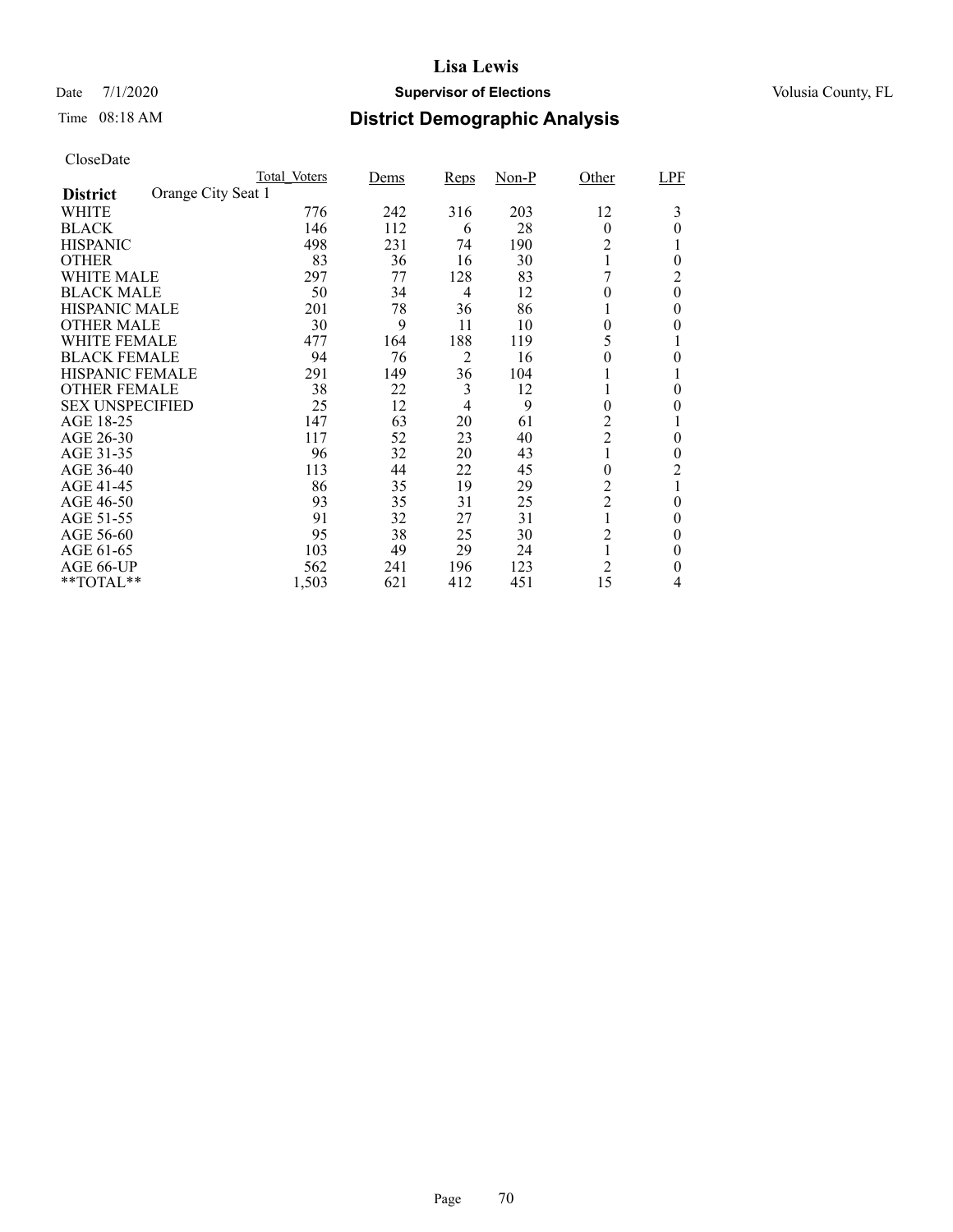# Lisa Lewis

Date 7/1/2020 **Supervisor of Elections** Volusia County, FL

Time 08:18 AM **District Demographic Analysis**

CloseDate

| | Total_Voters | Dems | Reps | Non-P | Other | LPF |
|---|---|---|---|---|---|---|
| **District** Orange City Seat 1 | | | | | | |
| WHITE | 776 | 242 | 316 | 203 | 12 | 3 |
| BLACK | 146 | 112 | 6 | 28 | 0 | 0 |
| HISPANIC | 498 | 231 | 74 | 190 | 2 | 1 |
| OTHER | 83 | 36 | 16 | 30 | 1 | 0 |
| WHITE MALE | 297 | 77 | 128 | 83 | 7 | 2 |
| BLACK MALE | 50 | 34 | 4 | 12 | 0 | 0 |
| HISPANIC MALE | 201 | 78 | 36 | 86 | 1 | 0 |
| OTHER MALE | 30 | 9 | 11 | 10 | 0 | 0 |
| WHITE FEMALE | 477 | 164 | 188 | 119 | 5 | 1 |
| BLACK FEMALE | 94 | 76 | 2 | 16 | 0 | 0 |
| HISPANIC FEMALE | 291 | 149 | 36 | 104 | 1 | 1 |
| OTHER FEMALE | 38 | 22 | 3 | 12 | 1 | 0 |
| SEX UNSPECIFIED | 25 | 12 | 4 | 9 | 0 | 0 |
| AGE 18-25 | 147 | 63 | 20 | 61 | 2 | 1 |
| AGE 26-30 | 117 | 52 | 23 | 40 | 2 | 0 |
| AGE 31-35 | 96 | 32 | 20 | 43 | 1 | 0 |
| AGE 36-40 | 113 | 44 | 22 | 45 | 0 | 2 |
| AGE 41-45 | 86 | 35 | 19 | 29 | 2 | 1 |
| AGE 46-50 | 93 | 35 | 31 | 25 | 2 | 0 |
| AGE 51-55 | 91 | 32 | 27 | 31 | 1 | 0 |
| AGE 56-60 | 95 | 38 | 25 | 30 | 2 | 0 |
| AGE 61-65 | 103 | 49 | 29 | 24 | 1 | 0 |
| AGE 66-UP | 562 | 241 | 196 | 123 | 2 | 0 |
| **TOTAL** | 1,503 | 621 | 412 | 451 | 15 | 4 |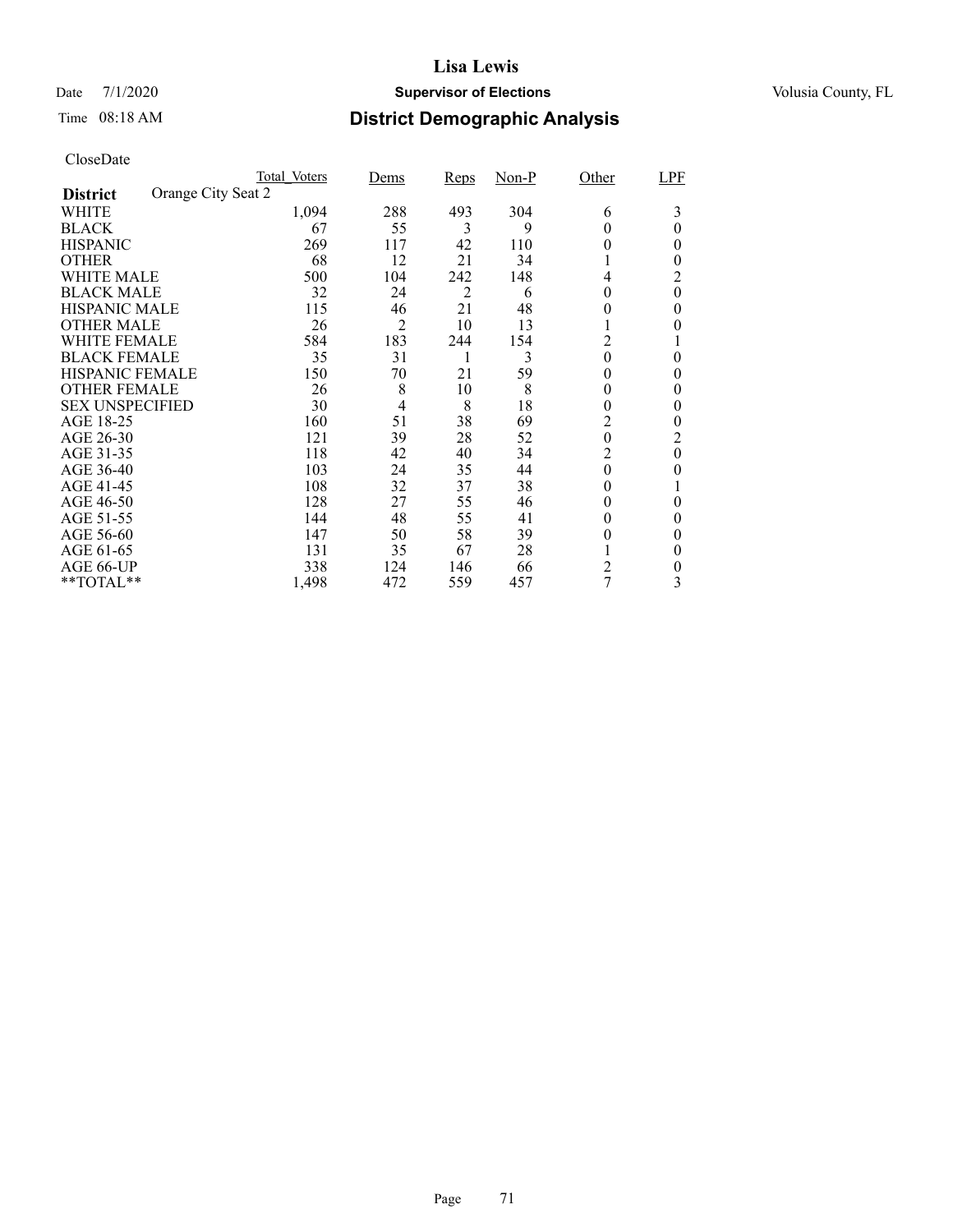# Lisa Lewis

Date 7/1/2020 **Supervisor of Elections** Volusia County, FL

Time 08:18 AM **District Demographic Analysis**

CloseDate

| District: Orange City Seat 2 | Total_Voters | Dems | Reps | Non-P | Other | LPF |
|---|---|---|---|---|---|---|
| WHITE | 1,094 | 288 | 493 | 304 | 6 | 3 |
| BLACK | 67 | 55 | 3 | 9 | 0 | 0 |
| HISPANIC | 269 | 117 | 42 | 110 | 0 | 0 |
| OTHER | 68 | 12 | 21 | 34 | 1 | 0 |
| WHITE MALE | 500 | 104 | 242 | 148 | 4 | 2 |
| BLACK MALE | 32 | 24 | 2 | 6 | 0 | 0 |
| HISPANIC MALE | 115 | 46 | 21 | 48 | 0 | 0 |
| OTHER MALE | 26 | 2 | 10 | 13 | 1 | 0 |
| WHITE FEMALE | 584 | 183 | 244 | 154 | 2 | 1 |
| BLACK FEMALE | 35 | 31 | 1 | 3 | 0 | 0 |
| HISPANIC FEMALE | 150 | 70 | 21 | 59 | 0 | 0 |
| OTHER FEMALE | 26 | 8 | 10 | 8 | 0 | 0 |
| SEX UNSPECIFIED | 30 | 4 | 8 | 18 | 0 | 0 |
| AGE 18-25 | 160 | 51 | 38 | 69 | 2 | 0 |
| AGE 26-30 | 121 | 39 | 28 | 52 | 0 | 2 |
| AGE 31-35 | 118 | 42 | 40 | 34 | 2 | 0 |
| AGE 36-40 | 103 | 24 | 35 | 44 | 0 | 0 |
| AGE 41-45 | 108 | 32 | 37 | 38 | 0 | 1 |
| AGE 46-50 | 128 | 27 | 55 | 46 | 0 | 0 |
| AGE 51-55 | 144 | 48 | 55 | 41 | 0 | 0 |
| AGE 56-60 | 147 | 50 | 58 | 39 | 0 | 0 |
| AGE 61-65 | 131 | 35 | 67 | 28 | 1 | 0 |
| AGE 66-UP | 338 | 124 | 146 | 66 | 2 | 0 |
| **TOTAL** | 1,498 | 472 | 559 | 457 | 7 | 3 |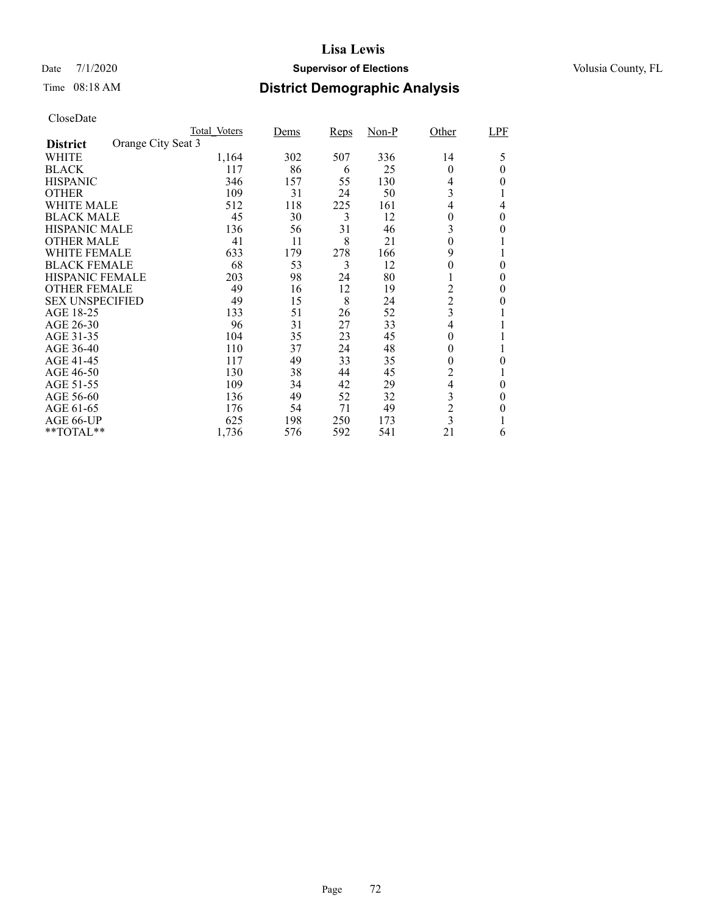# Lisa Lewis

Date 7/1/2020 **Supervisor of Elections** Volusia County, FL

Time 08:18 AM **District Demographic Analysis**

CloseDate

| | Total_Voters | Dems | Reps | Non-P | Other | LPF |
|---|---|---|---|---|---|---|
| **District** Orange City Seat 3 | | | | | | |
| WHITE | 1,164 | 302 | 507 | 336 | 14 | 5 |
| BLACK | 117 | 86 | 6 | 25 | 0 | 0 |
| HISPANIC | 346 | 157 | 55 | 130 | 4 | 0 |
| OTHER | 109 | 31 | 24 | 50 | 3 | 1 |
| WHITE MALE | 512 | 118 | 225 | 161 | 4 | 4 |
| BLACK MALE | 45 | 30 | 3 | 12 | 0 | 0 |
| HISPANIC MALE | 136 | 56 | 31 | 46 | 3 | 0 |
| OTHER MALE | 41 | 11 | 8 | 21 | 0 | 1 |
| WHITE FEMALE | 633 | 179 | 278 | 166 | 9 | 1 |
| BLACK FEMALE | 68 | 53 | 3 | 12 | 0 | 0 |
| HISPANIC FEMALE | 203 | 98 | 24 | 80 | 1 | 0 |
| OTHER FEMALE | 49 | 16 | 12 | 19 | 2 | 0 |
| SEX UNSPECIFIED | 49 | 15 | 8 | 24 | 2 | 0 |
| AGE 18-25 | 133 | 51 | 26 | 52 | 3 | 1 |
| AGE 26-30 | 96 | 31 | 27 | 33 | 4 | 1 |
| AGE 31-35 | 104 | 35 | 23 | 45 | 0 | 1 |
| AGE 36-40 | 110 | 37 | 24 | 48 | 0 | 1 |
| AGE 41-45 | 117 | 49 | 33 | 35 | 0 | 0 |
| AGE 46-50 | 130 | 38 | 44 | 45 | 2 | 1 |
| AGE 51-55 | 109 | 34 | 42 | 29 | 4 | 0 |
| AGE 56-60 | 136 | 49 | 52 | 32 | 3 | 0 |
| AGE 61-65 | 176 | 54 | 71 | 49 | 2 | 0 |
| AGE 66-UP | 625 | 198 | 250 | 173 | 3 | 1 |
| **TOTAL** | 1,736 | 576 | 592 | 541 | 21 | 6 |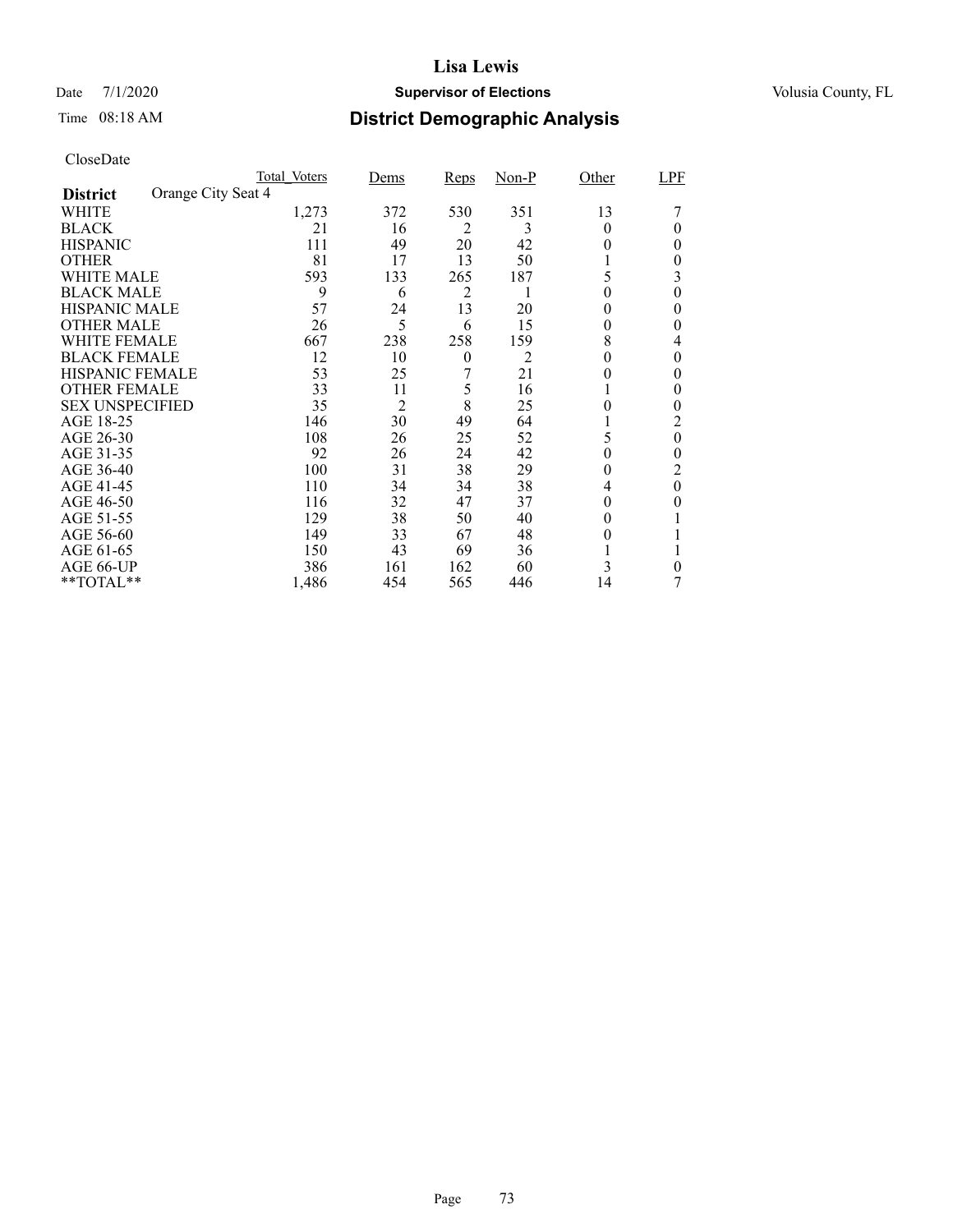# Lisa Lewis

Date 7/1/2020 **Supervisor of Elections** Volusia County, FL

Time 08:18 AM **District Demographic Analysis**

CloseDate

| District: Orange City Seat 4 | Total_Voters | Dems | Reps | Non-P | Other | LPF |
|---|---|---|---|---|---|---|
| WHITE | 1,273 | 372 | 530 | 351 | 13 | 7 |
| BLACK | 21 | 16 | 2 | 3 | 0 | 0 |
| HISPANIC | 111 | 49 | 20 | 42 | 0 | 0 |
| OTHER | 81 | 17 | 13 | 50 | 1 | 0 |
| WHITE MALE | 593 | 133 | 265 | 187 | 5 | 3 |
| BLACK MALE | 9 | 6 | 2 | 1 | 0 | 0 |
| HISPANIC MALE | 57 | 24 | 13 | 20 | 0 | 0 |
| OTHER MALE | 26 | 5 | 6 | 15 | 0 | 0 |
| WHITE FEMALE | 667 | 238 | 258 | 159 | 8 | 4 |
| BLACK FEMALE | 12 | 10 | 0 | 2 | 0 | 0 |
| HISPANIC FEMALE | 53 | 25 | 7 | 21 | 0 | 0 |
| OTHER FEMALE | 33 | 11 | 5 | 16 | 1 | 0 |
| SEX UNSPECIFIED | 35 | 2 | 8 | 25 | 0 | 0 |
| AGE 18-25 | 146 | 30 | 49 | 64 | 1 | 2 |
| AGE 26-30 | 108 | 26 | 25 | 52 | 5 | 0 |
| AGE 31-35 | 92 | 26 | 24 | 42 | 0 | 0 |
| AGE 36-40 | 100 | 31 | 38 | 29 | 0 | 2 |
| AGE 41-45 | 110 | 34 | 34 | 38 | 4 | 0 |
| AGE 46-50 | 116 | 32 | 47 | 37 | 0 | 0 |
| AGE 51-55 | 129 | 38 | 50 | 40 | 0 | 1 |
| AGE 56-60 | 149 | 33 | 67 | 48 | 0 | 1 |
| AGE 61-65 | 150 | 43 | 69 | 36 | 1 | 1 |
| AGE 66-UP | 386 | 161 | 162 | 60 | 3 | 0 |
| **TOTAL** | 1,486 | 454 | 565 | 446 | 14 | 7 |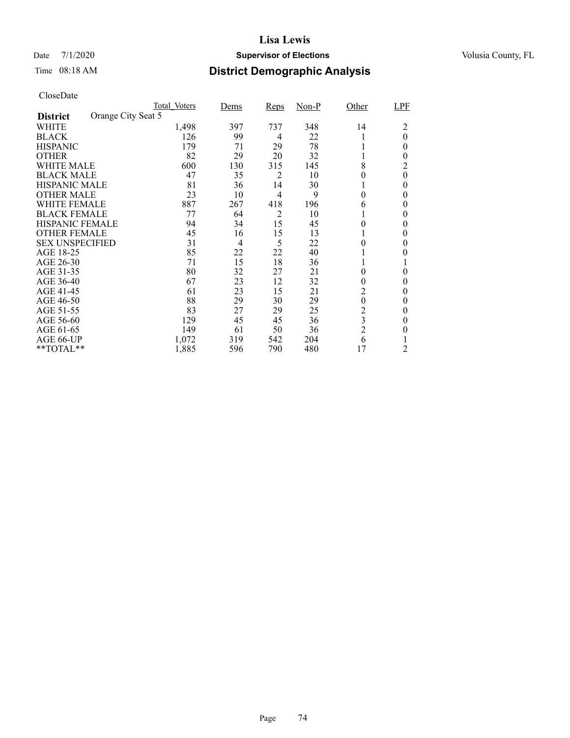# Lisa Lewis

Date 7/1/2020 **Supervisor of Elections** Volusia County, FL

Time 08:18 AM **District Demographic Analysis**

CloseDate

| | Total_Voters | Dems | Reps | Non-P | Other | LPF |
|---|---|---|---|---|---|---|
| **District** Orange City Seat 5 | | | | | | |
| WHITE | 1,498 | 397 | 737 | 348 | 14 | 2 |
| BLACK | 126 | 99 | 4 | 22 | 1 | 0 |
| HISPANIC | 179 | 71 | 29 | 78 | 1 | 0 |
| OTHER | 82 | 29 | 20 | 32 | 1 | 0 |
| WHITE MALE | 600 | 130 | 315 | 145 | 8 | 2 |
| BLACK MALE | 47 | 35 | 2 | 10 | 0 | 0 |
| HISPANIC MALE | 81 | 36 | 14 | 30 | 1 | 0 |
| OTHER MALE | 23 | 10 | 4 | 9 | 0 | 0 |
| WHITE FEMALE | 887 | 267 | 418 | 196 | 6 | 0 |
| BLACK FEMALE | 77 | 64 | 2 | 10 | 1 | 0 |
| HISPANIC FEMALE | 94 | 34 | 15 | 45 | 0 | 0 |
| OTHER FEMALE | 45 | 16 | 15 | 13 | 1 | 0 |
| SEX UNSPECIFIED | 31 | 4 | 5 | 22 | 0 | 0 |
| AGE 18-25 | 85 | 22 | 22 | 40 | 1 | 0 |
| AGE 26-30 | 71 | 15 | 18 | 36 | 1 | 1 |
| AGE 31-35 | 80 | 32 | 27 | 21 | 0 | 0 |
| AGE 36-40 | 67 | 23 | 12 | 32 | 0 | 0 |
| AGE 41-45 | 61 | 23 | 15 | 21 | 2 | 0 |
| AGE 46-50 | 88 | 29 | 30 | 29 | 0 | 0 |
| AGE 51-55 | 83 | 27 | 29 | 25 | 2 | 0 |
| AGE 56-60 | 129 | 45 | 45 | 36 | 3 | 0 |
| AGE 61-65 | 149 | 61 | 50 | 36 | 2 | 0 |
| AGE 66-UP | 1,072 | 319 | 542 | 204 | 6 | 1 |
| **TOTAL** | 1,885 | 596 | 790 | 480 | 17 | 2 |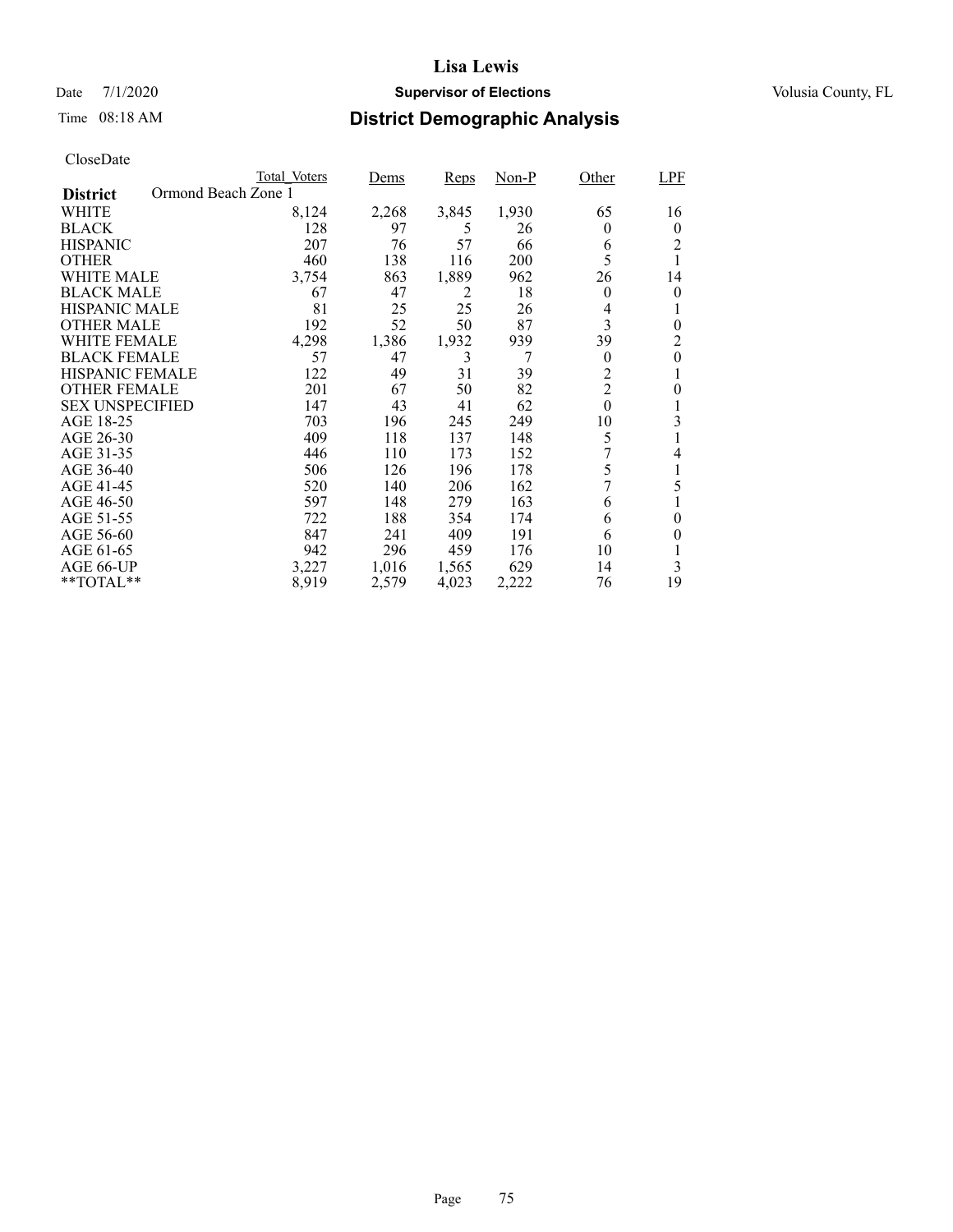# Lisa Lewis

Date 7/1/2020 **Supervisor of Elections** Volusia County, FL

Time 08:18 AM **District Demographic Analysis**

CloseDate

| District: Ormond Beach Zone 1 | Total_Voters | Dems | Reps | Non-P | Other | LPF |
|---|---|---|---|---|---|---|
| WHITE | 8,124 | 2,268 | 3,845 | 1,930 | 65 | 16 |
| BLACK | 128 | 97 | 5 | 26 | 0 | 0 |
| HISPANIC | 207 | 76 | 57 | 66 | 6 | 2 |
| OTHER | 460 | 138 | 116 | 200 | 5 | 1 |
| WHITE MALE | 3,754 | 863 | 1,889 | 962 | 26 | 14 |
| BLACK MALE | 67 | 47 | 2 | 18 | 0 | 0 |
| HISPANIC MALE | 81 | 25 | 25 | 26 | 4 | 1 |
| OTHER MALE | 192 | 52 | 50 | 87 | 3 | 0 |
| WHITE FEMALE | 4,298 | 1,386 | 1,932 | 939 | 39 | 2 |
| BLACK FEMALE | 57 | 47 | 3 | 7 | 0 | 0 |
| HISPANIC FEMALE | 122 | 49 | 31 | 39 | 2 | 1 |
| OTHER FEMALE | 201 | 67 | 50 | 82 | 2 | 0 |
| SEX UNSPECIFIED | 147 | 43 | 41 | 62 | 0 | 1 |
| AGE 18-25 | 703 | 196 | 245 | 249 | 10 | 3 |
| AGE 26-30 | 409 | 118 | 137 | 148 | 5 | 1 |
| AGE 31-35 | 446 | 110 | 173 | 152 | 7 | 4 |
| AGE 36-40 | 506 | 126 | 196 | 178 | 5 | 1 |
| AGE 41-45 | 520 | 140 | 206 | 162 | 7 | 5 |
| AGE 46-50 | 597 | 148 | 279 | 163 | 6 | 1 |
| AGE 51-55 | 722 | 188 | 354 | 174 | 6 | 0 |
| AGE 56-60 | 847 | 241 | 409 | 191 | 6 | 0 |
| AGE 61-65 | 942 | 296 | 459 | 176 | 10 | 1 |
| AGE 66-UP | 3,227 | 1,016 | 1,565 | 629 | 14 | 3 |
| **TOTAL** | 8,919 | 2,579 | 4,023 | 2,222 | 76 | 19 |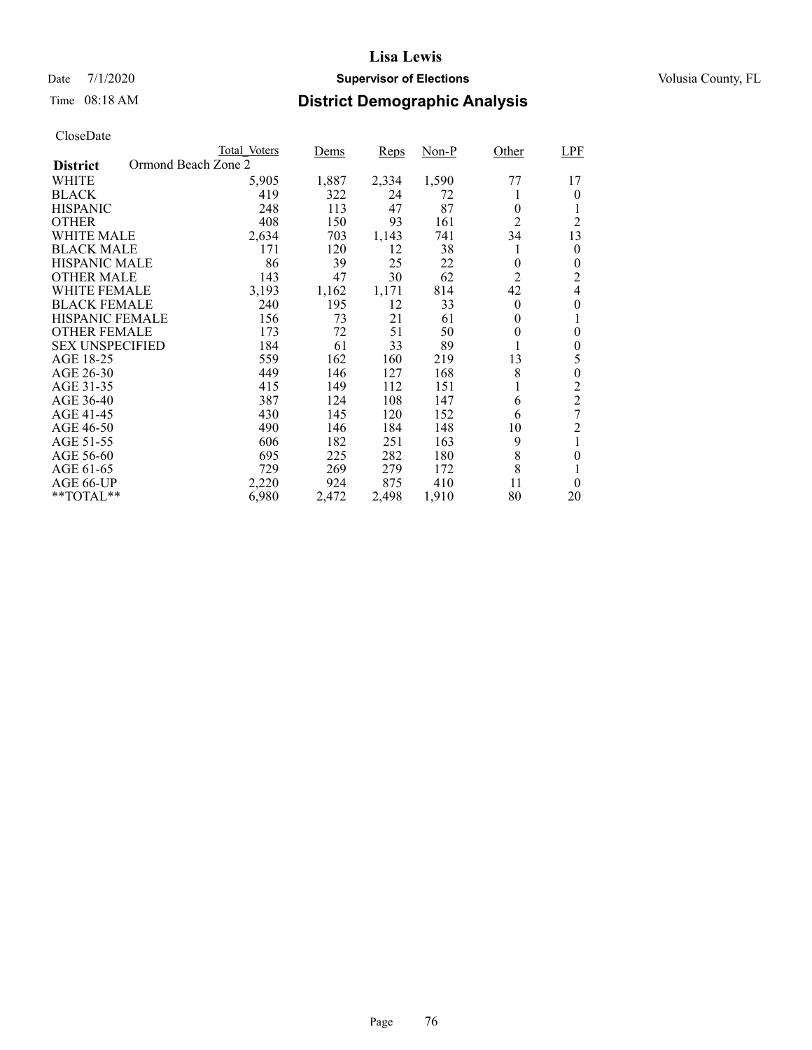# Lisa Lewis

Date 7/1/2020 **Supervisor of Elections** Volusia County, FL

Time 08:18 AM **District Demographic Analysis**

CloseDate

| District: Ormond Beach Zone 2 | Total_Voters | Dems | Reps | Non-P | Other | LPF |
|---|---|---|---|---|---|---|
| WHITE | 5,905 | 1,887 | 2,334 | 1,590 | 77 | 17 |
| BLACK | 419 | 322 | 24 | 72 | 1 | 0 |
| HISPANIC | 248 | 113 | 47 | 87 | 0 | 1 |
| OTHER | 408 | 150 | 93 | 161 | 2 | 2 |
| WHITE MALE | 2,634 | 703 | 1,143 | 741 | 34 | 13 |
| BLACK MALE | 171 | 120 | 12 | 38 | 1 | 0 |
| HISPANIC MALE | 86 | 39 | 25 | 22 | 0 | 0 |
| OTHER MALE | 143 | 47 | 30 | 62 | 2 | 2 |
| WHITE FEMALE | 3,193 | 1,162 | 1,171 | 814 | 42 | 4 |
| BLACK FEMALE | 240 | 195 | 12 | 33 | 0 | 0 |
| HISPANIC FEMALE | 156 | 73 | 21 | 61 | 0 | 1 |
| OTHER FEMALE | 173 | 72 | 51 | 50 | 0 | 0 |
| SEX UNSPECIFIED | 184 | 61 | 33 | 89 | 1 | 0 |
| AGE 18-25 | 559 | 162 | 160 | 219 | 13 | 5 |
| AGE 26-30 | 449 | 146 | 127 | 168 | 8 | 0 |
| AGE 31-35 | 415 | 149 | 112 | 151 | 1 | 2 |
| AGE 36-40 | 387 | 124 | 108 | 147 | 6 | 2 |
| AGE 41-45 | 430 | 145 | 120 | 152 | 6 | 7 |
| AGE 46-50 | 490 | 146 | 184 | 148 | 10 | 2 |
| AGE 51-55 | 606 | 182 | 251 | 163 | 9 | 1 |
| AGE 56-60 | 695 | 225 | 282 | 180 | 8 | 0 |
| AGE 61-65 | 729 | 269 | 279 | 172 | 8 | 1 |
| AGE 66-UP | 2,220 | 924 | 875 | 410 | 11 | 0 |
| **TOTAL** | 6,980 | 2,472 | 2,498 | 1,910 | 80 | 20 |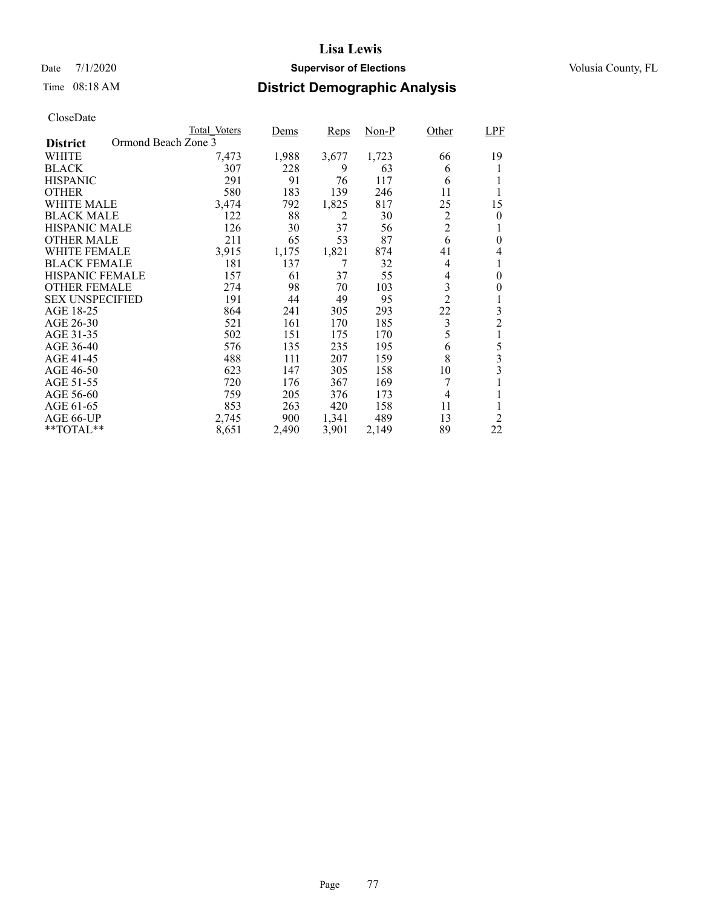# Lisa Lewis

Date 7/1/2020 **Supervisor of Elections** Volusia County, FL

Time 08:18 AM **District Demographic Analysis**

CloseDate

| **District** Ormond Beach Zone 3 | Total_Voters | Dems | Reps | Non-P | Other | LPF |
|---|---|---|---|---|---|---|
| WHITE | 7,473 | 1,988 | 3,677 | 1,723 | 66 | 19 |
| BLACK | 307 | 228 | 9 | 63 | 6 | 1 |
| HISPANIC | 291 | 91 | 76 | 117 | 6 | 1 |
| OTHER | 580 | 183 | 139 | 246 | 11 | 1 |
| WHITE MALE | 3,474 | 792 | 1,825 | 817 | 25 | 15 |
| BLACK MALE | 122 | 88 | 2 | 30 | 2 | 0 |
| HISPANIC MALE | 126 | 30 | 37 | 56 | 2 | 1 |
| OTHER MALE | 211 | 65 | 53 | 87 | 6 | 0 |
| WHITE FEMALE | 3,915 | 1,175 | 1,821 | 874 | 41 | 4 |
| BLACK FEMALE | 181 | 137 | 7 | 32 | 4 | 1 |
| HISPANIC FEMALE | 157 | 61 | 37 | 55 | 4 | 0 |
| OTHER FEMALE | 274 | 98 | 70 | 103 | 3 | 0 |
| SEX UNSPECIFIED | 191 | 44 | 49 | 95 | 2 | 1 |
| AGE 18-25 | 864 | 241 | 305 | 293 | 22 | 3 |
| AGE 26-30 | 521 | 161 | 170 | 185 | 3 | 2 |
| AGE 31-35 | 502 | 151 | 175 | 170 | 5 | 1 |
| AGE 36-40 | 576 | 135 | 235 | 195 | 6 | 5 |
| AGE 41-45 | 488 | 111 | 207 | 159 | 8 | 3 |
| AGE 46-50 | 623 | 147 | 305 | 158 | 10 | 3 |
| AGE 51-55 | 720 | 176 | 367 | 169 | 7 | 1 |
| AGE 56-60 | 759 | 205 | 376 | 173 | 4 | 1 |
| AGE 61-65 | 853 | 263 | 420 | 158 | 11 | 1 |
| AGE 66-UP | 2,745 | 900 | 1,341 | 489 | 13 | 2 |
| **TOTAL** | 8,651 | 2,490 | 3,901 | 2,149 | 89 | 22 |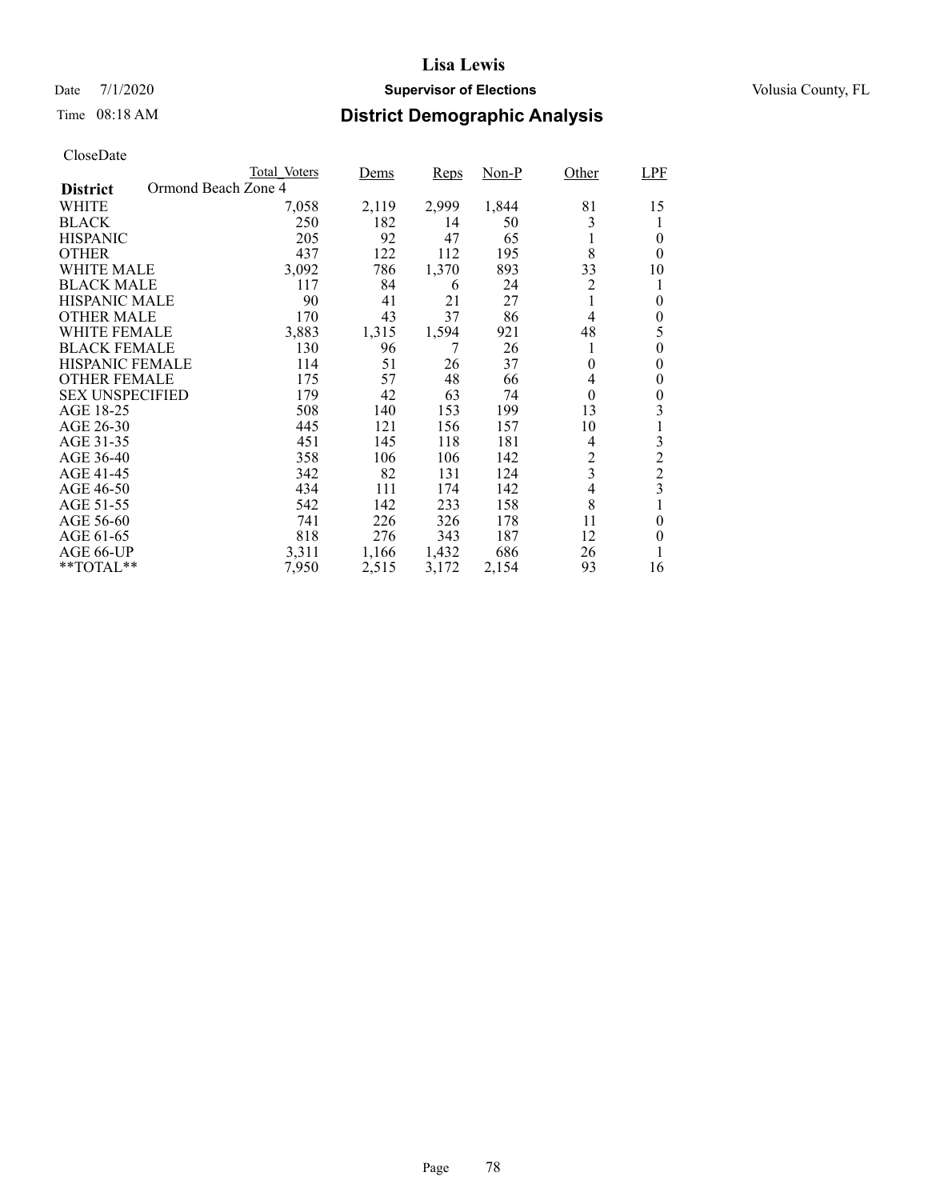# Lisa Lewis

Date 7/1/2020 **Supervisor of Elections** Volusia County, FL

Time 08:18 AM **District Demographic Analysis**

CloseDate

| District: Ormond Beach Zone 4 | Total_Voters | Dems | Reps | Non-P | Other | LPF |
|---|---|---|---|---|---|---|
| WHITE | 7,058 | 2,119 | 2,999 | 1,844 | 81 | 15 |
| BLACK | 250 | 182 | 14 | 50 | 3 | 1 |
| HISPANIC | 205 | 92 | 47 | 65 | 1 | 0 |
| OTHER | 437 | 122 | 112 | 195 | 8 | 0 |
| WHITE MALE | 3,092 | 786 | 1,370 | 893 | 33 | 10 |
| BLACK MALE | 117 | 84 | 6 | 24 | 2 | 1 |
| HISPANIC MALE | 90 | 41 | 21 | 27 | 1 | 0 |
| OTHER MALE | 170 | 43 | 37 | 86 | 4 | 0 |
| WHITE FEMALE | 3,883 | 1,315 | 1,594 | 921 | 48 | 5 |
| BLACK FEMALE | 130 | 96 | 7 | 26 | 1 | 0 |
| HISPANIC FEMALE | 114 | 51 | 26 | 37 | 0 | 0 |
| OTHER FEMALE | 175 | 57 | 48 | 66 | 4 | 0 |
| SEX UNSPECIFIED | 179 | 42 | 63 | 74 | 0 | 0 |
| AGE 18-25 | 508 | 140 | 153 | 199 | 13 | 3 |
| AGE 26-30 | 445 | 121 | 156 | 157 | 10 | 1 |
| AGE 31-35 | 451 | 145 | 118 | 181 | 4 | 3 |
| AGE 36-40 | 358 | 106 | 106 | 142 | 2 | 2 |
| AGE 41-45 | 342 | 82 | 131 | 124 | 3 | 2 |
| AGE 46-50 | 434 | 111 | 174 | 142 | 4 | 3 |
| AGE 51-55 | 542 | 142 | 233 | 158 | 8 | 1 |
| AGE 56-60 | 741 | 226 | 326 | 178 | 11 | 0 |
| AGE 61-65 | 818 | 276 | 343 | 187 | 12 | 0 |
| AGE 66-UP | 3,311 | 1,166 | 1,432 | 686 | 26 | 1 |
| **TOTAL** | 7,950 | 2,515 | 3,172 | 2,154 | 93 | 16 |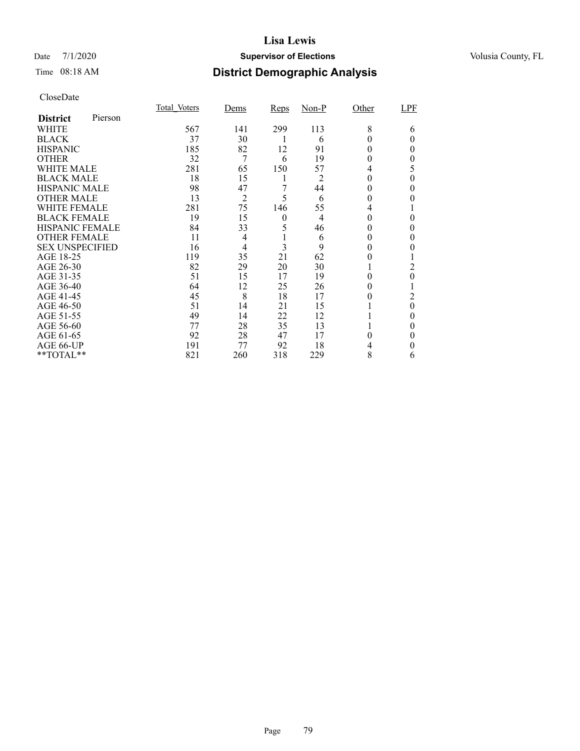# Lisa Lewis

Date 7/1/2020 **Supervisor of Elections** Volusia County, FL

Time 08:18 AM **District Demographic Analysis**

CloseDate

| **District** Pierson | Total_Voters | Dems | Reps | Non-P | Other | LPF |
|---|---|---|---|---|---|---|
| WHITE | 567 | 141 | 299 | 113 | 8 | 6 |
| BLACK | 37 | 30 | 1 | 6 | 0 | 0 |
| HISPANIC | 185 | 82 | 12 | 91 | 0 | 0 |
| OTHER | 32 | 7 | 6 | 19 | 0 | 0 |
| WHITE MALE | 281 | 65 | 150 | 57 | 4 | 5 |
| BLACK MALE | 18 | 15 | 1 | 2 | 0 | 0 |
| HISPANIC MALE | 98 | 47 | 7 | 44 | 0 | 0 |
| OTHER MALE | 13 | 2 | 5 | 6 | 0 | 0 |
| WHITE FEMALE | 281 | 75 | 146 | 55 | 4 | 1 |
| BLACK FEMALE | 19 | 15 | 0 | 4 | 0 | 0 |
| HISPANIC FEMALE | 84 | 33 | 5 | 46 | 0 | 0 |
| OTHER FEMALE | 11 | 4 | 1 | 6 | 0 | 0 |
| SEX UNSPECIFIED | 16 | 4 | 3 | 9 | 0 | 0 |
| AGE 18-25 | 119 | 35 | 21 | 62 | 0 | 1 |
| AGE 26-30 | 82 | 29 | 20 | 30 | 1 | 2 |
| AGE 31-35 | 51 | 15 | 17 | 19 | 0 | 0 |
| AGE 36-40 | 64 | 12 | 25 | 26 | 0 | 1 |
| AGE 41-45 | 45 | 8 | 18 | 17 | 0 | 2 |
| AGE 46-50 | 51 | 14 | 21 | 15 | 1 | 0 |
| AGE 51-55 | 49 | 14 | 22 | 12 | 1 | 0 |
| AGE 56-60 | 77 | 28 | 35 | 13 | 1 | 0 |
| AGE 61-65 | 92 | 28 | 47 | 17 | 0 | 0 |
| AGE 66-UP | 191 | 77 | 92 | 18 | 4 | 0 |
| **TOTAL** | 821 | 260 | 318 | 229 | 8 | 6 |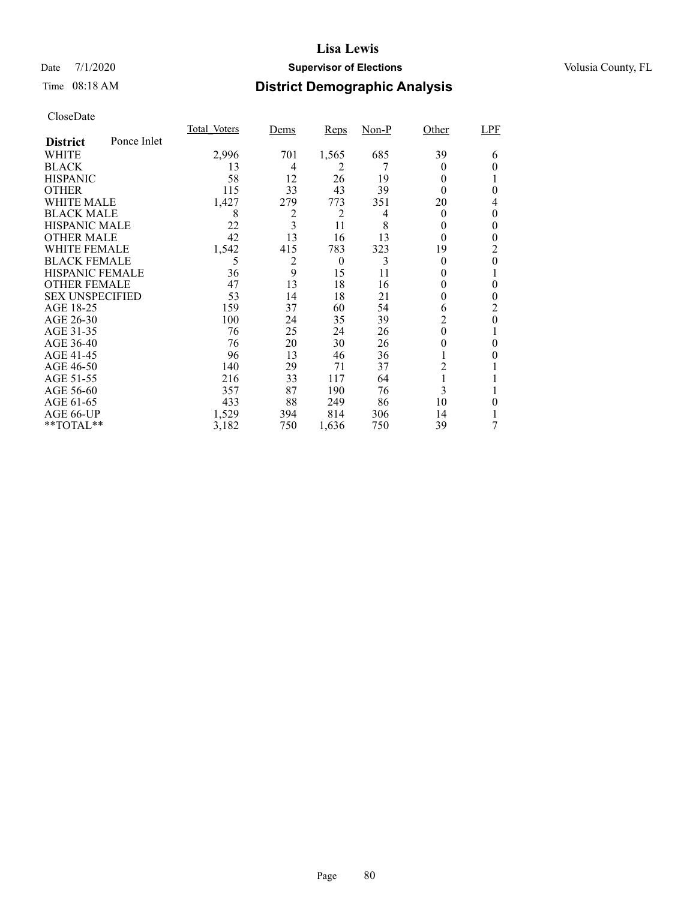# Lisa Lewis

Date 7/1/2020 **Supervisor of Elections** Volusia County, FL

Time 08:18 AM **District Demographic Analysis**

CloseDate

| **District** Ponce Inlet | Total_Voters | Dems | Reps | Non-P | Other | LPF |
|---|---|---|---|---|---|---|
| WHITE | 2,996 | 701 | 1,565 | 685 | 39 | 6 |
| BLACK | 13 | 4 | 2 | 7 | 0 | 0 |
| HISPANIC | 58 | 12 | 26 | 19 | 0 | 1 |
| OTHER | 115 | 33 | 43 | 39 | 0 | 0 |
| WHITE MALE | 1,427 | 279 | 773 | 351 | 20 | 4 |
| BLACK MALE | 8 | 2 | 2 | 4 | 0 | 0 |
| HISPANIC MALE | 22 | 3 | 11 | 8 | 0 | 0 |
| OTHER MALE | 42 | 13 | 16 | 13 | 0 | 0 |
| WHITE FEMALE | 1,542 | 415 | 783 | 323 | 19 | 2 |
| BLACK FEMALE | 5 | 2 | 0 | 3 | 0 | 0 |
| HISPANIC FEMALE | 36 | 9 | 15 | 11 | 0 | 1 |
| OTHER FEMALE | 47 | 13 | 18 | 16 | 0 | 0 |
| SEX UNSPECIFIED | 53 | 14 | 18 | 21 | 0 | 0 |
| AGE 18-25 | 159 | 37 | 60 | 54 | 6 | 2 |
| AGE 26-30 | 100 | 24 | 35 | 39 | 2 | 0 |
| AGE 31-35 | 76 | 25 | 24 | 26 | 0 | 1 |
| AGE 36-40 | 76 | 20 | 30 | 26 | 0 | 0 |
| AGE 41-45 | 96 | 13 | 46 | 36 | 1 | 0 |
| AGE 46-50 | 140 | 29 | 71 | 37 | 2 | 1 |
| AGE 51-55 | 216 | 33 | 117 | 64 | 1 | 1 |
| AGE 56-60 | 357 | 87 | 190 | 76 | 3 | 1 |
| AGE 61-65 | 433 | 88 | 249 | 86 | 10 | 0 |
| AGE 66-UP | 1,529 | 394 | 814 | 306 | 14 | 1 |
| **TOTAL** | 3,182 | 750 | 1,636 | 750 | 39 | 7 |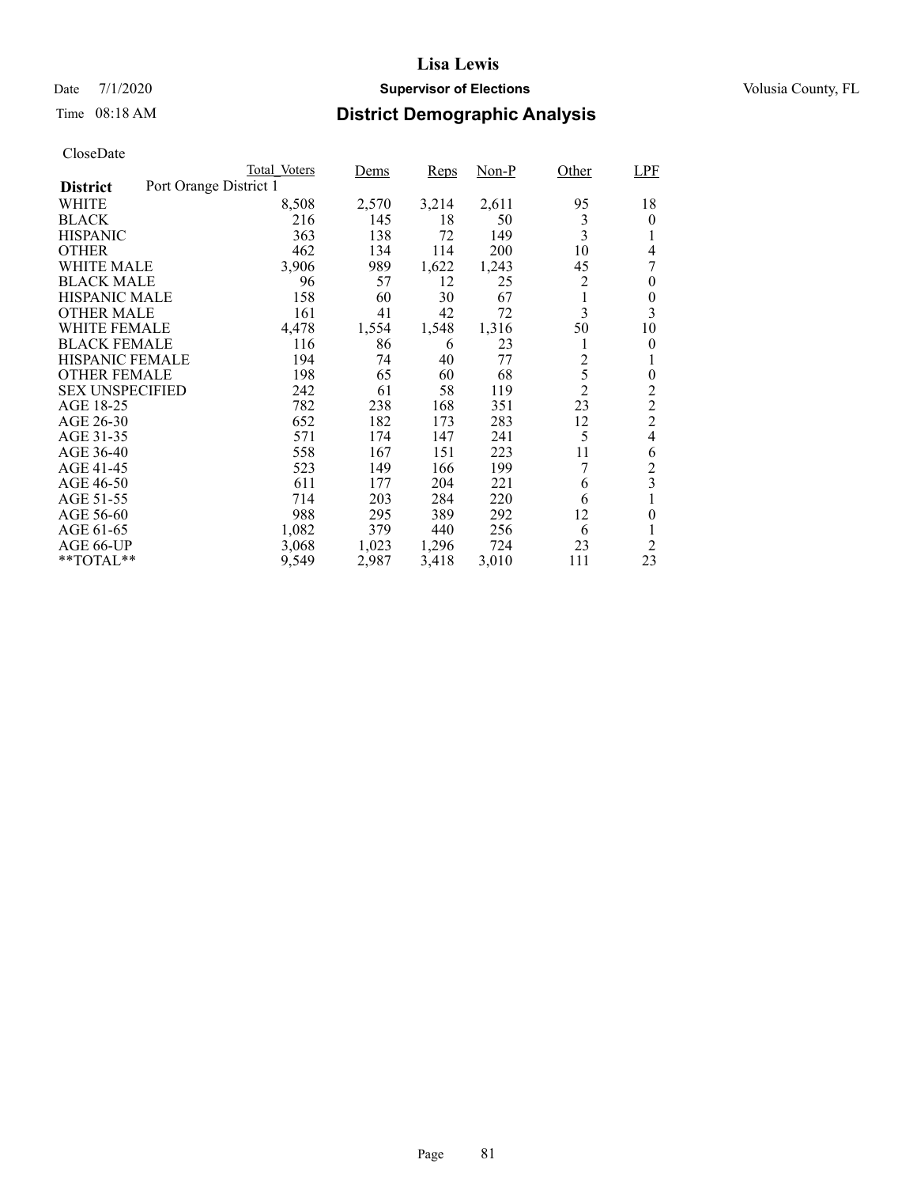# Lisa Lewis

Date 7/1/2020 **Supervisor of Elections** Volusia County, FL

Time 08:18 AM **District Demographic Analysis**

CloseDate

| District: Port Orange District 1 | Total_Voters | Dems | Reps | Non-P | Other | LPF |
|---|---|---|---|---|---|---|
| WHITE | 8,508 | 2,570 | 3,214 | 2,611 | 95 | 18 |
| BLACK | 216 | 145 | 18 | 50 | 3 | 0 |
| HISPANIC | 363 | 138 | 72 | 149 | 3 | 1 |
| OTHER | 462 | 134 | 114 | 200 | 10 | 4 |
| WHITE MALE | 3,906 | 989 | 1,622 | 1,243 | 45 | 7 |
| BLACK MALE | 96 | 57 | 12 | 25 | 2 | 0 |
| HISPANIC MALE | 158 | 60 | 30 | 67 | 1 | 0 |
| OTHER MALE | 161 | 41 | 42 | 72 | 3 | 3 |
| WHITE FEMALE | 4,478 | 1,554 | 1,548 | 1,316 | 50 | 10 |
| BLACK FEMALE | 116 | 86 | 6 | 23 | 1 | 0 |
| HISPANIC FEMALE | 194 | 74 | 40 | 77 | 2 | 1 |
| OTHER FEMALE | 198 | 65 | 60 | 68 | 5 | 0 |
| SEX UNSPECIFIED | 242 | 61 | 58 | 119 | 2 | 2 |
| AGE 18-25 | 782 | 238 | 168 | 351 | 23 | 2 |
| AGE 26-30 | 652 | 182 | 173 | 283 | 12 | 2 |
| AGE 31-35 | 571 | 174 | 147 | 241 | 5 | 4 |
| AGE 36-40 | 558 | 167 | 151 | 223 | 11 | 6 |
| AGE 41-45 | 523 | 149 | 166 | 199 | 7 | 2 |
| AGE 46-50 | 611 | 177 | 204 | 221 | 6 | 3 |
| AGE 51-55 | 714 | 203 | 284 | 220 | 6 | 1 |
| AGE 56-60 | 988 | 295 | 389 | 292 | 12 | 0 |
| AGE 61-65 | 1,082 | 379 | 440 | 256 | 6 | 1 |
| AGE 66-UP | 3,068 | 1,023 | 1,296 | 724 | 23 | 2 |
| **TOTAL** | 9,549 | 2,987 | 3,418 | 3,010 | 111 | 23 |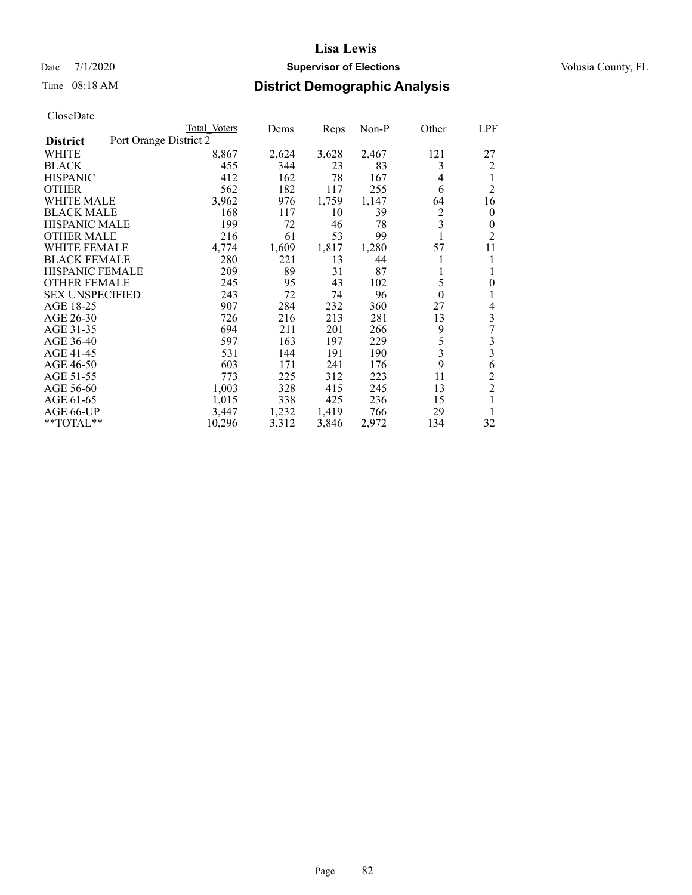# Lisa Lewis

Date 7/1/2020 **Supervisor of Elections** Volusia County, FL

Time 08:18 AM **District Demographic Analysis**

CloseDate

**District** Port Orange District 2

| | Total_Voters | Dems | Reps | Non-P | Other | LPF |
|---|---|---|---|---|---|---|
| WHITE | 8,867 | 2,624 | 3,628 | 2,467 | 121 | 27 |
| BLACK | 455 | 344 | 23 | 83 | 3 | 2 |
| HISPANIC | 412 | 162 | 78 | 167 | 4 | 1 |
| OTHER | 562 | 182 | 117 | 255 | 6 | 2 |
| WHITE MALE | 3,962 | 976 | 1,759 | 1,147 | 64 | 16 |
| BLACK MALE | 168 | 117 | 10 | 39 | 2 | 0 |
| HISPANIC MALE | 199 | 72 | 46 | 78 | 3 | 0 |
| OTHER MALE | 216 | 61 | 53 | 99 | 1 | 2 |
| WHITE FEMALE | 4,774 | 1,609 | 1,817 | 1,280 | 57 | 11 |
| BLACK FEMALE | 280 | 221 | 13 | 44 | 1 | 1 |
| HISPANIC FEMALE | 209 | 89 | 31 | 87 | 1 | 1 |
| OTHER FEMALE | 245 | 95 | 43 | 102 | 5 | 0 |
| SEX UNSPECIFIED | 243 | 72 | 74 | 96 | 0 | 1 |
| AGE 18-25 | 907 | 284 | 232 | 360 | 27 | 4 |
| AGE 26-30 | 726 | 216 | 213 | 281 | 13 | 3 |
| AGE 31-35 | 694 | 211 | 201 | 266 | 9 | 7 |
| AGE 36-40 | 597 | 163 | 197 | 229 | 5 | 3 |
| AGE 41-45 | 531 | 144 | 191 | 190 | 3 | 3 |
| AGE 46-50 | 603 | 171 | 241 | 176 | 9 | 6 |
| AGE 51-55 | 773 | 225 | 312 | 223 | 11 | 2 |
| AGE 56-60 | 1,003 | 328 | 415 | 245 | 13 | 2 |
| AGE 61-65 | 1,015 | 338 | 425 | 236 | 15 | 1 |
| AGE 66-UP | 3,447 | 1,232 | 1,419 | 766 | 29 | 1 |
| **TOTAL** | 10,296 | 3,312 | 3,846 | 2,972 | 134 | 32 |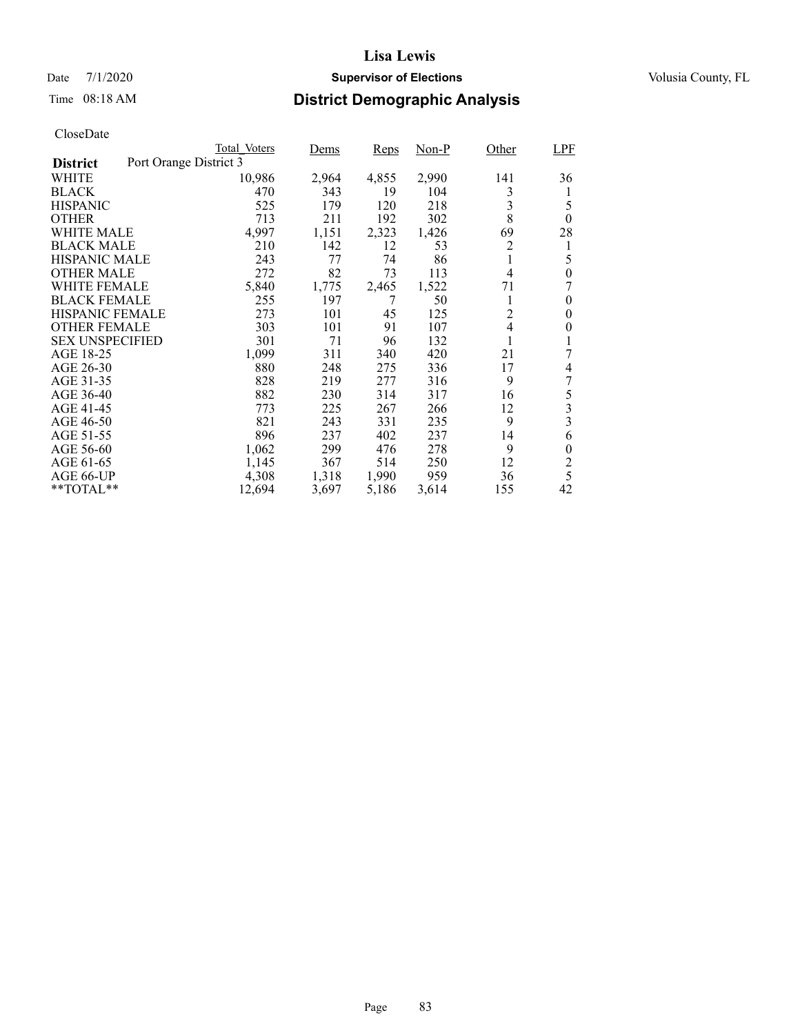# Lisa Lewis

Date 7/1/2020 **Supervisor of Elections** Volusia County, FL

Time 08:18 AM **District Demographic Analysis**

CloseDate

| District: Port Orange District 3 | Total_Voters | Dems | Reps | Non-P | Other | LPF |
|---|---|---|---|---|---|---|
| WHITE | 10,986 | 2,964 | 4,855 | 2,990 | 141 | 36 |
| BLACK | 470 | 343 | 19 | 104 | 3 | 1 |
| HISPANIC | 525 | 179 | 120 | 218 | 3 | 5 |
| OTHER | 713 | 211 | 192 | 302 | 8 | 0 |
| WHITE MALE | 4,997 | 1,151 | 2,323 | 1,426 | 69 | 28 |
| BLACK MALE | 210 | 142 | 12 | 53 | 2 | 1 |
| HISPANIC MALE | 243 | 77 | 74 | 86 | 1 | 5 |
| OTHER MALE | 272 | 82 | 73 | 113 | 4 | 0 |
| WHITE FEMALE | 5,840 | 1,775 | 2,465 | 1,522 | 71 | 7 |
| BLACK FEMALE | 255 | 197 | 7 | 50 | 1 | 0 |
| HISPANIC FEMALE | 273 | 101 | 45 | 125 | 2 | 0 |
| OTHER FEMALE | 303 | 101 | 91 | 107 | 4 | 0 |
| SEX UNSPECIFIED | 301 | 71 | 96 | 132 | 1 | 1 |
| AGE 18-25 | 1,099 | 311 | 340 | 420 | 21 | 7 |
| AGE 26-30 | 880 | 248 | 275 | 336 | 17 | 4 |
| AGE 31-35 | 828 | 219 | 277 | 316 | 9 | 7 |
| AGE 36-40 | 882 | 230 | 314 | 317 | 16 | 5 |
| AGE 41-45 | 773 | 225 | 267 | 266 | 12 | 3 |
| AGE 46-50 | 821 | 243 | 331 | 235 | 9 | 3 |
| AGE 51-55 | 896 | 237 | 402 | 237 | 14 | 6 |
| AGE 56-60 | 1,062 | 299 | 476 | 278 | 9 | 0 |
| AGE 61-65 | 1,145 | 367 | 514 | 250 | 12 | 2 |
| AGE 66-UP | 4,308 | 1,318 | 1,990 | 959 | 36 | 5 |
| **TOTAL** | 12,694 | 3,697 | 5,186 | 3,614 | 155 | 42 |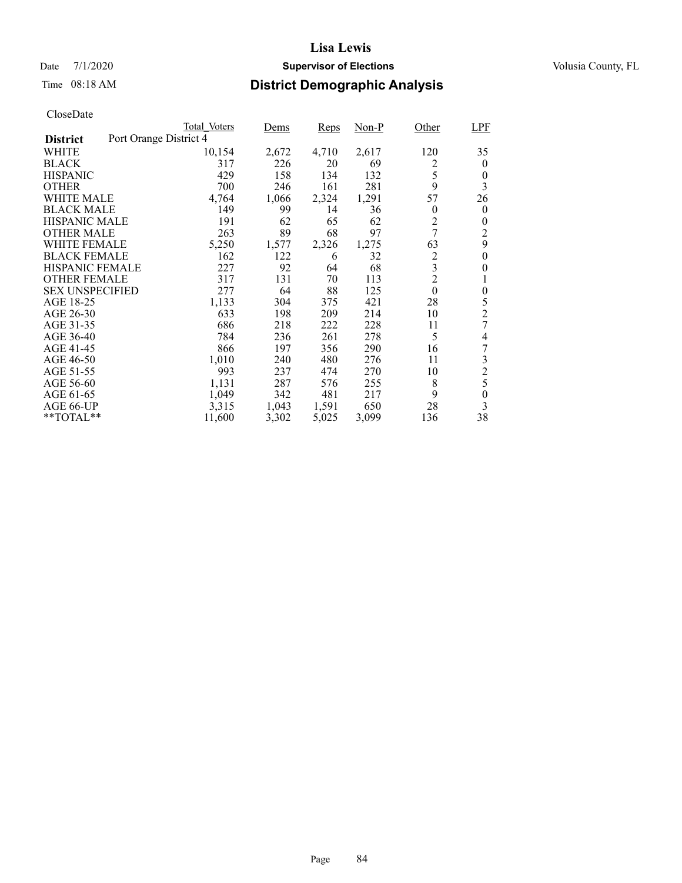# Lisa Lewis

Date 7/1/2020 **Supervisor of Elections** Volusia County, FL

Time 08:18 AM **District Demographic Analysis**

CloseDate

| District: Port Orange District 4 | Total_Voters | Dems | Reps | Non-P | Other | LPF |
|---|---|---|---|---|---|---|
| WHITE | 10,154 | 2,672 | 4,710 | 2,617 | 120 | 35 |
| BLACK | 317 | 226 | 20 | 69 | 2 | 0 |
| HISPANIC | 429 | 158 | 134 | 132 | 5 | 0 |
| OTHER | 700 | 246 | 161 | 281 | 9 | 3 |
| WHITE MALE | 4,764 | 1,066 | 2,324 | 1,291 | 57 | 26 |
| BLACK MALE | 149 | 99 | 14 | 36 | 0 | 0 |
| HISPANIC MALE | 191 | 62 | 65 | 62 | 2 | 0 |
| OTHER MALE | 263 | 89 | 68 | 97 | 7 | 2 |
| WHITE FEMALE | 5,250 | 1,577 | 2,326 | 1,275 | 63 | 9 |
| BLACK FEMALE | 162 | 122 | 6 | 32 | 2 | 0 |
| HISPANIC FEMALE | 227 | 92 | 64 | 68 | 3 | 0 |
| OTHER FEMALE | 317 | 131 | 70 | 113 | 2 | 1 |
| SEX UNSPECIFIED | 277 | 64 | 88 | 125 | 0 | 0 |
| AGE 18-25 | 1,133 | 304 | 375 | 421 | 28 | 5 |
| AGE 26-30 | 633 | 198 | 209 | 214 | 10 | 2 |
| AGE 31-35 | 686 | 218 | 222 | 228 | 11 | 7 |
| AGE 36-40 | 784 | 236 | 261 | 278 | 5 | 4 |
| AGE 41-45 | 866 | 197 | 356 | 290 | 16 | 7 |
| AGE 46-50 | 1,010 | 240 | 480 | 276 | 11 | 3 |
| AGE 51-55 | 993 | 237 | 474 | 270 | 10 | 2 |
| AGE 56-60 | 1,131 | 287 | 576 | 255 | 8 | 5 |
| AGE 61-65 | 1,049 | 342 | 481 | 217 | 9 | 0 |
| AGE 66-UP | 3,315 | 1,043 | 1,591 | 650 | 28 | 3 |
| **TOTAL** | 11,600 | 3,302 | 5,025 | 3,099 | 136 | 38 |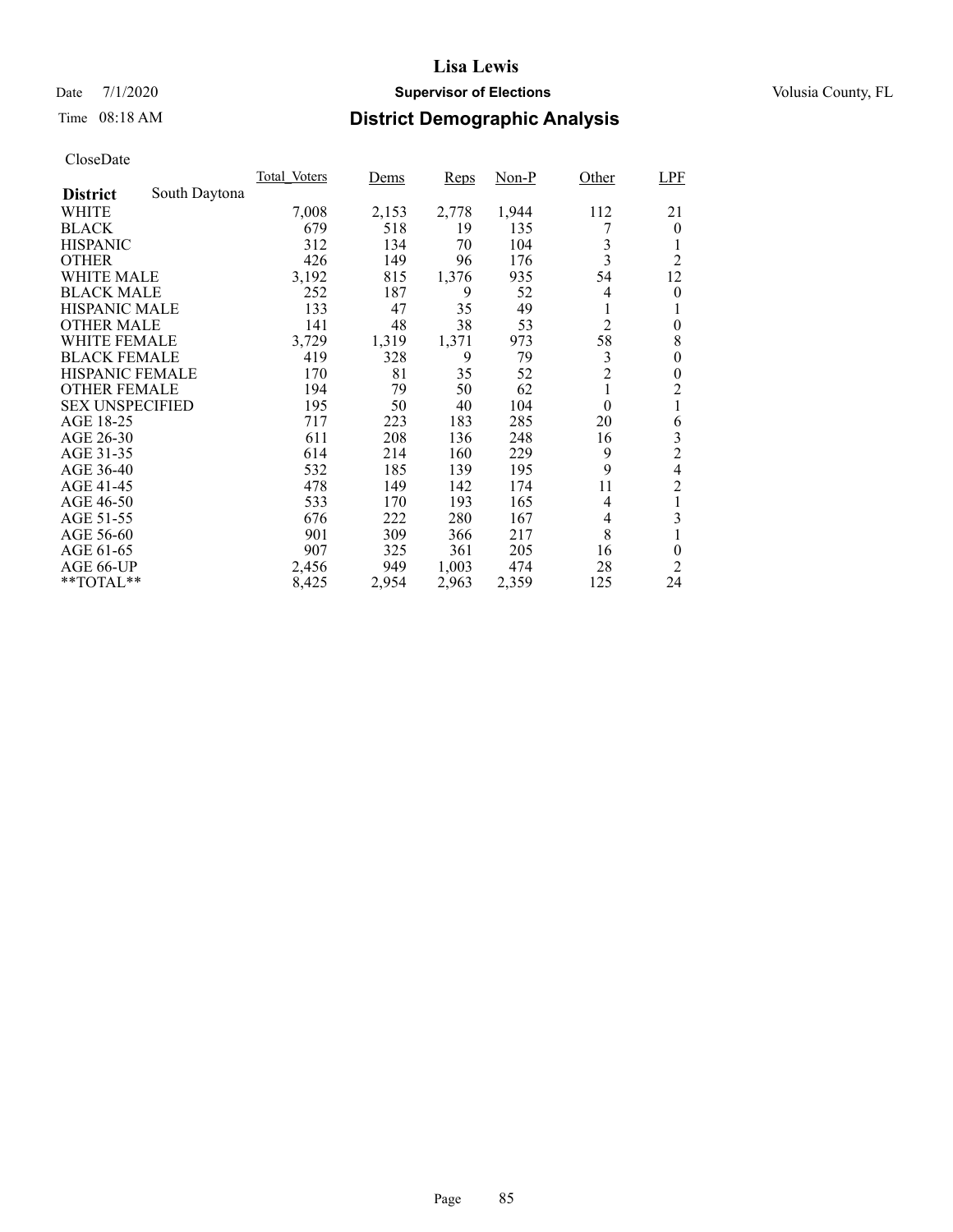# Lisa Lewis

Date 7/1/2020 **Supervisor of Elections** Volusia County, FL

Time 08:18 AM **District Demographic Analysis**

CloseDate

| District: South Daytona | Total_Voters | Dems | Reps | Non-P | Other | LPF |
|---|---|---|---|---|---|---|
| WHITE | 7,008 | 2,153 | 2,778 | 1,944 | 112 | 21 |
| BLACK | 679 | 518 | 19 | 135 | 7 | 0 |
| HISPANIC | 312 | 134 | 70 | 104 | 3 | 1 |
| OTHER | 426 | 149 | 96 | 176 | 3 | 2 |
| WHITE MALE | 3,192 | 815 | 1,376 | 935 | 54 | 12 |
| BLACK MALE | 252 | 187 | 9 | 52 | 4 | 0 |
| HISPANIC MALE | 133 | 47 | 35 | 49 | 1 | 1 |
| OTHER MALE | 141 | 48 | 38 | 53 | 2 | 0 |
| WHITE FEMALE | 3,729 | 1,319 | 1,371 | 973 | 58 | 8 |
| BLACK FEMALE | 419 | 328 | 9 | 79 | 3 | 0 |
| HISPANIC FEMALE | 170 | 81 | 35 | 52 | 2 | 0 |
| OTHER FEMALE | 194 | 79 | 50 | 62 | 1 | 2 |
| SEX UNSPECIFIED | 195 | 50 | 40 | 104 | 0 | 1 |
| AGE 18-25 | 717 | 223 | 183 | 285 | 20 | 6 |
| AGE 26-30 | 611 | 208 | 136 | 248 | 16 | 3 |
| AGE 31-35 | 614 | 214 | 160 | 229 | 9 | 2 |
| AGE 36-40 | 532 | 185 | 139 | 195 | 9 | 4 |
| AGE 41-45 | 478 | 149 | 142 | 174 | 11 | 2 |
| AGE 46-50 | 533 | 170 | 193 | 165 | 4 | 1 |
| AGE 51-55 | 676 | 222 | 280 | 167 | 4 | 3 |
| AGE 56-60 | 901 | 309 | 366 | 217 | 8 | 1 |
| AGE 61-65 | 907 | 325 | 361 | 205 | 16 | 0 |
| AGE 66-UP | 2,456 | 949 | 1,003 | 474 | 28 | 2 |
| **TOTAL** | 8,425 | 2,954 | 2,963 | 2,359 | 125 | 24 |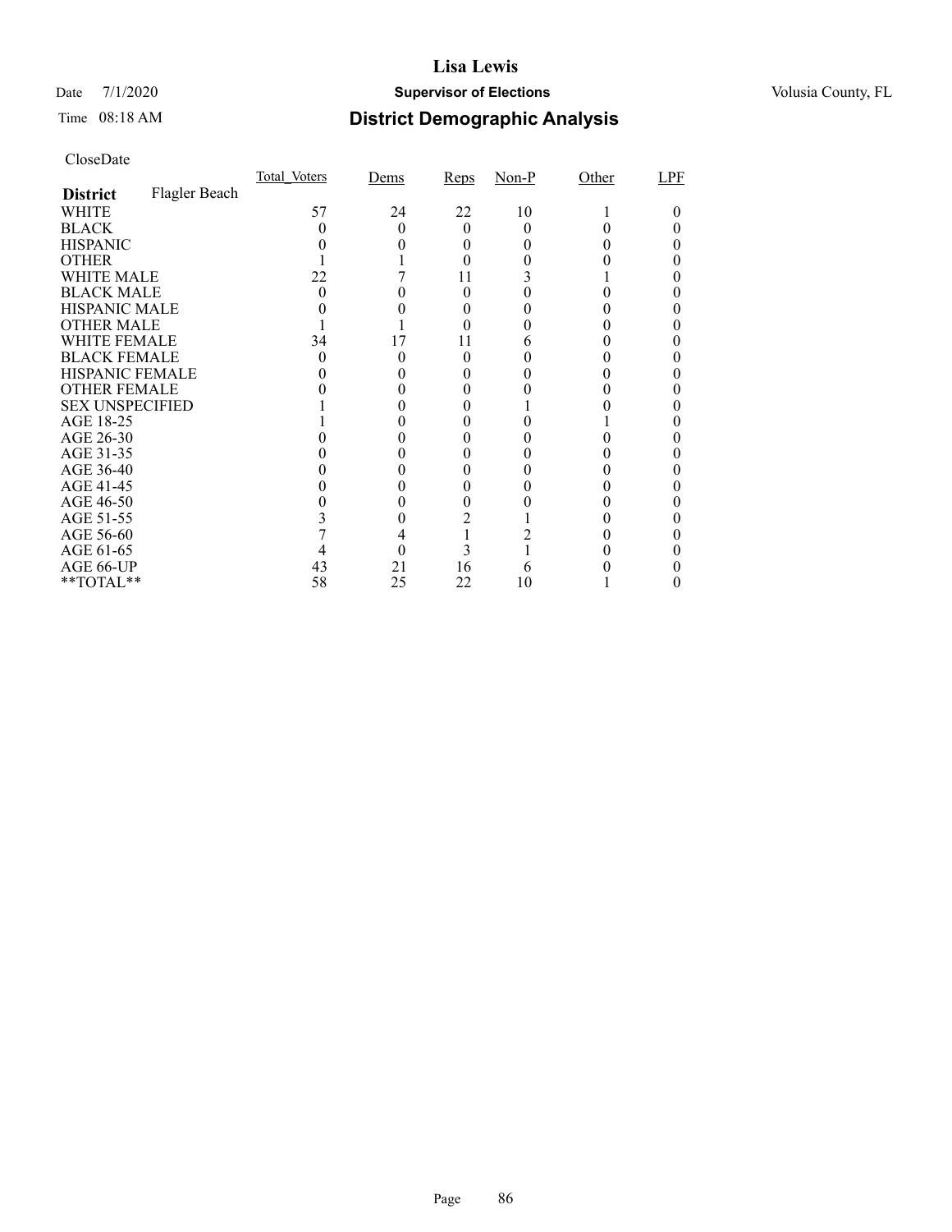# Lisa Lewis

Date 7/1/2020 **Supervisor of Elections** Volusia County, FL

Time 08:18 AM

## District Demographic Analysis

CloseDate

| | Total_Voters | Dems | Reps | Non-P | Other | LPF |
|---|---|---|---|---|---|---|
| **District** Flagler Beach | | | | | | |
| WHITE | 57 | 24 | 22 | 10 | 1 | 0 |
| BLACK | 0 | 0 | 0 | 0 | 0 | 0 |
| HISPANIC | 0 | 0 | 0 | 0 | 0 | 0 |
| OTHER | 1 | 1 | 0 | 0 | 0 | 0 |
| WHITE MALE | 22 | 7 | 11 | 3 | 1 | 0 |
| BLACK MALE | 0 | 0 | 0 | 0 | 0 | 0 |
| HISPANIC MALE | 0 | 0 | 0 | 0 | 0 | 0 |
| OTHER MALE | 1 | 1 | 0 | 0 | 0 | 0 |
| WHITE FEMALE | 34 | 17 | 11 | 6 | 0 | 0 |
| BLACK FEMALE | 0 | 0 | 0 | 0 | 0 | 0 |
| HISPANIC FEMALE | 0 | 0 | 0 | 0 | 0 | 0 |
| OTHER FEMALE | 0 | 0 | 0 | 0 | 0 | 0 |
| SEX UNSPECIFIED | 1 | 0 | 0 | 1 | 0 | 0 |
| AGE 18-25 | 1 | 0 | 0 | 0 | 1 | 0 |
| AGE 26-30 | 0 | 0 | 0 | 0 | 0 | 0 |
| AGE 31-35 | 0 | 0 | 0 | 0 | 0 | 0 |
| AGE 36-40 | 0 | 0 | 0 | 0 | 0 | 0 |
| AGE 41-45 | 0 | 0 | 0 | 0 | 0 | 0 |
| AGE 46-50 | 0 | 0 | 0 | 0 | 0 | 0 |
| AGE 51-55 | 3 | 0 | 2 | 1 | 0 | 0 |
| AGE 56-60 | 7 | 4 | 1 | 2 | 0 | 0 |
| AGE 61-65 | 4 | 0 | 3 | 1 | 0 | 0 |
| AGE 66-UP | 43 | 21 | 16 | 6 | 0 | 0 |
| **TOTAL** | 58 | 25 | 22 | 10 | 1 | 0 |